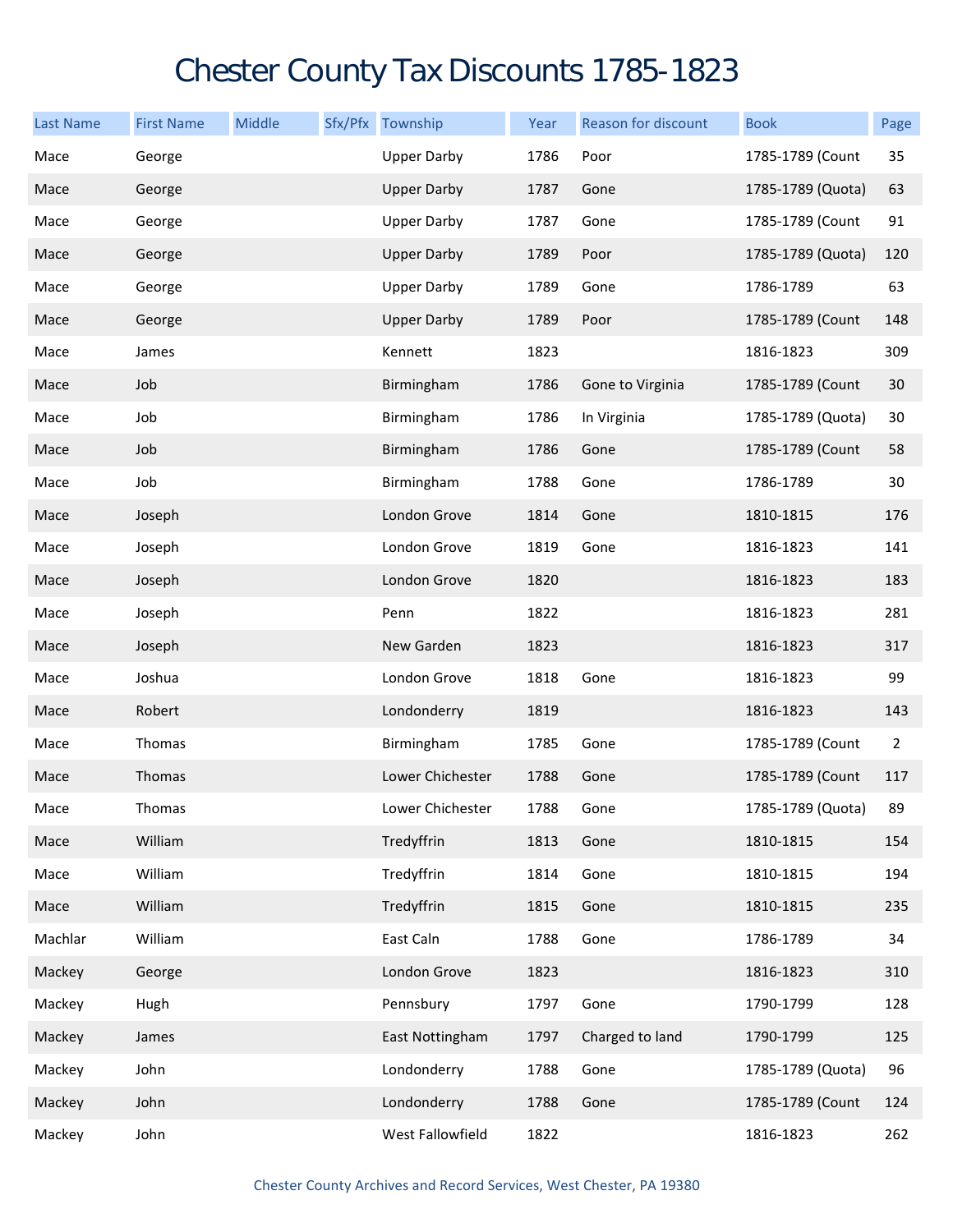# Chester County Tax Discounts 1785-1823

| Last Name | First Name | Middle | Sfx/Pfx | Township | Year | Reason for discount | Book | Page |
|---|---|---|---|---|---|---|---|---|
| Mace | George | | | Upper Darby | 1786 | Poor | 1785-1789 (Count | 35 |
| Mace | George | | | Upper Darby | 1787 | Gone | 1785-1789 (Quota) | 63 |
| Mace | George | | | Upper Darby | 1787 | Gone | 1785-1789 (Count | 91 |
| Mace | George | | | Upper Darby | 1789 | Poor | 1785-1789 (Quota) | 120 |
| Mace | George | | | Upper Darby | 1789 | Gone | 1786-1789 | 63 |
| Mace | George | | | Upper Darby | 1789 | Poor | 1785-1789 (Count | 148 |
| Mace | James | | | Kennett | 1823 | | 1816-1823 | 309 |
| Mace | Job | | | Birmingham | 1786 | Gone to Virginia | 1785-1789 (Count | 30 |
| Mace | Job | | | Birmingham | 1786 | In Virginia | 1785-1789 (Quota) | 30 |
| Mace | Job | | | Birmingham | 1786 | Gone | 1785-1789 (Count | 58 |
| Mace | Job | | | Birmingham | 1788 | Gone | 1786-1789 | 30 |
| Mace | Joseph | | | London Grove | 1814 | Gone | 1810-1815 | 176 |
| Mace | Joseph | | | London Grove | 1819 | Gone | 1816-1823 | 141 |
| Mace | Joseph | | | London Grove | 1820 | | 1816-1823 | 183 |
| Mace | Joseph | | | Penn | 1822 | | 1816-1823 | 281 |
| Mace | Joseph | | | New Garden | 1823 | | 1816-1823 | 317 |
| Mace | Joshua | | | London Grove | 1818 | Gone | 1816-1823 | 99 |
| Mace | Robert | | | Londonderry | 1819 | | 1816-1823 | 143 |
| Mace | Thomas | | | Birmingham | 1785 | Gone | 1785-1789 (Count | 2 |
| Mace | Thomas | | | Lower Chichester | 1788 | Gone | 1785-1789 (Count | 117 |
| Mace | Thomas | | | Lower Chichester | 1788 | Gone | 1785-1789 (Quota) | 89 |
| Mace | William | | | Tredyffrin | 1813 | Gone | 1810-1815 | 154 |
| Mace | William | | | Tredyffrin | 1814 | Gone | 1810-1815 | 194 |
| Mace | William | | | Tredyffrin | 1815 | Gone | 1810-1815 | 235 |
| Machlar | William | | | East Caln | 1788 | Gone | 1786-1789 | 34 |
| Mackey | George | | | London Grove | 1823 | | 1816-1823 | 310 |
| Mackey | Hugh | | | Pennsbury | 1797 | Gone | 1790-1799 | 128 |
| Mackey | James | | | East Nottingham | 1797 | Charged to land | 1790-1799 | 125 |
| Mackey | John | | | Londonderry | 1788 | Gone | 1785-1789 (Quota) | 96 |
| Mackey | John | | | Londonderry | 1788 | Gone | 1785-1789 (Count | 124 |
| Mackey | John | | | West Fallowfield | 1822 | | 1816-1823 | 262 |

Chester County Archives and Record Services, West Chester, PA 19380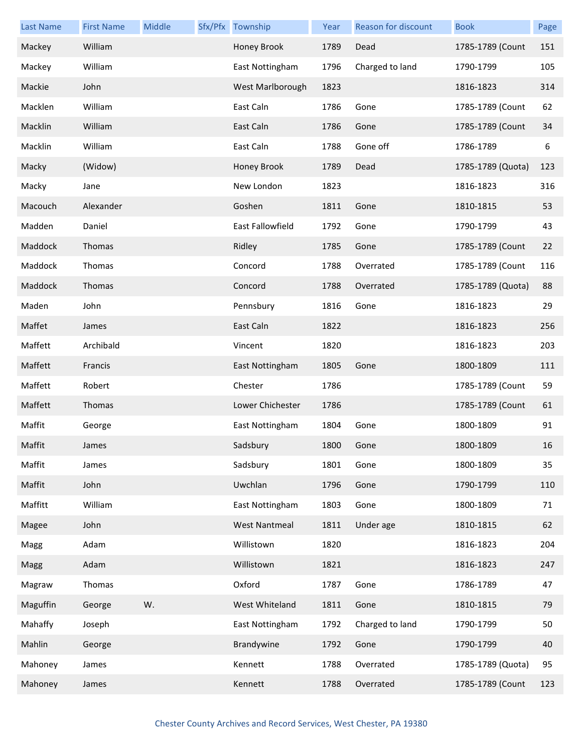| Last Name | First Name | Middle | Sfx/Pfx | Township | Year | Reason for discount | Book | Page |
| --- | --- | --- | --- | --- | --- | --- | --- | --- |
| Mackey | William | | | Honey Brook | 1789 | Dead | 1785-1789 (Count | 151 |
| Mackey | William | | | East Nottingham | 1796 | Charged to land | 1790-1799 | 105 |
| Mackie | John | | | West Marlborough | 1823 | | 1816-1823 | 314 |
| Macklen | William | | | East Caln | 1786 | Gone | 1785-1789 (Count | 62 |
| Macklin | William | | | East Caln | 1786 | Gone | 1785-1789 (Count | 34 |
| Macklin | William | | | East Caln | 1788 | Gone off | 1786-1789 | 6 |
| Macky | (Widow) | | | Honey Brook | 1789 | Dead | 1785-1789 (Quota) | 123 |
| Macky | Jane | | | New London | 1823 | | 1816-1823 | 316 |
| Macouch | Alexander | | | Goshen | 1811 | Gone | 1810-1815 | 53 |
| Madden | Daniel | | | East Fallowfield | 1792 | Gone | 1790-1799 | 43 |
| Maddock | Thomas | | | Ridley | 1785 | Gone | 1785-1789 (Count | 22 |
| Maddock | Thomas | | | Concord | 1788 | Overrated | 1785-1789 (Count | 116 |
| Maddock | Thomas | | | Concord | 1788 | Overrated | 1785-1789 (Quota) | 88 |
| Maden | John | | | Pennsbury | 1816 | Gone | 1816-1823 | 29 |
| Maffet | James | | | East Caln | 1822 | | 1816-1823 | 256 |
| Maffett | Archibald | | | Vincent | 1820 | | 1816-1823 | 203 |
| Maffett | Francis | | | East Nottingham | 1805 | Gone | 1800-1809 | 111 |
| Maffett | Robert | | | Chester | 1786 | | 1785-1789 (Count | 59 |
| Maffett | Thomas | | | Lower Chichester | 1786 | | 1785-1789 (Count | 61 |
| Maffit | George | | | East Nottingham | 1804 | Gone | 1800-1809 | 91 |
| Maffit | James | | | Sadsbury | 1800 | Gone | 1800-1809 | 16 |
| Maffit | James | | | Sadsbury | 1801 | Gone | 1800-1809 | 35 |
| Maffit | John | | | Uwchlan | 1796 | Gone | 1790-1799 | 110 |
| Maffitt | William | | | East Nottingham | 1803 | Gone | 1800-1809 | 71 |
| Magee | John | | | West Nantmeal | 1811 | Under age | 1810-1815 | 62 |
| Magg | Adam | | | Willistown | 1820 | | 1816-1823 | 204 |
| Magg | Adam | | | Willistown | 1821 | | 1816-1823 | 247 |
| Magraw | Thomas | | | Oxford | 1787 | Gone | 1786-1789 | 47 |
| Maguffin | George | W. | | West Whiteland | 1811 | Gone | 1810-1815 | 79 |
| Mahaffy | Joseph | | | East Nottingham | 1792 | Charged to land | 1790-1799 | 50 |
| Mahlin | George | | | Brandywine | 1792 | Gone | 1790-1799 | 40 |
| Mahoney | James | | | Kennett | 1788 | Overrated | 1785-1789 (Quota) | 95 |
| Mahoney | James | | | Kennett | 1788 | Overrated | 1785-1789 (Count | 123 |

Chester County Archives and Record Services, West Chester, PA 19380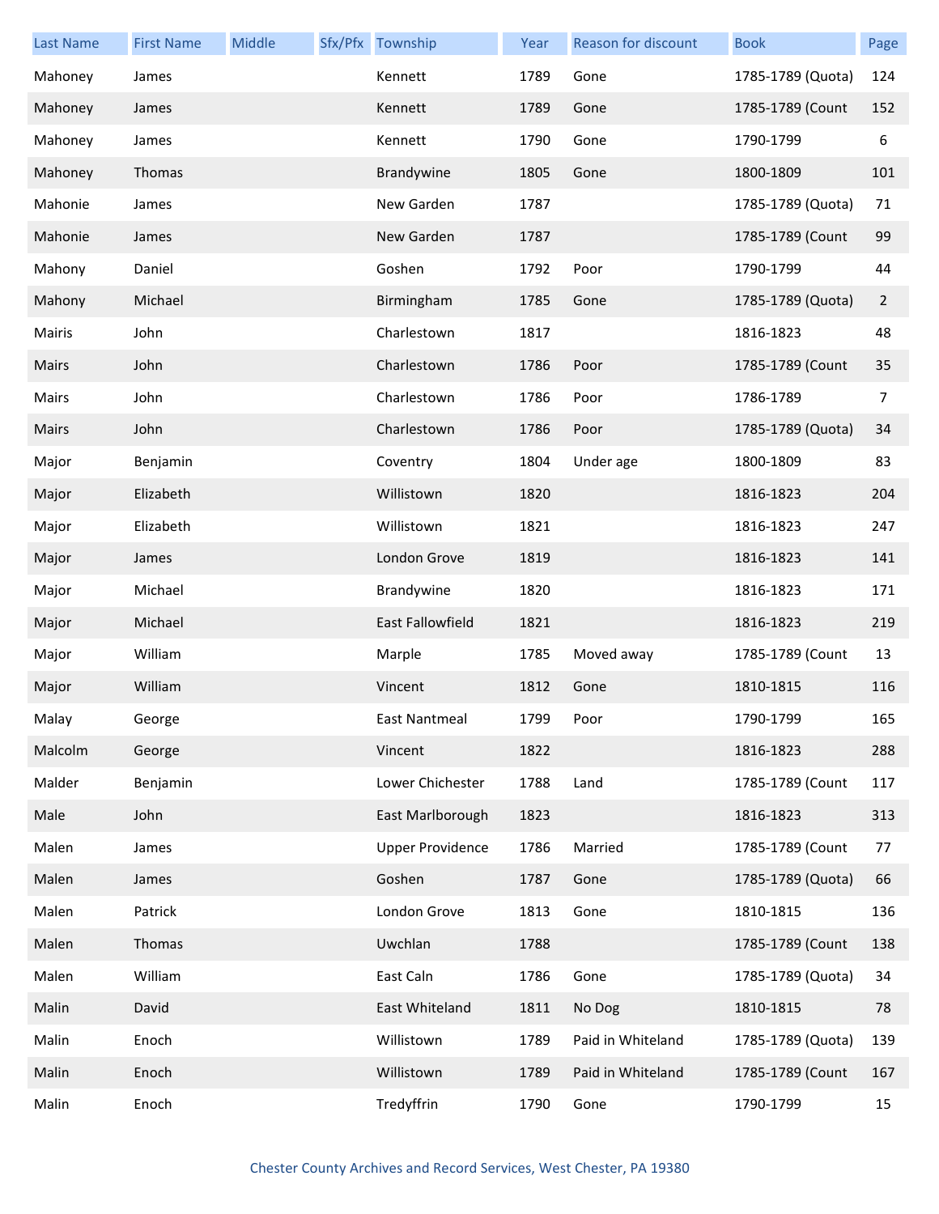| Last Name | First Name | Middle | Sfx/Pfx | Township | Year | Reason for discount | Book | Page |
|---|---|---|---|---|---|---|---|---|
| Mahoney | James | | | Kennett | 1789 | Gone | 1785-1789 (Quota) | 124 |
| Mahoney | James | | | Kennett | 1789 | Gone | 1785-1789 (Count | 152 |
| Mahoney | James | | | Kennett | 1790 | Gone | 1790-1799 | 6 |
| Mahoney | Thomas | | | Brandywine | 1805 | Gone | 1800-1809 | 101 |
| Mahonie | James | | | New Garden | 1787 | | 1785-1789 (Quota) | 71 |
| Mahonie | James | | | New Garden | 1787 | | 1785-1789 (Count | 99 |
| Mahony | Daniel | | | Goshen | 1792 | Poor | 1790-1799 | 44 |
| Mahony | Michael | | | Birmingham | 1785 | Gone | 1785-1789 (Quota) | 2 |
| Mairis | John | | | Charlestown | 1817 | | 1816-1823 | 48 |
| Mairs | John | | | Charlestown | 1786 | Poor | 1785-1789 (Count | 35 |
| Mairs | John | | | Charlestown | 1786 | Poor | 1786-1789 | 7 |
| Mairs | John | | | Charlestown | 1786 | Poor | 1785-1789 (Quota) | 34 |
| Major | Benjamin | | | Coventry | 1804 | Under age | 1800-1809 | 83 |
| Major | Elizabeth | | | Willistown | 1820 | | 1816-1823 | 204 |
| Major | Elizabeth | | | Willistown | 1821 | | 1816-1823 | 247 |
| Major | James | | | London Grove | 1819 | | 1816-1823 | 141 |
| Major | Michael | | | Brandywine | 1820 | | 1816-1823 | 171 |
| Major | Michael | | | East Fallowfield | 1821 | | 1816-1823 | 219 |
| Major | William | | | Marple | 1785 | Moved away | 1785-1789 (Count | 13 |
| Major | William | | | Vincent | 1812 | Gone | 1810-1815 | 116 |
| Malay | George | | | East Nantmeal | 1799 | Poor | 1790-1799 | 165 |
| Malcolm | George | | | Vincent | 1822 | | 1816-1823 | 288 |
| Malder | Benjamin | | | Lower Chichester | 1788 | Land | 1785-1789 (Count | 117 |
| Male | John | | | East Marlborough | 1823 | | 1816-1823 | 313 |
| Malen | James | | | Upper Providence | 1786 | Married | 1785-1789 (Count | 77 |
| Malen | James | | | Goshen | 1787 | Gone | 1785-1789 (Quota) | 66 |
| Malen | Patrick | | | London Grove | 1813 | Gone | 1810-1815 | 136 |
| Malen | Thomas | | | Uwchlan | 1788 | | 1785-1789 (Count | 138 |
| Malen | William | | | East Caln | 1786 | Gone | 1785-1789 (Quota) | 34 |
| Malin | David | | | East Whiteland | 1811 | No Dog | 1810-1815 | 78 |
| Malin | Enoch | | | Willistown | 1789 | Paid in Whiteland | 1785-1789 (Quota) | 139 |
| Malin | Enoch | | | Willistown | 1789 | Paid in Whiteland | 1785-1789 (Count | 167 |
| Malin | Enoch | | | Tredyffrin | 1790 | Gone | 1790-1799 | 15 |

Chester County Archives and Record Services, West Chester, PA 19380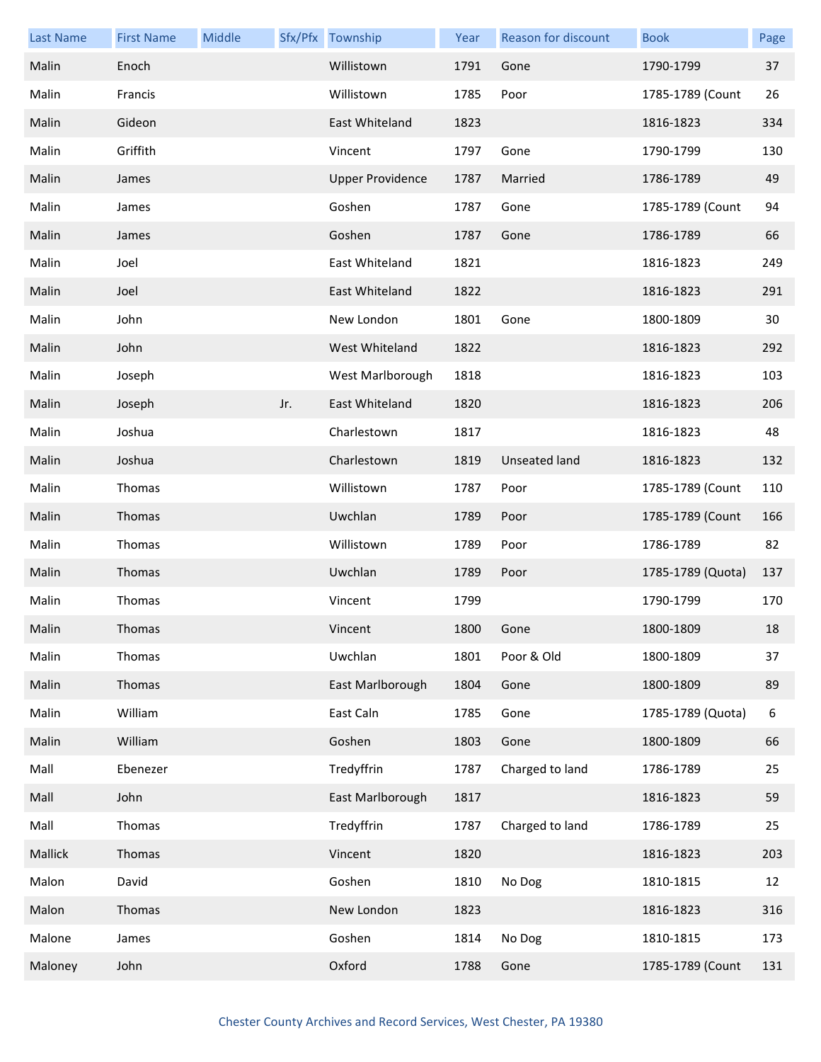| Last Name | First Name | Middle | Sfx/Pfx | Township | Year | Reason for discount | Book | Page |
|---|---|---|---|---|---|---|---|---|
| Malin | Enoch | | | Willistown | 1791 | Gone | 1790-1799 | 37 |
| Malin | Francis | | | Willistown | 1785 | Poor | 1785-1789 (Count | 26 |
| Malin | Gideon | | | East Whiteland | 1823 | | 1816-1823 | 334 |
| Malin | Griffith | | | Vincent | 1797 | Gone | 1790-1799 | 130 |
| Malin | James | | | Upper Providence | 1787 | Married | 1786-1789 | 49 |
| Malin | James | | | Goshen | 1787 | Gone | 1785-1789 (Count | 94 |
| Malin | James | | | Goshen | 1787 | Gone | 1786-1789 | 66 |
| Malin | Joel | | | East Whiteland | 1821 | | 1816-1823 | 249 |
| Malin | Joel | | | East Whiteland | 1822 | | 1816-1823 | 291 |
| Malin | John | | | New London | 1801 | Gone | 1800-1809 | 30 |
| Malin | John | | | West Whiteland | 1822 | | 1816-1823 | 292 |
| Malin | Joseph | | | West Marlborough | 1818 | | 1816-1823 | 103 |
| Malin | Joseph | | Jr. | East Whiteland | 1820 | | 1816-1823 | 206 |
| Malin | Joshua | | | Charlestown | 1817 | | 1816-1823 | 48 |
| Malin | Joshua | | | Charlestown | 1819 | Unseated land | 1816-1823 | 132 |
| Malin | Thomas | | | Willistown | 1787 | Poor | 1785-1789 (Count | 110 |
| Malin | Thomas | | | Uwchlan | 1789 | Poor | 1785-1789 (Count | 166 |
| Malin | Thomas | | | Willistown | 1789 | Poor | 1786-1789 | 82 |
| Malin | Thomas | | | Uwchlan | 1789 | Poor | 1785-1789 (Quota) | 137 |
| Malin | Thomas | | | Vincent | 1799 | | 1790-1799 | 170 |
| Malin | Thomas | | | Vincent | 1800 | Gone | 1800-1809 | 18 |
| Malin | Thomas | | | Uwchlan | 1801 | Poor & Old | 1800-1809 | 37 |
| Malin | Thomas | | | East Marlborough | 1804 | Gone | 1800-1809 | 89 |
| Malin | William | | | East Caln | 1785 | Gone | 1785-1789 (Quota) | 6 |
| Malin | William | | | Goshen | 1803 | Gone | 1800-1809 | 66 |
| Mall | Ebenezer | | | Tredyffrin | 1787 | Charged to land | 1786-1789 | 25 |
| Mall | John | | | East Marlborough | 1817 | | 1816-1823 | 59 |
| Mall | Thomas | | | Tredyffrin | 1787 | Charged to land | 1786-1789 | 25 |
| Mallick | Thomas | | | Vincent | 1820 | | 1816-1823 | 203 |
| Malon | David | | | Goshen | 1810 | No Dog | 1810-1815 | 12 |
| Malon | Thomas | | | New London | 1823 | | 1816-1823 | 316 |
| Malone | James | | | Goshen | 1814 | No Dog | 1810-1815 | 173 |
| Maloney | John | | | Oxford | 1788 | Gone | 1785-1789 (Count | 131 |

Chester County Archives and Record Services, West Chester, PA 19380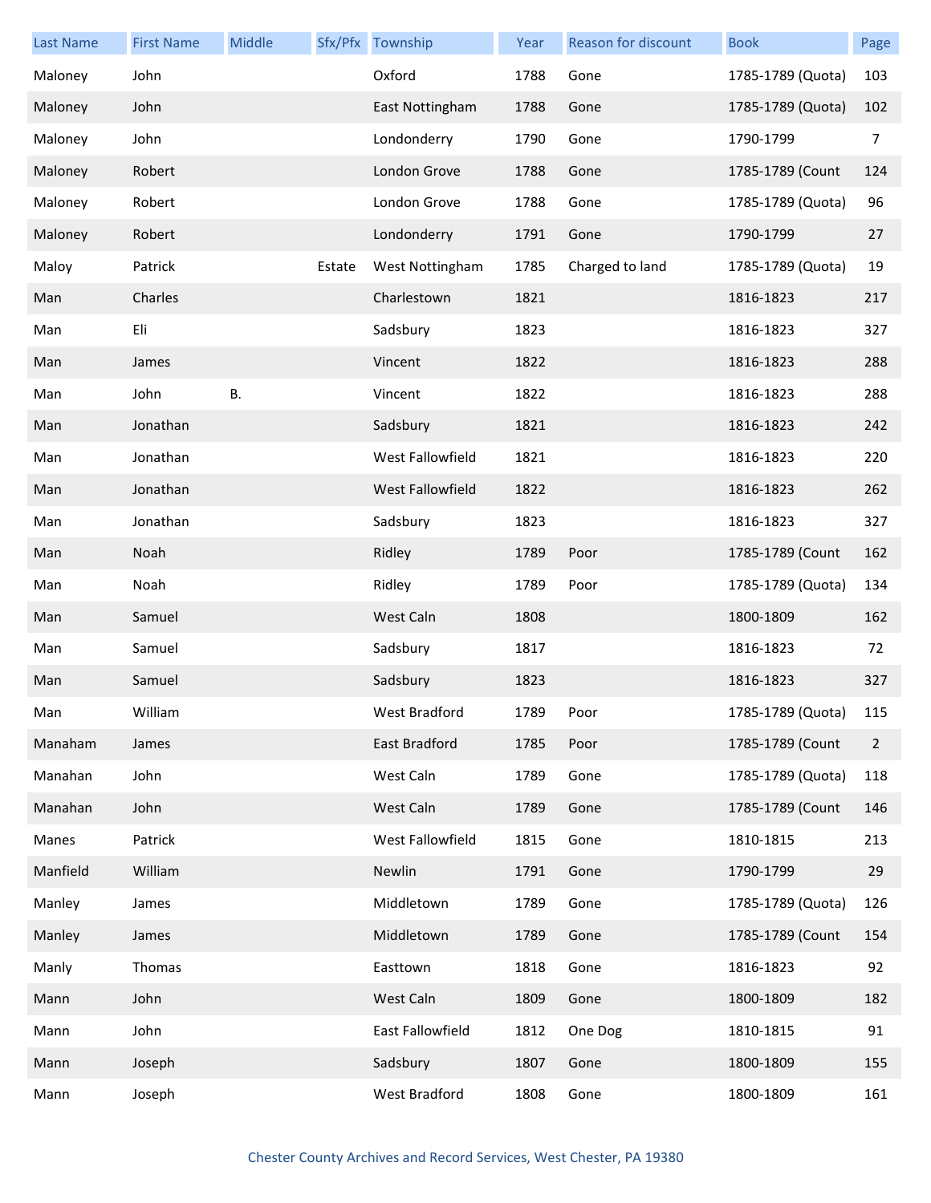| Last Name | First Name | Middle | Sfx/Pfx | Township | Year | Reason for discount | Book | Page |
|---|---|---|---|---|---|---|---|---|
| Maloney | John | | | Oxford | 1788 | Gone | 1785-1789 (Quota) | 103 |
| Maloney | John | | | East Nottingham | 1788 | Gone | 1785-1789 (Quota) | 102 |
| Maloney | John | | | Londonderry | 1790 | Gone | 1790-1799 | 7 |
| Maloney | Robert | | | London Grove | 1788 | Gone | 1785-1789 (Count | 124 |
| Maloney | Robert | | | London Grove | 1788 | Gone | 1785-1789 (Quota) | 96 |
| Maloney | Robert | | | Londonderry | 1791 | Gone | 1790-1799 | 27 |
| Maloy | Patrick | | Estate | West Nottingham | 1785 | Charged to land | 1785-1789 (Quota) | 19 |
| Man | Charles | | | Charlestown | 1821 | | 1816-1823 | 217 |
| Man | Eli | | | Sadsbury | 1823 | | 1816-1823 | 327 |
| Man | James | | | Vincent | 1822 | | 1816-1823 | 288 |
| Man | John | B. | | Vincent | 1822 | | 1816-1823 | 288 |
| Man | Jonathan | | | Sadsbury | 1821 | | 1816-1823 | 242 |
| Man | Jonathan | | | West Fallowfield | 1821 | | 1816-1823 | 220 |
| Man | Jonathan | | | West Fallowfield | 1822 | | 1816-1823 | 262 |
| Man | Jonathan | | | Sadsbury | 1823 | | 1816-1823 | 327 |
| Man | Noah | | | Ridley | 1789 | Poor | 1785-1789 (Count | 162 |
| Man | Noah | | | Ridley | 1789 | Poor | 1785-1789 (Quota) | 134 |
| Man | Samuel | | | West Caln | 1808 | | 1800-1809 | 162 |
| Man | Samuel | | | Sadsbury | 1817 | | 1816-1823 | 72 |
| Man | Samuel | | | Sadsbury | 1823 | | 1816-1823 | 327 |
| Man | William | | | West Bradford | 1789 | Poor | 1785-1789 (Quota) | 115 |
| Manaham | James | | | East Bradford | 1785 | Poor | 1785-1789 (Count | 2 |
| Manahan | John | | | West Caln | 1789 | Gone | 1785-1789 (Quota) | 118 |
| Manahan | John | | | West Caln | 1789 | Gone | 1785-1789 (Count | 146 |
| Manes | Patrick | | | West Fallowfield | 1815 | Gone | 1810-1815 | 213 |
| Manfield | William | | | Newlin | 1791 | Gone | 1790-1799 | 29 |
| Manley | James | | | Middletown | 1789 | Gone | 1785-1789 (Quota) | 126 |
| Manley | James | | | Middletown | 1789 | Gone | 1785-1789 (Count | 154 |
| Manly | Thomas | | | Easttown | 1818 | Gone | 1816-1823 | 92 |
| Mann | John | | | West Caln | 1809 | Gone | 1800-1809 | 182 |
| Mann | John | | | East Fallowfield | 1812 | One Dog | 1810-1815 | 91 |
| Mann | Joseph | | | Sadsbury | 1807 | Gone | 1800-1809 | 155 |
| Mann | Joseph | | | West Bradford | 1808 | Gone | 1800-1809 | 161 |

Chester County Archives and Record Services, West Chester, PA 19380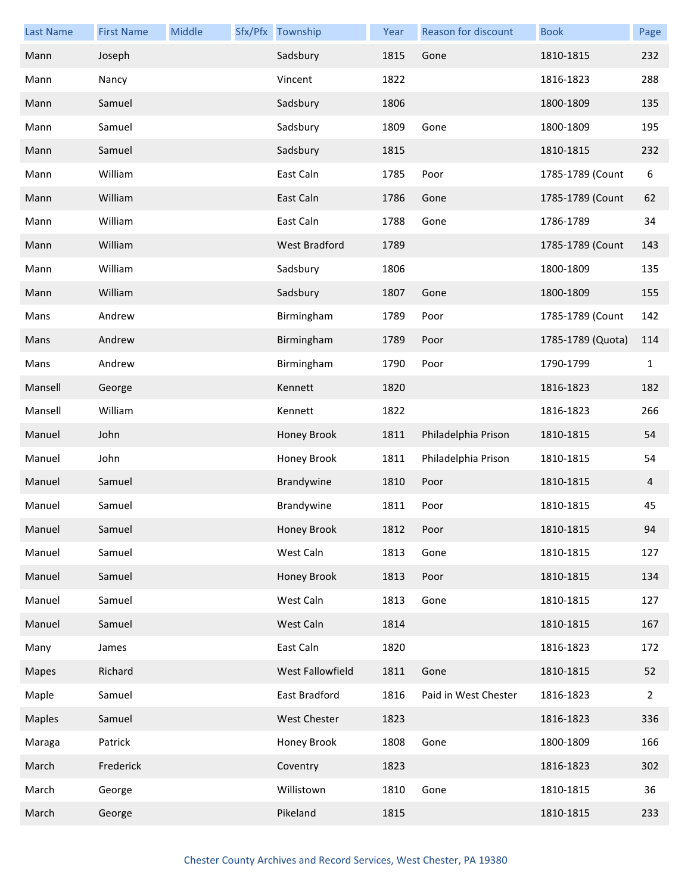| Last Name | First Name | Middle | Sfx/Pfx | Township | Year | Reason for discount | Book | Page |
|---|---|---|---|---|---|---|---|---|
| Mann | Joseph | | | Sadsbury | 1815 | Gone | 1810-1815 | 232 |
| Mann | Nancy | | | Vincent | 1822 | | 1816-1823 | 288 |
| Mann | Samuel | | | Sadsbury | 1806 | | 1800-1809 | 135 |
| Mann | Samuel | | | Sadsbury | 1809 | Gone | 1800-1809 | 195 |
| Mann | Samuel | | | Sadsbury | 1815 | | 1810-1815 | 232 |
| Mann | William | | | East Caln | 1785 | Poor | 1785-1789 (Count | 6 |
| Mann | William | | | East Caln | 1786 | Gone | 1785-1789 (Count | 62 |
| Mann | William | | | East Caln | 1788 | Gone | 1786-1789 | 34 |
| Mann | William | | | West Bradford | 1789 | | 1785-1789 (Count | 143 |
| Mann | William | | | Sadsbury | 1806 | | 1800-1809 | 135 |
| Mann | William | | | Sadsbury | 1807 | Gone | 1800-1809 | 155 |
| Mans | Andrew | | | Birmingham | 1789 | Poor | 1785-1789 (Count | 142 |
| Mans | Andrew | | | Birmingham | 1789 | Poor | 1785-1789 (Quota) | 114 |
| Mans | Andrew | | | Birmingham | 1790 | Poor | 1790-1799 | 1 |
| Mansell | George | | | Kennett | 1820 | | 1816-1823 | 182 |
| Mansell | William | | | Kennett | 1822 | | 1816-1823 | 266 |
| Manuel | John | | | Honey Brook | 1811 | Philadelphia Prison | 1810-1815 | 54 |
| Manuel | John | | | Honey Brook | 1811 | Philadelphia Prison | 1810-1815 | 54 |
| Manuel | Samuel | | | Brandywine | 1810 | Poor | 1810-1815 | 4 |
| Manuel | Samuel | | | Brandywine | 1811 | Poor | 1810-1815 | 45 |
| Manuel | Samuel | | | Honey Brook | 1812 | Poor | 1810-1815 | 94 |
| Manuel | Samuel | | | West Caln | 1813 | Gone | 1810-1815 | 127 |
| Manuel | Samuel | | | Honey Brook | 1813 | Poor | 1810-1815 | 134 |
| Manuel | Samuel | | | West Caln | 1813 | Gone | 1810-1815 | 127 |
| Manuel | Samuel | | | West Caln | 1814 | | 1810-1815 | 167 |
| Many | James | | | East Caln | 1820 | | 1816-1823 | 172 |
| Mapes | Richard | | | West Fallowfield | 1811 | Gone | 1810-1815 | 52 |
| Maple | Samuel | | | East Bradford | 1816 | Paid in West Chester | 1816-1823 | 2 |
| Maples | Samuel | | | West Chester | 1823 | | 1816-1823 | 336 |
| Maraga | Patrick | | | Honey Brook | 1808 | Gone | 1800-1809 | 166 |
| March | Frederick | | | Coventry | 1823 | | 1816-1823 | 302 |
| March | George | | | Willistown | 1810 | Gone | 1810-1815 | 36 |
| March | George | | | Pikeland | 1815 | | 1810-1815 | 233 |

Chester County Archives and Record Services, West Chester, PA 19380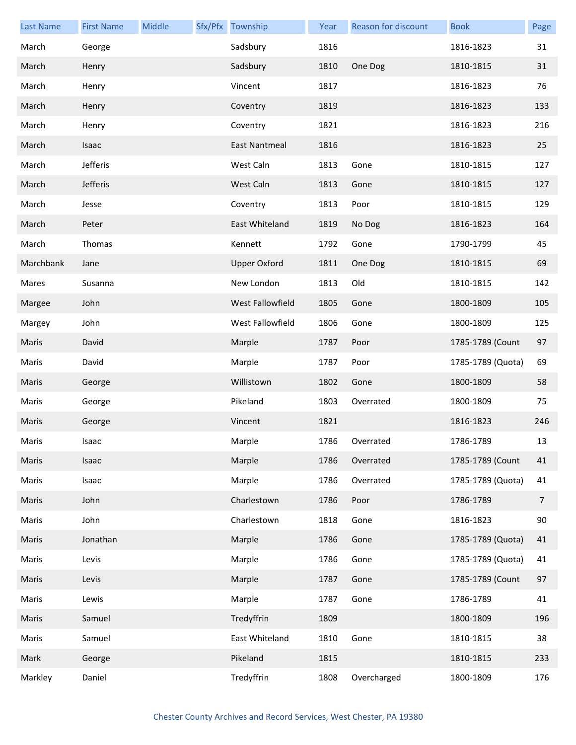| Last Name | First Name | Middle | Sfx/Pfx | Township | Year | Reason for discount | Book | Page |
|---|---|---|---|---|---|---|---|---|
| March | George | | | Sadsbury | 1816 | | 1816-1823 | 31 |
| March | Henry | | | Sadsbury | 1810 | One Dog | 1810-1815 | 31 |
| March | Henry | | | Vincent | 1817 | | 1816-1823 | 76 |
| March | Henry | | | Coventry | 1819 | | 1816-1823 | 133 |
| March | Henry | | | Coventry | 1821 | | 1816-1823 | 216 |
| March | Isaac | | | East Nantmeal | 1816 | | 1816-1823 | 25 |
| March | Jefferis | | | West Caln | 1813 | Gone | 1810-1815 | 127 |
| March | Jefferis | | | West Caln | 1813 | Gone | 1810-1815 | 127 |
| March | Jesse | | | Coventry | 1813 | Poor | 1810-1815 | 129 |
| March | Peter | | | East Whiteland | 1819 | No Dog | 1816-1823 | 164 |
| March | Thomas | | | Kennett | 1792 | Gone | 1790-1799 | 45 |
| Marchbank | Jane | | | Upper Oxford | 1811 | One Dog | 1810-1815 | 69 |
| Mares | Susanna | | | New London | 1813 | Old | 1810-1815 | 142 |
| Margee | John | | | West Fallowfield | 1805 | Gone | 1800-1809 | 105 |
| Margey | John | | | West Fallowfield | 1806 | Gone | 1800-1809 | 125 |
| Maris | David | | | Marple | 1787 | Poor | 1785-1789 (Count | 97 |
| Maris | David | | | Marple | 1787 | Poor | 1785-1789 (Quota) | 69 |
| Maris | George | | | Willistown | 1802 | Gone | 1800-1809 | 58 |
| Maris | George | | | Pikeland | 1803 | Overrated | 1800-1809 | 75 |
| Maris | George | | | Vincent | 1821 | | 1816-1823 | 246 |
| Maris | Isaac | | | Marple | 1786 | Overrated | 1786-1789 | 13 |
| Maris | Isaac | | | Marple | 1786 | Overrated | 1785-1789 (Count | 41 |
| Maris | Isaac | | | Marple | 1786 | Overrated | 1785-1789 (Quota) | 41 |
| Maris | John | | | Charlestown | 1786 | Poor | 1786-1789 | 7 |
| Maris | John | | | Charlestown | 1818 | Gone | 1816-1823 | 90 |
| Maris | Jonathan | | | Marple | 1786 | Gone | 1785-1789 (Quota) | 41 |
| Maris | Levis | | | Marple | 1786 | Gone | 1785-1789 (Quota) | 41 |
| Maris | Levis | | | Marple | 1787 | Gone | 1785-1789 (Count | 97 |
| Maris | Lewis | | | Marple | 1787 | Gone | 1786-1789 | 41 |
| Maris | Samuel | | | Tredyffrin | 1809 | | 1800-1809 | 196 |
| Maris | Samuel | | | East Whiteland | 1810 | Gone | 1810-1815 | 38 |
| Mark | George | | | Pikeland | 1815 | | 1810-1815 | 233 |
| Markley | Daniel | | | Tredyffrin | 1808 | Overcharged | 1800-1809 | 176 |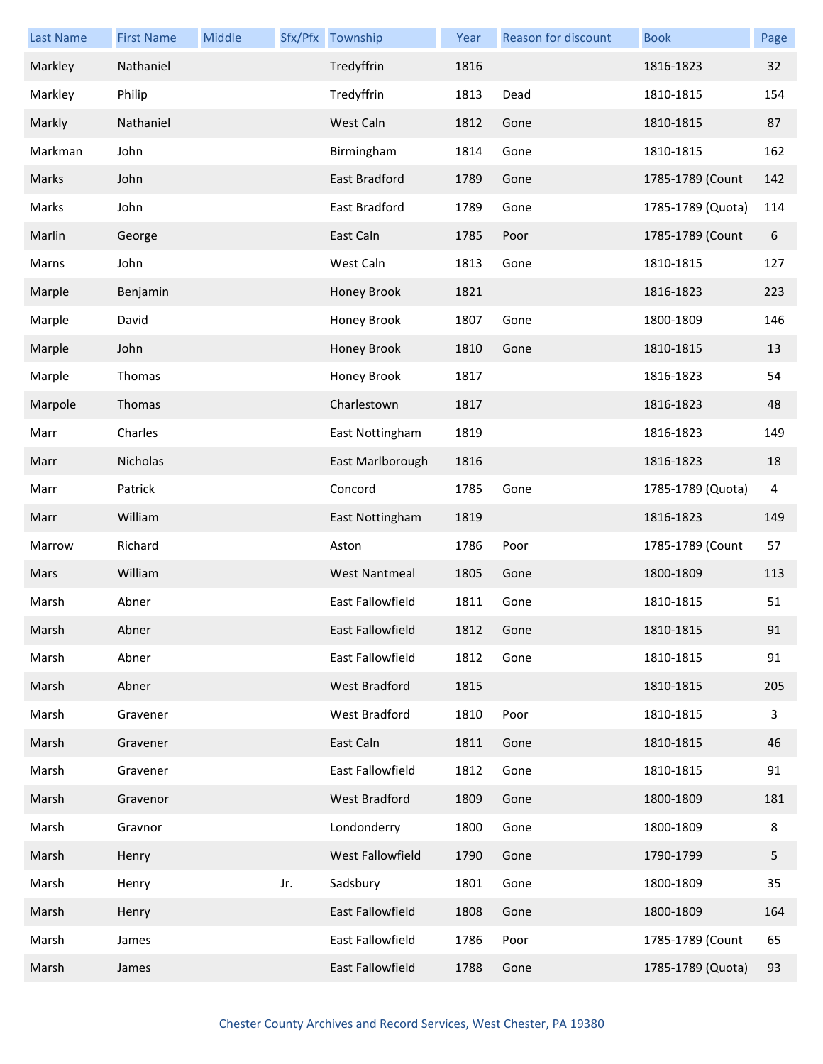| Last Name | First Name | Middle | Sfx/Pfx | Township | Year | Reason for discount | Book | Page |
|---|---|---|---|---|---|---|---|---|
| Markley | Nathaniel | | | Tredyffrin | 1816 | | 1816-1823 | 32 |
| Markley | Philip | | | Tredyffrin | 1813 | Dead | 1810-1815 | 154 |
| Markly | Nathaniel | | | West Caln | 1812 | Gone | 1810-1815 | 87 |
| Markman | John | | | Birmingham | 1814 | Gone | 1810-1815 | 162 |
| Marks | John | | | East Bradford | 1789 | Gone | 1785-1789 (Count | 142 |
| Marks | John | | | East Bradford | 1789 | Gone | 1785-1789 (Quota) | 114 |
| Marlin | George | | | East Caln | 1785 | Poor | 1785-1789 (Count | 6 |
| Marns | John | | | West Caln | 1813 | Gone | 1810-1815 | 127 |
| Marple | Benjamin | | | Honey Brook | 1821 | | 1816-1823 | 223 |
| Marple | David | | | Honey Brook | 1807 | Gone | 1800-1809 | 146 |
| Marple | John | | | Honey Brook | 1810 | Gone | 1810-1815 | 13 |
| Marple | Thomas | | | Honey Brook | 1817 | | 1816-1823 | 54 |
| Marpole | Thomas | | | Charlestown | 1817 | | 1816-1823 | 48 |
| Marr | Charles | | | East Nottingham | 1819 | | 1816-1823 | 149 |
| Marr | Nicholas | | | East Marlborough | 1816 | | 1816-1823 | 18 |
| Marr | Patrick | | | Concord | 1785 | Gone | 1785-1789 (Quota) | 4 |
| Marr | William | | | East Nottingham | 1819 | | 1816-1823 | 149 |
| Marrow | Richard | | | Aston | 1786 | Poor | 1785-1789 (Count | 57 |
| Mars | William | | | West Nantmeal | 1805 | Gone | 1800-1809 | 113 |
| Marsh | Abner | | | East Fallowfield | 1811 | Gone | 1810-1815 | 51 |
| Marsh | Abner | | | East Fallowfield | 1812 | Gone | 1810-1815 | 91 |
| Marsh | Abner | | | East Fallowfield | 1812 | Gone | 1810-1815 | 91 |
| Marsh | Abner | | | West Bradford | 1815 | | 1810-1815 | 205 |
| Marsh | Gravener | | | West Bradford | 1810 | Poor | 1810-1815 | 3 |
| Marsh | Gravener | | | East Caln | 1811 | Gone | 1810-1815 | 46 |
| Marsh | Gravener | | | East Fallowfield | 1812 | Gone | 1810-1815 | 91 |
| Marsh | Gravenor | | | West Bradford | 1809 | Gone | 1800-1809 | 181 |
| Marsh | Gravnor | | | Londonderry | 1800 | Gone | 1800-1809 | 8 |
| Marsh | Henry | | | West Fallowfield | 1790 | Gone | 1790-1799 | 5 |
| Marsh | Henry | | Jr. | Sadsbury | 1801 | Gone | 1800-1809 | 35 |
| Marsh | Henry | | | East Fallowfield | 1808 | Gone | 1800-1809 | 164 |
| Marsh | James | | | East Fallowfield | 1786 | Poor | 1785-1789 (Count | 65 |
| Marsh | James | | | East Fallowfield | 1788 | Gone | 1785-1789 (Quota) | 93 |

Chester County Archives and Record Services, West Chester, PA 19380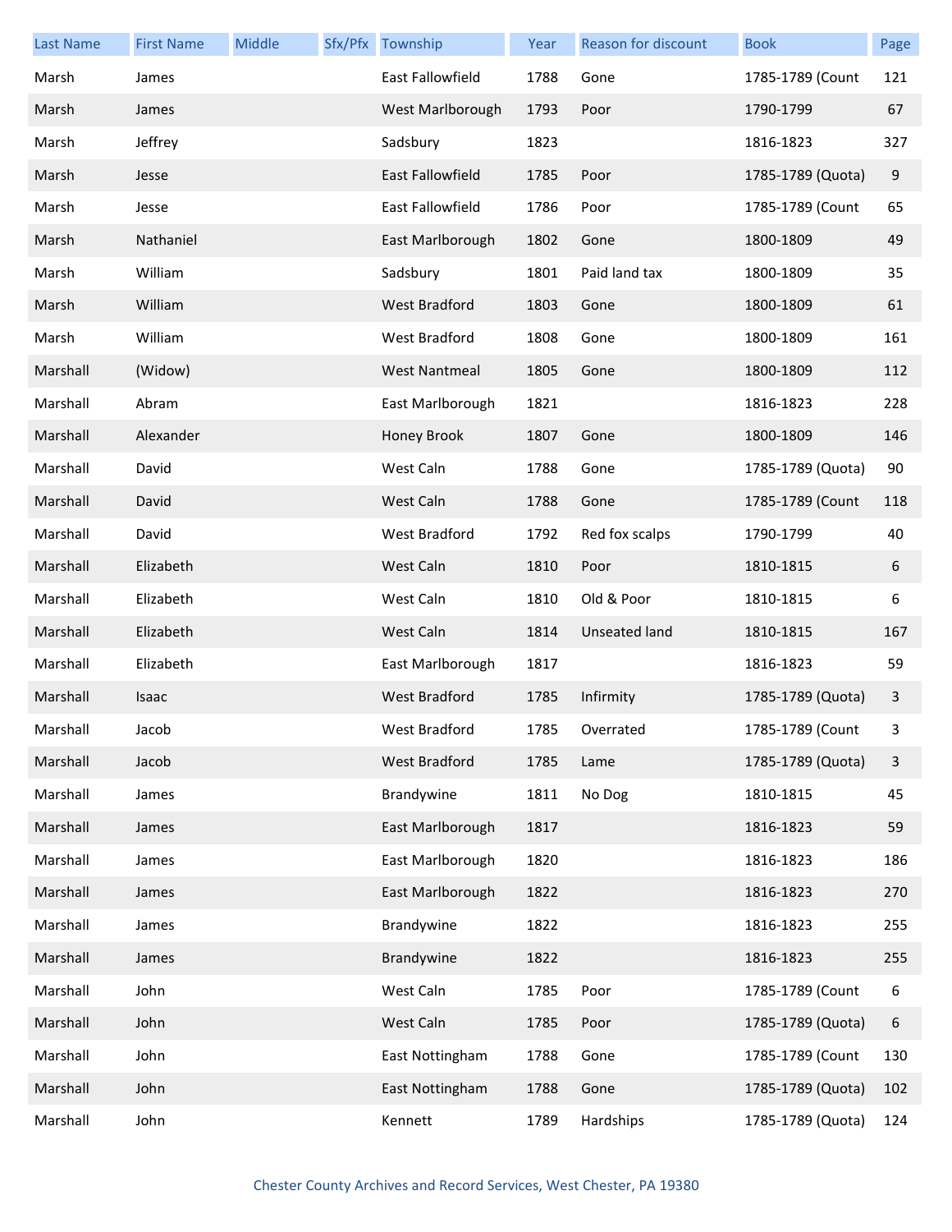| Last Name | First Name | Middle | Sfx/Pfx | Township | Year | Reason for discount | Book | Page |
|---|---|---|---|---|---|---|---|---|
| Marsh | James | | | East Fallowfield | 1788 | Gone | 1785-1789 (Count | 121 |
| Marsh | James | | | West Marlborough | 1793 | Poor | 1790-1799 | 67 |
| Marsh | Jeffrey | | | Sadsbury | 1823 | | 1816-1823 | 327 |
| Marsh | Jesse | | | East Fallowfield | 1785 | Poor | 1785-1789 (Quota) | 9 |
| Marsh | Jesse | | | East Fallowfield | 1786 | Poor | 1785-1789 (Count | 65 |
| Marsh | Nathaniel | | | East Marlborough | 1802 | Gone | 1800-1809 | 49 |
| Marsh | William | | | Sadsbury | 1801 | Paid land tax | 1800-1809 | 35 |
| Marsh | William | | | West Bradford | 1803 | Gone | 1800-1809 | 61 |
| Marsh | William | | | West Bradford | 1808 | Gone | 1800-1809 | 161 |
| Marshall | (Widow) | | | West Nantmeal | 1805 | Gone | 1800-1809 | 112 |
| Marshall | Abram | | | East Marlborough | 1821 | | 1816-1823 | 228 |
| Marshall | Alexander | | | Honey Brook | 1807 | Gone | 1800-1809 | 146 |
| Marshall | David | | | West Caln | 1788 | Gone | 1785-1789 (Quota) | 90 |
| Marshall | David | | | West Caln | 1788 | Gone | 1785-1789 (Count | 118 |
| Marshall | David | | | West Bradford | 1792 | Red fox scalps | 1790-1799 | 40 |
| Marshall | Elizabeth | | | West Caln | 1810 | Poor | 1810-1815 | 6 |
| Marshall | Elizabeth | | | West Caln | 1810 | Old & Poor | 1810-1815 | 6 |
| Marshall | Elizabeth | | | West Caln | 1814 | Unseated land | 1810-1815 | 167 |
| Marshall | Elizabeth | | | East Marlborough | 1817 | | 1816-1823 | 59 |
| Marshall | Isaac | | | West Bradford | 1785 | Infirmity | 1785-1789 (Quota) | 3 |
| Marshall | Jacob | | | West Bradford | 1785 | Overrated | 1785-1789 (Count | 3 |
| Marshall | Jacob | | | West Bradford | 1785 | Lame | 1785-1789 (Quota) | 3 |
| Marshall | James | | | Brandywine | 1811 | No Dog | 1810-1815 | 45 |
| Marshall | James | | | East Marlborough | 1817 | | 1816-1823 | 59 |
| Marshall | James | | | East Marlborough | 1820 | | 1816-1823 | 186 |
| Marshall | James | | | East Marlborough | 1822 | | 1816-1823 | 270 |
| Marshall | James | | | Brandywine | 1822 | | 1816-1823 | 255 |
| Marshall | James | | | Brandywine | 1822 | | 1816-1823 | 255 |
| Marshall | John | | | West Caln | 1785 | Poor | 1785-1789 (Count | 6 |
| Marshall | John | | | West Caln | 1785 | Poor | 1785-1789 (Quota) | 6 |
| Marshall | John | | | East Nottingham | 1788 | Gone | 1785-1789 (Count | 130 |
| Marshall | John | | | East Nottingham | 1788 | Gone | 1785-1789 (Quota) | 102 |
| Marshall | John | | | Kennett | 1789 | Hardships | 1785-1789 (Quota) | 124 |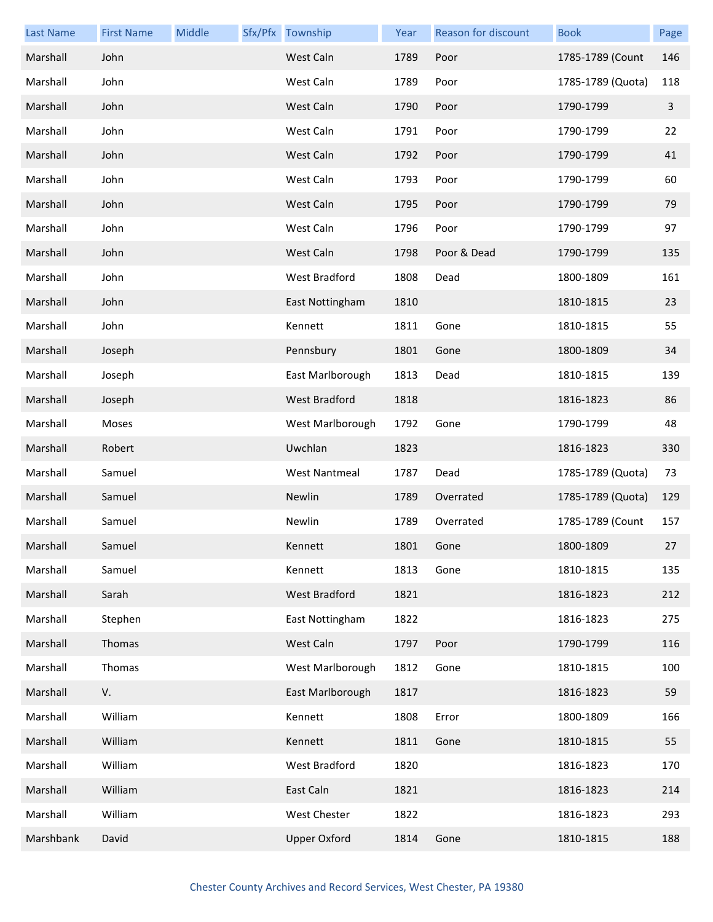| Last Name | First Name | Middle | Sfx/Pfx | Township | Year | Reason for discount | Book | Page |
|---|---|---|---|---|---|---|---|---|
| Marshall | John | | | West Caln | 1789 | Poor | 1785-1789 (Count | 146 |
| Marshall | John | | | West Caln | 1789 | Poor | 1785-1789 (Quota) | 118 |
| Marshall | John | | | West Caln | 1790 | Poor | 1790-1799 | 3 |
| Marshall | John | | | West Caln | 1791 | Poor | 1790-1799 | 22 |
| Marshall | John | | | West Caln | 1792 | Poor | 1790-1799 | 41 |
| Marshall | John | | | West Caln | 1793 | Poor | 1790-1799 | 60 |
| Marshall | John | | | West Caln | 1795 | Poor | 1790-1799 | 79 |
| Marshall | John | | | West Caln | 1796 | Poor | 1790-1799 | 97 |
| Marshall | John | | | West Caln | 1798 | Poor & Dead | 1790-1799 | 135 |
| Marshall | John | | | West Bradford | 1808 | Dead | 1800-1809 | 161 |
| Marshall | John | | | East Nottingham | 1810 | | 1810-1815 | 23 |
| Marshall | John | | | Kennett | 1811 | Gone | 1810-1815 | 55 |
| Marshall | Joseph | | | Pennsbury | 1801 | Gone | 1800-1809 | 34 |
| Marshall | Joseph | | | East Marlborough | 1813 | Dead | 1810-1815 | 139 |
| Marshall | Joseph | | | West Bradford | 1818 | | 1816-1823 | 86 |
| Marshall | Moses | | | West Marlborough | 1792 | Gone | 1790-1799 | 48 |
| Marshall | Robert | | | Uwchlan | 1823 | | 1816-1823 | 330 |
| Marshall | Samuel | | | West Nantmeal | 1787 | Dead | 1785-1789 (Quota) | 73 |
| Marshall | Samuel | | | Newlin | 1789 | Overrated | 1785-1789 (Quota) | 129 |
| Marshall | Samuel | | | Newlin | 1789 | Overrated | 1785-1789 (Count | 157 |
| Marshall | Samuel | | | Kennett | 1801 | Gone | 1800-1809 | 27 |
| Marshall | Samuel | | | Kennett | 1813 | Gone | 1810-1815 | 135 |
| Marshall | Sarah | | | West Bradford | 1821 | | 1816-1823 | 212 |
| Marshall | Stephen | | | East Nottingham | 1822 | | 1816-1823 | 275 |
| Marshall | Thomas | | | West Caln | 1797 | Poor | 1790-1799 | 116 |
| Marshall | Thomas | | | West Marlborough | 1812 | Gone | 1810-1815 | 100 |
| Marshall | V. | | | East Marlborough | 1817 | | 1816-1823 | 59 |
| Marshall | William | | | Kennett | 1808 | Error | 1800-1809 | 166 |
| Marshall | William | | | Kennett | 1811 | Gone | 1810-1815 | 55 |
| Marshall | William | | | West Bradford | 1820 | | 1816-1823 | 170 |
| Marshall | William | | | East Caln | 1821 | | 1816-1823 | 214 |
| Marshall | William | | | West Chester | 1822 | | 1816-1823 | 293 |
| Marshbank | David | | | Upper Oxford | 1814 | Gone | 1810-1815 | 188 |

Chester County Archives and Record Services, West Chester, PA 19380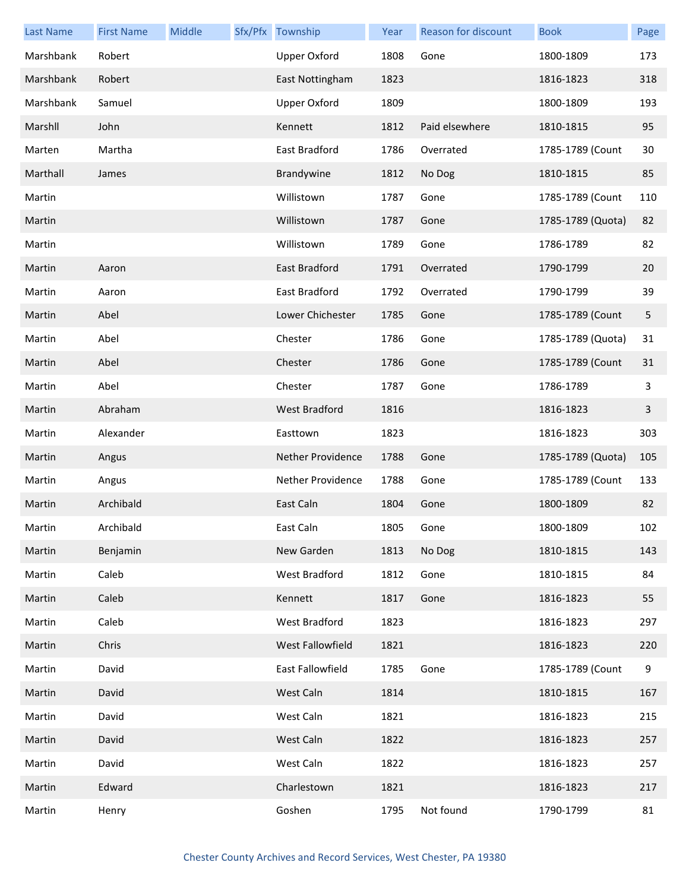| Last Name | First Name | Middle | Sfx/Pfx | Township | Year | Reason for discount | Book | Page |
|---|---|---|---|---|---|---|---|---|
| Marshbank | Robert | | | Upper Oxford | 1808 | Gone | 1800-1809 | 173 |
| Marshbank | Robert | | | East Nottingham | 1823 | | 1816-1823 | 318 |
| Marshbank | Samuel | | | Upper Oxford | 1809 | | 1800-1809 | 193 |
| Marshll | John | | | Kennett | 1812 | Paid elsewhere | 1810-1815 | 95 |
| Marten | Martha | | | East Bradford | 1786 | Overrated | 1785-1789 (Count | 30 |
| Marthall | James | | | Brandywine | 1812 | No Dog | 1810-1815 | 85 |
| Martin | | | | Willistown | 1787 | Gone | 1785-1789 (Count | 110 |
| Martin | | | | Willistown | 1787 | Gone | 1785-1789 (Quota) | 82 |
| Martin | | | | Willistown | 1789 | Gone | 1786-1789 | 82 |
| Martin | Aaron | | | East Bradford | 1791 | Overrated | 1790-1799 | 20 |
| Martin | Aaron | | | East Bradford | 1792 | Overrated | 1790-1799 | 39 |
| Martin | Abel | | | Lower Chichester | 1785 | Gone | 1785-1789 (Count | 5 |
| Martin | Abel | | | Chester | 1786 | Gone | 1785-1789 (Quota) | 31 |
| Martin | Abel | | | Chester | 1786 | Gone | 1785-1789 (Count | 31 |
| Martin | Abel | | | Chester | 1787 | Gone | 1786-1789 | 3 |
| Martin | Abraham | | | West Bradford | 1816 | | 1816-1823 | 3 |
| Martin | Alexander | | | Easttown | 1823 | | 1816-1823 | 303 |
| Martin | Angus | | | Nether Providence | 1788 | Gone | 1785-1789 (Quota) | 105 |
| Martin | Angus | | | Nether Providence | 1788 | Gone | 1785-1789 (Count | 133 |
| Martin | Archibald | | | East Caln | 1804 | Gone | 1800-1809 | 82 |
| Martin | Archibald | | | East Caln | 1805 | Gone | 1800-1809 | 102 |
| Martin | Benjamin | | | New Garden | 1813 | No Dog | 1810-1815 | 143 |
| Martin | Caleb | | | West Bradford | 1812 | Gone | 1810-1815 | 84 |
| Martin | Caleb | | | Kennett | 1817 | Gone | 1816-1823 | 55 |
| Martin | Caleb | | | West Bradford | 1823 | | 1816-1823 | 297 |
| Martin | Chris | | | West Fallowfield | 1821 | | 1816-1823 | 220 |
| Martin | David | | | East Fallowfield | 1785 | Gone | 1785-1789 (Count | 9 |
| Martin | David | | | West Caln | 1814 | | 1810-1815 | 167 |
| Martin | David | | | West Caln | 1821 | | 1816-1823 | 215 |
| Martin | David | | | West Caln | 1822 | | 1816-1823 | 257 |
| Martin | David | | | West Caln | 1822 | | 1816-1823 | 257 |
| Martin | Edward | | | Charlestown | 1821 | | 1816-1823 | 217 |
| Martin | Henry | | | Goshen | 1795 | Not found | 1790-1799 | 81 |

Chester County Archives and Record Services, West Chester, PA 19380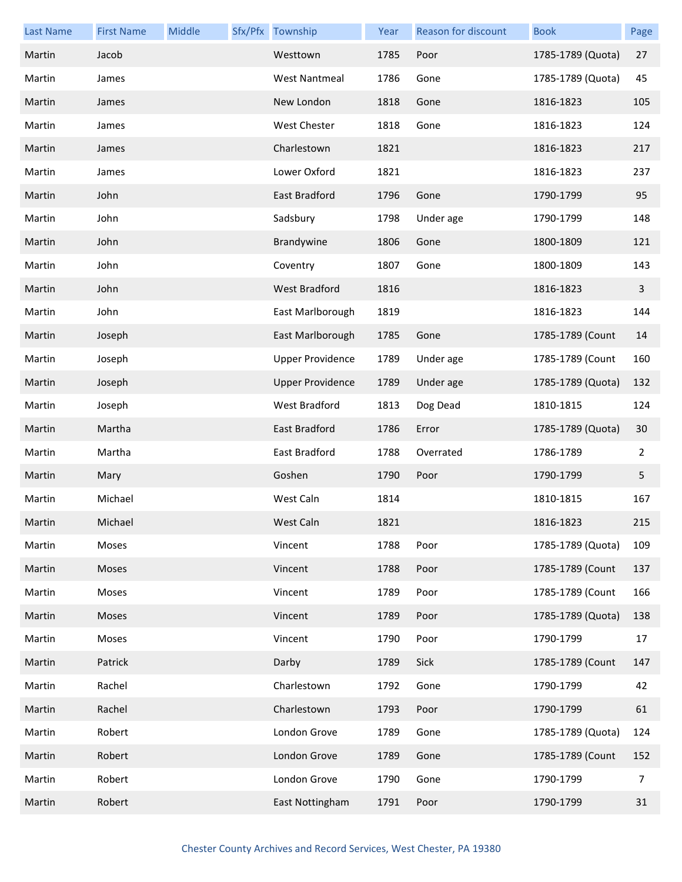| Last Name | First Name | Middle | Sfx/Pfx | Township | Year | Reason for discount | Book | Page |
|---|---|---|---|---|---|---|---|---|
| Martin | Jacob | | | Westtown | 1785 | Poor | 1785-1789 (Quota) | 27 |
| Martin | James | | | West Nantmeal | 1786 | Gone | 1785-1789 (Quota) | 45 |
| Martin | James | | | New London | 1818 | Gone | 1816-1823 | 105 |
| Martin | James | | | West Chester | 1818 | Gone | 1816-1823 | 124 |
| Martin | James | | | Charlestown | 1821 | | 1816-1823 | 217 |
| Martin | James | | | Lower Oxford | 1821 | | 1816-1823 | 237 |
| Martin | John | | | East Bradford | 1796 | Gone | 1790-1799 | 95 |
| Martin | John | | | Sadsbury | 1798 | Under age | 1790-1799 | 148 |
| Martin | John | | | Brandywine | 1806 | Gone | 1800-1809 | 121 |
| Martin | John | | | Coventry | 1807 | Gone | 1800-1809 | 143 |
| Martin | John | | | West Bradford | 1816 | | 1816-1823 | 3 |
| Martin | John | | | East Marlborough | 1819 | | 1816-1823 | 144 |
| Martin | Joseph | | | East Marlborough | 1785 | Gone | 1785-1789 (Count | 14 |
| Martin | Joseph | | | Upper Providence | 1789 | Under age | 1785-1789 (Count | 160 |
| Martin | Joseph | | | Upper Providence | 1789 | Under age | 1785-1789 (Quota) | 132 |
| Martin | Joseph | | | West Bradford | 1813 | Dog Dead | 1810-1815 | 124 |
| Martin | Martha | | | East Bradford | 1786 | Error | 1785-1789 (Quota) | 30 |
| Martin | Martha | | | East Bradford | 1788 | Overrated | 1786-1789 | 2 |
| Martin | Mary | | | Goshen | 1790 | Poor | 1790-1799 | 5 |
| Martin | Michael | | | West Caln | 1814 | | 1810-1815 | 167 |
| Martin | Michael | | | West Caln | 1821 | | 1816-1823 | 215 |
| Martin | Moses | | | Vincent | 1788 | Poor | 1785-1789 (Quota) | 109 |
| Martin | Moses | | | Vincent | 1788 | Poor | 1785-1789 (Count | 137 |
| Martin | Moses | | | Vincent | 1789 | Poor | 1785-1789 (Count | 166 |
| Martin | Moses | | | Vincent | 1789 | Poor | 1785-1789 (Quota) | 138 |
| Martin | Moses | | | Vincent | 1790 | Poor | 1790-1799 | 17 |
| Martin | Patrick | | | Darby | 1789 | Sick | 1785-1789 (Count | 147 |
| Martin | Rachel | | | Charlestown | 1792 | Gone | 1790-1799 | 42 |
| Martin | Rachel | | | Charlestown | 1793 | Poor | 1790-1799 | 61 |
| Martin | Robert | | | London Grove | 1789 | Gone | 1785-1789 (Quota) | 124 |
| Martin | Robert | | | London Grove | 1789 | Gone | 1785-1789 (Count | 152 |
| Martin | Robert | | | London Grove | 1790 | Gone | 1790-1799 | 7 |
| Martin | Robert | | | East Nottingham | 1791 | Poor | 1790-1799 | 31 |

Chester County Archives and Record Services, West Chester, PA 19380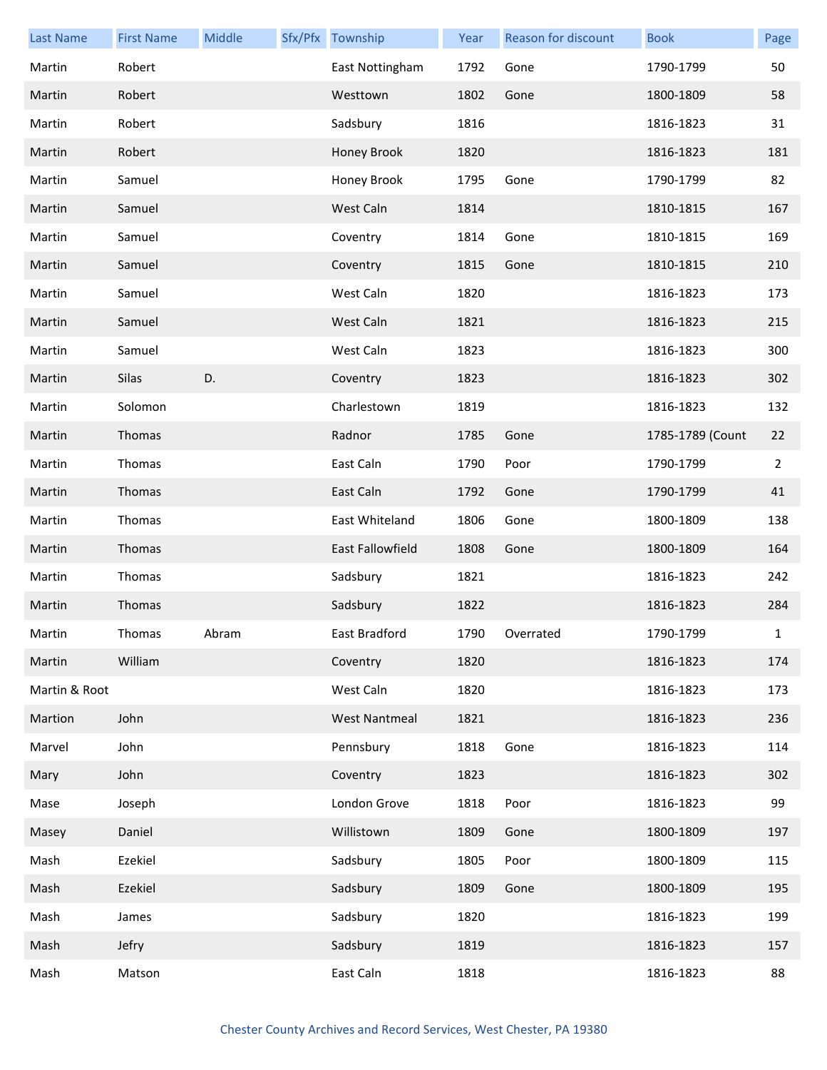| Last Name | First Name | Middle | Sfx/Pfx | Township | Year | Reason for discount | Book | Page |
|---|---|---|---|---|---|---|---|---|
| Martin | Robert | | | East Nottingham | 1792 | Gone | 1790-1799 | 50 |
| Martin | Robert | | | Westtown | 1802 | Gone | 1800-1809 | 58 |
| Martin | Robert | | | Sadsbury | 1816 | | 1816-1823 | 31 |
| Martin | Robert | | | Honey Brook | 1820 | | 1816-1823 | 181 |
| Martin | Samuel | | | Honey Brook | 1795 | Gone | 1790-1799 | 82 |
| Martin | Samuel | | | West Caln | 1814 | | 1810-1815 | 167 |
| Martin | Samuel | | | Coventry | 1814 | Gone | 1810-1815 | 169 |
| Martin | Samuel | | | Coventry | 1815 | Gone | 1810-1815 | 210 |
| Martin | Samuel | | | West Caln | 1820 | | 1816-1823 | 173 |
| Martin | Samuel | | | West Caln | 1821 | | 1816-1823 | 215 |
| Martin | Samuel | | | West Caln | 1823 | | 1816-1823 | 300 |
| Martin | Silas | D. | | Coventry | 1823 | | 1816-1823 | 302 |
| Martin | Solomon | | | Charlestown | 1819 | | 1816-1823 | 132 |
| Martin | Thomas | | | Radnor | 1785 | Gone | 1785-1789 (Count | 22 |
| Martin | Thomas | | | East Caln | 1790 | Poor | 1790-1799 | 2 |
| Martin | Thomas | | | East Caln | 1792 | Gone | 1790-1799 | 41 |
| Martin | Thomas | | | East Whiteland | 1806 | Gone | 1800-1809 | 138 |
| Martin | Thomas | | | East Fallowfield | 1808 | Gone | 1800-1809 | 164 |
| Martin | Thomas | | | Sadsbury | 1821 | | 1816-1823 | 242 |
| Martin | Thomas | | | Sadsbury | 1822 | | 1816-1823 | 284 |
| Martin | Thomas | Abram | | East Bradford | 1790 | Overrated | 1790-1799 | 1 |
| Martin | William | | | Coventry | 1820 | | 1816-1823 | 174 |
| Martin & Root | | | | West Caln | 1820 | | 1816-1823 | 173 |
| Martion | John | | | West Nantmeal | 1821 | | 1816-1823 | 236 |
| Marvel | John | | | Pennsbury | 1818 | Gone | 1816-1823 | 114 |
| Mary | John | | | Coventry | 1823 | | 1816-1823 | 302 |
| Mase | Joseph | | | London Grove | 1818 | Poor | 1816-1823 | 99 |
| Masey | Daniel | | | Willistown | 1809 | Gone | 1800-1809 | 197 |
| Mash | Ezekiel | | | Sadsbury | 1805 | Poor | 1800-1809 | 115 |
| Mash | Ezekiel | | | Sadsbury | 1809 | Gone | 1800-1809 | 195 |
| Mash | James | | | Sadsbury | 1820 | | 1816-1823 | 199 |
| Mash | Jefry | | | Sadsbury | 1819 | | 1816-1823 | 157 |
| Mash | Matson | | | East Caln | 1818 | | 1816-1823 | 88 |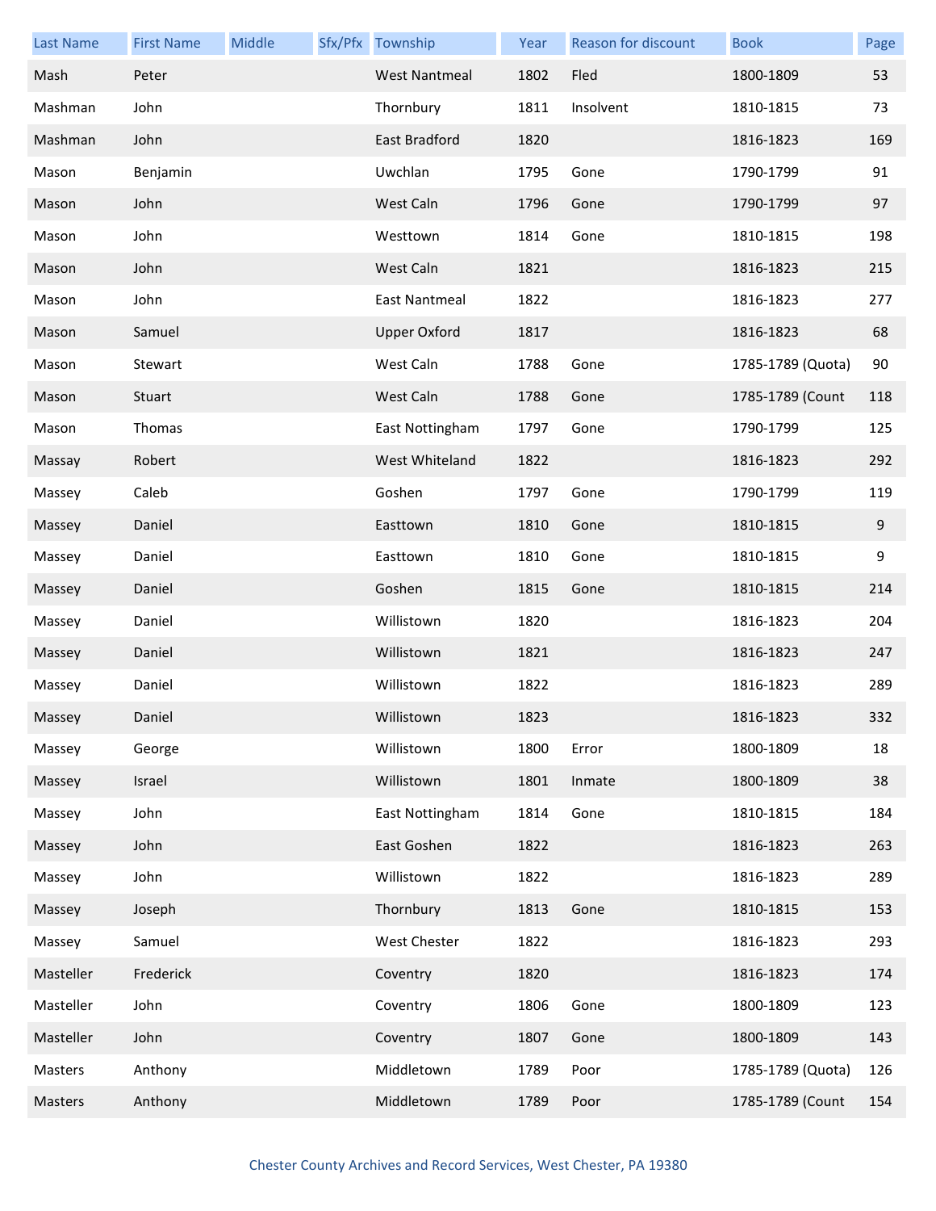| Last Name | First Name | Middle | Sfx/Pfx | Township | Year | Reason for discount | Book | Page |
|---|---|---|---|---|---|---|---|---|
| Mash | Peter | | | West Nantmeal | 1802 | Fled | 1800-1809 | 53 |
| Mashman | John | | | Thornbury | 1811 | Insolvent | 1810-1815 | 73 |
| Mashman | John | | | East Bradford | 1820 | | 1816-1823 | 169 |
| Mason | Benjamin | | | Uwchlan | 1795 | Gone | 1790-1799 | 91 |
| Mason | John | | | West Caln | 1796 | Gone | 1790-1799 | 97 |
| Mason | John | | | Westtown | 1814 | Gone | 1810-1815 | 198 |
| Mason | John | | | West Caln | 1821 | | 1816-1823 | 215 |
| Mason | John | | | East Nantmeal | 1822 | | 1816-1823 | 277 |
| Mason | Samuel | | | Upper Oxford | 1817 | | 1816-1823 | 68 |
| Mason | Stewart | | | West Caln | 1788 | Gone | 1785-1789 (Quota) | 90 |
| Mason | Stuart | | | West Caln | 1788 | Gone | 1785-1789 (Count | 118 |
| Mason | Thomas | | | East Nottingham | 1797 | Gone | 1790-1799 | 125 |
| Massay | Robert | | | West Whiteland | 1822 | | 1816-1823 | 292 |
| Massey | Caleb | | | Goshen | 1797 | Gone | 1790-1799 | 119 |
| Massey | Daniel | | | Easttown | 1810 | Gone | 1810-1815 | 9 |
| Massey | Daniel | | | Easttown | 1810 | Gone | 1810-1815 | 9 |
| Massey | Daniel | | | Goshen | 1815 | Gone | 1810-1815 | 214 |
| Massey | Daniel | | | Willistown | 1820 | | 1816-1823 | 204 |
| Massey | Daniel | | | Willistown | 1821 | | 1816-1823 | 247 |
| Massey | Daniel | | | Willistown | 1822 | | 1816-1823 | 289 |
| Massey | Daniel | | | Willistown | 1823 | | 1816-1823 | 332 |
| Massey | George | | | Willistown | 1800 | Error | 1800-1809 | 18 |
| Massey | Israel | | | Willistown | 1801 | Inmate | 1800-1809 | 38 |
| Massey | John | | | East Nottingham | 1814 | Gone | 1810-1815 | 184 |
| Massey | John | | | East Goshen | 1822 | | 1816-1823 | 263 |
| Massey | John | | | Willistown | 1822 | | 1816-1823 | 289 |
| Massey | Joseph | | | Thornbury | 1813 | Gone | 1810-1815 | 153 |
| Massey | Samuel | | | West Chester | 1822 | | 1816-1823 | 293 |
| Masteller | Frederick | | | Coventry | 1820 | | 1816-1823 | 174 |
| Masteller | John | | | Coventry | 1806 | Gone | 1800-1809 | 123 |
| Masteller | John | | | Coventry | 1807 | Gone | 1800-1809 | 143 |
| Masters | Anthony | | | Middletown | 1789 | Poor | 1785-1789 (Quota) | 126 |
| Masters | Anthony | | | Middletown | 1789 | Poor | 1785-1789 (Count | 154 |

Chester County Archives and Record Services, West Chester, PA 19380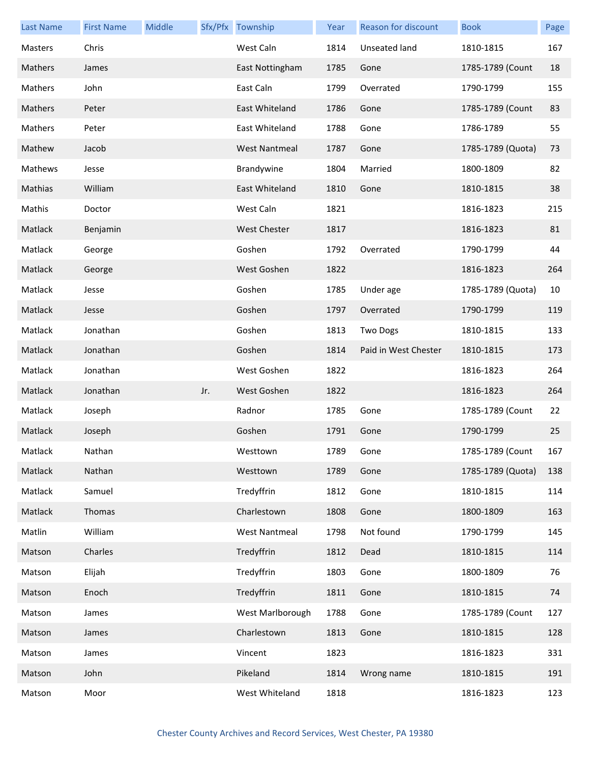| Last Name | First Name | Middle | Sfx/Pfx | Township | Year | Reason for discount | Book | Page |
|---|---|---|---|---|---|---|---|---|
| Masters | Chris | | | West Caln | 1814 | Unseated land | 1810-1815 | 167 |
| Mathers | James | | | East Nottingham | 1785 | Gone | 1785-1789 (Count | 18 |
| Mathers | John | | | East Caln | 1799 | Overrated | 1790-1799 | 155 |
| Mathers | Peter | | | East Whiteland | 1786 | Gone | 1785-1789 (Count | 83 |
| Mathers | Peter | | | East Whiteland | 1788 | Gone | 1786-1789 | 55 |
| Mathew | Jacob | | | West Nantmeal | 1787 | Gone | 1785-1789 (Quota) | 73 |
| Mathews | Jesse | | | Brandywine | 1804 | Married | 1800-1809 | 82 |
| Mathias | William | | | East Whiteland | 1810 | Gone | 1810-1815 | 38 |
| Mathis | Doctor | | | West Caln | 1821 | | 1816-1823 | 215 |
| Matlack | Benjamin | | | West Chester | 1817 | | 1816-1823 | 81 |
| Matlack | George | | | Goshen | 1792 | Overrated | 1790-1799 | 44 |
| Matlack | George | | | West Goshen | 1822 | | 1816-1823 | 264 |
| Matlack | Jesse | | | Goshen | 1785 | Under age | 1785-1789 (Quota) | 10 |
| Matlack | Jesse | | | Goshen | 1797 | Overrated | 1790-1799 | 119 |
| Matlack | Jonathan | | | Goshen | 1813 | Two Dogs | 1810-1815 | 133 |
| Matlack | Jonathan | | | Goshen | 1814 | Paid in West Chester | 1810-1815 | 173 |
| Matlack | Jonathan | | | West Goshen | 1822 | | 1816-1823 | 264 |
| Matlack | Jonathan | | Jr. | West Goshen | 1822 | | 1816-1823 | 264 |
| Matlack | Joseph | | | Radnor | 1785 | Gone | 1785-1789 (Count | 22 |
| Matlack | Joseph | | | Goshen | 1791 | Gone | 1790-1799 | 25 |
| Matlack | Nathan | | | Westtown | 1789 | Gone | 1785-1789 (Count | 167 |
| Matlack | Nathan | | | Westtown | 1789 | Gone | 1785-1789 (Quota) | 138 |
| Matlack | Samuel | | | Tredyffrin | 1812 | Gone | 1810-1815 | 114 |
| Matlack | Thomas | | | Charlestown | 1808 | Gone | 1800-1809 | 163 |
| Matlin | William | | | West Nantmeal | 1798 | Not found | 1790-1799 | 145 |
| Matson | Charles | | | Tredyffrin | 1812 | Dead | 1810-1815 | 114 |
| Matson | Elijah | | | Tredyffrin | 1803 | Gone | 1800-1809 | 76 |
| Matson | Enoch | | | Tredyffrin | 1811 | Gone | 1810-1815 | 74 |
| Matson | James | | | West Marlborough | 1788 | Gone | 1785-1789 (Count | 127 |
| Matson | James | | | Charlestown | 1813 | Gone | 1810-1815 | 128 |
| Matson | James | | | Vincent | 1823 | | 1816-1823 | 331 |
| Matson | John | | | Pikeland | 1814 | Wrong name | 1810-1815 | 191 |
| Matson | Moor | | | West Whiteland | 1818 | | 1816-1823 | 123 |

Chester County Archives and Record Services, West Chester, PA 19380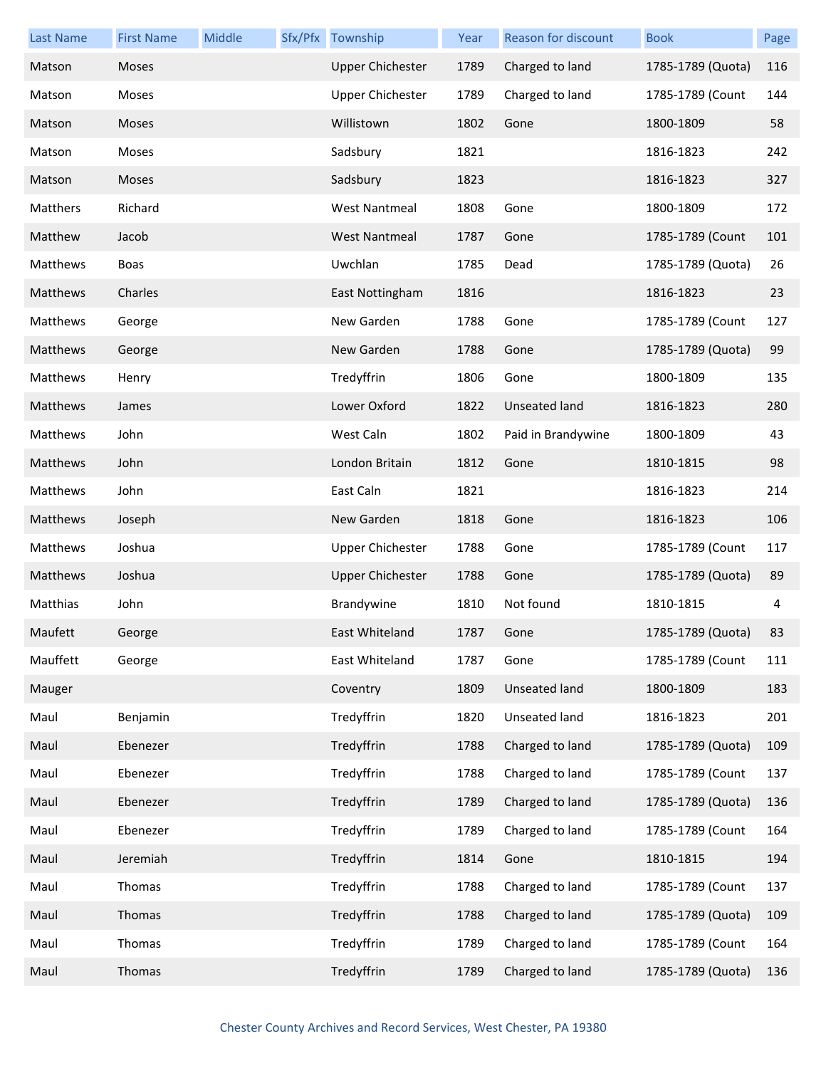| Last Name | First Name | Middle | Sfx/Pfx | Township | Year | Reason for discount | Book | Page |
|---|---|---|---|---|---|---|---|---|
| Matson | Moses | | | Upper Chichester | 1789 | Charged to land | 1785-1789 (Quota) | 116 |
| Matson | Moses | | | Upper Chichester | 1789 | Charged to land | 1785-1789 (Count | 144 |
| Matson | Moses | | | Willistown | 1802 | Gone | 1800-1809 | 58 |
| Matson | Moses | | | Sadsbury | 1821 | | 1816-1823 | 242 |
| Matson | Moses | | | Sadsbury | 1823 | | 1816-1823 | 327 |
| Matthers | Richard | | | West Nantmeal | 1808 | Gone | 1800-1809 | 172 |
| Matthew | Jacob | | | West Nantmeal | 1787 | Gone | 1785-1789 (Count | 101 |
| Matthews | Boas | | | Uwchlan | 1785 | Dead | 1785-1789 (Quota) | 26 |
| Matthews | Charles | | | East Nottingham | 1816 | | 1816-1823 | 23 |
| Matthews | George | | | New Garden | 1788 | Gone | 1785-1789 (Count | 127 |
| Matthews | George | | | New Garden | 1788 | Gone | 1785-1789 (Quota) | 99 |
| Matthews | Henry | | | Tredyffrin | 1806 | Gone | 1800-1809 | 135 |
| Matthews | James | | | Lower Oxford | 1822 | Unseated land | 1816-1823 | 280 |
| Matthews | John | | | West Caln | 1802 | Paid in Brandywine | 1800-1809 | 43 |
| Matthews | John | | | London Britain | 1812 | Gone | 1810-1815 | 98 |
| Matthews | John | | | East Caln | 1821 | | 1816-1823 | 214 |
| Matthews | Joseph | | | New Garden | 1818 | Gone | 1816-1823 | 106 |
| Matthews | Joshua | | | Upper Chichester | 1788 | Gone | 1785-1789 (Count | 117 |
| Matthews | Joshua | | | Upper Chichester | 1788 | Gone | 1785-1789 (Quota) | 89 |
| Matthias | John | | | Brandywine | 1810 | Not found | 1810-1815 | 4 |
| Maufett | George | | | East Whiteland | 1787 | Gone | 1785-1789 (Quota) | 83 |
| Mauffett | George | | | East Whiteland | 1787 | Gone | 1785-1789 (Count | 111 |
| Mauger | | | | Coventry | 1809 | Unseated land | 1800-1809 | 183 |
| Maul | Benjamin | | | Tredyffrin | 1820 | Unseated land | 1816-1823 | 201 |
| Maul | Ebenezer | | | Tredyffrin | 1788 | Charged to land | 1785-1789 (Quota) | 109 |
| Maul | Ebenezer | | | Tredyffrin | 1788 | Charged to land | 1785-1789 (Count | 137 |
| Maul | Ebenezer | | | Tredyffrin | 1789 | Charged to land | 1785-1789 (Quota) | 136 |
| Maul | Ebenezer | | | Tredyffrin | 1789 | Charged to land | 1785-1789 (Count | 164 |
| Maul | Jeremiah | | | Tredyffrin | 1814 | Gone | 1810-1815 | 194 |
| Maul | Thomas | | | Tredyffrin | 1788 | Charged to land | 1785-1789 (Count | 137 |
| Maul | Thomas | | | Tredyffrin | 1788 | Charged to land | 1785-1789 (Quota) | 109 |
| Maul | Thomas | | | Tredyffrin | 1789 | Charged to land | 1785-1789 (Count | 164 |
| Maul | Thomas | | | Tredyffrin | 1789 | Charged to land | 1785-1789 (Quota) | 136 |

Chester County Archives and Record Services, West Chester, PA 19380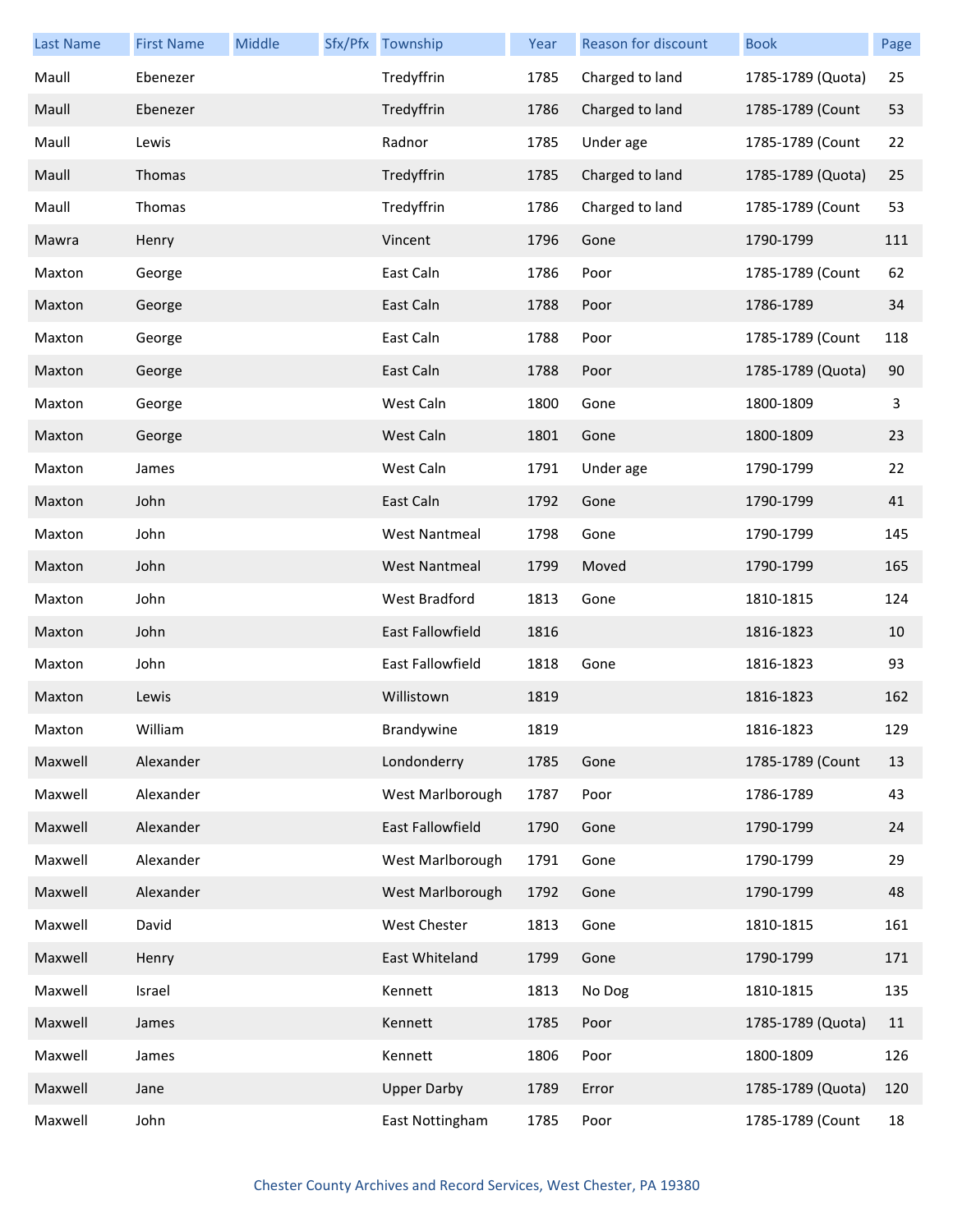| Last Name | First Name | Middle | Sfx/Pfx | Township | Year | Reason for discount | Book | Page |
|---|---|---|---|---|---|---|---|---|
| Maull | Ebenezer | | | Tredyffrin | 1785 | Charged to land | 1785-1789 (Quota) | 25 |
| Maull | Ebenezer | | | Tredyffrin | 1786 | Charged to land | 1785-1789 (Count | 53 |
| Maull | Lewis | | | Radnor | 1785 | Under age | 1785-1789 (Count | 22 |
| Maull | Thomas | | | Tredyffrin | 1785 | Charged to land | 1785-1789 (Quota) | 25 |
| Maull | Thomas | | | Tredyffrin | 1786 | Charged to land | 1785-1789 (Count | 53 |
| Mawra | Henry | | | Vincent | 1796 | Gone | 1790-1799 | 111 |
| Maxton | George | | | East Caln | 1786 | Poor | 1785-1789 (Count | 62 |
| Maxton | George | | | East Caln | 1788 | Poor | 1786-1789 | 34 |
| Maxton | George | | | East Caln | 1788 | Poor | 1785-1789 (Count | 118 |
| Maxton | George | | | East Caln | 1788 | Poor | 1785-1789 (Quota) | 90 |
| Maxton | George | | | West Caln | 1800 | Gone | 1800-1809 | 3 |
| Maxton | George | | | West Caln | 1801 | Gone | 1800-1809 | 23 |
| Maxton | James | | | West Caln | 1791 | Under age | 1790-1799 | 22 |
| Maxton | John | | | East Caln | 1792 | Gone | 1790-1799 | 41 |
| Maxton | John | | | West Nantmeal | 1798 | Gone | 1790-1799 | 145 |
| Maxton | John | | | West Nantmeal | 1799 | Moved | 1790-1799 | 165 |
| Maxton | John | | | West Bradford | 1813 | Gone | 1810-1815 | 124 |
| Maxton | John | | | East Fallowfield | 1816 | | 1816-1823 | 10 |
| Maxton | John | | | East Fallowfield | 1818 | Gone | 1816-1823 | 93 |
| Maxton | Lewis | | | Willistown | 1819 | | 1816-1823 | 162 |
| Maxton | William | | | Brandywine | 1819 | | 1816-1823 | 129 |
| Maxwell | Alexander | | | Londonderry | 1785 | Gone | 1785-1789 (Count | 13 |
| Maxwell | Alexander | | | West Marlborough | 1787 | Poor | 1786-1789 | 43 |
| Maxwell | Alexander | | | East Fallowfield | 1790 | Gone | 1790-1799 | 24 |
| Maxwell | Alexander | | | West Marlborough | 1791 | Gone | 1790-1799 | 29 |
| Maxwell | Alexander | | | West Marlborough | 1792 | Gone | 1790-1799 | 48 |
| Maxwell | David | | | West Chester | 1813 | Gone | 1810-1815 | 161 |
| Maxwell | Henry | | | East Whiteland | 1799 | Gone | 1790-1799 | 171 |
| Maxwell | Israel | | | Kennett | 1813 | No Dog | 1810-1815 | 135 |
| Maxwell | James | | | Kennett | 1785 | Poor | 1785-1789 (Quota) | 11 |
| Maxwell | James | | | Kennett | 1806 | Poor | 1800-1809 | 126 |
| Maxwell | Jane | | | Upper Darby | 1789 | Error | 1785-1789 (Quota) | 120 |
| Maxwell | John | | | East Nottingham | 1785 | Poor | 1785-1789 (Count | 18 |

Chester County Archives and Record Services, West Chester, PA 19380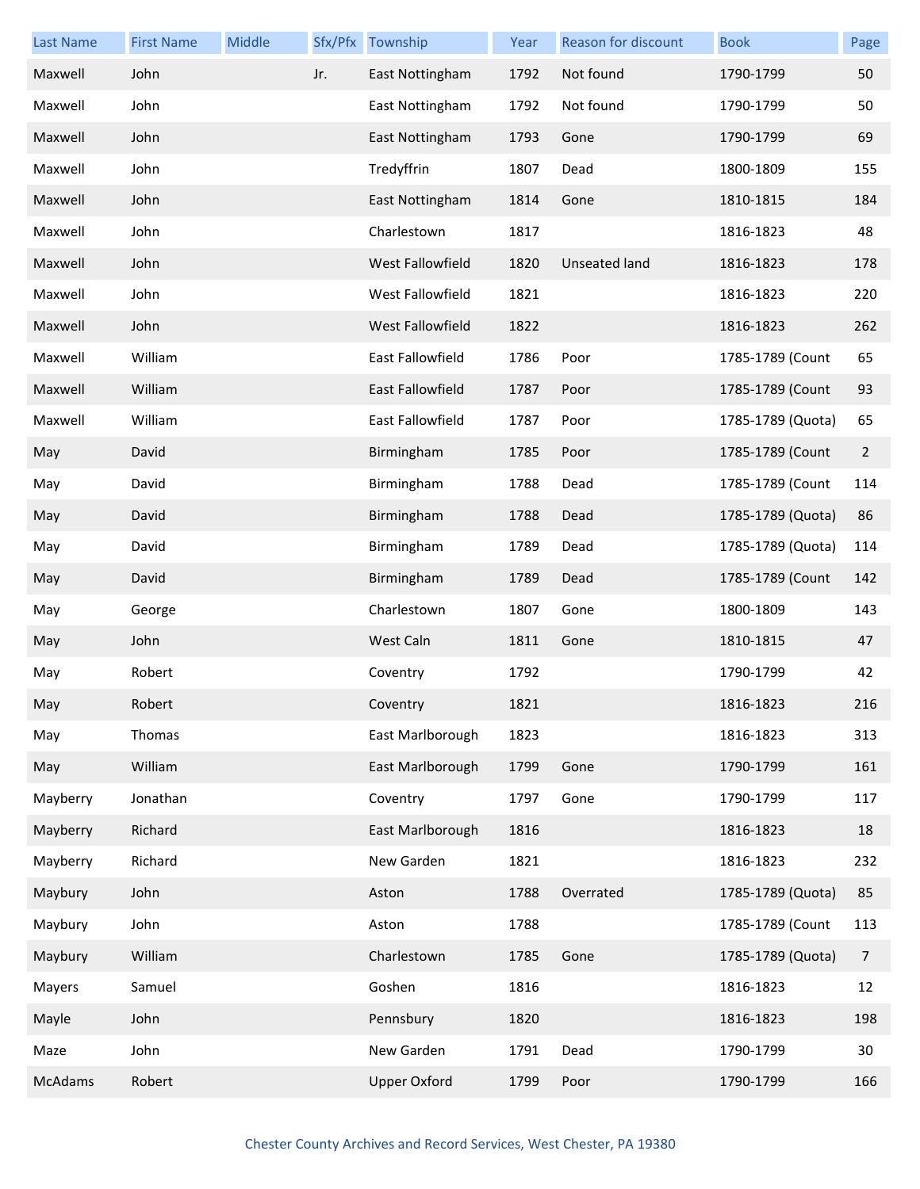| Last Name | First Name | Middle | Sfx/Pfx | Township | Year | Reason for discount | Book | Page |
|---|---|---|---|---|---|---|---|---|
| Maxwell | John | | Jr. | East Nottingham | 1792 | Not found | 1790-1799 | 50 |
| Maxwell | John | | | East Nottingham | 1792 | Not found | 1790-1799 | 50 |
| Maxwell | John | | | East Nottingham | 1793 | Gone | 1790-1799 | 69 |
| Maxwell | John | | | Tredyffrin | 1807 | Dead | 1800-1809 | 155 |
| Maxwell | John | | | East Nottingham | 1814 | Gone | 1810-1815 | 184 |
| Maxwell | John | | | Charlestown | 1817 | | 1816-1823 | 48 |
| Maxwell | John | | | West Fallowfield | 1820 | Unseated land | 1816-1823 | 178 |
| Maxwell | John | | | West Fallowfield | 1821 | | 1816-1823 | 220 |
| Maxwell | John | | | West Fallowfield | 1822 | | 1816-1823 | 262 |
| Maxwell | William | | | East Fallowfield | 1786 | Poor | 1785-1789 (Count | 65 |
| Maxwell | William | | | East Fallowfield | 1787 | Poor | 1785-1789 (Count | 93 |
| Maxwell | William | | | East Fallowfield | 1787 | Poor | 1785-1789 (Quota) | 65 |
| May | David | | | Birmingham | 1785 | Poor | 1785-1789 (Count | 2 |
| May | David | | | Birmingham | 1788 | Dead | 1785-1789 (Count | 114 |
| May | David | | | Birmingham | 1788 | Dead | 1785-1789 (Quota) | 86 |
| May | David | | | Birmingham | 1789 | Dead | 1785-1789 (Quota) | 114 |
| May | David | | | Birmingham | 1789 | Dead | 1785-1789 (Count | 142 |
| May | George | | | Charlestown | 1807 | Gone | 1800-1809 | 143 |
| May | John | | | West Caln | 1811 | Gone | 1810-1815 | 47 |
| May | Robert | | | Coventry | 1792 | | 1790-1799 | 42 |
| May | Robert | | | Coventry | 1821 | | 1816-1823 | 216 |
| May | Thomas | | | East Marlborough | 1823 | | 1816-1823 | 313 |
| May | William | | | East Marlborough | 1799 | Gone | 1790-1799 | 161 |
| Mayberry | Jonathan | | | Coventry | 1797 | Gone | 1790-1799 | 117 |
| Mayberry | Richard | | | East Marlborough | 1816 | | 1816-1823 | 18 |
| Mayberry | Richard | | | New Garden | 1821 | | 1816-1823 | 232 |
| Maybury | John | | | Aston | 1788 | Overrated | 1785-1789 (Quota) | 85 |
| Maybury | John | | | Aston | 1788 | | 1785-1789 (Count | 113 |
| Maybury | William | | | Charlestown | 1785 | Gone | 1785-1789 (Quota) | 7 |
| Mayers | Samuel | | | Goshen | 1816 | | 1816-1823 | 12 |
| Mayle | John | | | Pennsbury | 1820 | | 1816-1823 | 198 |
| Maze | John | | | New Garden | 1791 | Dead | 1790-1799 | 30 |
| McAdams | Robert | | | Upper Oxford | 1799 | Poor | 1790-1799 | 166 |

Chester County Archives and Record Services, West Chester, PA 19380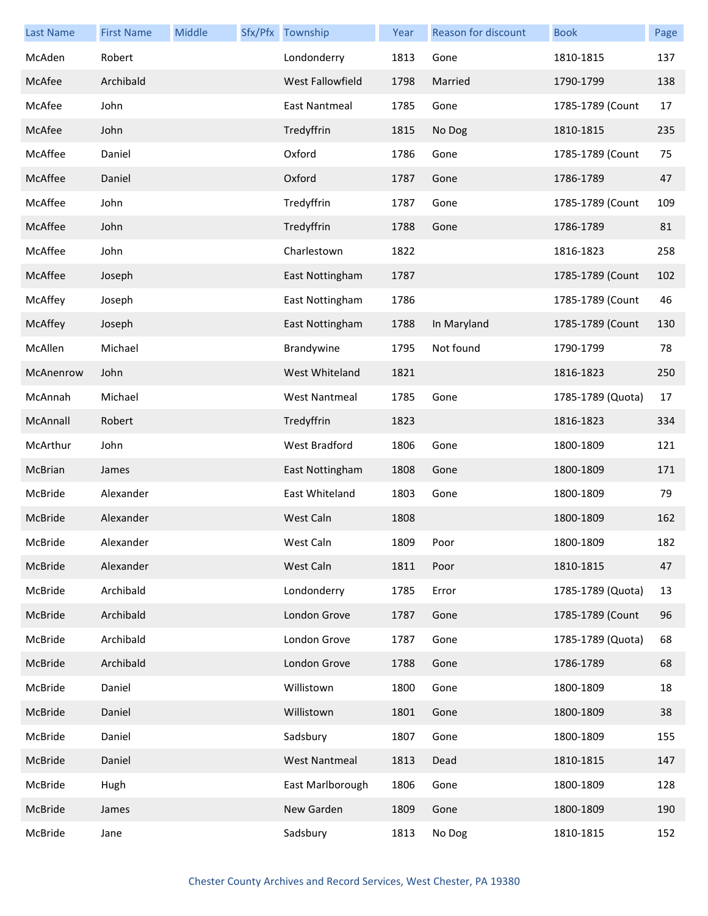| Last Name | First Name | Middle | Sfx/Pfx | Township | Year | Reason for discount | Book | Page |
|---|---|---|---|---|---|---|---|---|
| McAden | Robert | | | Londonderry | 1813 | Gone | 1810-1815 | 137 |
| McAfee | Archibald | | | West Fallowfield | 1798 | Married | 1790-1799 | 138 |
| McAfee | John | | | East Nantmeal | 1785 | Gone | 1785-1789 (Count | 17 |
| McAfee | John | | | Tredyffrin | 1815 | No Dog | 1810-1815 | 235 |
| McAffee | Daniel | | | Oxford | 1786 | Gone | 1785-1789 (Count | 75 |
| McAffee | Daniel | | | Oxford | 1787 | Gone | 1786-1789 | 47 |
| McAffee | John | | | Tredyffrin | 1787 | Gone | 1785-1789 (Count | 109 |
| McAffee | John | | | Tredyffrin | 1788 | Gone | 1786-1789 | 81 |
| McAffee | John | | | Charlestown | 1822 | | 1816-1823 | 258 |
| McAffee | Joseph | | | East Nottingham | 1787 | | 1785-1789 (Count | 102 |
| McAffey | Joseph | | | East Nottingham | 1786 | | 1785-1789 (Count | 46 |
| McAffey | Joseph | | | East Nottingham | 1788 | In Maryland | 1785-1789 (Count | 130 |
| McAllen | Michael | | | Brandywine | 1795 | Not found | 1790-1799 | 78 |
| McAnenrow | John | | | West Whiteland | 1821 | | 1816-1823 | 250 |
| McAnnah | Michael | | | West Nantmeal | 1785 | Gone | 1785-1789 (Quota) | 17 |
| McAnnall | Robert | | | Tredyffrin | 1823 | | 1816-1823 | 334 |
| McArthur | John | | | West Bradford | 1806 | Gone | 1800-1809 | 121 |
| McBrian | James | | | East Nottingham | 1808 | Gone | 1800-1809 | 171 |
| McBride | Alexander | | | East Whiteland | 1803 | Gone | 1800-1809 | 79 |
| McBride | Alexander | | | West Caln | 1808 | | 1800-1809 | 162 |
| McBride | Alexander | | | West Caln | 1809 | Poor | 1800-1809 | 182 |
| McBride | Alexander | | | West Caln | 1811 | Poor | 1810-1815 | 47 |
| McBride | Archibald | | | Londonderry | 1785 | Error | 1785-1789 (Quota) | 13 |
| McBride | Archibald | | | London Grove | 1787 | Gone | 1785-1789 (Count | 96 |
| McBride | Archibald | | | London Grove | 1787 | Gone | 1785-1789 (Quota) | 68 |
| McBride | Archibald | | | London Grove | 1788 | Gone | 1786-1789 | 68 |
| McBride | Daniel | | | Willistown | 1800 | Gone | 1800-1809 | 18 |
| McBride | Daniel | | | Willistown | 1801 | Gone | 1800-1809 | 38 |
| McBride | Daniel | | | Sadsbury | 1807 | Gone | 1800-1809 | 155 |
| McBride | Daniel | | | West Nantmeal | 1813 | Dead | 1810-1815 | 147 |
| McBride | Hugh | | | East Marlborough | 1806 | Gone | 1800-1809 | 128 |
| McBride | James | | | New Garden | 1809 | Gone | 1800-1809 | 190 |
| McBride | Jane | | | Sadsbury | 1813 | No Dog | 1810-1815 | 152 |

Chester County Archives and Record Services, West Chester, PA 19380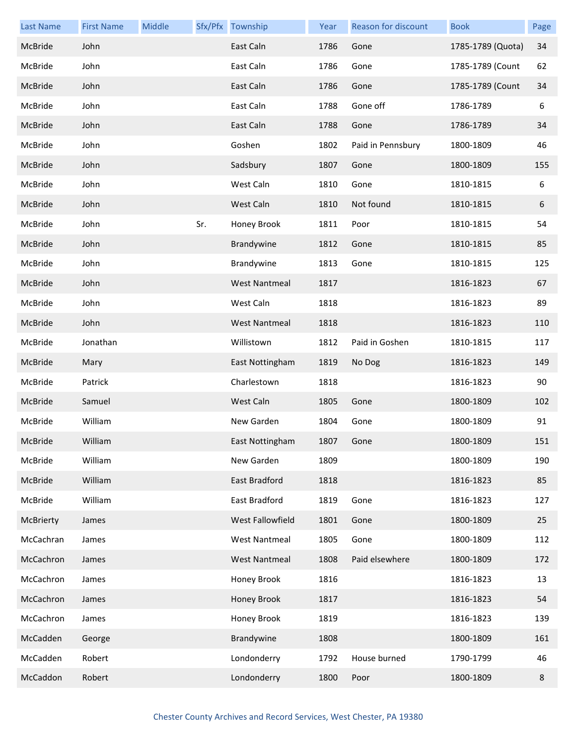| Last Name | First Name | Middle | Sfx/Pfx | Township | Year | Reason for discount | Book | Page |
|---|---|---|---|---|---|---|---|---|
| McBride | John | | | East Caln | 1786 | Gone | 1785-1789 (Quota) | 34 |
| McBride | John | | | East Caln | 1786 | Gone | 1785-1789 (Count | 62 |
| McBride | John | | | East Caln | 1786 | Gone | 1785-1789 (Count | 34 |
| McBride | John | | | East Caln | 1788 | Gone off | 1786-1789 | 6 |
| McBride | John | | | East Caln | 1788 | Gone | 1786-1789 | 34 |
| McBride | John | | | Goshen | 1802 | Paid in Pennsbury | 1800-1809 | 46 |
| McBride | John | | | Sadsbury | 1807 | Gone | 1800-1809 | 155 |
| McBride | John | | | West Caln | 1810 | Gone | 1810-1815 | 6 |
| McBride | John | | | West Caln | 1810 | Not found | 1810-1815 | 6 |
| McBride | John | | Sr. | Honey Brook | 1811 | Poor | 1810-1815 | 54 |
| McBride | John | | | Brandywine | 1812 | Gone | 1810-1815 | 85 |
| McBride | John | | | Brandywine | 1813 | Gone | 1810-1815 | 125 |
| McBride | John | | | West Nantmeal | 1817 | | 1816-1823 | 67 |
| McBride | John | | | West Caln | 1818 | | 1816-1823 | 89 |
| McBride | John | | | West Nantmeal | 1818 | | 1816-1823 | 110 |
| McBride | Jonathan | | | Willistown | 1812 | Paid in Goshen | 1810-1815 | 117 |
| McBride | Mary | | | East Nottingham | 1819 | No Dog | 1816-1823 | 149 |
| McBride | Patrick | | | Charlestown | 1818 | | 1816-1823 | 90 |
| McBride | Samuel | | | West Caln | 1805 | Gone | 1800-1809 | 102 |
| McBride | William | | | New Garden | 1804 | Gone | 1800-1809 | 91 |
| McBride | William | | | East Nottingham | 1807 | Gone | 1800-1809 | 151 |
| McBride | William | | | New Garden | 1809 | | 1800-1809 | 190 |
| McBride | William | | | East Bradford | 1818 | | 1816-1823 | 85 |
| McBride | William | | | East Bradford | 1819 | Gone | 1816-1823 | 127 |
| McBrierty | James | | | West Fallowfield | 1801 | Gone | 1800-1809 | 25 |
| McCachran | James | | | West Nantmeal | 1805 | Gone | 1800-1809 | 112 |
| McCachron | James | | | West Nantmeal | 1808 | Paid elsewhere | 1800-1809 | 172 |
| McCachron | James | | | Honey Brook | 1816 | | 1816-1823 | 13 |
| McCachron | James | | | Honey Brook | 1817 | | 1816-1823 | 54 |
| McCachron | James | | | Honey Brook | 1819 | | 1816-1823 | 139 |
| McCadden | George | | | Brandywine | 1808 | | 1800-1809 | 161 |
| McCadden | Robert | | | Londonderry | 1792 | House burned | 1790-1799 | 46 |
| McCaddon | Robert | | | Londonderry | 1800 | Poor | 1800-1809 | 8 |

Chester County Archives and Record Services, West Chester, PA 19380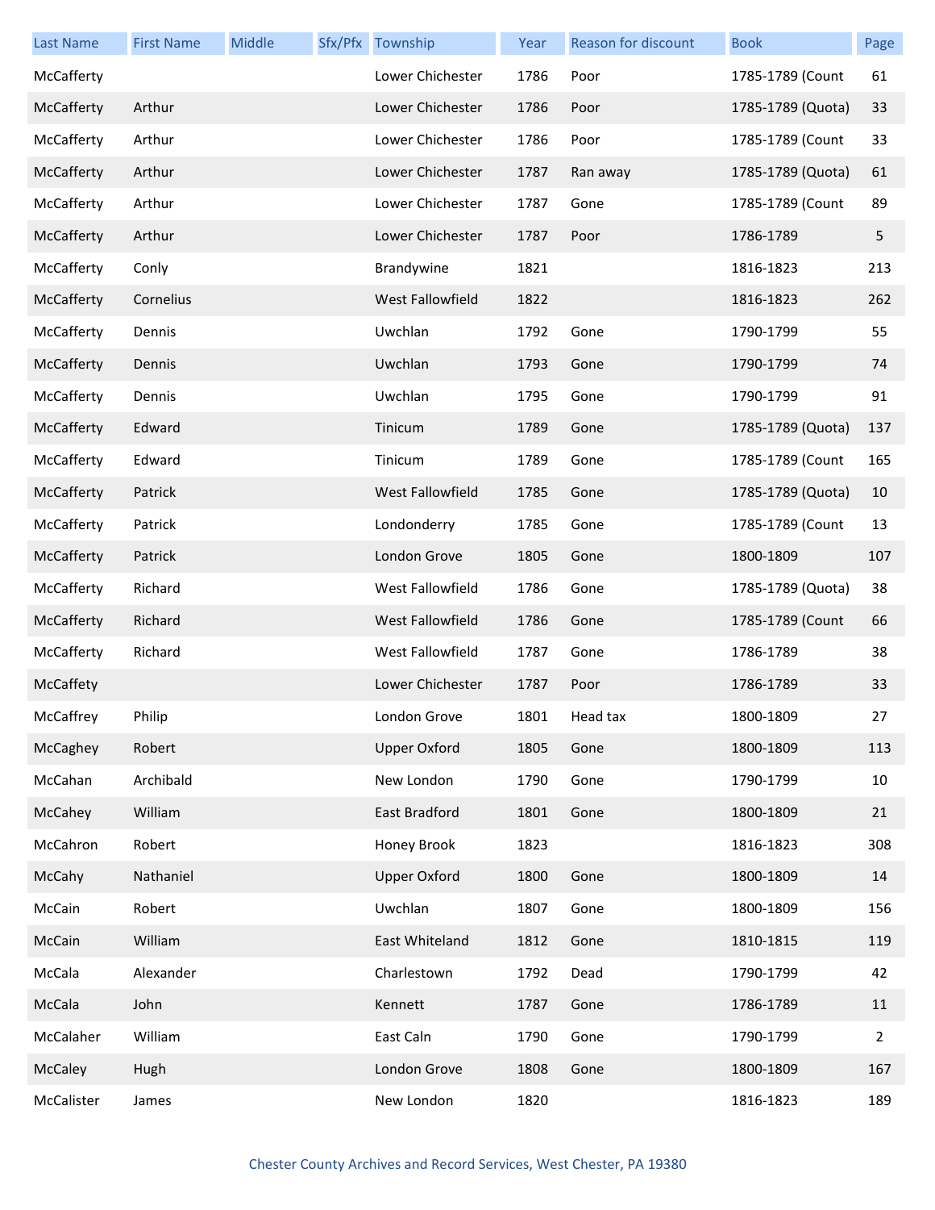| Last Name | First Name | Middle | Sfx/Pfx | Township | Year | Reason for discount | Book | Page |
|---|---|---|---|---|---|---|---|---|
| McCafferty | | | | Lower Chichester | 1786 | Poor | 1785-1789 (Count | 61 |
| McCafferty | Arthur | | | Lower Chichester | 1786 | Poor | 1785-1789 (Quota) | 33 |
| McCafferty | Arthur | | | Lower Chichester | 1786 | Poor | 1785-1789 (Count | 33 |
| McCafferty | Arthur | | | Lower Chichester | 1787 | Ran away | 1785-1789 (Quota) | 61 |
| McCafferty | Arthur | | | Lower Chichester | 1787 | Gone | 1785-1789 (Count | 89 |
| McCafferty | Arthur | | | Lower Chichester | 1787 | Poor | 1786-1789 | 5 |
| McCafferty | Conly | | | Brandywine | 1821 | | 1816-1823 | 213 |
| McCafferty | Cornelius | | | West Fallowfield | 1822 | | 1816-1823 | 262 |
| McCafferty | Dennis | | | Uwchlan | 1792 | Gone | 1790-1799 | 55 |
| McCafferty | Dennis | | | Uwchlan | 1793 | Gone | 1790-1799 | 74 |
| McCafferty | Dennis | | | Uwchlan | 1795 | Gone | 1790-1799 | 91 |
| McCafferty | Edward | | | Tinicum | 1789 | Gone | 1785-1789 (Quota) | 137 |
| McCafferty | Edward | | | Tinicum | 1789 | Gone | 1785-1789 (Count | 165 |
| McCafferty | Patrick | | | West Fallowfield | 1785 | Gone | 1785-1789 (Quota) | 10 |
| McCafferty | Patrick | | | Londonderry | 1785 | Gone | 1785-1789 (Count | 13 |
| McCafferty | Patrick | | | London Grove | 1805 | Gone | 1800-1809 | 107 |
| McCafferty | Richard | | | West Fallowfield | 1786 | Gone | 1785-1789 (Quota) | 38 |
| McCafferty | Richard | | | West Fallowfield | 1786 | Gone | 1785-1789 (Count | 66 |
| McCafferty | Richard | | | West Fallowfield | 1787 | Gone | 1786-1789 | 38 |
| McCaffety | | | | Lower Chichester | 1787 | Poor | 1786-1789 | 33 |
| McCaffrey | Philip | | | London Grove | 1801 | Head tax | 1800-1809 | 27 |
| McCaghey | Robert | | | Upper Oxford | 1805 | Gone | 1800-1809 | 113 |
| McCahan | Archibald | | | New London | 1790 | Gone | 1790-1799 | 10 |
| McCahey | William | | | East Bradford | 1801 | Gone | 1800-1809 | 21 |
| McCahron | Robert | | | Honey Brook | 1823 | | 1816-1823 | 308 |
| McCahy | Nathaniel | | | Upper Oxford | 1800 | Gone | 1800-1809 | 14 |
| McCain | Robert | | | Uwchlan | 1807 | Gone | 1800-1809 | 156 |
| McCain | William | | | East Whiteland | 1812 | Gone | 1810-1815 | 119 |
| McCala | Alexander | | | Charlestown | 1792 | Dead | 1790-1799 | 42 |
| McCala | John | | | Kennett | 1787 | Gone | 1786-1789 | 11 |
| McCalaher | William | | | East Caln | 1790 | Gone | 1790-1799 | 2 |
| McCaley | Hugh | | | London Grove | 1808 | Gone | 1800-1809 | 167 |
| McCalister | James | | | New London | 1820 | | 1816-1823 | 189 |

Chester County Archives and Record Services, West Chester, PA 19380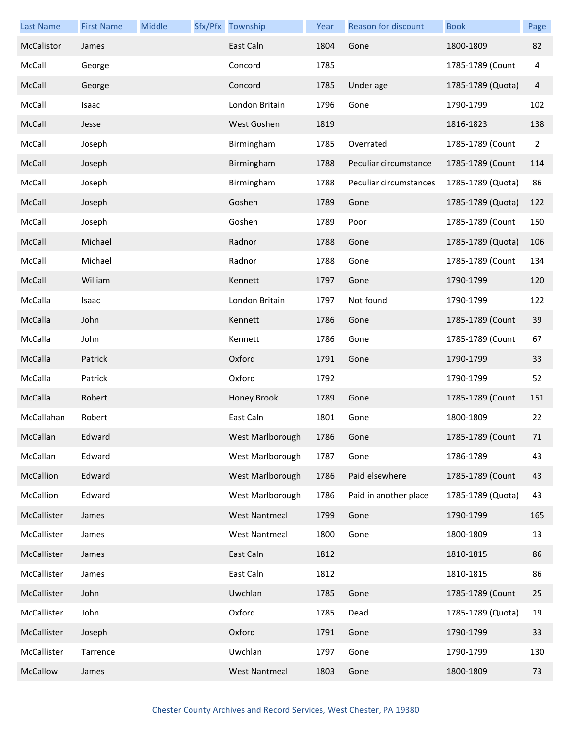| Last Name | First Name | Middle | Sfx/Pfx | Township | Year | Reason for discount | Book | Page |
|---|---|---|---|---|---|---|---|---|
| McCalistor | James | | | East Caln | 1804 | Gone | 1800-1809 | 82 |
| McCall | George | | | Concord | 1785 | | 1785-1789 (Count | 4 |
| McCall | George | | | Concord | 1785 | Under age | 1785-1789 (Quota) | 4 |
| McCall | Isaac | | | London Britain | 1796 | Gone | 1790-1799 | 102 |
| McCall | Jesse | | | West Goshen | 1819 | | 1816-1823 | 138 |
| McCall | Joseph | | | Birmingham | 1785 | Overrated | 1785-1789 (Count | 2 |
| McCall | Joseph | | | Birmingham | 1788 | Peculiar circumstance | 1785-1789 (Count | 114 |
| McCall | Joseph | | | Birmingham | 1788 | Peculiar circumstances | 1785-1789 (Quota) | 86 |
| McCall | Joseph | | | Goshen | 1789 | Gone | 1785-1789 (Quota) | 122 |
| McCall | Joseph | | | Goshen | 1789 | Poor | 1785-1789 (Count | 150 |
| McCall | Michael | | | Radnor | 1788 | Gone | 1785-1789 (Quota) | 106 |
| McCall | Michael | | | Radnor | 1788 | Gone | 1785-1789 (Count | 134 |
| McCall | William | | | Kennett | 1797 | Gone | 1790-1799 | 120 |
| McCalla | Isaac | | | London Britain | 1797 | Not found | 1790-1799 | 122 |
| McCalla | John | | | Kennett | 1786 | Gone | 1785-1789 (Count | 39 |
| McCalla | John | | | Kennett | 1786 | Gone | 1785-1789 (Count | 67 |
| McCalla | Patrick | | | Oxford | 1791 | Gone | 1790-1799 | 33 |
| McCalla | Patrick | | | Oxford | 1792 | | 1790-1799 | 52 |
| McCalla | Robert | | | Honey Brook | 1789 | Gone | 1785-1789 (Count | 151 |
| McCallahan | Robert | | | East Caln | 1801 | Gone | 1800-1809 | 22 |
| McCallan | Edward | | | West Marlborough | 1786 | Gone | 1785-1789 (Count | 71 |
| McCallan | Edward | | | West Marlborough | 1787 | Gone | 1786-1789 | 43 |
| McCallion | Edward | | | West Marlborough | 1786 | Paid elsewhere | 1785-1789 (Count | 43 |
| McCallion | Edward | | | West Marlborough | 1786 | Paid in another place | 1785-1789 (Quota) | 43 |
| McCallister | James | | | West Nantmeal | 1799 | Gone | 1790-1799 | 165 |
| McCallister | James | | | West Nantmeal | 1800 | Gone | 1800-1809 | 13 |
| McCallister | James | | | East Caln | 1812 | | 1810-1815 | 86 |
| McCallister | James | | | East Caln | 1812 | | 1810-1815 | 86 |
| McCallister | John | | | Uwchlan | 1785 | Gone | 1785-1789 (Count | 25 |
| McCallister | John | | | Oxford | 1785 | Dead | 1785-1789 (Quota) | 19 |
| McCallister | Joseph | | | Oxford | 1791 | Gone | 1790-1799 | 33 |
| McCallister | Tarrence | | | Uwchlan | 1797 | Gone | 1790-1799 | 130 |
| McCallow | James | | | West Nantmeal | 1803 | Gone | 1800-1809 | 73 |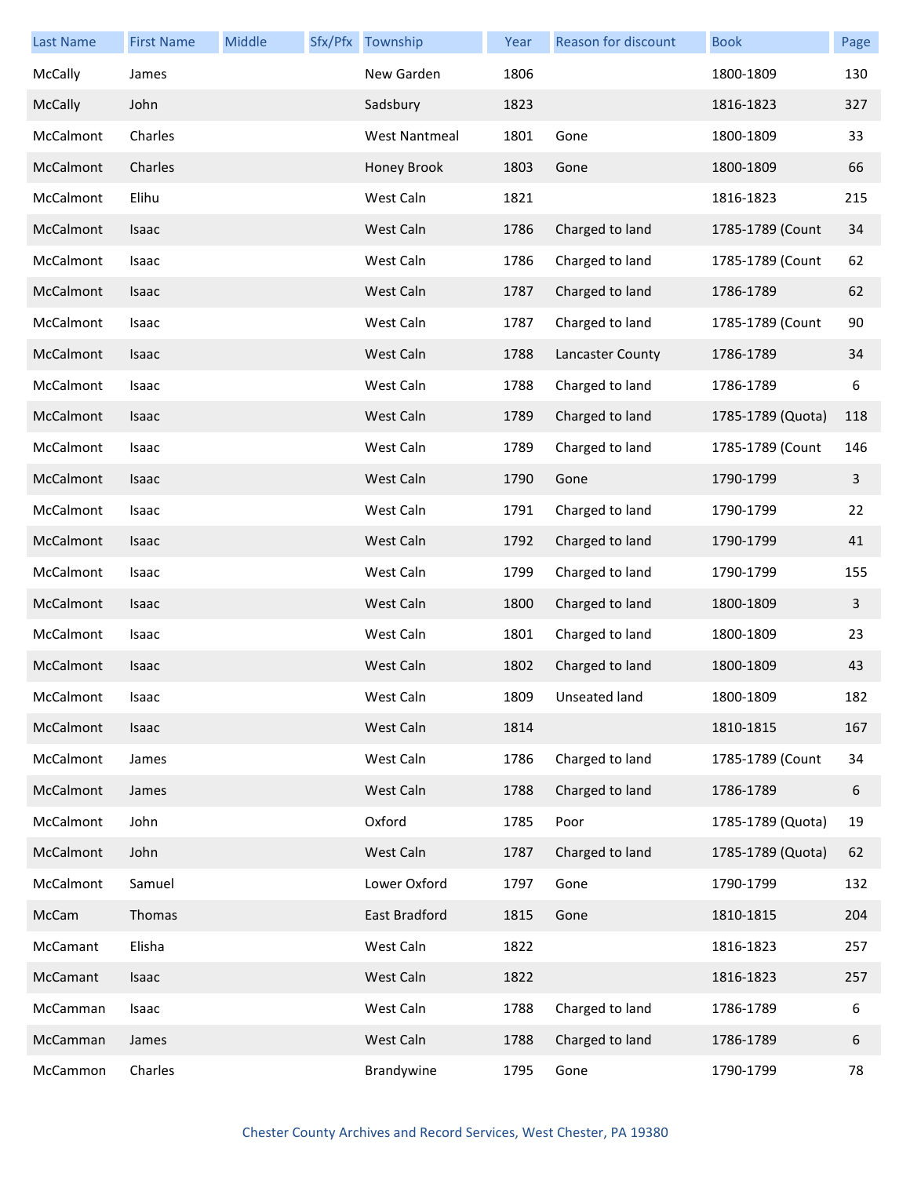| Last Name | First Name | Middle | Sfx/Pfx | Township | Year | Reason for discount | Book | Page |
| --- | --- | --- | --- | --- | --- | --- | --- | --- |
| McCally | James | | | New Garden | 1806 | | 1800-1809 | 130 |
| McCally | John | | | Sadsbury | 1823 | | 1816-1823 | 327 |
| McCalmont | Charles | | | West Nantmeal | 1801 | Gone | 1800-1809 | 33 |
| McCalmont | Charles | | | Honey Brook | 1803 | Gone | 1800-1809 | 66 |
| McCalmont | Elihu | | | West Caln | 1821 | | 1816-1823 | 215 |
| McCalmont | Isaac | | | West Caln | 1786 | Charged to land | 1785-1789 (Count | 34 |
| McCalmont | Isaac | | | West Caln | 1786 | Charged to land | 1785-1789 (Count | 62 |
| McCalmont | Isaac | | | West Caln | 1787 | Charged to land | 1786-1789 | 62 |
| McCalmont | Isaac | | | West Caln | 1787 | Charged to land | 1785-1789 (Count | 90 |
| McCalmont | Isaac | | | West Caln | 1788 | Lancaster County | 1786-1789 | 34 |
| McCalmont | Isaac | | | West Caln | 1788 | Charged to land | 1786-1789 | 6 |
| McCalmont | Isaac | | | West Caln | 1789 | Charged to land | 1785-1789 (Quota) | 118 |
| McCalmont | Isaac | | | West Caln | 1789 | Charged to land | 1785-1789 (Count | 146 |
| McCalmont | Isaac | | | West Caln | 1790 | Gone | 1790-1799 | 3 |
| McCalmont | Isaac | | | West Caln | 1791 | Charged to land | 1790-1799 | 22 |
| McCalmont | Isaac | | | West Caln | 1792 | Charged to land | 1790-1799 | 41 |
| McCalmont | Isaac | | | West Caln | 1799 | Charged to land | 1790-1799 | 155 |
| McCalmont | Isaac | | | West Caln | 1800 | Charged to land | 1800-1809 | 3 |
| McCalmont | Isaac | | | West Caln | 1801 | Charged to land | 1800-1809 | 23 |
| McCalmont | Isaac | | | West Caln | 1802 | Charged to land | 1800-1809 | 43 |
| McCalmont | Isaac | | | West Caln | 1809 | Unseated land | 1800-1809 | 182 |
| McCalmont | Isaac | | | West Caln | 1814 | | 1810-1815 | 167 |
| McCalmont | James | | | West Caln | 1786 | Charged to land | 1785-1789 (Count | 34 |
| McCalmont | James | | | West Caln | 1788 | Charged to land | 1786-1789 | 6 |
| McCalmont | John | | | Oxford | 1785 | Poor | 1785-1789 (Quota) | 19 |
| McCalmont | John | | | West Caln | 1787 | Charged to land | 1785-1789 (Quota) | 62 |
| McCalmont | Samuel | | | Lower Oxford | 1797 | Gone | 1790-1799 | 132 |
| McCam | Thomas | | | East Bradford | 1815 | Gone | 1810-1815 | 204 |
| McCamant | Elisha | | | West Caln | 1822 | | 1816-1823 | 257 |
| McCamant | Isaac | | | West Caln | 1822 | | 1816-1823 | 257 |
| McCamman | Isaac | | | West Caln | 1788 | Charged to land | 1786-1789 | 6 |
| McCamman | James | | | West Caln | 1788 | Charged to land | 1786-1789 | 6 |
| McCammon | Charles | | | Brandywine | 1795 | Gone | 1790-1799 | 78 |

Chester County Archives and Record Services, West Chester, PA 19380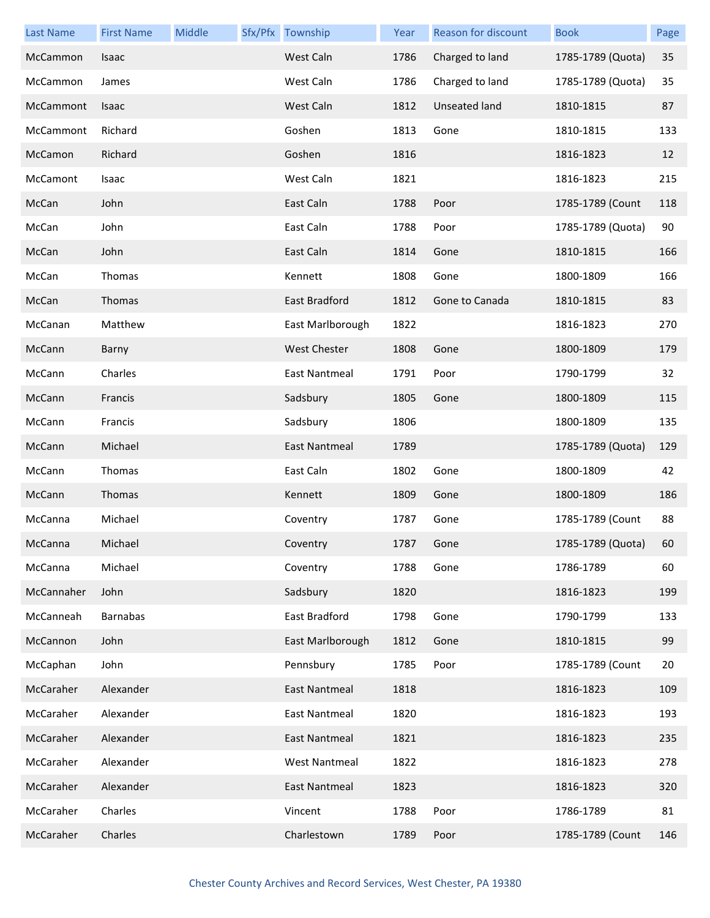| Last Name | First Name | Middle | Sfx/Pfx | Township | Year | Reason for discount | Book | Page |
|---|---|---|---|---|---|---|---|---|
| McCammon | Isaac | | | West Caln | 1786 | Charged to land | 1785-1789 (Quota) | 35 |
| McCammon | James | | | West Caln | 1786 | Charged to land | 1785-1789 (Quota) | 35 |
| McCammont | Isaac | | | West Caln | 1812 | Unseated land | 1810-1815 | 87 |
| McCammont | Richard | | | Goshen | 1813 | Gone | 1810-1815 | 133 |
| McCamon | Richard | | | Goshen | 1816 | | 1816-1823 | 12 |
| McCamont | Isaac | | | West Caln | 1821 | | 1816-1823 | 215 |
| McCan | John | | | East Caln | 1788 | Poor | 1785-1789 (Count | 118 |
| McCan | John | | | East Caln | 1788 | Poor | 1785-1789 (Quota) | 90 |
| McCan | John | | | East Caln | 1814 | Gone | 1810-1815 | 166 |
| McCan | Thomas | | | Kennett | 1808 | Gone | 1800-1809 | 166 |
| McCan | Thomas | | | East Bradford | 1812 | Gone to Canada | 1810-1815 | 83 |
| McCanan | Matthew | | | East Marlborough | 1822 | | 1816-1823 | 270 |
| McCann | Barny | | | West Chester | 1808 | Gone | 1800-1809 | 179 |
| McCann | Charles | | | East Nantmeal | 1791 | Poor | 1790-1799 | 32 |
| McCann | Francis | | | Sadsbury | 1805 | Gone | 1800-1809 | 115 |
| McCann | Francis | | | Sadsbury | 1806 | | 1800-1809 | 135 |
| McCann | Michael | | | East Nantmeal | 1789 | | 1785-1789 (Quota) | 129 |
| McCann | Thomas | | | East Caln | 1802 | Gone | 1800-1809 | 42 |
| McCann | Thomas | | | Kennett | 1809 | Gone | 1800-1809 | 186 |
| McCanna | Michael | | | Coventry | 1787 | Gone | 1785-1789 (Count | 88 |
| McCanna | Michael | | | Coventry | 1787 | Gone | 1785-1789 (Quota) | 60 |
| McCanna | Michael | | | Coventry | 1788 | Gone | 1786-1789 | 60 |
| McCannaher | John | | | Sadsbury | 1820 | | 1816-1823 | 199 |
| McCanneah | Barnabas | | | East Bradford | 1798 | Gone | 1790-1799 | 133 |
| McCannon | John | | | East Marlborough | 1812 | Gone | 1810-1815 | 99 |
| McCaphan | John | | | Pennsbury | 1785 | Poor | 1785-1789 (Count | 20 |
| McCaraher | Alexander | | | East Nantmeal | 1818 | | 1816-1823 | 109 |
| McCaraher | Alexander | | | East Nantmeal | 1820 | | 1816-1823 | 193 |
| McCaraher | Alexander | | | East Nantmeal | 1821 | | 1816-1823 | 235 |
| McCaraher | Alexander | | | West Nantmeal | 1822 | | 1816-1823 | 278 |
| McCaraher | Alexander | | | East Nantmeal | 1823 | | 1816-1823 | 320 |
| McCaraher | Charles | | | Vincent | 1788 | Poor | 1786-1789 | 81 |
| McCaraher | Charles | | | Charlestown | 1789 | Poor | 1785-1789 (Count | 146 |

Chester County Archives and Record Services, West Chester, PA 19380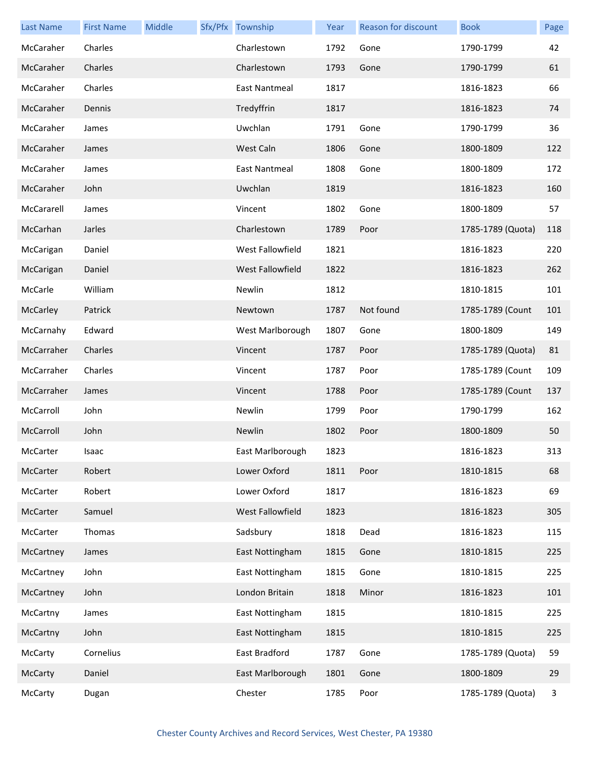| Last Name | First Name | Middle | Sfx/Pfx | Township | Year | Reason for discount | Book | Page |
|---|---|---|---|---|---|---|---|---|
| McCaraher | Charles | | | Charlestown | 1792 | Gone | 1790-1799 | 42 |
| McCaraher | Charles | | | Charlestown | 1793 | Gone | 1790-1799 | 61 |
| McCaraher | Charles | | | East Nantmeal | 1817 | | 1816-1823 | 66 |
| McCaraher | Dennis | | | Tredyffrin | 1817 | | 1816-1823 | 74 |
| McCaraher | James | | | Uwchlan | 1791 | Gone | 1790-1799 | 36 |
| McCaraher | James | | | West Caln | 1806 | Gone | 1800-1809 | 122 |
| McCaraher | James | | | East Nantmeal | 1808 | Gone | 1800-1809 | 172 |
| McCaraher | John | | | Uwchlan | 1819 | | 1816-1823 | 160 |
| McCararell | James | | | Vincent | 1802 | Gone | 1800-1809 | 57 |
| McCarhan | Jarles | | | Charlestown | 1789 | Poor | 1785-1789 (Quota) | 118 |
| McCarigan | Daniel | | | West Fallowfield | 1821 | | 1816-1823 | 220 |
| McCarigan | Daniel | | | West Fallowfield | 1822 | | 1816-1823 | 262 |
| McCarle | William | | | Newlin | 1812 | | 1810-1815 | 101 |
| McCarley | Patrick | | | Newtown | 1787 | Not found | 1785-1789 (Count | 101 |
| McCarnahy | Edward | | | West Marlborough | 1807 | Gone | 1800-1809 | 149 |
| McCarraher | Charles | | | Vincent | 1787 | Poor | 1785-1789 (Quota) | 81 |
| McCarraher | Charles | | | Vincent | 1787 | Poor | 1785-1789 (Count | 109 |
| McCarraher | James | | | Vincent | 1788 | Poor | 1785-1789 (Count | 137 |
| McCarroll | John | | | Newlin | 1799 | Poor | 1790-1799 | 162 |
| McCarroll | John | | | Newlin | 1802 | Poor | 1800-1809 | 50 |
| McCarter | Isaac | | | East Marlborough | 1823 | | 1816-1823 | 313 |
| McCarter | Robert | | | Lower Oxford | 1811 | Poor | 1810-1815 | 68 |
| McCarter | Robert | | | Lower Oxford | 1817 | | 1816-1823 | 69 |
| McCarter | Samuel | | | West Fallowfield | 1823 | | 1816-1823 | 305 |
| McCarter | Thomas | | | Sadsbury | 1818 | Dead | 1816-1823 | 115 |
| McCartney | James | | | East Nottingham | 1815 | Gone | 1810-1815 | 225 |
| McCartney | John | | | East Nottingham | 1815 | Gone | 1810-1815 | 225 |
| McCartney | John | | | London Britain | 1818 | Minor | 1816-1823 | 101 |
| McCartny | James | | | East Nottingham | 1815 | | 1810-1815 | 225 |
| McCartny | John | | | East Nottingham | 1815 | | 1810-1815 | 225 |
| McCarty | Cornelius | | | East Bradford | 1787 | Gone | 1785-1789 (Quota) | 59 |
| McCarty | Daniel | | | East Marlborough | 1801 | Gone | 1800-1809 | 29 |
| McCarty | Dugan | | | Chester | 1785 | Poor | 1785-1789 (Quota) | 3 |

Chester County Archives and Record Services, West Chester, PA 19380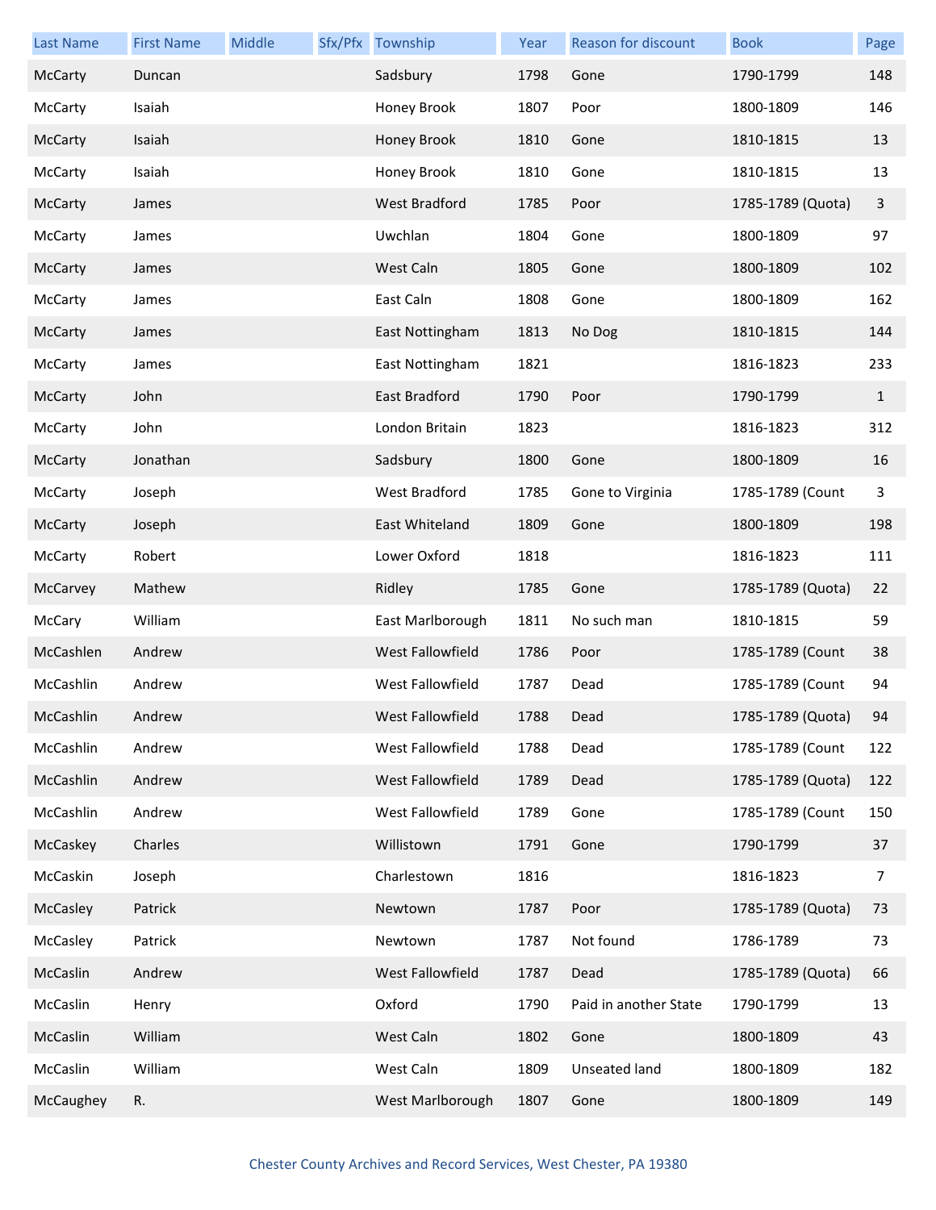| Last Name | First Name | Middle | Sfx/Pfx | Township | Year | Reason for discount | Book | Page |
| --- | --- | --- | --- | --- | --- | --- | --- | --- |
| McCarty | Duncan | | | Sadsbury | 1798 | Gone | 1790-1799 | 148 |
| McCarty | Isaiah | | | Honey Brook | 1807 | Poor | 1800-1809 | 146 |
| McCarty | Isaiah | | | Honey Brook | 1810 | Gone | 1810-1815 | 13 |
| McCarty | Isaiah | | | Honey Brook | 1810 | Gone | 1810-1815 | 13 |
| McCarty | James | | | West Bradford | 1785 | Poor | 1785-1789 (Quota) | 3 |
| McCarty | James | | | Uwchlan | 1804 | Gone | 1800-1809 | 97 |
| McCarty | James | | | West Caln | 1805 | Gone | 1800-1809 | 102 |
| McCarty | James | | | East Caln | 1808 | Gone | 1800-1809 | 162 |
| McCarty | James | | | East Nottingham | 1813 | No Dog | 1810-1815 | 144 |
| McCarty | James | | | East Nottingham | 1821 | | 1816-1823 | 233 |
| McCarty | John | | | East Bradford | 1790 | Poor | 1790-1799 | 1 |
| McCarty | John | | | London Britain | 1823 | | 1816-1823 | 312 |
| McCarty | Jonathan | | | Sadsbury | 1800 | Gone | 1800-1809 | 16 |
| McCarty | Joseph | | | West Bradford | 1785 | Gone to Virginia | 1785-1789 (Count | 3 |
| McCarty | Joseph | | | East Whiteland | 1809 | Gone | 1800-1809 | 198 |
| McCarty | Robert | | | Lower Oxford | 1818 | | 1816-1823 | 111 |
| McCarvey | Mathew | | | Ridley | 1785 | Gone | 1785-1789 (Quota) | 22 |
| McCary | William | | | East Marlborough | 1811 | No such man | 1810-1815 | 59 |
| McCashlen | Andrew | | | West Fallowfield | 1786 | Poor | 1785-1789 (Count | 38 |
| McCashlin | Andrew | | | West Fallowfield | 1787 | Dead | 1785-1789 (Count | 94 |
| McCashlin | Andrew | | | West Fallowfield | 1788 | Dead | 1785-1789 (Quota) | 94 |
| McCashlin | Andrew | | | West Fallowfield | 1788 | Dead | 1785-1789 (Count | 122 |
| McCashlin | Andrew | | | West Fallowfield | 1789 | Dead | 1785-1789 (Quota) | 122 |
| McCashlin | Andrew | | | West Fallowfield | 1789 | Gone | 1785-1789 (Count | 150 |
| McCaskey | Charles | | | Willistown | 1791 | Gone | 1790-1799 | 37 |
| McCaskin | Joseph | | | Charlestown | 1816 | | 1816-1823 | 7 |
| McCasley | Patrick | | | Newtown | 1787 | Poor | 1785-1789 (Quota) | 73 |
| McCasley | Patrick | | | Newtown | 1787 | Not found | 1786-1789 | 73 |
| McCaslin | Andrew | | | West Fallowfield | 1787 | Dead | 1785-1789 (Quota) | 66 |
| McCaslin | Henry | | | Oxford | 1790 | Paid in another State | 1790-1799 | 13 |
| McCaslin | William | | | West Caln | 1802 | Gone | 1800-1809 | 43 |
| McCaslin | William | | | West Caln | 1809 | Unseated land | 1800-1809 | 182 |
| McCaughey | R. | | | West Marlborough | 1807 | Gone | 1800-1809 | 149 |

Chester County Archives and Record Services, West Chester, PA 19380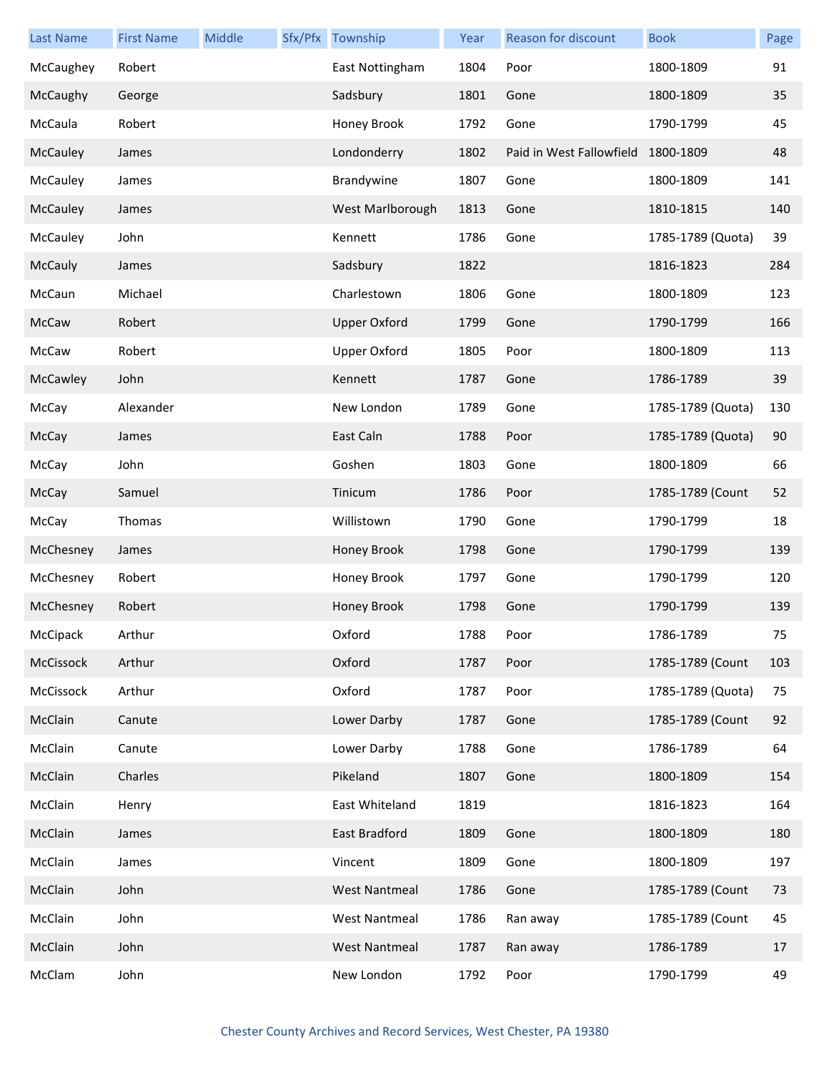| Last Name | First Name | Middle | Sfx/Pfx | Township | Year | Reason for discount | Book | Page |
|---|---|---|---|---|---|---|---|---|
| McCaughey | Robert | | | East Nottingham | 1804 | Poor | 1800-1809 | 91 |
| McCaughy | George | | | Sadsbury | 1801 | Gone | 1800-1809 | 35 |
| McCaula | Robert | | | Honey Brook | 1792 | Gone | 1790-1799 | 45 |
| McCauley | James | | | Londonderry | 1802 | Paid in West Fallowfield | 1800-1809 | 48 |
| McCauley | James | | | Brandywine | 1807 | Gone | 1800-1809 | 141 |
| McCauley | James | | | West Marlborough | 1813 | Gone | 1810-1815 | 140 |
| McCauley | John | | | Kennett | 1786 | Gone | 1785-1789 (Quota) | 39 |
| McCauly | James | | | Sadsbury | 1822 | | 1816-1823 | 284 |
| McCaun | Michael | | | Charlestown | 1806 | Gone | 1800-1809 | 123 |
| McCaw | Robert | | | Upper Oxford | 1799 | Gone | 1790-1799 | 166 |
| McCaw | Robert | | | Upper Oxford | 1805 | Poor | 1800-1809 | 113 |
| McCawley | John | | | Kennett | 1787 | Gone | 1786-1789 | 39 |
| McCay | Alexander | | | New London | 1789 | Gone | 1785-1789 (Quota) | 130 |
| McCay | James | | | East Caln | 1788 | Poor | 1785-1789 (Quota) | 90 |
| McCay | John | | | Goshen | 1803 | Gone | 1800-1809 | 66 |
| McCay | Samuel | | | Tinicum | 1786 | Poor | 1785-1789 (Count | 52 |
| McCay | Thomas | | | Willistown | 1790 | Gone | 1790-1799 | 18 |
| McChesney | James | | | Honey Brook | 1798 | Gone | 1790-1799 | 139 |
| McChesney | Robert | | | Honey Brook | 1797 | Gone | 1790-1799 | 120 |
| McChesney | Robert | | | Honey Brook | 1798 | Gone | 1790-1799 | 139 |
| McCipack | Arthur | | | Oxford | 1788 | Poor | 1786-1789 | 75 |
| McCissock | Arthur | | | Oxford | 1787 | Poor | 1785-1789 (Count | 103 |
| McCissock | Arthur | | | Oxford | 1787 | Poor | 1785-1789 (Quota) | 75 |
| McClain | Canute | | | Lower Darby | 1787 | Gone | 1785-1789 (Count | 92 |
| McClain | Canute | | | Lower Darby | 1788 | Gone | 1786-1789 | 64 |
| McClain | Charles | | | Pikeland | 1807 | Gone | 1800-1809 | 154 |
| McClain | Henry | | | East Whiteland | 1819 | | 1816-1823 | 164 |
| McClain | James | | | East Bradford | 1809 | Gone | 1800-1809 | 180 |
| McClain | James | | | Vincent | 1809 | Gone | 1800-1809 | 197 |
| McClain | John | | | West Nantmeal | 1786 | Gone | 1785-1789 (Count | 73 |
| McClain | John | | | West Nantmeal | 1786 | Ran away | 1785-1789 (Count | 45 |
| McClain | John | | | West Nantmeal | 1787 | Ran away | 1786-1789 | 17 |
| McClam | John | | | New London | 1792 | Poor | 1790-1799 | 49 |

Chester County Archives and Record Services, West Chester, PA 19380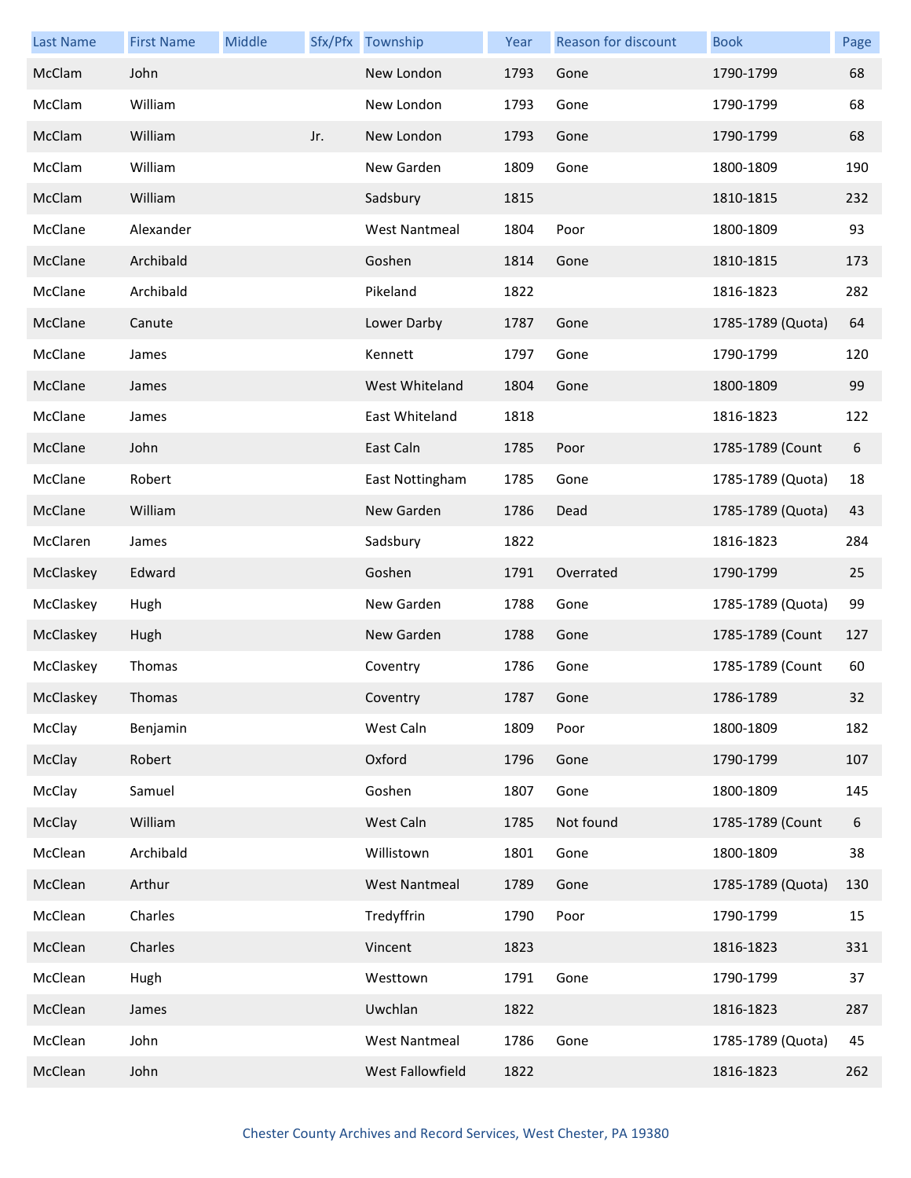| Last Name | First Name | Middle | Sfx/Pfx | Township | Year | Reason for discount | Book | Page |
|---|---|---|---|---|---|---|---|---|
| McClam | John | | | New London | 1793 | Gone | 1790-1799 | 68 |
| McClam | William | | | New London | 1793 | Gone | 1790-1799 | 68 |
| McClam | William | | Jr. | New London | 1793 | Gone | 1790-1799 | 68 |
| McClam | William | | | New Garden | 1809 | Gone | 1800-1809 | 190 |
| McClam | William | | | Sadsbury | 1815 | | 1810-1815 | 232 |
| McClane | Alexander | | | West Nantmeal | 1804 | Poor | 1800-1809 | 93 |
| McClane | Archibald | | | Goshen | 1814 | Gone | 1810-1815 | 173 |
| McClane | Archibald | | | Pikeland | 1822 | | 1816-1823 | 282 |
| McClane | Canute | | | Lower Darby | 1787 | Gone | 1785-1789 (Quota) | 64 |
| McClane | James | | | Kennett | 1797 | Gone | 1790-1799 | 120 |
| McClane | James | | | West Whiteland | 1804 | Gone | 1800-1809 | 99 |
| McClane | James | | | East Whiteland | 1818 | | 1816-1823 | 122 |
| McClane | John | | | East Caln | 1785 | Poor | 1785-1789 (Count | 6 |
| McClane | Robert | | | East Nottingham | 1785 | Gone | 1785-1789 (Quota) | 18 |
| McClane | William | | | New Garden | 1786 | Dead | 1785-1789 (Quota) | 43 |
| McClaren | James | | | Sadsbury | 1822 | | 1816-1823 | 284 |
| McClaskey | Edward | | | Goshen | 1791 | Overrated | 1790-1799 | 25 |
| McClaskey | Hugh | | | New Garden | 1788 | Gone | 1785-1789 (Quota) | 99 |
| McClaskey | Hugh | | | New Garden | 1788 | Gone | 1785-1789 (Count | 127 |
| McClaskey | Thomas | | | Coventry | 1786 | Gone | 1785-1789 (Count | 60 |
| McClaskey | Thomas | | | Coventry | 1787 | Gone | 1786-1789 | 32 |
| McClay | Benjamin | | | West Caln | 1809 | Poor | 1800-1809 | 182 |
| McClay | Robert | | | Oxford | 1796 | Gone | 1790-1799 | 107 |
| McClay | Samuel | | | Goshen | 1807 | Gone | 1800-1809 | 145 |
| McClay | William | | | West Caln | 1785 | Not found | 1785-1789 (Count | 6 |
| McClean | Archibald | | | Willistown | 1801 | Gone | 1800-1809 | 38 |
| McClean | Arthur | | | West Nantmeal | 1789 | Gone | 1785-1789 (Quota) | 130 |
| McClean | Charles | | | Tredyffrin | 1790 | Poor | 1790-1799 | 15 |
| McClean | Charles | | | Vincent | 1823 | | 1816-1823 | 331 |
| McClean | Hugh | | | Westtown | 1791 | Gone | 1790-1799 | 37 |
| McClean | James | | | Uwchlan | 1822 | | 1816-1823 | 287 |
| McClean | John | | | West Nantmeal | 1786 | Gone | 1785-1789 (Quota) | 45 |
| McClean | John | | | West Fallowfield | 1822 | | 1816-1823 | 262 |

Chester County Archives and Record Services, West Chester, PA 19380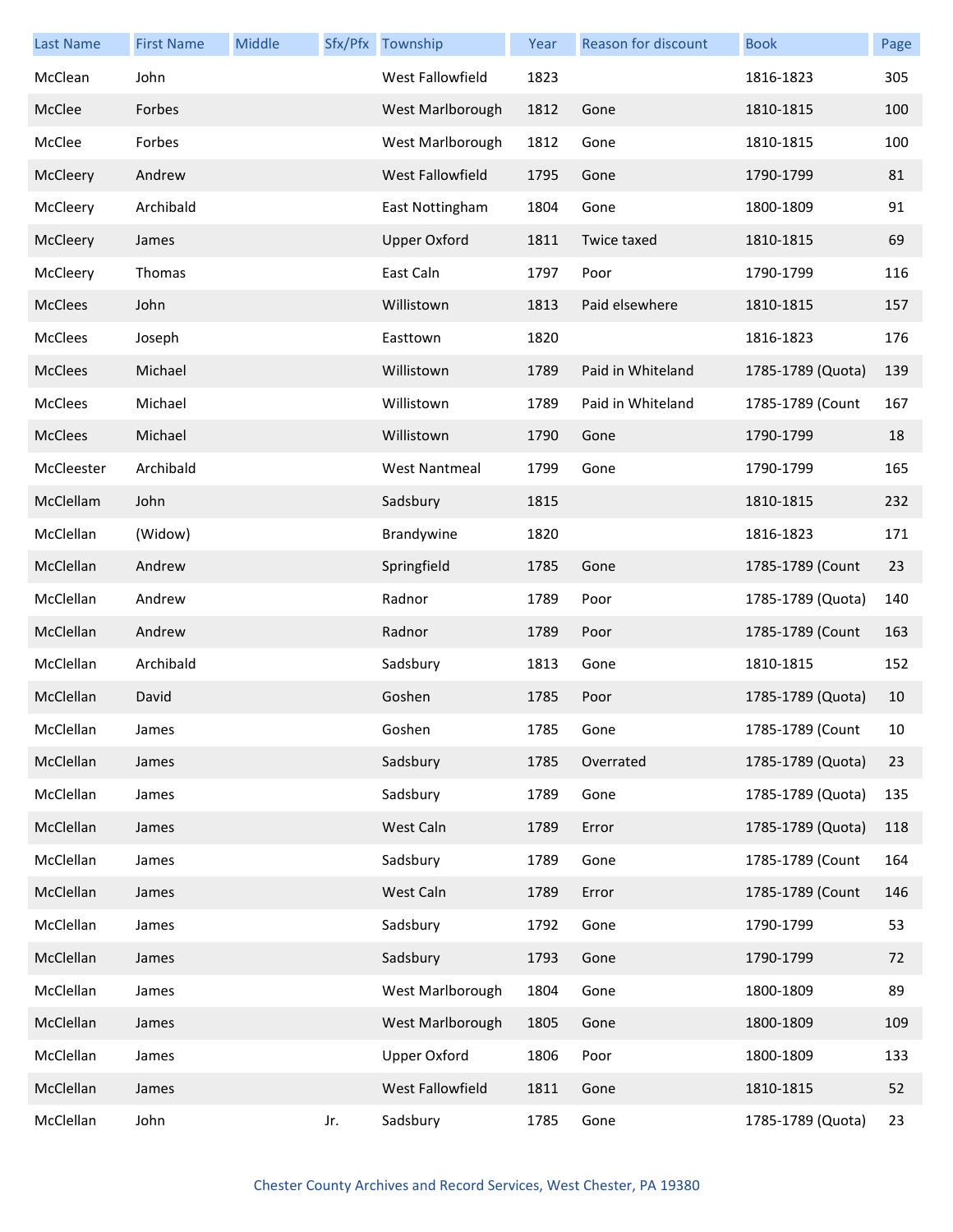| Last Name | First Name | Middle | Sfx/Pfx | Township | Year | Reason for discount | Book | Page |
| --- | --- | --- | --- | --- | --- | --- | --- | --- |
| McClean | John | | | West Fallowfield | 1823 | | 1816-1823 | 305 |
| McClee | Forbes | | | West Marlborough | 1812 | Gone | 1810-1815 | 100 |
| McClee | Forbes | | | West Marlborough | 1812 | Gone | 1810-1815 | 100 |
| McCleery | Andrew | | | West Fallowfield | 1795 | Gone | 1790-1799 | 81 |
| McCleery | Archibald | | | East Nottingham | 1804 | Gone | 1800-1809 | 91 |
| McCleery | James | | | Upper Oxford | 1811 | Twice taxed | 1810-1815 | 69 |
| McCleery | Thomas | | | East Caln | 1797 | Poor | 1790-1799 | 116 |
| McClees | John | | | Willistown | 1813 | Paid elsewhere | 1810-1815 | 157 |
| McClees | Joseph | | | Easttown | 1820 | | 1816-1823 | 176 |
| McClees | Michael | | | Willistown | 1789 | Paid in Whiteland | 1785-1789 (Quota) | 139 |
| McClees | Michael | | | Willistown | 1789 | Paid in Whiteland | 1785-1789 (Count | 167 |
| McClees | Michael | | | Willistown | 1790 | Gone | 1790-1799 | 18 |
| McCleester | Archibald | | | West Nantmeal | 1799 | Gone | 1790-1799 | 165 |
| McClellam | John | | | Sadsbury | 1815 | | 1810-1815 | 232 |
| McClellan | (Widow) | | | Brandywine | 1820 | | 1816-1823 | 171 |
| McClellan | Andrew | | | Springfield | 1785 | Gone | 1785-1789 (Count | 23 |
| McClellan | Andrew | | | Radnor | 1789 | Poor | 1785-1789 (Quota) | 140 |
| McClellan | Andrew | | | Radnor | 1789 | Poor | 1785-1789 (Count | 163 |
| McClellan | Archibald | | | Sadsbury | 1813 | Gone | 1810-1815 | 152 |
| McClellan | David | | | Goshen | 1785 | Poor | 1785-1789 (Quota) | 10 |
| McClellan | James | | | Goshen | 1785 | Gone | 1785-1789 (Count | 10 |
| McClellan | James | | | Sadsbury | 1785 | Overrated | 1785-1789 (Quota) | 23 |
| McClellan | James | | | Sadsbury | 1789 | Gone | 1785-1789 (Quota) | 135 |
| McClellan | James | | | West Caln | 1789 | Error | 1785-1789 (Quota) | 118 |
| McClellan | James | | | Sadsbury | 1789 | Gone | 1785-1789 (Count | 164 |
| McClellan | James | | | West Caln | 1789 | Error | 1785-1789 (Count | 146 |
| McClellan | James | | | Sadsbury | 1792 | Gone | 1790-1799 | 53 |
| McClellan | James | | | Sadsbury | 1793 | Gone | 1790-1799 | 72 |
| McClellan | James | | | West Marlborough | 1804 | Gone | 1800-1809 | 89 |
| McClellan | James | | | West Marlborough | 1805 | Gone | 1800-1809 | 109 |
| McClellan | James | | | Upper Oxford | 1806 | Poor | 1800-1809 | 133 |
| McClellan | James | | | West Fallowfield | 1811 | Gone | 1810-1815 | 52 |
| McClellan | John | | Jr. | Sadsbury | 1785 | Gone | 1785-1789 (Quota) | 23 |

Chester County Archives and Record Services, West Chester, PA 19380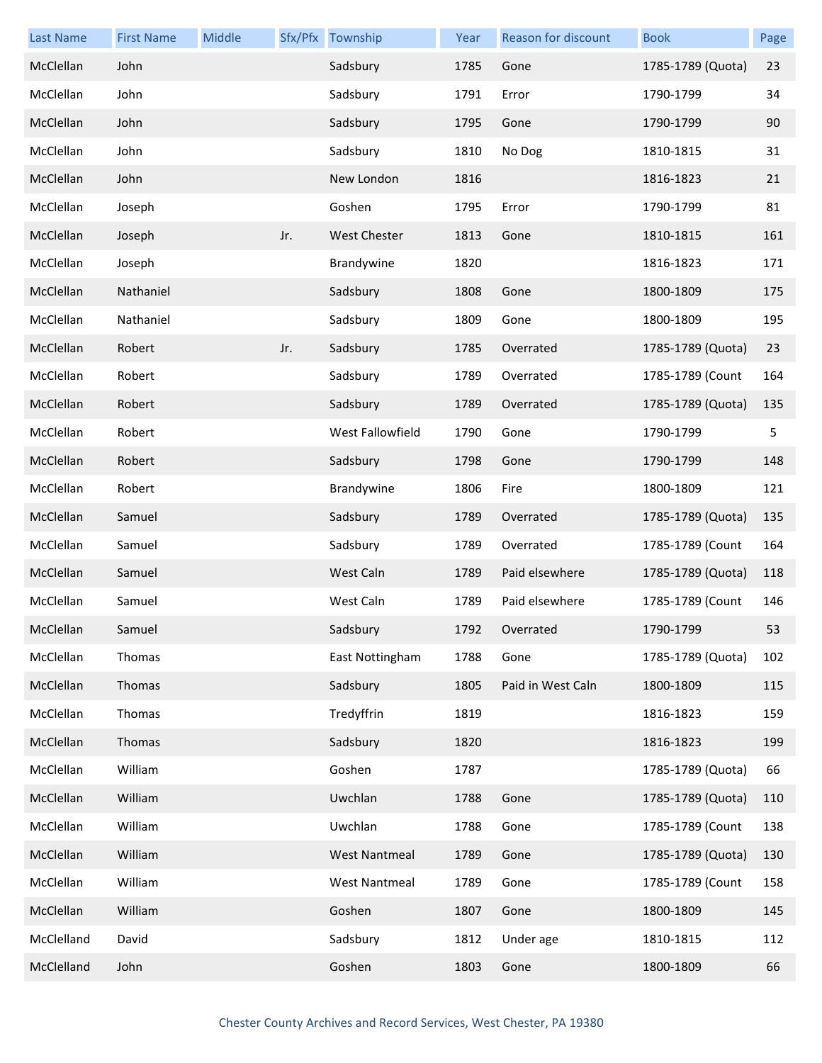| Last Name | First Name | Middle | Sfx/Pfx | Township | Year | Reason for discount | Book | Page |
|---|---|---|---|---|---|---|---|---|
| McClellan | John | | | Sadsbury | 1785 | Gone | 1785-1789 (Quota) | 23 |
| McClellan | John | | | Sadsbury | 1791 | Error | 1790-1799 | 34 |
| McClellan | John | | | Sadsbury | 1795 | Gone | 1790-1799 | 90 |
| McClellan | John | | | Sadsbury | 1810 | No Dog | 1810-1815 | 31 |
| McClellan | John | | | New London | 1816 | | 1816-1823 | 21 |
| McClellan | Joseph | | | Goshen | 1795 | Error | 1790-1799 | 81 |
| McClellan | Joseph | | Jr. | West Chester | 1813 | Gone | 1810-1815 | 161 |
| McClellan | Joseph | | | Brandywine | 1820 | | 1816-1823 | 171 |
| McClellan | Nathaniel | | | Sadsbury | 1808 | Gone | 1800-1809 | 175 |
| McClellan | Nathaniel | | | Sadsbury | 1809 | Gone | 1800-1809 | 195 |
| McClellan | Robert | | Jr. | Sadsbury | 1785 | Overrated | 1785-1789 (Quota) | 23 |
| McClellan | Robert | | | Sadsbury | 1789 | Overrated | 1785-1789 (Count | 164 |
| McClellan | Robert | | | Sadsbury | 1789 | Overrated | 1785-1789 (Quota) | 135 |
| McClellan | Robert | | | West Fallowfield | 1790 | Gone | 1790-1799 | 5 |
| McClellan | Robert | | | Sadsbury | 1798 | Gone | 1790-1799 | 148 |
| McClellan | Robert | | | Brandywine | 1806 | Fire | 1800-1809 | 121 |
| McClellan | Samuel | | | Sadsbury | 1789 | Overrated | 1785-1789 (Quota) | 135 |
| McClellan | Samuel | | | Sadsbury | 1789 | Overrated | 1785-1789 (Count | 164 |
| McClellan | Samuel | | | West Caln | 1789 | Paid elsewhere | 1785-1789 (Quota) | 118 |
| McClellan | Samuel | | | West Caln | 1789 | Paid elsewhere | 1785-1789 (Count | 146 |
| McClellan | Samuel | | | Sadsbury | 1792 | Overrated | 1790-1799 | 53 |
| McClellan | Thomas | | | East Nottingham | 1788 | Gone | 1785-1789 (Quota) | 102 |
| McClellan | Thomas | | | Sadsbury | 1805 | Paid in West Caln | 1800-1809 | 115 |
| McClellan | Thomas | | | Tredyffrin | 1819 | | 1816-1823 | 159 |
| McClellan | Thomas | | | Sadsbury | 1820 | | 1816-1823 | 199 |
| McClellan | William | | | Goshen | 1787 | | 1785-1789 (Quota) | 66 |
| McClellan | William | | | Uwchlan | 1788 | Gone | 1785-1789 (Quota) | 110 |
| McClellan | William | | | Uwchlan | 1788 | Gone | 1785-1789 (Count | 138 |
| McClellan | William | | | West Nantmeal | 1789 | Gone | 1785-1789 (Quota) | 130 |
| McClellan | William | | | West Nantmeal | 1789 | Gone | 1785-1789 (Count | 158 |
| McClellan | William | | | Goshen | 1807 | Gone | 1800-1809 | 145 |
| McClelland | David | | | Sadsbury | 1812 | Under age | 1810-1815 | 112 |
| McClelland | John | | | Goshen | 1803 | Gone | 1800-1809 | 66 |

Chester County Archives and Record Services, West Chester, PA 19380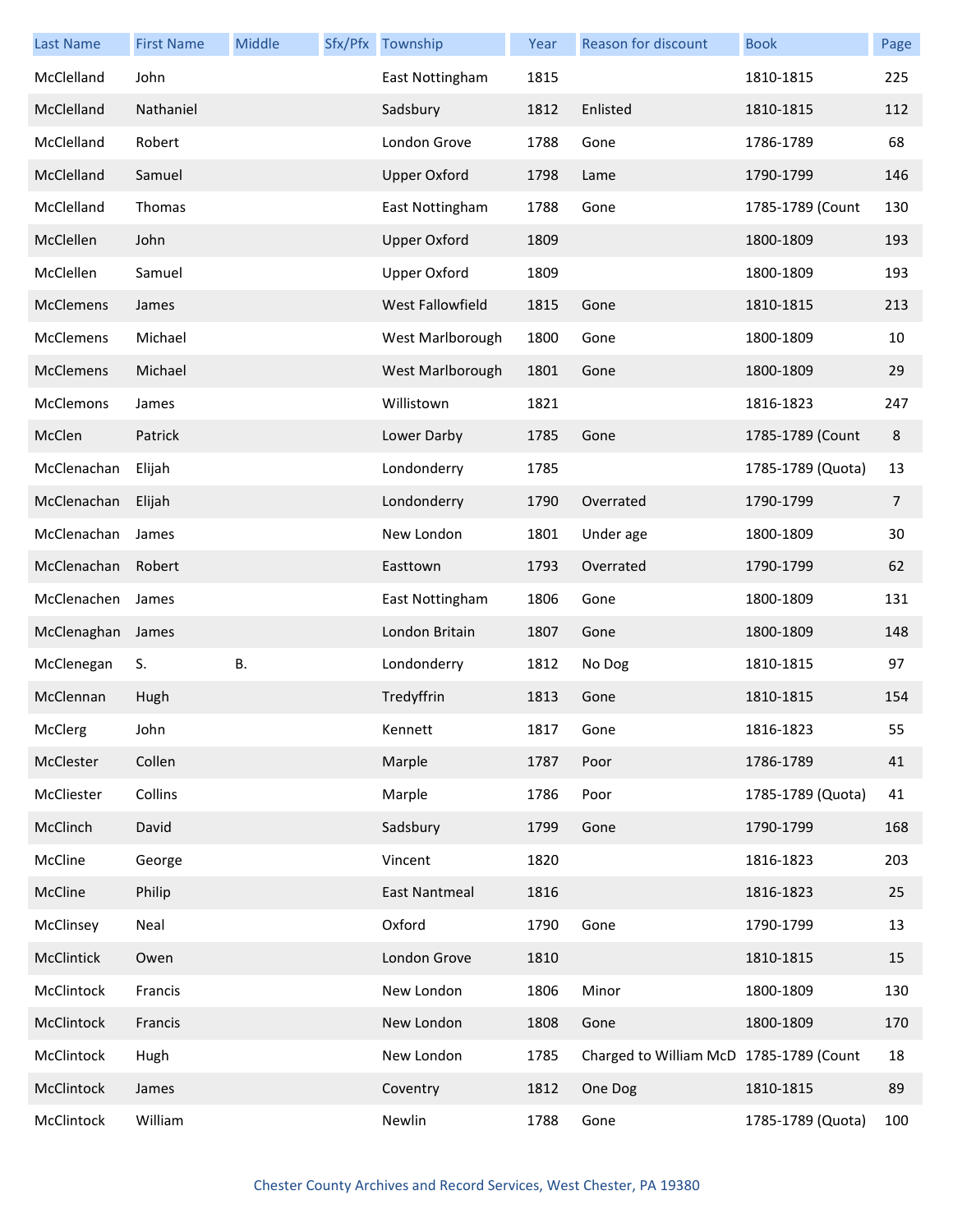| Last Name | First Name | Middle | Sfx/Pfx | Township | Year | Reason for discount | Book | Page |
|---|---|---|---|---|---|---|---|---|
| McClelland | John | | | East Nottingham | 1815 | | 1810-1815 | 225 |
| McClelland | Nathaniel | | | Sadsbury | 1812 | Enlisted | 1810-1815 | 112 |
| McClelland | Robert | | | London Grove | 1788 | Gone | 1786-1789 | 68 |
| McClelland | Samuel | | | Upper Oxford | 1798 | Lame | 1790-1799 | 146 |
| McClelland | Thomas | | | East Nottingham | 1788 | Gone | 1785-1789 (Count | 130 |
| McClellen | John | | | Upper Oxford | 1809 | | 1800-1809 | 193 |
| McClellen | Samuel | | | Upper Oxford | 1809 | | 1800-1809 | 193 |
| McClemens | James | | | West Fallowfield | 1815 | Gone | 1810-1815 | 213 |
| McClemens | Michael | | | West Marlborough | 1800 | Gone | 1800-1809 | 10 |
| McClemens | Michael | | | West Marlborough | 1801 | Gone | 1800-1809 | 29 |
| McClemons | James | | | Willistown | 1821 | | 1816-1823 | 247 |
| McClen | Patrick | | | Lower Darby | 1785 | Gone | 1785-1789 (Count | 8 |
| McClenachan | Elijah | | | Londonderry | 1785 | | 1785-1789 (Quota) | 13 |
| McClenachan | Elijah | | | Londonderry | 1790 | Overrated | 1790-1799 | 7 |
| McClenachan | James | | | New London | 1801 | Under age | 1800-1809 | 30 |
| McClenachan | Robert | | | Easttown | 1793 | Overrated | 1790-1799 | 62 |
| McClenachen | James | | | East Nottingham | 1806 | Gone | 1800-1809 | 131 |
| McClenaghan | James | | | London Britain | 1807 | Gone | 1800-1809 | 148 |
| McClenegan | S. | B. | | Londonderry | 1812 | No Dog | 1810-1815 | 97 |
| McClennan | Hugh | | | Tredyffrin | 1813 | Gone | 1810-1815 | 154 |
| McClerg | John | | | Kennett | 1817 | Gone | 1816-1823 | 55 |
| McClester | Collen | | | Marple | 1787 | Poor | 1786-1789 | 41 |
| McCliester | Collins | | | Marple | 1786 | Poor | 1785-1789 (Quota) | 41 |
| McClinch | David | | | Sadsbury | 1799 | Gone | 1790-1799 | 168 |
| McCline | George | | | Vincent | 1820 | | 1816-1823 | 203 |
| McCline | Philip | | | East Nantmeal | 1816 | | 1816-1823 | 25 |
| McClinsey | Neal | | | Oxford | 1790 | Gone | 1790-1799 | 13 |
| McClintick | Owen | | | London Grove | 1810 | | 1810-1815 | 15 |
| McClintock | Francis | | | New London | 1806 | Minor | 1800-1809 | 130 |
| McClintock | Francis | | | New London | 1808 | Gone | 1800-1809 | 170 |
| McClintock | Hugh | | | New London | 1785 | Charged to William McD | 1785-1789 (Count | 18 |
| McClintock | James | | | Coventry | 1812 | One Dog | 1810-1815 | 89 |
| McClintock | William | | | Newlin | 1788 | Gone | 1785-1789 (Quota) | 100 |

Chester County Archives and Record Services, West Chester, PA 19380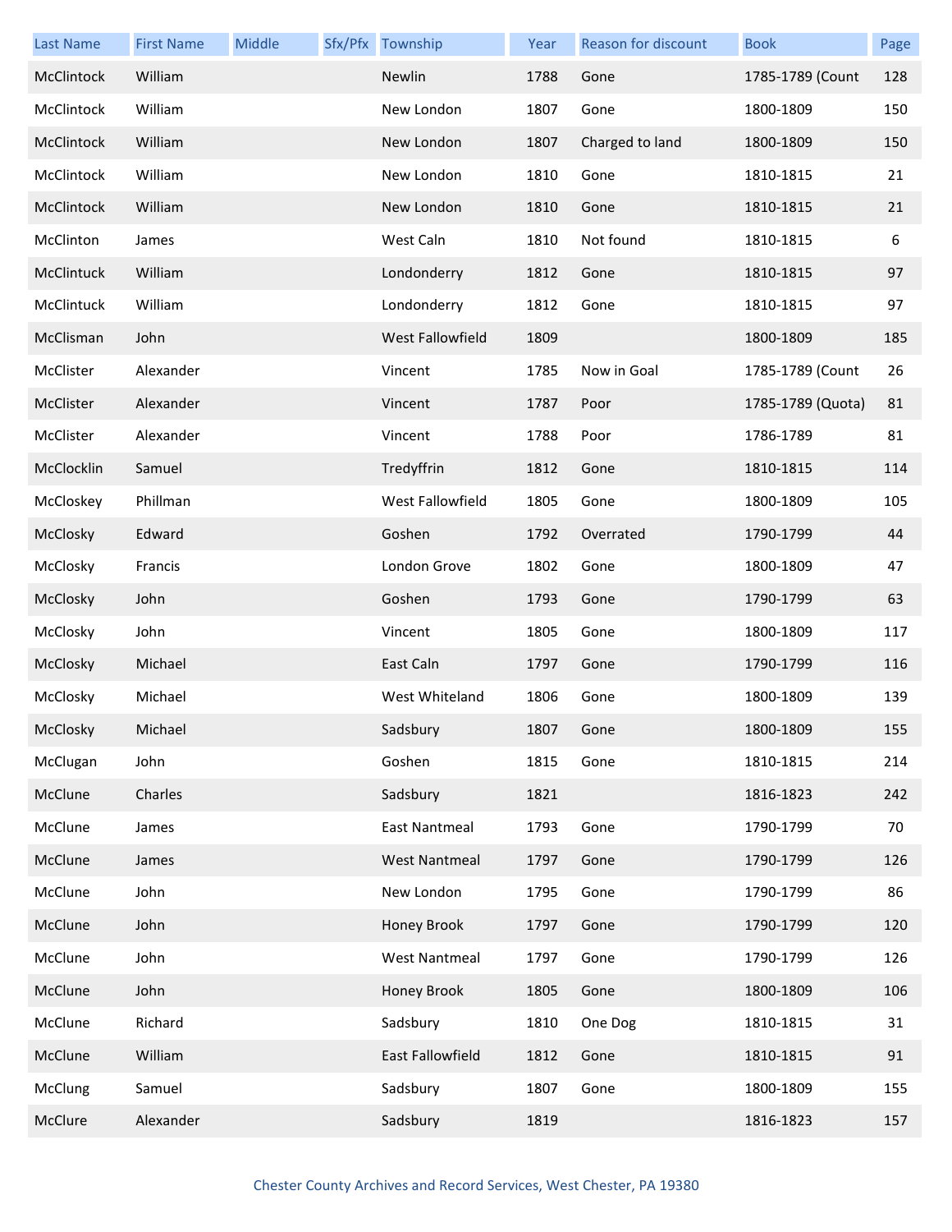| Last Name | First Name | Middle | Sfx/Pfx | Township | Year | Reason for discount | Book | Page |
|---|---|---|---|---|---|---|---|---|
| McClintock | William | | | Newlin | 1788 | Gone | 1785-1789 (Count | 128 |
| McClintock | William | | | New London | 1807 | Gone | 1800-1809 | 150 |
| McClintock | William | | | New London | 1807 | Charged to land | 1800-1809 | 150 |
| McClintock | William | | | New London | 1810 | Gone | 1810-1815 | 21 |
| McClintock | William | | | New London | 1810 | Gone | 1810-1815 | 21 |
| McClinton | James | | | West Caln | 1810 | Not found | 1810-1815 | 6 |
| McClintuck | William | | | Londonderry | 1812 | Gone | 1810-1815 | 97 |
| McClintuck | William | | | Londonderry | 1812 | Gone | 1810-1815 | 97 |
| McClisman | John | | | West Fallowfield | 1809 | | 1800-1809 | 185 |
| McClister | Alexander | | | Vincent | 1785 | Now in Goal | 1785-1789 (Count | 26 |
| McClister | Alexander | | | Vincent | 1787 | Poor | 1785-1789 (Quota) | 81 |
| McClister | Alexander | | | Vincent | 1788 | Poor | 1786-1789 | 81 |
| McClocklin | Samuel | | | Tredyffrin | 1812 | Gone | 1810-1815 | 114 |
| McCloskey | Phillman | | | West Fallowfield | 1805 | Gone | 1800-1809 | 105 |
| McClosky | Edward | | | Goshen | 1792 | Overrated | 1790-1799 | 44 |
| McClosky | Francis | | | London Grove | 1802 | Gone | 1800-1809 | 47 |
| McClosky | John | | | Goshen | 1793 | Gone | 1790-1799 | 63 |
| McClosky | John | | | Vincent | 1805 | Gone | 1800-1809 | 117 |
| McClosky | Michael | | | East Caln | 1797 | Gone | 1790-1799 | 116 |
| McClosky | Michael | | | West Whiteland | 1806 | Gone | 1800-1809 | 139 |
| McClosky | Michael | | | Sadsbury | 1807 | Gone | 1800-1809 | 155 |
| McClugan | John | | | Goshen | 1815 | Gone | 1810-1815 | 214 |
| McClune | Charles | | | Sadsbury | 1821 | | 1816-1823 | 242 |
| McClune | James | | | East Nantmeal | 1793 | Gone | 1790-1799 | 70 |
| McClune | James | | | West Nantmeal | 1797 | Gone | 1790-1799 | 126 |
| McClune | John | | | New London | 1795 | Gone | 1790-1799 | 86 |
| McClune | John | | | Honey Brook | 1797 | Gone | 1790-1799 | 120 |
| McClune | John | | | West Nantmeal | 1797 | Gone | 1790-1799 | 126 |
| McClune | John | | | Honey Brook | 1805 | Gone | 1800-1809 | 106 |
| McClune | Richard | | | Sadsbury | 1810 | One Dog | 1810-1815 | 31 |
| McClune | William | | | East Fallowfield | 1812 | Gone | 1810-1815 | 91 |
| McClung | Samuel | | | Sadsbury | 1807 | Gone | 1800-1809 | 155 |
| McClure | Alexander | | | Sadsbury | 1819 | | 1816-1823 | 157 |

Chester County Archives and Record Services, West Chester, PA 19380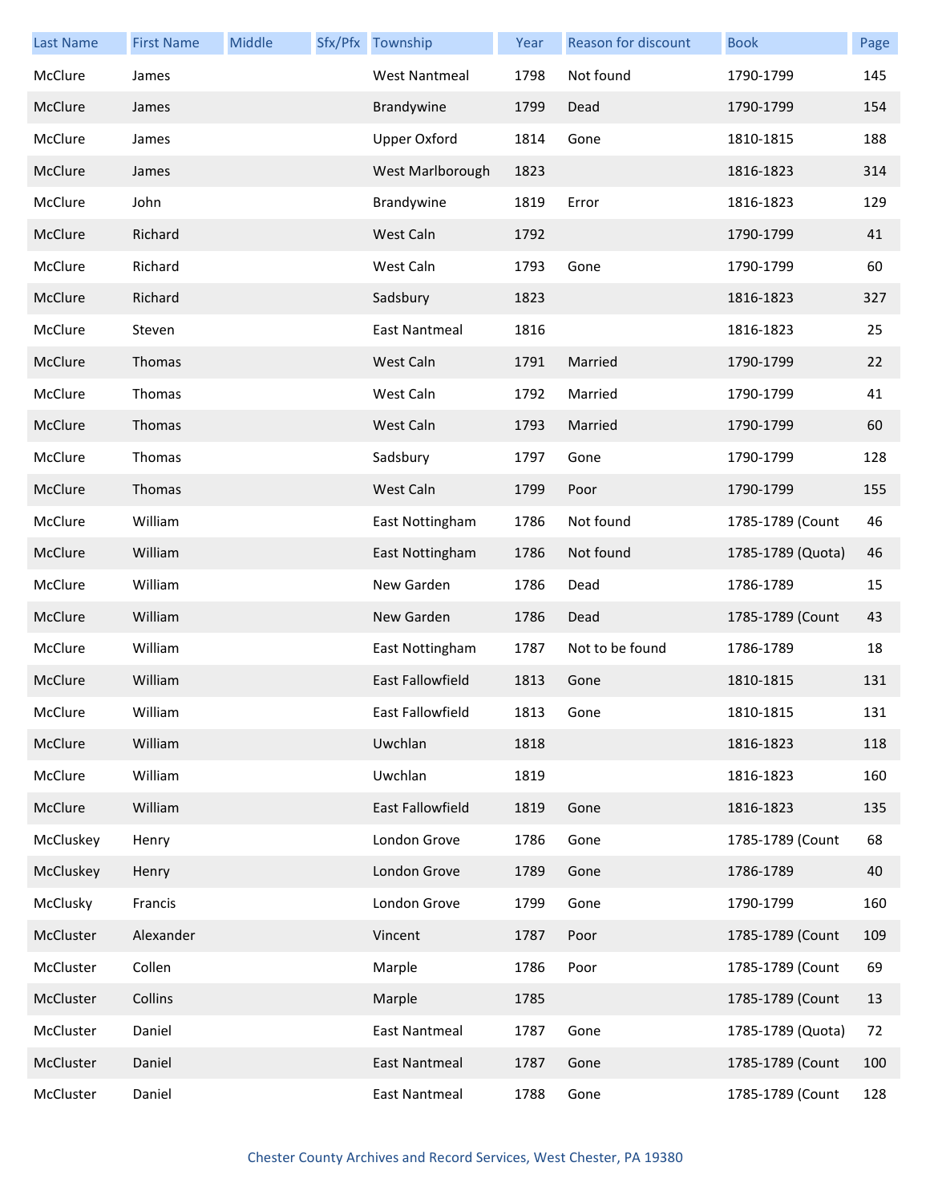| Last Name | First Name | Middle | Sfx/Pfx | Township | Year | Reason for discount | Book | Page |
|---|---|---|---|---|---|---|---|---|
| McClure | James | | | West Nantmeal | 1798 | Not found | 1790-1799 | 145 |
| McClure | James | | | Brandywine | 1799 | Dead | 1790-1799 | 154 |
| McClure | James | | | Upper Oxford | 1814 | Gone | 1810-1815 | 188 |
| McClure | James | | | West Marlborough | 1823 | | 1816-1823 | 314 |
| McClure | John | | | Brandywine | 1819 | Error | 1816-1823 | 129 |
| McClure | Richard | | | West Caln | 1792 | | 1790-1799 | 41 |
| McClure | Richard | | | West Caln | 1793 | Gone | 1790-1799 | 60 |
| McClure | Richard | | | Sadsbury | 1823 | | 1816-1823 | 327 |
| McClure | Steven | | | East Nantmeal | 1816 | | 1816-1823 | 25 |
| McClure | Thomas | | | West Caln | 1791 | Married | 1790-1799 | 22 |
| McClure | Thomas | | | West Caln | 1792 | Married | 1790-1799 | 41 |
| McClure | Thomas | | | West Caln | 1793 | Married | 1790-1799 | 60 |
| McClure | Thomas | | | Sadsbury | 1797 | Gone | 1790-1799 | 128 |
| McClure | Thomas | | | West Caln | 1799 | Poor | 1790-1799 | 155 |
| McClure | William | | | East Nottingham | 1786 | Not found | 1785-1789 (Count | 46 |
| McClure | William | | | East Nottingham | 1786 | Not found | 1785-1789 (Quota) | 46 |
| McClure | William | | | New Garden | 1786 | Dead | 1786-1789 | 15 |
| McClure | William | | | New Garden | 1786 | Dead | 1785-1789 (Count | 43 |
| McClure | William | | | East Nottingham | 1787 | Not to be found | 1786-1789 | 18 |
| McClure | William | | | East Fallowfield | 1813 | Gone | 1810-1815 | 131 |
| McClure | William | | | East Fallowfield | 1813 | Gone | 1810-1815 | 131 |
| McClure | William | | | Uwchlan | 1818 | | 1816-1823 | 118 |
| McClure | William | | | Uwchlan | 1819 | | 1816-1823 | 160 |
| McClure | William | | | East Fallowfield | 1819 | Gone | 1816-1823 | 135 |
| McCluskey | Henry | | | London Grove | 1786 | Gone | 1785-1789 (Count | 68 |
| McCluskey | Henry | | | London Grove | 1789 | Gone | 1786-1789 | 40 |
| McClusky | Francis | | | London Grove | 1799 | Gone | 1790-1799 | 160 |
| McCluster | Alexander | | | Vincent | 1787 | Poor | 1785-1789 (Count | 109 |
| McCluster | Collen | | | Marple | 1786 | Poor | 1785-1789 (Count | 69 |
| McCluster | Collins | | | Marple | 1785 | | 1785-1789 (Count | 13 |
| McCluster | Daniel | | | East Nantmeal | 1787 | Gone | 1785-1789 (Quota) | 72 |
| McCluster | Daniel | | | East Nantmeal | 1787 | Gone | 1785-1789 (Count | 100 |
| McCluster | Daniel | | | East Nantmeal | 1788 | Gone | 1785-1789 (Count | 128 |

Chester County Archives and Record Services, West Chester, PA 19380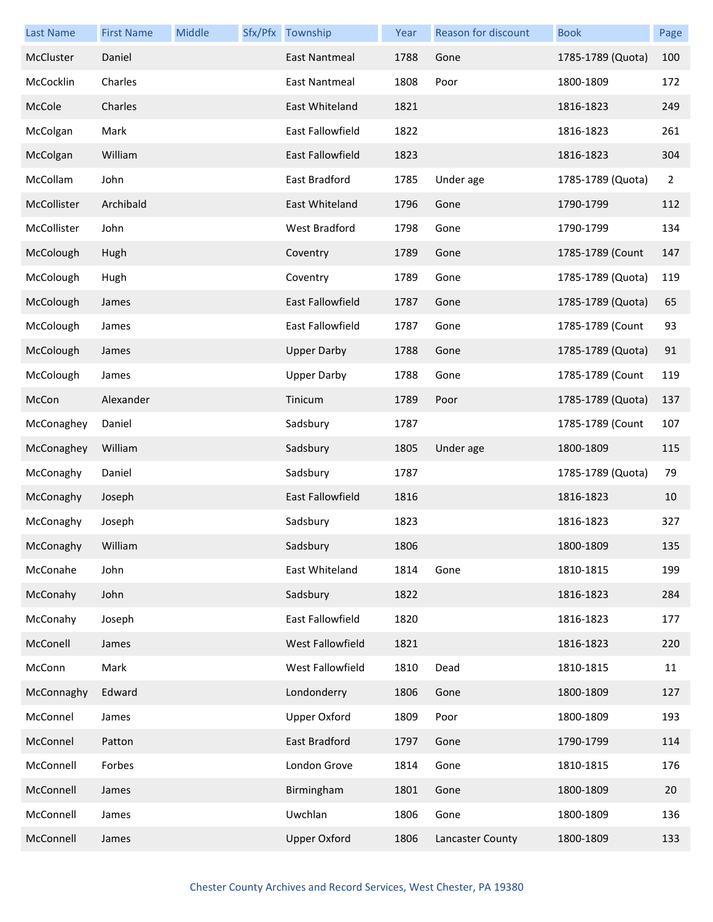| Last Name | First Name | Middle | Sfx/Pfx | Township | Year | Reason for discount | Book | Page |
|---|---|---|---|---|---|---|---|---|
| McCluster | Daniel | | | East Nantmeal | 1788 | Gone | 1785-1789 (Quota) | 100 |
| McCocklin | Charles | | | East Nantmeal | 1808 | Poor | 1800-1809 | 172 |
| McCole | Charles | | | East Whiteland | 1821 | | 1816-1823 | 249 |
| McColgan | Mark | | | East Fallowfield | 1822 | | 1816-1823 | 261 |
| McColgan | William | | | East Fallowfield | 1823 | | 1816-1823 | 304 |
| McCollam | John | | | East Bradford | 1785 | Under age | 1785-1789 (Quota) | 2 |
| McCollister | Archibald | | | East Whiteland | 1796 | Gone | 1790-1799 | 112 |
| McCollister | John | | | West Bradford | 1798 | Gone | 1790-1799 | 134 |
| McCollough | Hugh | | | Coventry | 1789 | Gone | 1785-1789 (Count | 147 |
| McCollough | Hugh | | | Coventry | 1789 | Gone | 1785-1789 (Quota) | 119 |
| McCollough | James | | | East Fallowfield | 1787 | Gone | 1785-1789 (Quota) | 65 |
| McCollough | James | | | East Fallowfield | 1787 | Gone | 1785-1789 (Count | 93 |
| McCollough | James | | | Upper Darby | 1788 | Gone | 1785-1789 (Quota) | 91 |
| McCollough | James | | | Upper Darby | 1788 | Gone | 1785-1789 (Count | 119 |
| McCon | Alexander | | | Tinicum | 1789 | Poor | 1785-1789 (Quota) | 137 |
| McConaghey | Daniel | | | Sadsbury | 1787 | | 1785-1789 (Count | 107 |
| McConaghey | William | | | Sadsbury | 1805 | Under age | 1800-1809 | 115 |
| McConaghy | Daniel | | | Sadsbury | 1787 | | 1785-1789 (Quota) | 79 |
| McConaghy | Joseph | | | East Fallowfield | 1816 | | 1816-1823 | 10 |
| McConaghy | Joseph | | | Sadsbury | 1823 | | 1816-1823 | 327 |
| McConaghy | William | | | Sadsbury | 1806 | | 1800-1809 | 135 |
| McConahe | John | | | East Whiteland | 1814 | Gone | 1810-1815 | 199 |
| McConahy | John | | | Sadsbury | 1822 | | 1816-1823 | 284 |
| McConahy | Joseph | | | East Fallowfield | 1820 | | 1816-1823 | 177 |
| McConell | James | | | West Fallowfield | 1821 | | 1816-1823 | 220 |
| McConn | Mark | | | West Fallowfield | 1810 | Dead | 1810-1815 | 11 |
| McConnaghy | Edward | | | Londonderry | 1806 | Gone | 1800-1809 | 127 |
| McConnel | James | | | Upper Oxford | 1809 | Poor | 1800-1809 | 193 |
| McConnel | Patton | | | East Bradford | 1797 | Gone | 1790-1799 | 114 |
| McConnell | Forbes | | | London Grove | 1814 | Gone | 1810-1815 | 176 |
| McConnell | James | | | Birmingham | 1801 | Gone | 1800-1809 | 20 |
| McConnell | James | | | Uwchlan | 1806 | Gone | 1800-1809 | 136 |
| McConnell | James | | | Upper Oxford | 1806 | Lancaster County | 1800-1809 | 133 |

Chester County Archives and Record Services, West Chester, PA 19380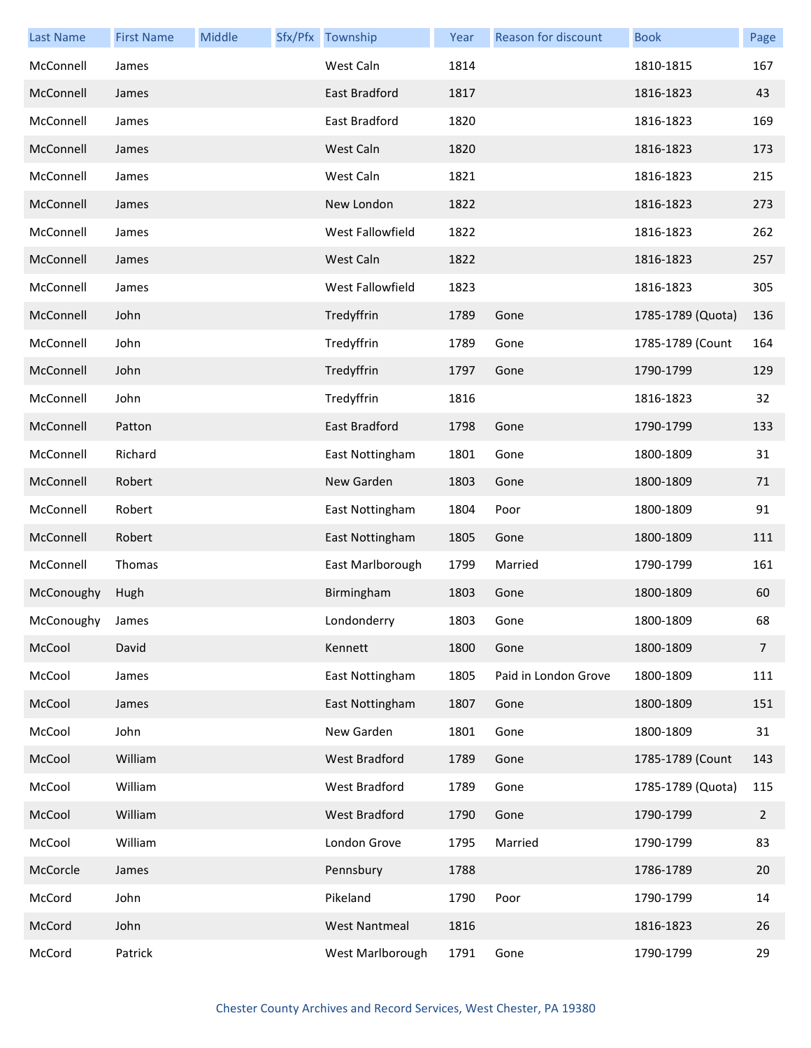| Last Name | First Name | Middle | Sfx/Pfx | Township | Year | Reason for discount | Book | Page |
|---|---|---|---|---|---|---|---|---|
| McConnell | James | | | West Caln | 1814 | | 1810-1815 | 167 |
| McConnell | James | | | East Bradford | 1817 | | 1816-1823 | 43 |
| McConnell | James | | | East Bradford | 1820 | | 1816-1823 | 169 |
| McConnell | James | | | West Caln | 1820 | | 1816-1823 | 173 |
| McConnell | James | | | West Caln | 1821 | | 1816-1823 | 215 |
| McConnell | James | | | New London | 1822 | | 1816-1823 | 273 |
| McConnell | James | | | West Fallowfield | 1822 | | 1816-1823 | 262 |
| McConnell | James | | | West Caln | 1822 | | 1816-1823 | 257 |
| McConnell | James | | | West Fallowfield | 1823 | | 1816-1823 | 305 |
| McConnell | John | | | Tredyffrin | 1789 | Gone | 1785-1789 (Quota) | 136 |
| McConnell | John | | | Tredyffrin | 1789 | Gone | 1785-1789 (Count | 164 |
| McConnell | John | | | Tredyffrin | 1797 | Gone | 1790-1799 | 129 |
| McConnell | John | | | Tredyffrin | 1816 | | 1816-1823 | 32 |
| McConnell | Patton | | | East Bradford | 1798 | Gone | 1790-1799 | 133 |
| McConnell | Richard | | | East Nottingham | 1801 | Gone | 1800-1809 | 31 |
| McConnell | Robert | | | New Garden | 1803 | Gone | 1800-1809 | 71 |
| McConnell | Robert | | | East Nottingham | 1804 | Poor | 1800-1809 | 91 |
| McConnell | Robert | | | East Nottingham | 1805 | Gone | 1800-1809 | 111 |
| McConnell | Thomas | | | East Marlborough | 1799 | Married | 1790-1799 | 161 |
| McConoughy | Hugh | | | Birmingham | 1803 | Gone | 1800-1809 | 60 |
| McConoughy | James | | | Londonderry | 1803 | Gone | 1800-1809 | 68 |
| McCool | David | | | Kennett | 1800 | Gone | 1800-1809 | 7 |
| McCool | James | | | East Nottingham | 1805 | Paid in London Grove | 1800-1809 | 111 |
| McCool | James | | | East Nottingham | 1807 | Gone | 1800-1809 | 151 |
| McCool | John | | | New Garden | 1801 | Gone | 1800-1809 | 31 |
| McCool | William | | | West Bradford | 1789 | Gone | 1785-1789 (Count | 143 |
| McCool | William | | | West Bradford | 1789 | Gone | 1785-1789 (Quota) | 115 |
| McCool | William | | | West Bradford | 1790 | Gone | 1790-1799 | 2 |
| McCool | William | | | London Grove | 1795 | Married | 1790-1799 | 83 |
| McCorcle | James | | | Pennsbury | 1788 | | 1786-1789 | 20 |
| McCord | John | | | Pikeland | 1790 | Poor | 1790-1799 | 14 |
| McCord | John | | | West Nantmeal | 1816 | | 1816-1823 | 26 |
| McCord | Patrick | | | West Marlborough | 1791 | Gone | 1790-1799 | 29 |

Chester County Archives and Record Services, West Chester, PA 19380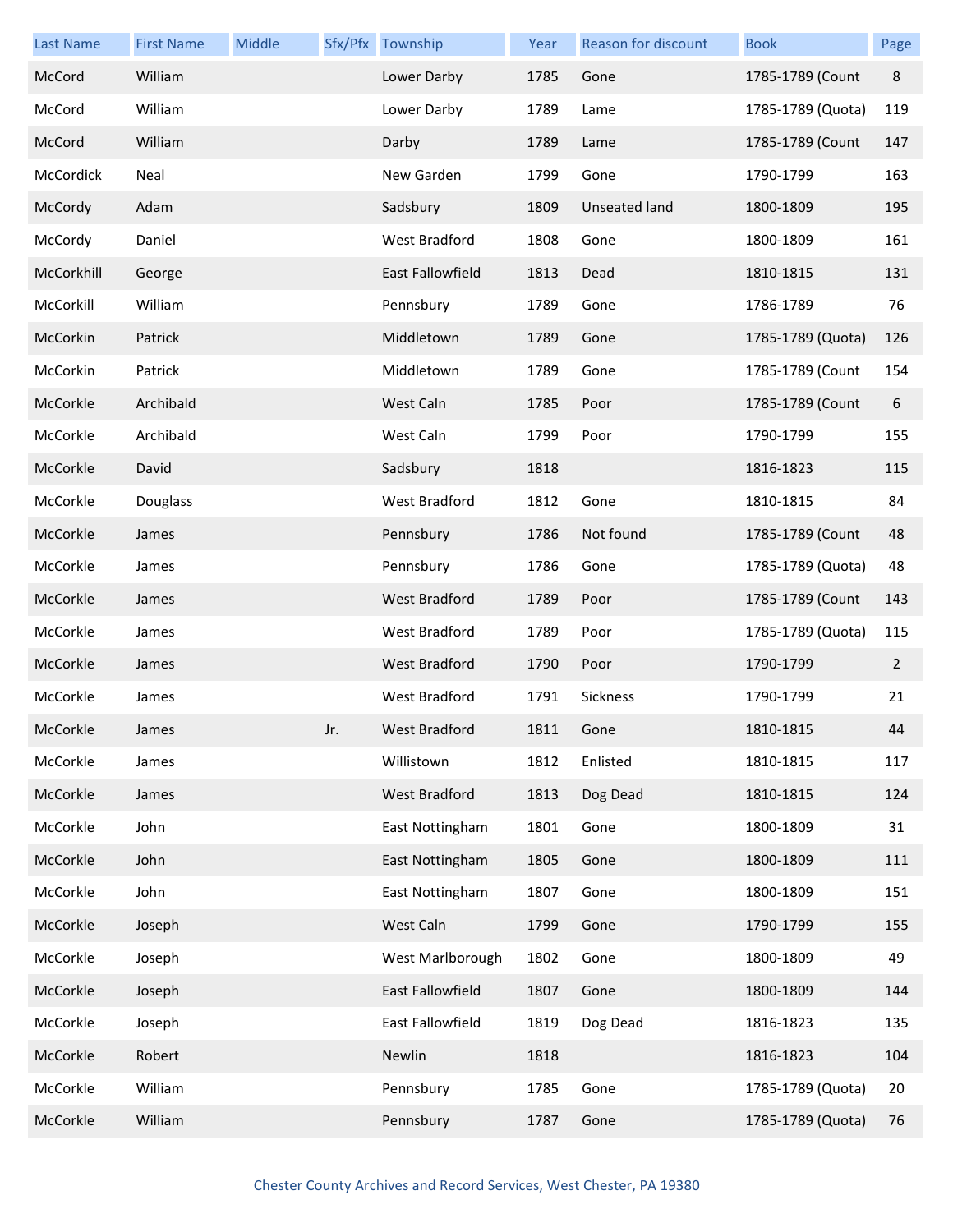| Last Name | First Name | Middle | Sfx/Pfx | Township | Year | Reason for discount | Book | Page |
|---|---|---|---|---|---|---|---|---|
| McCord | William | | | Lower Darby | 1785 | Gone | 1785-1789 (Count | 8 |
| McCord | William | | | Lower Darby | 1789 | Lame | 1785-1789 (Quota) | 119 |
| McCord | William | | | Darby | 1789 | Lame | 1785-1789 (Count | 147 |
| McCordick | Neal | | | New Garden | 1799 | Gone | 1790-1799 | 163 |
| McCordy | Adam | | | Sadsbury | 1809 | Unseated land | 1800-1809 | 195 |
| McCordy | Daniel | | | West Bradford | 1808 | Gone | 1800-1809 | 161 |
| McCorkhill | George | | | East Fallowfield | 1813 | Dead | 1810-1815 | 131 |
| McCorkill | William | | | Pennsbury | 1789 | Gone | 1786-1789 | 76 |
| McCorkin | Patrick | | | Middletown | 1789 | Gone | 1785-1789 (Quota) | 126 |
| McCorkin | Patrick | | | Middletown | 1789 | Gone | 1785-1789 (Count | 154 |
| McCorkle | Archibald | | | West Caln | 1785 | Poor | 1785-1789 (Count | 6 |
| McCorkle | Archibald | | | West Caln | 1799 | Poor | 1790-1799 | 155 |
| McCorkle | David | | | Sadsbury | 1818 | | 1816-1823 | 115 |
| McCorkle | Douglass | | | West Bradford | 1812 | Gone | 1810-1815 | 84 |
| McCorkle | James | | | Pennsbury | 1786 | Not found | 1785-1789 (Count | 48 |
| McCorkle | James | | | Pennsbury | 1786 | Gone | 1785-1789 (Quota) | 48 |
| McCorkle | James | | | West Bradford | 1789 | Poor | 1785-1789 (Count | 143 |
| McCorkle | James | | | West Bradford | 1789 | Poor | 1785-1789 (Quota) | 115 |
| McCorkle | James | | | West Bradford | 1790 | Poor | 1790-1799 | 2 |
| McCorkle | James | | | West Bradford | 1791 | Sickness | 1790-1799 | 21 |
| McCorkle | James | | Jr. | West Bradford | 1811 | Gone | 1810-1815 | 44 |
| McCorkle | James | | | Willistown | 1812 | Enlisted | 1810-1815 | 117 |
| McCorkle | James | | | West Bradford | 1813 | Dog Dead | 1810-1815 | 124 |
| McCorkle | John | | | East Nottingham | 1801 | Gone | 1800-1809 | 31 |
| McCorkle | John | | | East Nottingham | 1805 | Gone | 1800-1809 | 111 |
| McCorkle | John | | | East Nottingham | 1807 | Gone | 1800-1809 | 151 |
| McCorkle | Joseph | | | West Caln | 1799 | Gone | 1790-1799 | 155 |
| McCorkle | Joseph | | | West Marlborough | 1802 | Gone | 1800-1809 | 49 |
| McCorkle | Joseph | | | East Fallowfield | 1807 | Gone | 1800-1809 | 144 |
| McCorkle | Joseph | | | East Fallowfield | 1819 | Dog Dead | 1816-1823 | 135 |
| McCorkle | Robert | | | Newlin | 1818 | | 1816-1823 | 104 |
| McCorkle | William | | | Pennsbury | 1785 | Gone | 1785-1789 (Quota) | 20 |
| McCorkle | William | | | Pennsbury | 1787 | Gone | 1785-1789 (Quota) | 76 |

Chester County Archives and Record Services, West Chester, PA 19380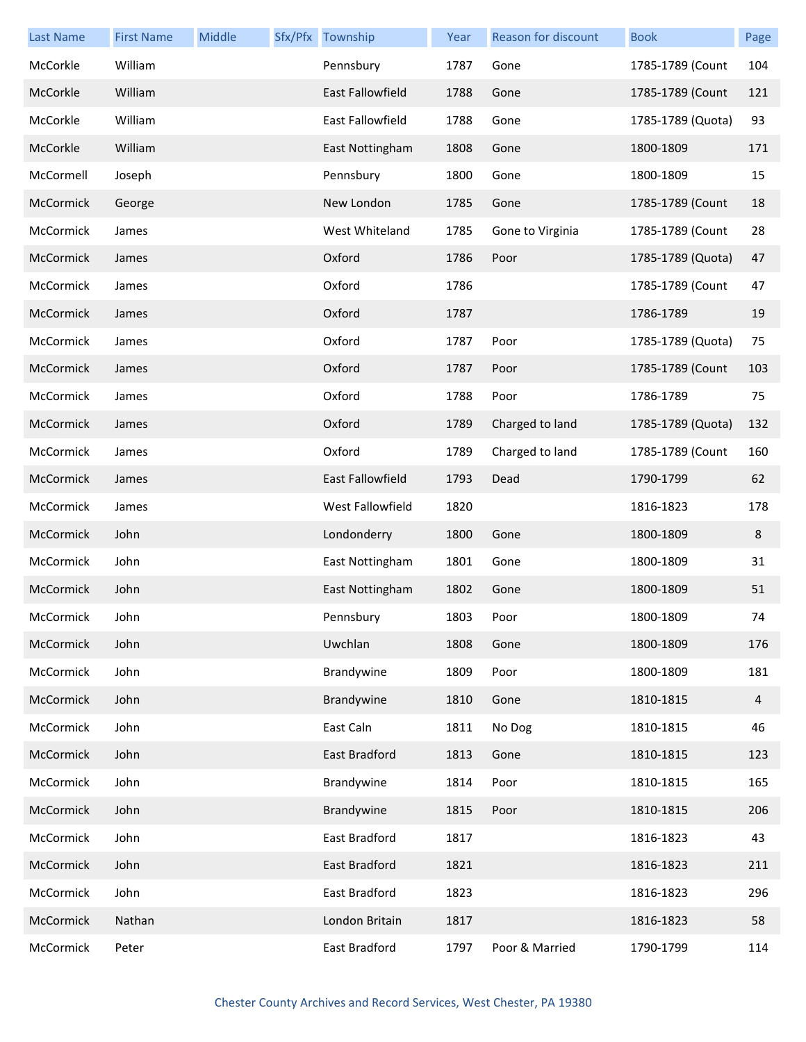| Last Name | First Name | Middle | Sfx/Pfx | Township | Year | Reason for discount | Book | Page |
|---|---|---|---|---|---|---|---|---|
| McCorkle | William | | | Pennsbury | 1787 | Gone | 1785-1789 (Count | 104 |
| McCorkle | William | | | East Fallowfield | 1788 | Gone | 1785-1789 (Count | 121 |
| McCorkle | William | | | East Fallowfield | 1788 | Gone | 1785-1789 (Quota) | 93 |
| McCorkle | William | | | East Nottingham | 1808 | Gone | 1800-1809 | 171 |
| McCormell | Joseph | | | Pennsbury | 1800 | Gone | 1800-1809 | 15 |
| McCormick | George | | | New London | 1785 | Gone | 1785-1789 (Count | 18 |
| McCormick | James | | | West Whiteland | 1785 | Gone to Virginia | 1785-1789 (Count | 28 |
| McCormick | James | | | Oxford | 1786 | Poor | 1785-1789 (Quota) | 47 |
| McCormick | James | | | Oxford | 1786 | | 1785-1789 (Count | 47 |
| McCormick | James | | | Oxford | 1787 | | 1786-1789 | 19 |
| McCormick | James | | | Oxford | 1787 | Poor | 1785-1789 (Quota) | 75 |
| McCormick | James | | | Oxford | 1787 | Poor | 1785-1789 (Count | 103 |
| McCormick | James | | | Oxford | 1788 | Poor | 1786-1789 | 75 |
| McCormick | James | | | Oxford | 1789 | Charged to land | 1785-1789 (Quota) | 132 |
| McCormick | James | | | Oxford | 1789 | Charged to land | 1785-1789 (Count | 160 |
| McCormick | James | | | East Fallowfield | 1793 | Dead | 1790-1799 | 62 |
| McCormick | James | | | West Fallowfield | 1820 | | 1816-1823 | 178 |
| McCormick | John | | | Londonderry | 1800 | Gone | 1800-1809 | 8 |
| McCormick | John | | | East Nottingham | 1801 | Gone | 1800-1809 | 31 |
| McCormick | John | | | East Nottingham | 1802 | Gone | 1800-1809 | 51 |
| McCormick | John | | | Pennsbury | 1803 | Poor | 1800-1809 | 74 |
| McCormick | John | | | Uwchlan | 1808 | Gone | 1800-1809 | 176 |
| McCormick | John | | | Brandywine | 1809 | Poor | 1800-1809 | 181 |
| McCormick | John | | | Brandywine | 1810 | Gone | 1810-1815 | 4 |
| McCormick | John | | | East Caln | 1811 | No Dog | 1810-1815 | 46 |
| McCormick | John | | | East Bradford | 1813 | Gone | 1810-1815 | 123 |
| McCormick | John | | | Brandywine | 1814 | Poor | 1810-1815 | 165 |
| McCormick | John | | | Brandywine | 1815 | Poor | 1810-1815 | 206 |
| McCormick | John | | | East Bradford | 1817 | | 1816-1823 | 43 |
| McCormick | John | | | East Bradford | 1821 | | 1816-1823 | 211 |
| McCormick | John | | | East Bradford | 1823 | | 1816-1823 | 296 |
| McCormick | Nathan | | | London Britain | 1817 | | 1816-1823 | 58 |
| McCormick | Peter | | | East Bradford | 1797 | Poor & Married | 1790-1799 | 114 |

Chester County Archives and Record Services, West Chester, PA 19380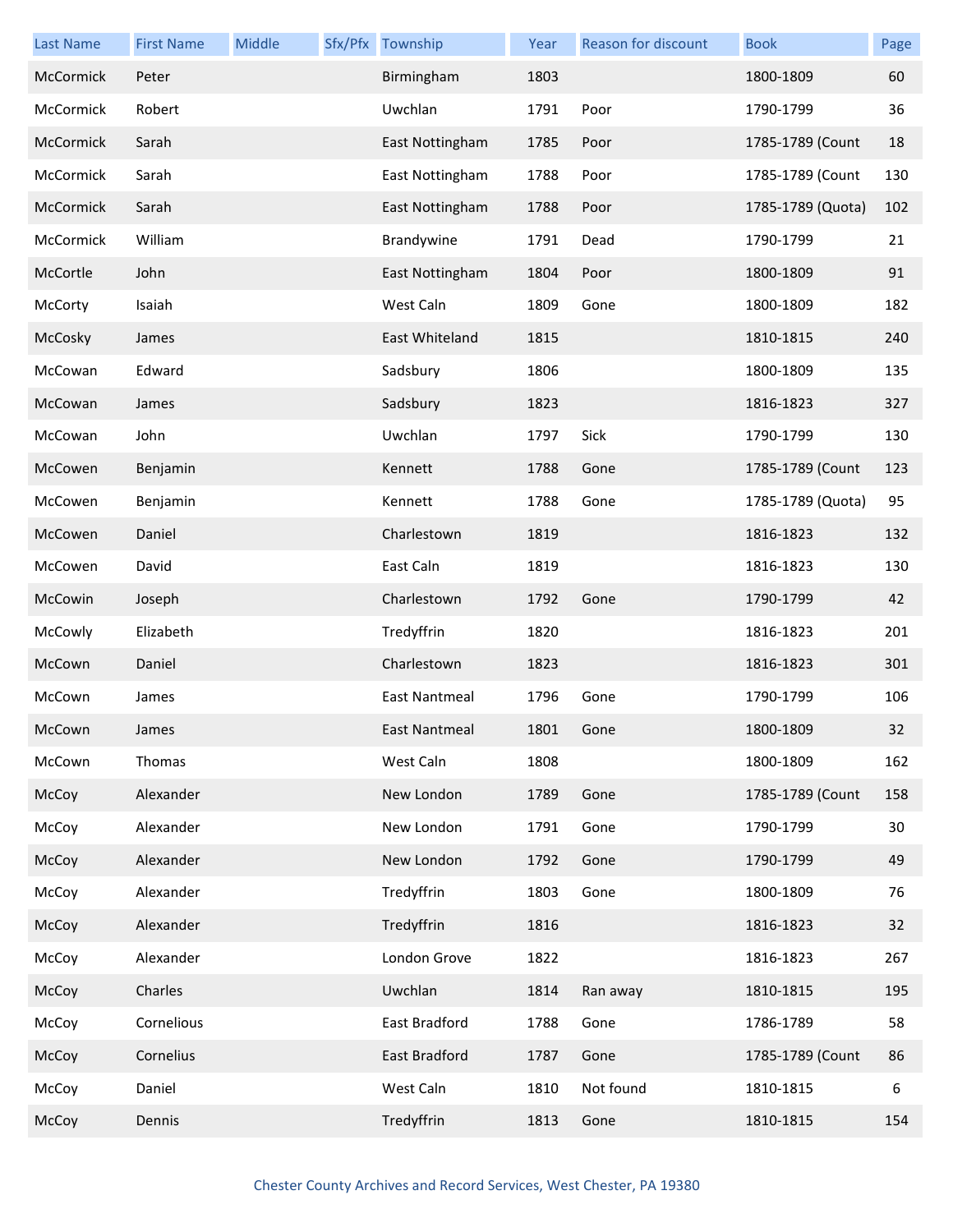| Last Name | First Name | Middle | Sfx/Pfx | Township | Year | Reason for discount | Book | Page |
|---|---|---|---|---|---|---|---|---|
| McCormick | Peter | | | Birmingham | 1803 | | 1800-1809 | 60 |
| McCormick | Robert | | | Uwchlan | 1791 | Poor | 1790-1799 | 36 |
| McCormick | Sarah | | | East Nottingham | 1785 | Poor | 1785-1789 (Count | 18 |
| McCormick | Sarah | | | East Nottingham | 1788 | Poor | 1785-1789 (Count | 130 |
| McCormick | Sarah | | | East Nottingham | 1788 | Poor | 1785-1789 (Quota) | 102 |
| McCormick | William | | | Brandywine | 1791 | Dead | 1790-1799 | 21 |
| McCortle | John | | | East Nottingham | 1804 | Poor | 1800-1809 | 91 |
| McCorty | Isaiah | | | West Caln | 1809 | Gone | 1800-1809 | 182 |
| McCosky | James | | | East Whiteland | 1815 | | 1810-1815 | 240 |
| McCowan | Edward | | | Sadsbury | 1806 | | 1800-1809 | 135 |
| McCowan | James | | | Sadsbury | 1823 | | 1816-1823 | 327 |
| McCowan | John | | | Uwchlan | 1797 | Sick | 1790-1799 | 130 |
| McCowen | Benjamin | | | Kennett | 1788 | Gone | 1785-1789 (Count | 123 |
| McCowen | Benjamin | | | Kennett | 1788 | Gone | 1785-1789 (Quota) | 95 |
| McCowen | Daniel | | | Charlestown | 1819 | | 1816-1823 | 132 |
| McCowen | David | | | East Caln | 1819 | | 1816-1823 | 130 |
| McCowin | Joseph | | | Charlestown | 1792 | Gone | 1790-1799 | 42 |
| McCowly | Elizabeth | | | Tredyffrin | 1820 | | 1816-1823 | 201 |
| McCown | Daniel | | | Charlestown | 1823 | | 1816-1823 | 301 |
| McCown | James | | | East Nantmeal | 1796 | Gone | 1790-1799 | 106 |
| McCown | James | | | East Nantmeal | 1801 | Gone | 1800-1809 | 32 |
| McCown | Thomas | | | West Caln | 1808 | | 1800-1809 | 162 |
| McCoy | Alexander | | | New London | 1789 | Gone | 1785-1789 (Count | 158 |
| McCoy | Alexander | | | New London | 1791 | Gone | 1790-1799 | 30 |
| McCoy | Alexander | | | New London | 1792 | Gone | 1790-1799 | 49 |
| McCoy | Alexander | | | Tredyffrin | 1803 | Gone | 1800-1809 | 76 |
| McCoy | Alexander | | | Tredyffrin | 1816 | | 1816-1823 | 32 |
| McCoy | Alexander | | | London Grove | 1822 | | 1816-1823 | 267 |
| McCoy | Charles | | | Uwchlan | 1814 | Ran away | 1810-1815 | 195 |
| McCoy | Cornelious | | | East Bradford | 1788 | Gone | 1786-1789 | 58 |
| McCoy | Cornelius | | | East Bradford | 1787 | Gone | 1785-1789 (Count | 86 |
| McCoy | Daniel | | | West Caln | 1810 | Not found | 1810-1815 | 6 |
| McCoy | Dennis | | | Tredyffrin | 1813 | Gone | 1810-1815 | 154 |

Chester County Archives and Record Services, West Chester, PA 19380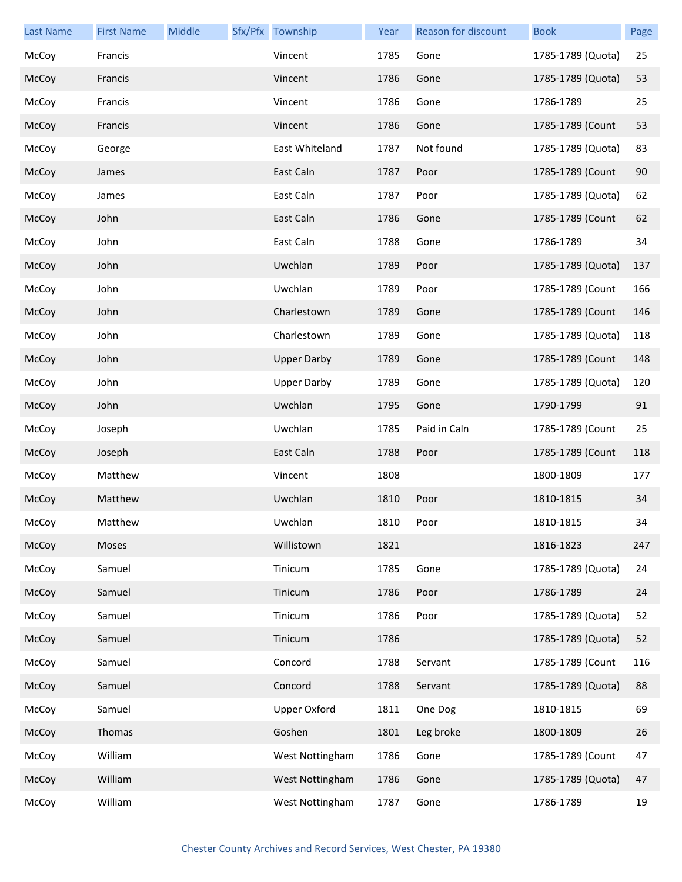| Last Name | First Name | Middle | Sfx/Pfx | Township | Year | Reason for discount | Book | Page |
|---|---|---|---|---|---|---|---|---|
| McCoy | Francis | | | Vincent | 1785 | Gone | 1785-1789 (Quota) | 25 |
| McCoy | Francis | | | Vincent | 1786 | Gone | 1785-1789 (Quota) | 53 |
| McCoy | Francis | | | Vincent | 1786 | Gone | 1786-1789 | 25 |
| McCoy | Francis | | | Vincent | 1786 | Gone | 1785-1789 (Count | 53 |
| McCoy | George | | | East Whiteland | 1787 | Not found | 1785-1789 (Quota) | 83 |
| McCoy | James | | | East Caln | 1787 | Poor | 1785-1789 (Count | 90 |
| McCoy | James | | | East Caln | 1787 | Poor | 1785-1789 (Quota) | 62 |
| McCoy | John | | | East Caln | 1786 | Gone | 1785-1789 (Count | 62 |
| McCoy | John | | | East Caln | 1788 | Gone | 1786-1789 | 34 |
| McCoy | John | | | Uwchlan | 1789 | Poor | 1785-1789 (Quota) | 137 |
| McCoy | John | | | Uwchlan | 1789 | Poor | 1785-1789 (Count | 166 |
| McCoy | John | | | Charlestown | 1789 | Gone | 1785-1789 (Count | 146 |
| McCoy | John | | | Charlestown | 1789 | Gone | 1785-1789 (Quota) | 118 |
| McCoy | John | | | Upper Darby | 1789 | Gone | 1785-1789 (Count | 148 |
| McCoy | John | | | Upper Darby | 1789 | Gone | 1785-1789 (Quota) | 120 |
| McCoy | John | | | Uwchlan | 1795 | Gone | 1790-1799 | 91 |
| McCoy | Joseph | | | Uwchlan | 1785 | Paid in Caln | 1785-1789 (Count | 25 |
| McCoy | Joseph | | | East Caln | 1788 | Poor | 1785-1789 (Count | 118 |
| McCoy | Matthew | | | Vincent | 1808 | | 1800-1809 | 177 |
| McCoy | Matthew | | | Uwchlan | 1810 | Poor | 1810-1815 | 34 |
| McCoy | Matthew | | | Uwchlan | 1810 | Poor | 1810-1815 | 34 |
| McCoy | Moses | | | Willistown | 1821 | | 1816-1823 | 247 |
| McCoy | Samuel | | | Tinicum | 1785 | Gone | 1785-1789 (Quota) | 24 |
| McCoy | Samuel | | | Tinicum | 1786 | Poor | 1786-1789 | 24 |
| McCoy | Samuel | | | Tinicum | 1786 | Poor | 1785-1789 (Quota) | 52 |
| McCoy | Samuel | | | Tinicum | 1786 | | 1785-1789 (Quota) | 52 |
| McCoy | Samuel | | | Concord | 1788 | Servant | 1785-1789 (Count | 116 |
| McCoy | Samuel | | | Concord | 1788 | Servant | 1785-1789 (Quota) | 88 |
| McCoy | Samuel | | | Upper Oxford | 1811 | One Dog | 1810-1815 | 69 |
| McCoy | Thomas | | | Goshen | 1801 | Leg broke | 1800-1809 | 26 |
| McCoy | William | | | West Nottingham | 1786 | Gone | 1785-1789 (Count | 47 |
| McCoy | William | | | West Nottingham | 1786 | Gone | 1785-1789 (Quota) | 47 |
| McCoy | William | | | West Nottingham | 1787 | Gone | 1786-1789 | 19 |

Chester County Archives and Record Services, West Chester, PA 19380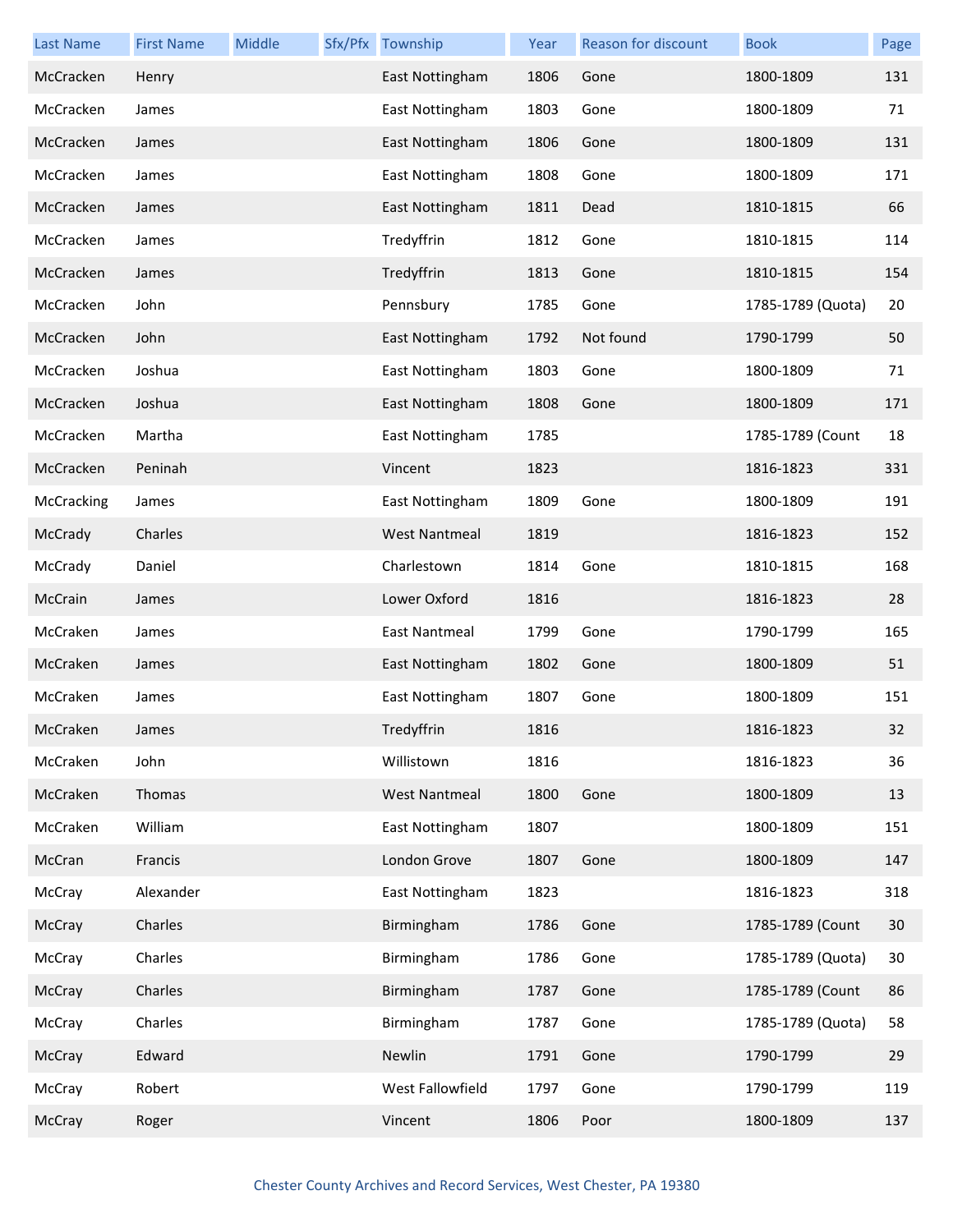| Last Name | First Name | Middle | Sfx/Pfx | Township | Year | Reason for discount | Book | Page |
|---|---|---|---|---|---|---|---|---|
| McCracken | Henry | | | East Nottingham | 1806 | Gone | 1800-1809 | 131 |
| McCracken | James | | | East Nottingham | 1803 | Gone | 1800-1809 | 71 |
| McCracken | James | | | East Nottingham | 1806 | Gone | 1800-1809 | 131 |
| McCracken | James | | | East Nottingham | 1808 | Gone | 1800-1809 | 171 |
| McCracken | James | | | East Nottingham | 1811 | Dead | 1810-1815 | 66 |
| McCracken | James | | | Tredyffrin | 1812 | Gone | 1810-1815 | 114 |
| McCracken | James | | | Tredyffrin | 1813 | Gone | 1810-1815 | 154 |
| McCracken | John | | | Pennsbury | 1785 | Gone | 1785-1789 (Quota) | 20 |
| McCracken | John | | | East Nottingham | 1792 | Not found | 1790-1799 | 50 |
| McCracken | Joshua | | | East Nottingham | 1803 | Gone | 1800-1809 | 71 |
| McCracken | Joshua | | | East Nottingham | 1808 | Gone | 1800-1809 | 171 |
| McCracken | Martha | | | East Nottingham | 1785 | | 1785-1789 (Count | 18 |
| McCracken | Peninah | | | Vincent | 1823 | | 1816-1823 | 331 |
| McCracking | James | | | East Nottingham | 1809 | Gone | 1800-1809 | 191 |
| McCrady | Charles | | | West Nantmeal | 1819 | | 1816-1823 | 152 |
| McCrady | Daniel | | | Charlestown | 1814 | Gone | 1810-1815 | 168 |
| McCrain | James | | | Lower Oxford | 1816 | | 1816-1823 | 28 |
| McCraken | James | | | East Nantmeal | 1799 | Gone | 1790-1799 | 165 |
| McCraken | James | | | East Nottingham | 1802 | Gone | 1800-1809 | 51 |
| McCraken | James | | | East Nottingham | 1807 | Gone | 1800-1809 | 151 |
| McCraken | James | | | Tredyffrin | 1816 | | 1816-1823 | 32 |
| McCraken | John | | | Willistown | 1816 | | 1816-1823 | 36 |
| McCraken | Thomas | | | West Nantmeal | 1800 | Gone | 1800-1809 | 13 |
| McCraken | William | | | East Nottingham | 1807 | | 1800-1809 | 151 |
| McCran | Francis | | | London Grove | 1807 | Gone | 1800-1809 | 147 |
| McCray | Alexander | | | East Nottingham | 1823 | | 1816-1823 | 318 |
| McCray | Charles | | | Birmingham | 1786 | Gone | 1785-1789 (Count | 30 |
| McCray | Charles | | | Birmingham | 1786 | Gone | 1785-1789 (Quota) | 30 |
| McCray | Charles | | | Birmingham | 1787 | Gone | 1785-1789 (Count | 86 |
| McCray | Charles | | | Birmingham | 1787 | Gone | 1785-1789 (Quota) | 58 |
| McCray | Edward | | | Newlin | 1791 | Gone | 1790-1799 | 29 |
| McCray | Robert | | | West Fallowfield | 1797 | Gone | 1790-1799 | 119 |
| McCray | Roger | | | Vincent | 1806 | Poor | 1800-1809 | 137 |

Chester County Archives and Record Services, West Chester, PA 19380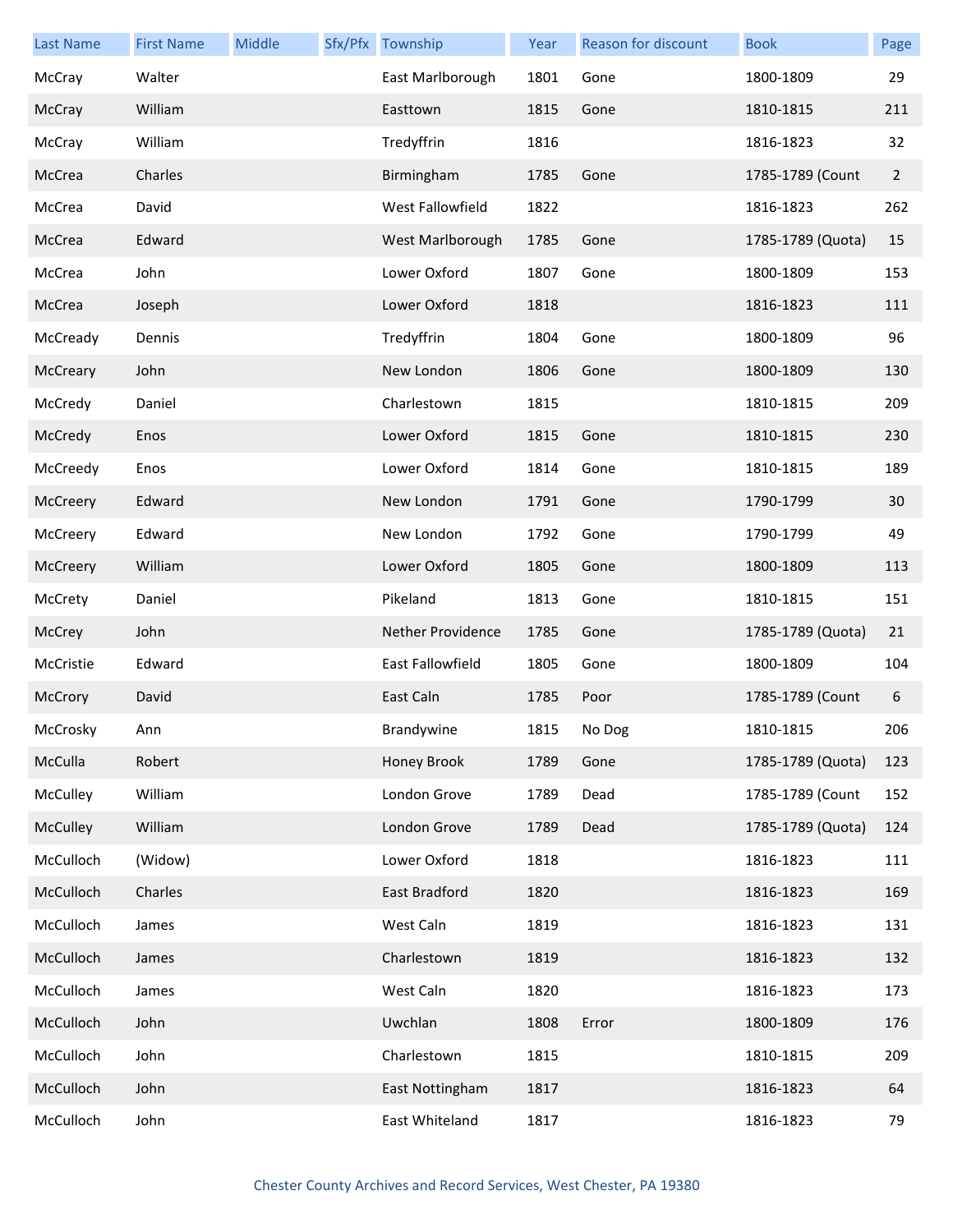| Last Name | First Name | Middle | Sfx/Pfx | Township | Year | Reason for discount | Book | Page |
|---|---|---|---|---|---|---|---|---|
| McCray | Walter | | | East Marlborough | 1801 | Gone | 1800-1809 | 29 |
| McCray | William | | | Easttown | 1815 | Gone | 1810-1815 | 211 |
| McCray | William | | | Tredyffrin | 1816 | | 1816-1823 | 32 |
| McCrea | Charles | | | Birmingham | 1785 | Gone | 1785-1789 (Count | 2 |
| McCrea | David | | | West Fallowfield | 1822 | | 1816-1823 | 262 |
| McCrea | Edward | | | West Marlborough | 1785 | Gone | 1785-1789 (Quota) | 15 |
| McCrea | John | | | Lower Oxford | 1807 | Gone | 1800-1809 | 153 |
| McCrea | Joseph | | | Lower Oxford | 1818 | | 1816-1823 | 111 |
| McCready | Dennis | | | Tredyffrin | 1804 | Gone | 1800-1809 | 96 |
| McCreary | John | | | New London | 1806 | Gone | 1800-1809 | 130 |
| McCredy | Daniel | | | Charlestown | 1815 | | 1810-1815 | 209 |
| McCredy | Enos | | | Lower Oxford | 1815 | Gone | 1810-1815 | 230 |
| McCreedy | Enos | | | Lower Oxford | 1814 | Gone | 1810-1815 | 189 |
| McCreery | Edward | | | New London | 1791 | Gone | 1790-1799 | 30 |
| McCreery | Edward | | | New London | 1792 | Gone | 1790-1799 | 49 |
| McCreery | William | | | Lower Oxford | 1805 | Gone | 1800-1809 | 113 |
| McCrety | Daniel | | | Pikeland | 1813 | Gone | 1810-1815 | 151 |
| McCrey | John | | | Nether Providence | 1785 | Gone | 1785-1789 (Quota) | 21 |
| McCristie | Edward | | | East Fallowfield | 1805 | Gone | 1800-1809 | 104 |
| McCrory | David | | | East Caln | 1785 | Poor | 1785-1789 (Count | 6 |
| McCrosky | Ann | | | Brandywine | 1815 | No Dog | 1810-1815 | 206 |
| McCulla | Robert | | | Honey Brook | 1789 | Gone | 1785-1789 (Quota) | 123 |
| McCulley | William | | | London Grove | 1789 | Dead | 1785-1789 (Count | 152 |
| McCulley | William | | | London Grove | 1789 | Dead | 1785-1789 (Quota) | 124 |
| McCulloch | (Widow) | | | Lower Oxford | 1818 | | 1816-1823 | 111 |
| McCulloch | Charles | | | East Bradford | 1820 | | 1816-1823 | 169 |
| McCulloch | James | | | West Caln | 1819 | | 1816-1823 | 131 |
| McCulloch | James | | | Charlestown | 1819 | | 1816-1823 | 132 |
| McCulloch | James | | | West Caln | 1820 | | 1816-1823 | 173 |
| McCulloch | John | | | Uwchlan | 1808 | Error | 1800-1809 | 176 |
| McCulloch | John | | | Charlestown | 1815 | | 1810-1815 | 209 |
| McCulloch | John | | | East Nottingham | 1817 | | 1816-1823 | 64 |
| McCulloch | John | | | East Whiteland | 1817 | | 1816-1823 | 79 |

Chester County Archives and Record Services, West Chester, PA 19380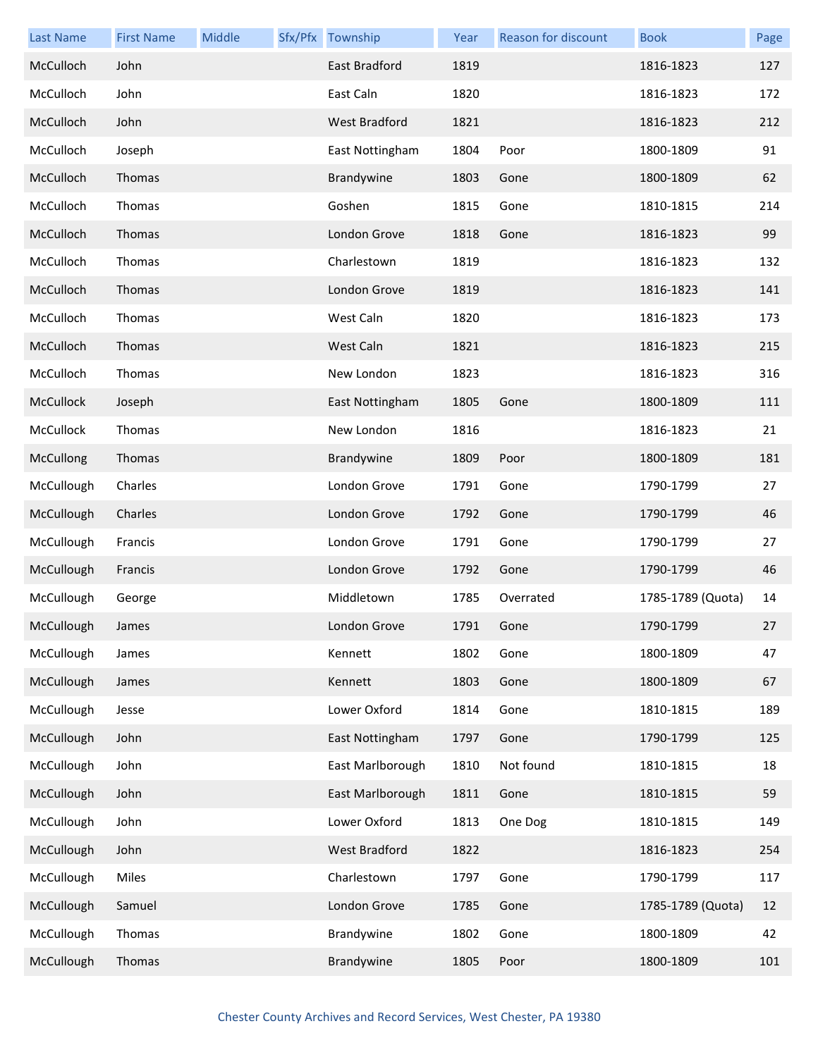| Last Name | First Name | Middle | Sfx/Pfx | Township | Year | Reason for discount | Book | Page |
|---|---|---|---|---|---|---|---|---|
| McCulloch | John | | | East Bradford | 1819 | | 1816-1823 | 127 |
| McCulloch | John | | | East Caln | 1820 | | 1816-1823 | 172 |
| McCulloch | John | | | West Bradford | 1821 | | 1816-1823 | 212 |
| McCulloch | Joseph | | | East Nottingham | 1804 | Poor | 1800-1809 | 91 |
| McCulloch | Thomas | | | Brandywine | 1803 | Gone | 1800-1809 | 62 |
| McCulloch | Thomas | | | Goshen | 1815 | Gone | 1810-1815 | 214 |
| McCulloch | Thomas | | | London Grove | 1818 | Gone | 1816-1823 | 99 |
| McCulloch | Thomas | | | Charlestown | 1819 | | 1816-1823 | 132 |
| McCulloch | Thomas | | | London Grove | 1819 | | 1816-1823 | 141 |
| McCulloch | Thomas | | | West Caln | 1820 | | 1816-1823 | 173 |
| McCulloch | Thomas | | | West Caln | 1821 | | 1816-1823 | 215 |
| McCulloch | Thomas | | | New London | 1823 | | 1816-1823 | 316 |
| McCullock | Joseph | | | East Nottingham | 1805 | Gone | 1800-1809 | 111 |
| McCullock | Thomas | | | New London | 1816 | | 1816-1823 | 21 |
| McCullong | Thomas | | | Brandywine | 1809 | Poor | 1800-1809 | 181 |
| McCullough | Charles | | | London Grove | 1791 | Gone | 1790-1799 | 27 |
| McCullough | Charles | | | London Grove | 1792 | Gone | 1790-1799 | 46 |
| McCullough | Francis | | | London Grove | 1791 | Gone | 1790-1799 | 27 |
| McCullough | Francis | | | London Grove | 1792 | Gone | 1790-1799 | 46 |
| McCullough | George | | | Middletown | 1785 | Overrated | 1785-1789 (Quota) | 14 |
| McCullough | James | | | London Grove | 1791 | Gone | 1790-1799 | 27 |
| McCullough | James | | | Kennett | 1802 | Gone | 1800-1809 | 47 |
| McCullough | James | | | Kennett | 1803 | Gone | 1800-1809 | 67 |
| McCullough | Jesse | | | Lower Oxford | 1814 | Gone | 1810-1815 | 189 |
| McCullough | John | | | East Nottingham | 1797 | Gone | 1790-1799 | 125 |
| McCullough | John | | | East Marlborough | 1810 | Not found | 1810-1815 | 18 |
| McCullough | John | | | East Marlborough | 1811 | Gone | 1810-1815 | 59 |
| McCullough | John | | | Lower Oxford | 1813 | One Dog | 1810-1815 | 149 |
| McCullough | John | | | West Bradford | 1822 | | 1816-1823 | 254 |
| McCullough | Miles | | | Charlestown | 1797 | Gone | 1790-1799 | 117 |
| McCullough | Samuel | | | London Grove | 1785 | Gone | 1785-1789 (Quota) | 12 |
| McCullough | Thomas | | | Brandywine | 1802 | Gone | 1800-1809 | 42 |
| McCullough | Thomas | | | Brandywine | 1805 | Poor | 1800-1809 | 101 |

Chester County Archives and Record Services, West Chester, PA 19380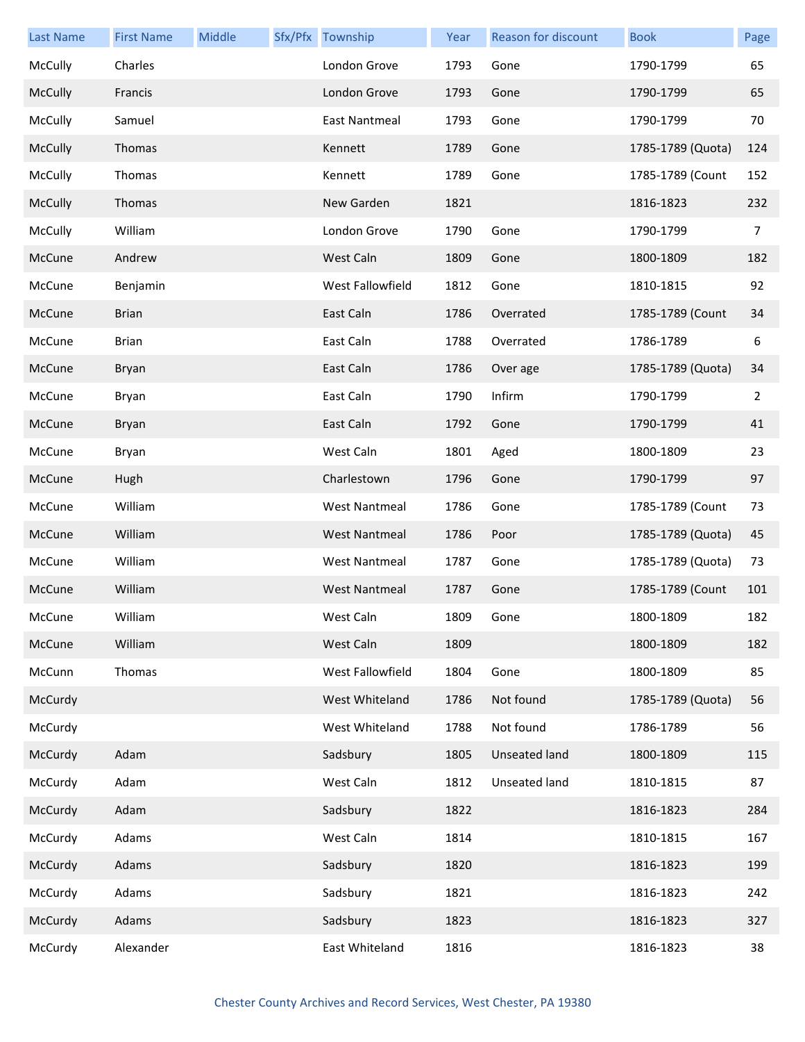| Last Name | First Name | Middle | Sfx/Pfx | Township | Year | Reason for discount | Book | Page |
|---|---|---|---|---|---|---|---|---|
| McCully | Charles | | | London Grove | 1793 | Gone | 1790-1799 | 65 |
| McCully | Francis | | | London Grove | 1793 | Gone | 1790-1799 | 65 |
| McCully | Samuel | | | East Nantmeal | 1793 | Gone | 1790-1799 | 70 |
| McCully | Thomas | | | Kennett | 1789 | Gone | 1785-1789 (Quota) | 124 |
| McCully | Thomas | | | Kennett | 1789 | Gone | 1785-1789 (Count | 152 |
| McCully | Thomas | | | New Garden | 1821 | | 1816-1823 | 232 |
| McCully | William | | | London Grove | 1790 | Gone | 1790-1799 | 7 |
| McCune | Andrew | | | West Caln | 1809 | Gone | 1800-1809 | 182 |
| McCune | Benjamin | | | West Fallowfield | 1812 | Gone | 1810-1815 | 92 |
| McCune | Brian | | | East Caln | 1786 | Overrated | 1785-1789 (Count | 34 |
| McCune | Brian | | | East Caln | 1788 | Overrated | 1786-1789 | 6 |
| McCune | Bryan | | | East Caln | 1786 | Over age | 1785-1789 (Quota) | 34 |
| McCune | Bryan | | | East Caln | 1790 | Infirm | 1790-1799 | 2 |
| McCune | Bryan | | | East Caln | 1792 | Gone | 1790-1799 | 41 |
| McCune | Bryan | | | West Caln | 1801 | Aged | 1800-1809 | 23 |
| McCune | Hugh | | | Charlestown | 1796 | Gone | 1790-1799 | 97 |
| McCune | William | | | West Nantmeal | 1786 | Gone | 1785-1789 (Count | 73 |
| McCune | William | | | West Nantmeal | 1786 | Poor | 1785-1789 (Quota) | 45 |
| McCune | William | | | West Nantmeal | 1787 | Gone | 1785-1789 (Quota) | 73 |
| McCune | William | | | West Nantmeal | 1787 | Gone | 1785-1789 (Count | 101 |
| McCune | William | | | West Caln | 1809 | Gone | 1800-1809 | 182 |
| McCune | William | | | West Caln | 1809 | | 1800-1809 | 182 |
| McCunn | Thomas | | | West Fallowfield | 1804 | Gone | 1800-1809 | 85 |
| McCurdy | | | | West Whiteland | 1786 | Not found | 1785-1789 (Quota) | 56 |
| McCurdy | | | | West Whiteland | 1788 | Not found | 1786-1789 | 56 |
| McCurdy | Adam | | | Sadsbury | 1805 | Unseated land | 1800-1809 | 115 |
| McCurdy | Adam | | | West Caln | 1812 | Unseated land | 1810-1815 | 87 |
| McCurdy | Adam | | | Sadsbury | 1822 | | 1816-1823 | 284 |
| McCurdy | Adams | | | West Caln | 1814 | | 1810-1815 | 167 |
| McCurdy | Adams | | | Sadsbury | 1820 | | 1816-1823 | 199 |
| McCurdy | Adams | | | Sadsbury | 1821 | | 1816-1823 | 242 |
| McCurdy | Adams | | | Sadsbury | 1823 | | 1816-1823 | 327 |
| McCurdy | Alexander | | | East Whiteland | 1816 | | 1816-1823 | 38 |

Chester County Archives and Record Services, West Chester, PA 19380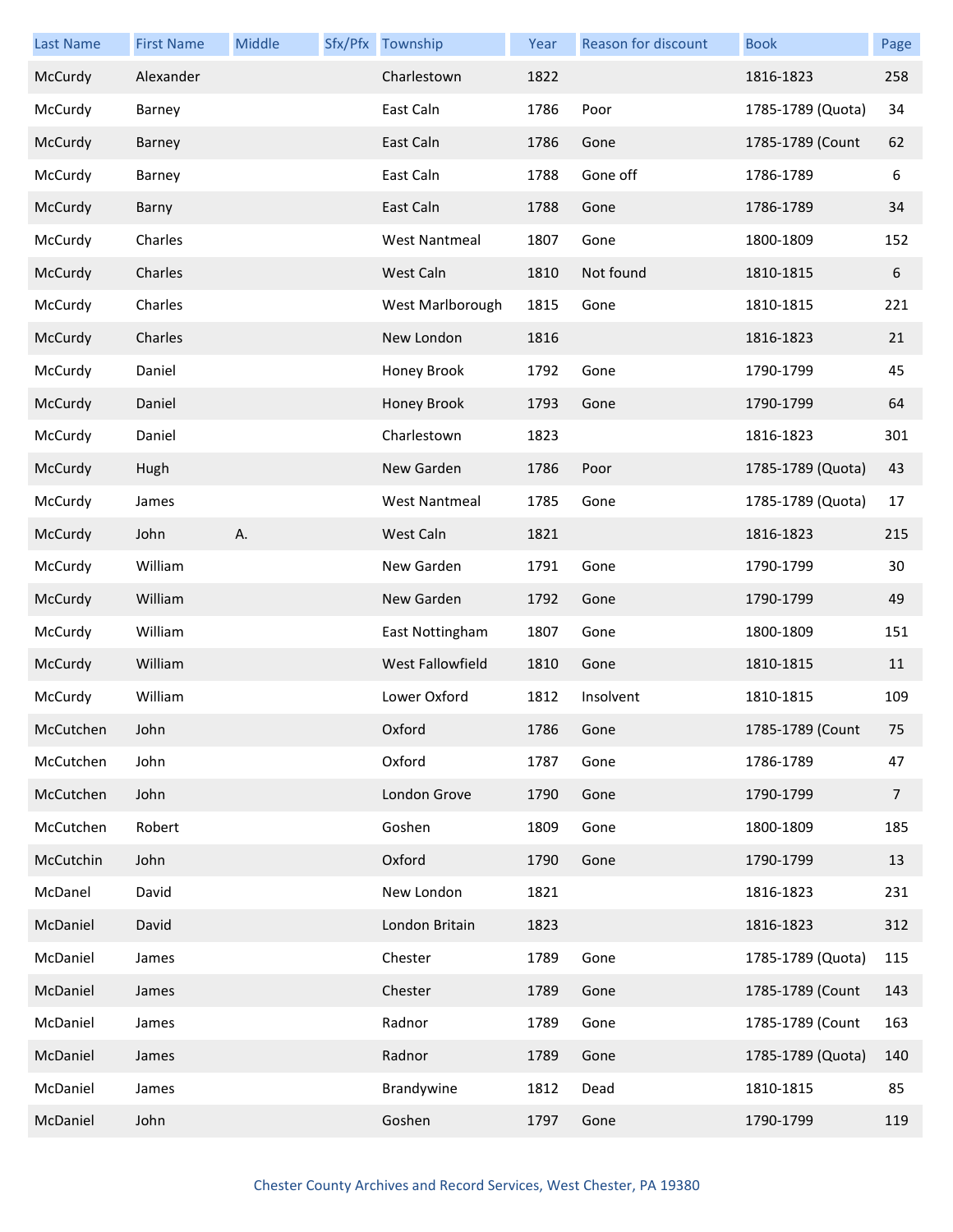| Last Name | First Name | Middle | Sfx/Pfx | Township | Year | Reason for discount | Book | Page |
|---|---|---|---|---|---|---|---|---|
| McCurdy | Alexander | | | Charlestown | 1822 | | 1816-1823 | 258 |
| McCurdy | Barney | | | East Caln | 1786 | Poor | 1785-1789 (Quota) | 34 |
| McCurdy | Barney | | | East Caln | 1786 | Gone | 1785-1789 (Count | 62 |
| McCurdy | Barney | | | East Caln | 1788 | Gone off | 1786-1789 | 6 |
| McCurdy | Barny | | | East Caln | 1788 | Gone | 1786-1789 | 34 |
| McCurdy | Charles | | | West Nantmeal | 1807 | Gone | 1800-1809 | 152 |
| McCurdy | Charles | | | West Caln | 1810 | Not found | 1810-1815 | 6 |
| McCurdy | Charles | | | West Marlborough | 1815 | Gone | 1810-1815 | 221 |
| McCurdy | Charles | | | New London | 1816 | | 1816-1823 | 21 |
| McCurdy | Daniel | | | Honey Brook | 1792 | Gone | 1790-1799 | 45 |
| McCurdy | Daniel | | | Honey Brook | 1793 | Gone | 1790-1799 | 64 |
| McCurdy | Daniel | | | Charlestown | 1823 | | 1816-1823 | 301 |
| McCurdy | Hugh | | | New Garden | 1786 | Poor | 1785-1789 (Quota) | 43 |
| McCurdy | James | | | West Nantmeal | 1785 | Gone | 1785-1789 (Quota) | 17 |
| McCurdy | John | A. | | West Caln | 1821 | | 1816-1823 | 215 |
| McCurdy | William | | | New Garden | 1791 | Gone | 1790-1799 | 30 |
| McCurdy | William | | | New Garden | 1792 | Gone | 1790-1799 | 49 |
| McCurdy | William | | | East Nottingham | 1807 | Gone | 1800-1809 | 151 |
| McCurdy | William | | | West Fallowfield | 1810 | Gone | 1810-1815 | 11 |
| McCurdy | William | | | Lower Oxford | 1812 | Insolvent | 1810-1815 | 109 |
| McCutchen | John | | | Oxford | 1786 | Gone | 1785-1789 (Count | 75 |
| McCutchen | John | | | Oxford | 1787 | Gone | 1786-1789 | 47 |
| McCutchen | John | | | London Grove | 1790 | Gone | 1790-1799 | 7 |
| McCutchen | Robert | | | Goshen | 1809 | Gone | 1800-1809 | 185 |
| McCutchin | John | | | Oxford | 1790 | Gone | 1790-1799 | 13 |
| McDanel | David | | | New London | 1821 | | 1816-1823 | 231 |
| McDaniel | David | | | London Britain | 1823 | | 1816-1823 | 312 |
| McDaniel | James | | | Chester | 1789 | Gone | 1785-1789 (Quota) | 115 |
| McDaniel | James | | | Chester | 1789 | Gone | 1785-1789 (Count | 143 |
| McDaniel | James | | | Radnor | 1789 | Gone | 1785-1789 (Count | 163 |
| McDaniel | James | | | Radnor | 1789 | Gone | 1785-1789 (Quota) | 140 |
| McDaniel | James | | | Brandywine | 1812 | Dead | 1810-1815 | 85 |
| McDaniel | John | | | Goshen | 1797 | Gone | 1790-1799 | 119 |

Chester County Archives and Record Services, West Chester, PA 19380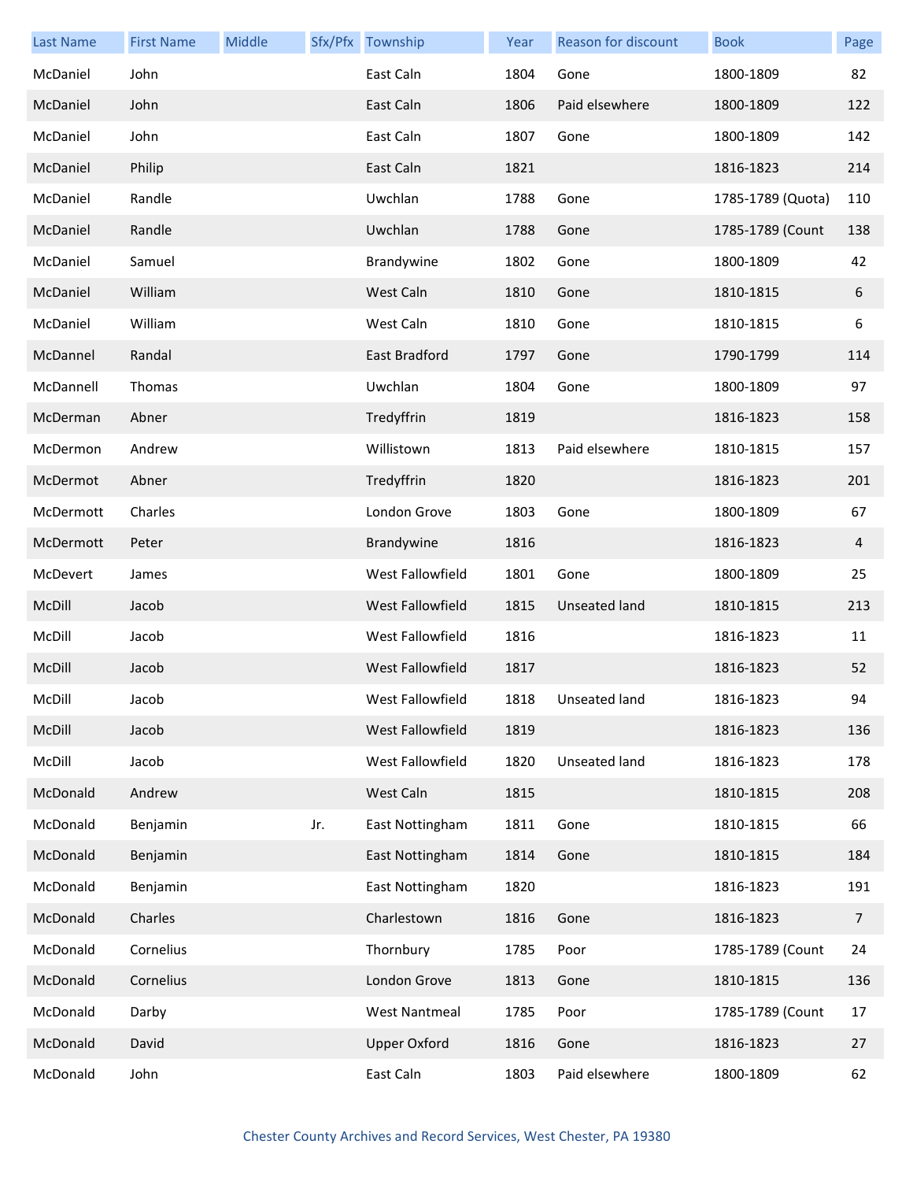| Last Name | First Name | Middle | Sfx/Pfx | Township | Year | Reason for discount | Book | Page |
|---|---|---|---|---|---|---|---|---|
| McDaniel | John | | | East Caln | 1804 | Gone | 1800-1809 | 82 |
| McDaniel | John | | | East Caln | 1806 | Paid elsewhere | 1800-1809 | 122 |
| McDaniel | John | | | East Caln | 1807 | Gone | 1800-1809 | 142 |
| McDaniel | Philip | | | East Caln | 1821 | | 1816-1823 | 214 |
| McDaniel | Randle | | | Uwchlan | 1788 | Gone | 1785-1789 (Quota) | 110 |
| McDaniel | Randle | | | Uwchlan | 1788 | Gone | 1785-1789 (Count | 138 |
| McDaniel | Samuel | | | Brandywine | 1802 | Gone | 1800-1809 | 42 |
| McDaniel | William | | | West Caln | 1810 | Gone | 1810-1815 | 6 |
| McDaniel | William | | | West Caln | 1810 | Gone | 1810-1815 | 6 |
| McDannel | Randal | | | East Bradford | 1797 | Gone | 1790-1799 | 114 |
| McDannell | Thomas | | | Uwchlan | 1804 | Gone | 1800-1809 | 97 |
| McDerman | Abner | | | Tredyffrin | 1819 | | 1816-1823 | 158 |
| McDermon | Andrew | | | Willistown | 1813 | Paid elsewhere | 1810-1815 | 157 |
| McDermot | Abner | | | Tredyffrin | 1820 | | 1816-1823 | 201 |
| McDermott | Charles | | | London Grove | 1803 | Gone | 1800-1809 | 67 |
| McDermott | Peter | | | Brandywine | 1816 | | 1816-1823 | 4 |
| McDevert | James | | | West Fallowfield | 1801 | Gone | 1800-1809 | 25 |
| McDill | Jacob | | | West Fallowfield | 1815 | Unseated land | 1810-1815 | 213 |
| McDill | Jacob | | | West Fallowfield | 1816 | | 1816-1823 | 11 |
| McDill | Jacob | | | West Fallowfield | 1817 | | 1816-1823 | 52 |
| McDill | Jacob | | | West Fallowfield | 1818 | Unseated land | 1816-1823 | 94 |
| McDill | Jacob | | | West Fallowfield | 1819 | | 1816-1823 | 136 |
| McDill | Jacob | | | West Fallowfield | 1820 | Unseated land | 1816-1823 | 178 |
| McDonald | Andrew | | | West Caln | 1815 | | 1810-1815 | 208 |
| McDonald | Benjamin | | Jr. | East Nottingham | 1811 | Gone | 1810-1815 | 66 |
| McDonald | Benjamin | | | East Nottingham | 1814 | Gone | 1810-1815 | 184 |
| McDonald | Benjamin | | | East Nottingham | 1820 | | 1816-1823 | 191 |
| McDonald | Charles | | | Charlestown | 1816 | Gone | 1816-1823 | 7 |
| McDonald | Cornelius | | | Thornbury | 1785 | Poor | 1785-1789 (Count | 24 |
| McDonald | Cornelius | | | London Grove | 1813 | Gone | 1810-1815 | 136 |
| McDonald | Darby | | | West Nantmeal | 1785 | Poor | 1785-1789 (Count | 17 |
| McDonald | David | | | Upper Oxford | 1816 | Gone | 1816-1823 | 27 |
| McDonald | John | | | East Caln | 1803 | Paid elsewhere | 1800-1809 | 62 |

Chester County Archives and Record Services, West Chester, PA 19380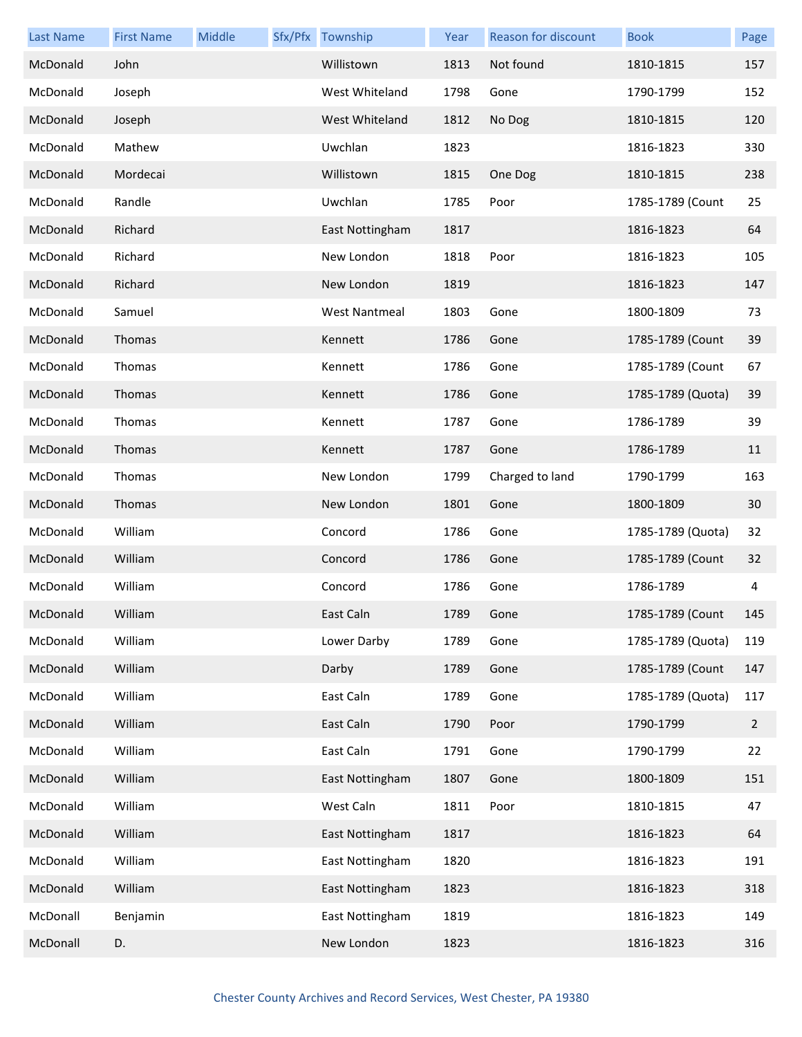| Last Name | First Name | Middle | Sfx/Pfx | Township | Year | Reason for discount | Book | Page |
|---|---|---|---|---|---|---|---|---|
| McDonald | John | | | Willistown | 1813 | Not found | 1810-1815 | 157 |
| McDonald | Joseph | | | West Whiteland | 1798 | Gone | 1790-1799 | 152 |
| McDonald | Joseph | | | West Whiteland | 1812 | No Dog | 1810-1815 | 120 |
| McDonald | Mathew | | | Uwchlan | 1823 | | 1816-1823 | 330 |
| McDonald | Mordecai | | | Willistown | 1815 | One Dog | 1810-1815 | 238 |
| McDonald | Randle | | | Uwchlan | 1785 | Poor | 1785-1789 (Count | 25 |
| McDonald | Richard | | | East Nottingham | 1817 | | 1816-1823 | 64 |
| McDonald | Richard | | | New London | 1818 | Poor | 1816-1823 | 105 |
| McDonald | Richard | | | New London | 1819 | | 1816-1823 | 147 |
| McDonald | Samuel | | | West Nantmeal | 1803 | Gone | 1800-1809 | 73 |
| McDonald | Thomas | | | Kennett | 1786 | Gone | 1785-1789 (Count | 39 |
| McDonald | Thomas | | | Kennett | 1786 | Gone | 1785-1789 (Count | 67 |
| McDonald | Thomas | | | Kennett | 1786 | Gone | 1785-1789 (Quota) | 39 |
| McDonald | Thomas | | | Kennett | 1787 | Gone | 1786-1789 | 39 |
| McDonald | Thomas | | | Kennett | 1787 | Gone | 1786-1789 | 11 |
| McDonald | Thomas | | | New London | 1799 | Charged to land | 1790-1799 | 163 |
| McDonald | Thomas | | | New London | 1801 | Gone | 1800-1809 | 30 |
| McDonald | William | | | Concord | 1786 | Gone | 1785-1789 (Quota) | 32 |
| McDonald | William | | | Concord | 1786 | Gone | 1785-1789 (Count | 32 |
| McDonald | William | | | Concord | 1786 | Gone | 1786-1789 | 4 |
| McDonald | William | | | East Caln | 1789 | Gone | 1785-1789 (Count | 145 |
| McDonald | William | | | Lower Darby | 1789 | Gone | 1785-1789 (Quota) | 119 |
| McDonald | William | | | Darby | 1789 | Gone | 1785-1789 (Count | 147 |
| McDonald | William | | | East Caln | 1789 | Gone | 1785-1789 (Quota) | 117 |
| McDonald | William | | | East Caln | 1790 | Poor | 1790-1799 | 2 |
| McDonald | William | | | East Caln | 1791 | Gone | 1790-1799 | 22 |
| McDonald | William | | | East Nottingham | 1807 | Gone | 1800-1809 | 151 |
| McDonald | William | | | West Caln | 1811 | Poor | 1810-1815 | 47 |
| McDonald | William | | | East Nottingham | 1817 | | 1816-1823 | 64 |
| McDonald | William | | | East Nottingham | 1820 | | 1816-1823 | 191 |
| McDonald | William | | | East Nottingham | 1823 | | 1816-1823 | 318 |
| McDonall | Benjamin | | | East Nottingham | 1819 | | 1816-1823 | 149 |
| McDonall | D. | | | New London | 1823 | | 1816-1823 | 316 |

Chester County Archives and Record Services, West Chester, PA 19380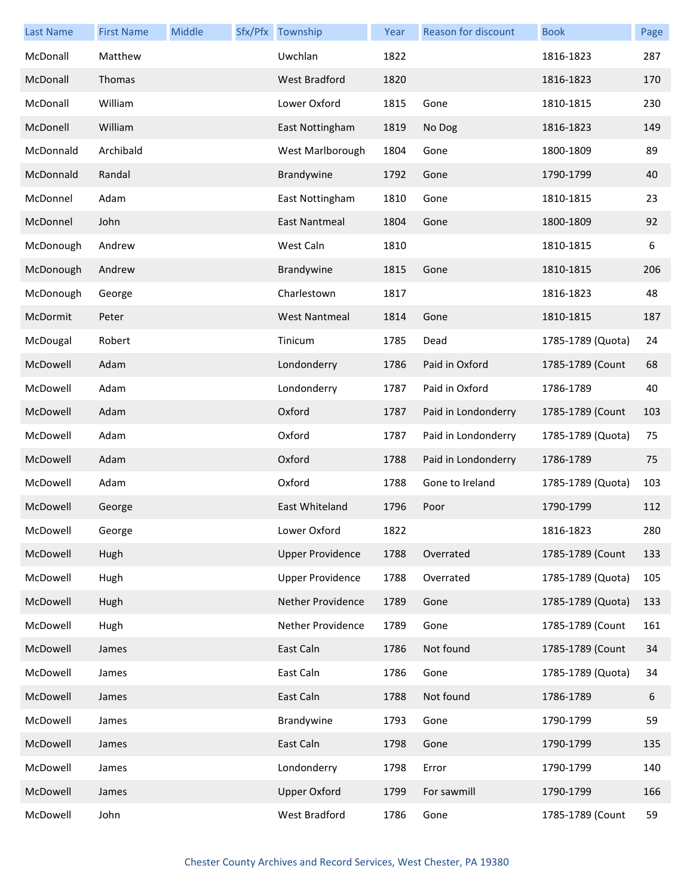| Last Name | First Name | Middle | Sfx/Pfx | Township | Year | Reason for discount | Book | Page |
|---|---|---|---|---|---|---|---|---|
| McDonall | Matthew | | | Uwchlan | 1822 | | 1816-1823 | 287 |
| McDonall | Thomas | | | West Bradford | 1820 | | 1816-1823 | 170 |
| McDonall | William | | | Lower Oxford | 1815 | Gone | 1810-1815 | 230 |
| McDonell | William | | | East Nottingham | 1819 | No Dog | 1816-1823 | 149 |
| McDonnald | Archibald | | | West Marlborough | 1804 | Gone | 1800-1809 | 89 |
| McDonnald | Randal | | | Brandywine | 1792 | Gone | 1790-1799 | 40 |
| McDonnel | Adam | | | East Nottingham | 1810 | Gone | 1810-1815 | 23 |
| McDonnel | John | | | East Nantmeal | 1804 | Gone | 1800-1809 | 92 |
| McDonough | Andrew | | | West Caln | 1810 | | 1810-1815 | 6 |
| McDonough | Andrew | | | Brandywine | 1815 | Gone | 1810-1815 | 206 |
| McDonough | George | | | Charlestown | 1817 | | 1816-1823 | 48 |
| McDormit | Peter | | | West Nantmeal | 1814 | Gone | 1810-1815 | 187 |
| McDougal | Robert | | | Tinicum | 1785 | Dead | 1785-1789 (Quota) | 24 |
| McDowell | Adam | | | Londonderry | 1786 | Paid in Oxford | 1785-1789 (Count | 68 |
| McDowell | Adam | | | Londonderry | 1787 | Paid in Oxford | 1786-1789 | 40 |
| McDowell | Adam | | | Oxford | 1787 | Paid in Londonderry | 1785-1789 (Count | 103 |
| McDowell | Adam | | | Oxford | 1787 | Paid in Londonderry | 1785-1789 (Quota) | 75 |
| McDowell | Adam | | | Oxford | 1788 | Paid in Londonderry | 1786-1789 | 75 |
| McDowell | Adam | | | Oxford | 1788 | Gone to Ireland | 1785-1789 (Quota) | 103 |
| McDowell | George | | | East Whiteland | 1796 | Poor | 1790-1799 | 112 |
| McDowell | George | | | Lower Oxford | 1822 | | 1816-1823 | 280 |
| McDowell | Hugh | | | Upper Providence | 1788 | Overrated | 1785-1789 (Count | 133 |
| McDowell | Hugh | | | Upper Providence | 1788 | Overrated | 1785-1789 (Quota) | 105 |
| McDowell | Hugh | | | Nether Providence | 1789 | Gone | 1785-1789 (Quota) | 133 |
| McDowell | Hugh | | | Nether Providence | 1789 | Gone | 1785-1789 (Count | 161 |
| McDowell | James | | | East Caln | 1786 | Not found | 1785-1789 (Count | 34 |
| McDowell | James | | | East Caln | 1786 | Gone | 1785-1789 (Quota) | 34 |
| McDowell | James | | | East Caln | 1788 | Not found | 1786-1789 | 6 |
| McDowell | James | | | Brandywine | 1793 | Gone | 1790-1799 | 59 |
| McDowell | James | | | East Caln | 1798 | Gone | 1790-1799 | 135 |
| McDowell | James | | | Londonderry | 1798 | Error | 1790-1799 | 140 |
| McDowell | James | | | Upper Oxford | 1799 | For sawmill | 1790-1799 | 166 |
| McDowell | John | | | West Bradford | 1786 | Gone | 1785-1789 (Count | 59 |

Chester County Archives and Record Services, West Chester, PA 19380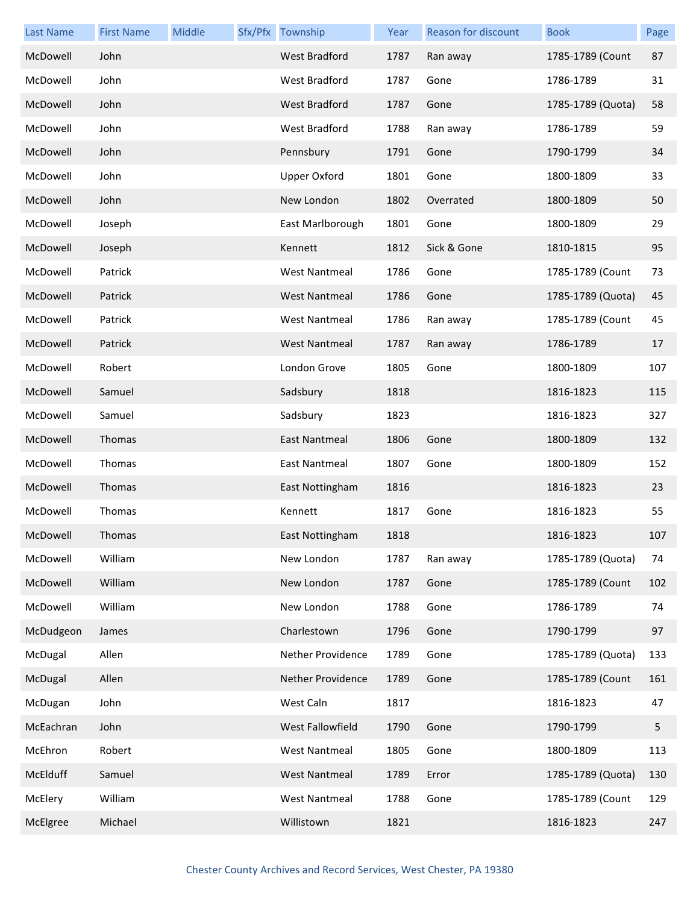| Last Name | First Name | Middle | Sfx/Pfx | Township | Year | Reason for discount | Book | Page |
|---|---|---|---|---|---|---|---|---|
| McDowell | John | | | West Bradford | 1787 | Ran away | 1785-1789 (Count | 87 |
| McDowell | John | | | West Bradford | 1787 | Gone | 1786-1789 | 31 |
| McDowell | John | | | West Bradford | 1787 | Gone | 1785-1789 (Quota) | 58 |
| McDowell | John | | | West Bradford | 1788 | Ran away | 1786-1789 | 59 |
| McDowell | John | | | Pennsbury | 1791 | Gone | 1790-1799 | 34 |
| McDowell | John | | | Upper Oxford | 1801 | Gone | 1800-1809 | 33 |
| McDowell | John | | | New London | 1802 | Overrated | 1800-1809 | 50 |
| McDowell | Joseph | | | East Marlborough | 1801 | Gone | 1800-1809 | 29 |
| McDowell | Joseph | | | Kennett | 1812 | Sick & Gone | 1810-1815 | 95 |
| McDowell | Patrick | | | West Nantmeal | 1786 | Gone | 1785-1789 (Count | 73 |
| McDowell | Patrick | | | West Nantmeal | 1786 | Gone | 1785-1789 (Quota) | 45 |
| McDowell | Patrick | | | West Nantmeal | 1786 | Ran away | 1785-1789 (Count | 45 |
| McDowell | Patrick | | | West Nantmeal | 1787 | Ran away | 1786-1789 | 17 |
| McDowell | Robert | | | London Grove | 1805 | Gone | 1800-1809 | 107 |
| McDowell | Samuel | | | Sadsbury | 1818 | | 1816-1823 | 115 |
| McDowell | Samuel | | | Sadsbury | 1823 | | 1816-1823 | 327 |
| McDowell | Thomas | | | East Nantmeal | 1806 | Gone | 1800-1809 | 132 |
| McDowell | Thomas | | | East Nantmeal | 1807 | Gone | 1800-1809 | 152 |
| McDowell | Thomas | | | East Nottingham | 1816 | | 1816-1823 | 23 |
| McDowell | Thomas | | | Kennett | 1817 | Gone | 1816-1823 | 55 |
| McDowell | Thomas | | | East Nottingham | 1818 | | 1816-1823 | 107 |
| McDowell | William | | | New London | 1787 | Ran away | 1785-1789 (Quota) | 74 |
| McDowell | William | | | New London | 1787 | Gone | 1785-1789 (Count | 102 |
| McDowell | William | | | New London | 1788 | Gone | 1786-1789 | 74 |
| McDudgeon | James | | | Charlestown | 1796 | Gone | 1790-1799 | 97 |
| McDugal | Allen | | | Nether Providence | 1789 | Gone | 1785-1789 (Quota) | 133 |
| McDugal | Allen | | | Nether Providence | 1789 | Gone | 1785-1789 (Count | 161 |
| McDugan | John | | | West Caln | 1817 | | 1816-1823 | 47 |
| McEachran | John | | | West Fallowfield | 1790 | Gone | 1790-1799 | 5 |
| McEhron | Robert | | | West Nantmeal | 1805 | Gone | 1800-1809 | 113 |
| McElduff | Samuel | | | West Nantmeal | 1789 | Error | 1785-1789 (Quota) | 130 |
| McElery | William | | | West Nantmeal | 1788 | Gone | 1785-1789 (Count | 129 |
| McElgree | Michael | | | Willistown | 1821 | | 1816-1823 | 247 |

Chester County Archives and Record Services, West Chester, PA 19380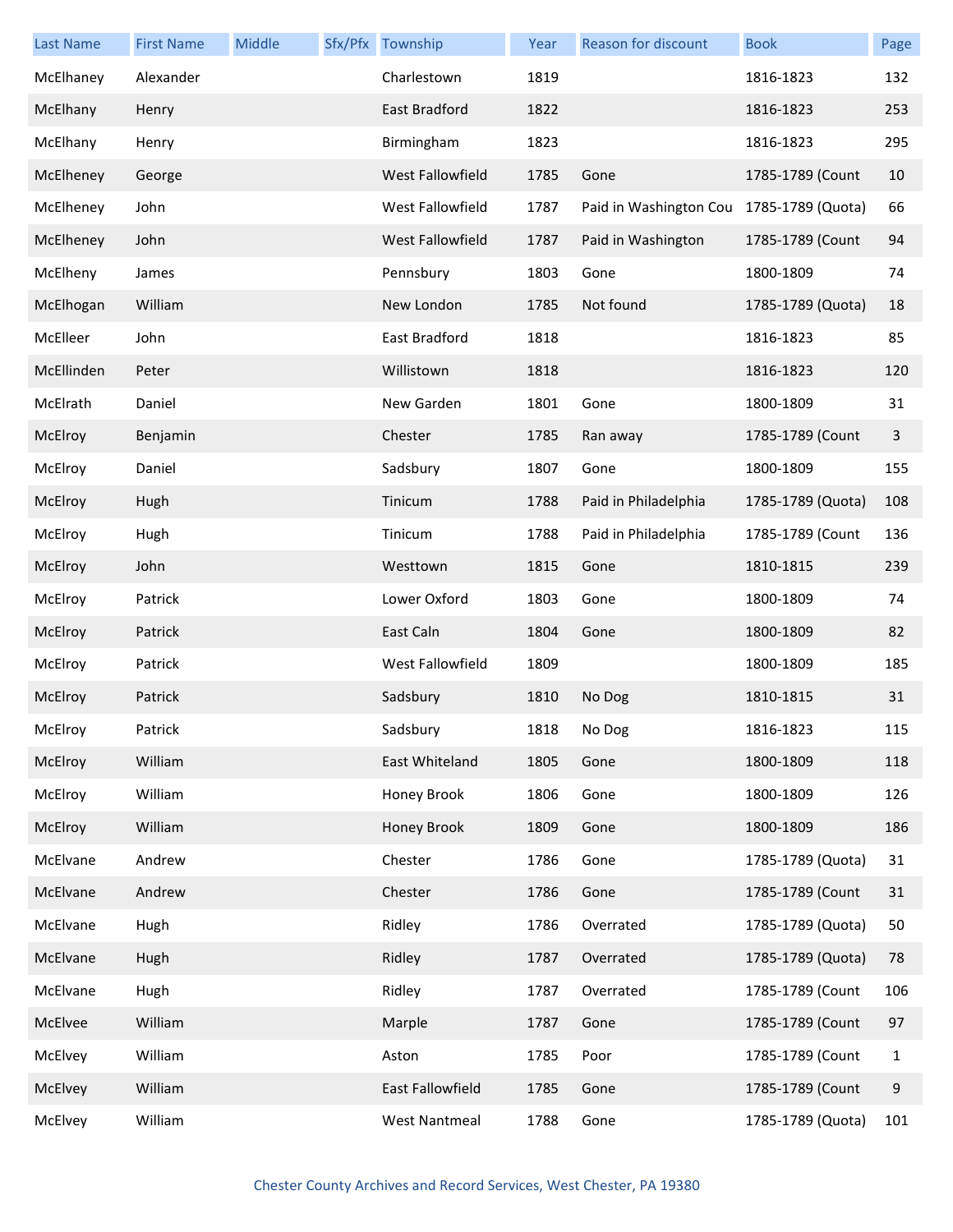| Last Name | First Name | Middle | Sfx/Pfx | Township | Year | Reason for discount | Book | Page |
|---|---|---|---|---|---|---|---|---|
| McElhaney | Alexander | | | Charlestown | 1819 | | 1816-1823 | 132 |
| McElhany | Henry | | | East Bradford | 1822 | | 1816-1823 | 253 |
| McElhany | Henry | | | Birmingham | 1823 | | 1816-1823 | 295 |
| McElheney | George | | | West Fallowfield | 1785 | Gone | 1785-1789 (Count | 10 |
| McElheney | John | | | West Fallowfield | 1787 | Paid in Washington Cou | 1785-1789 (Quota) | 66 |
| McElheney | John | | | West Fallowfield | 1787 | Paid in Washington | 1785-1789 (Count | 94 |
| McElheny | James | | | Pennsbury | 1803 | Gone | 1800-1809 | 74 |
| McElhogan | William | | | New London | 1785 | Not found | 1785-1789 (Quota) | 18 |
| McElleer | John | | | East Bradford | 1818 | | 1816-1823 | 85 |
| McEllinden | Peter | | | Willistown | 1818 | | 1816-1823 | 120 |
| McElrath | Daniel | | | New Garden | 1801 | Gone | 1800-1809 | 31 |
| McElroy | Benjamin | | | Chester | 1785 | Ran away | 1785-1789 (Count | 3 |
| McElroy | Daniel | | | Sadsbury | 1807 | Gone | 1800-1809 | 155 |
| McElroy | Hugh | | | Tinicum | 1788 | Paid in Philadelphia | 1785-1789 (Quota) | 108 |
| McElroy | Hugh | | | Tinicum | 1788 | Paid in Philadelphia | 1785-1789 (Count | 136 |
| McElroy | John | | | Westtown | 1815 | Gone | 1810-1815 | 239 |
| McElroy | Patrick | | | Lower Oxford | 1803 | Gone | 1800-1809 | 74 |
| McElroy | Patrick | | | East Caln | 1804 | Gone | 1800-1809 | 82 |
| McElroy | Patrick | | | West Fallowfield | 1809 | | 1800-1809 | 185 |
| McElroy | Patrick | | | Sadsbury | 1810 | No Dog | 1810-1815 | 31 |
| McElroy | Patrick | | | Sadsbury | 1818 | No Dog | 1816-1823 | 115 |
| McElroy | William | | | East Whiteland | 1805 | Gone | 1800-1809 | 118 |
| McElroy | William | | | Honey Brook | 1806 | Gone | 1800-1809 | 126 |
| McElroy | William | | | Honey Brook | 1809 | Gone | 1800-1809 | 186 |
| McElvane | Andrew | | | Chester | 1786 | Gone | 1785-1789 (Quota) | 31 |
| McElvane | Andrew | | | Chester | 1786 | Gone | 1785-1789 (Count | 31 |
| McElvane | Hugh | | | Ridley | 1786 | Overrated | 1785-1789 (Quota) | 50 |
| McElvane | Hugh | | | Ridley | 1787 | Overrated | 1785-1789 (Quota) | 78 |
| McElvane | Hugh | | | Ridley | 1787 | Overrated | 1785-1789 (Count | 106 |
| McElvee | William | | | Marple | 1787 | Gone | 1785-1789 (Count | 97 |
| McElvey | William | | | Aston | 1785 | Poor | 1785-1789 (Count | 1 |
| McElvey | William | | | East Fallowfield | 1785 | Gone | 1785-1789 (Count | 9 |
| McElvey | William | | | West Nantmeal | 1788 | Gone | 1785-1789 (Quota) | 101 |

Chester County Archives and Record Services, West Chester, PA 19380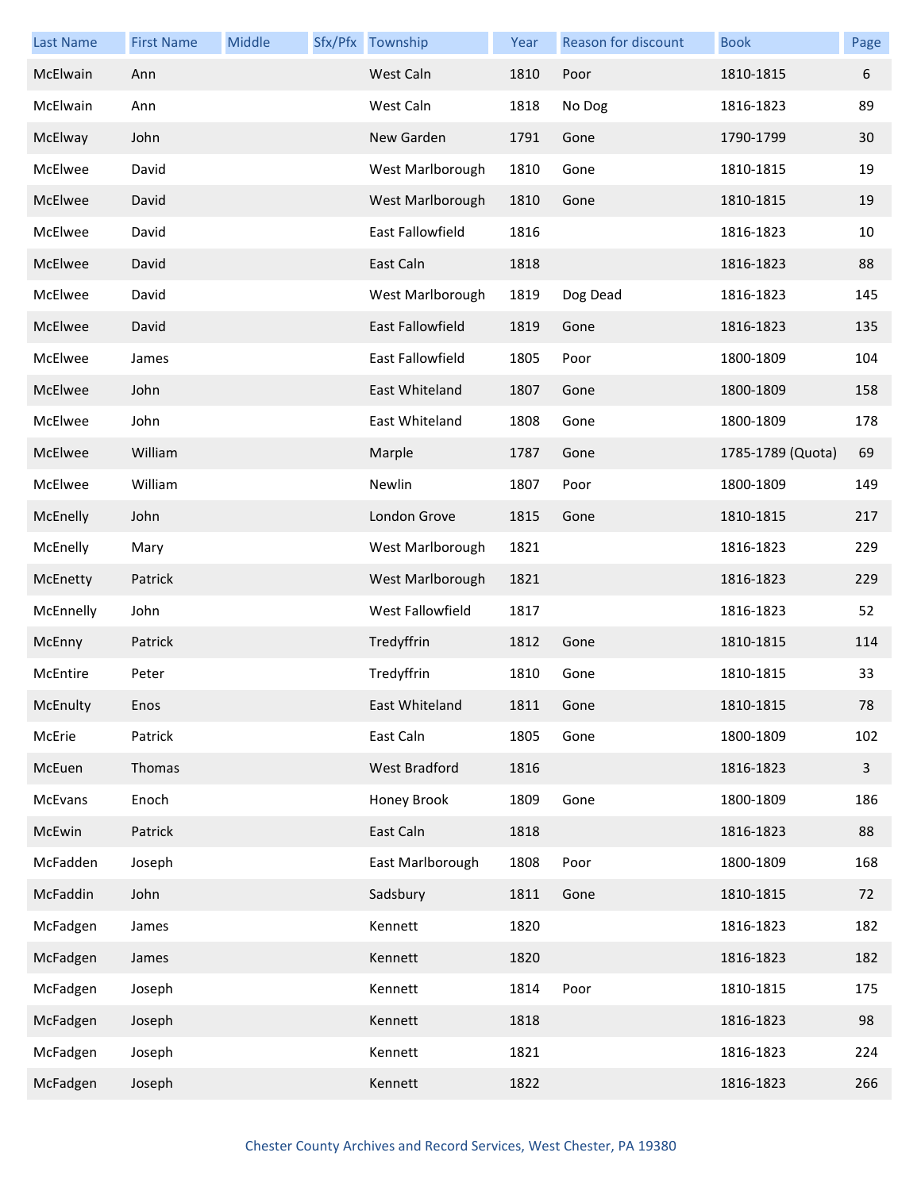| Last Name | First Name | Middle | Sfx/Pfx | Township | Year | Reason for discount | Book | Page |
|---|---|---|---|---|---|---|---|---|
| McElwain | Ann | | | West Caln | 1810 | Poor | 1810-1815 | 6 |
| McElwain | Ann | | | West Caln | 1818 | No Dog | 1816-1823 | 89 |
| McElway | John | | | New Garden | 1791 | Gone | 1790-1799 | 30 |
| McElwee | David | | | West Marlborough | 1810 | Gone | 1810-1815 | 19 |
| McElwee | David | | | West Marlborough | 1810 | Gone | 1810-1815 | 19 |
| McElwee | David | | | East Fallowfield | 1816 | | 1816-1823 | 10 |
| McElwee | David | | | East Caln | 1818 | | 1816-1823 | 88 |
| McElwee | David | | | West Marlborough | 1819 | Dog Dead | 1816-1823 | 145 |
| McElwee | David | | | East Fallowfield | 1819 | Gone | 1816-1823 | 135 |
| McElwee | James | | | East Fallowfield | 1805 | Poor | 1800-1809 | 104 |
| McElwee | John | | | East Whiteland | 1807 | Gone | 1800-1809 | 158 |
| McElwee | John | | | East Whiteland | 1808 | Gone | 1800-1809 | 178 |
| McElwee | William | | | Marple | 1787 | Gone | 1785-1789 (Quota) | 69 |
| McElwee | William | | | Newlin | 1807 | Poor | 1800-1809 | 149 |
| McEnelly | John | | | London Grove | 1815 | Gone | 1810-1815 | 217 |
| McEnelly | Mary | | | West Marlborough | 1821 | | 1816-1823 | 229 |
| McEnetty | Patrick | | | West Marlborough | 1821 | | 1816-1823 | 229 |
| McEnnelly | John | | | West Fallowfield | 1817 | | 1816-1823 | 52 |
| McEnny | Patrick | | | Tredyffrin | 1812 | Gone | 1810-1815 | 114 |
| McEntire | Peter | | | Tredyffrin | 1810 | Gone | 1810-1815 | 33 |
| McEnulty | Enos | | | East Whiteland | 1811 | Gone | 1810-1815 | 78 |
| McErie | Patrick | | | East Caln | 1805 | Gone | 1800-1809 | 102 |
| McEuen | Thomas | | | West Bradford | 1816 | | 1816-1823 | 3 |
| McEvans | Enoch | | | Honey Brook | 1809 | Gone | 1800-1809 | 186 |
| McEwin | Patrick | | | East Caln | 1818 | | 1816-1823 | 88 |
| McFadden | Joseph | | | East Marlborough | 1808 | Poor | 1800-1809 | 168 |
| McFaddin | John | | | Sadsbury | 1811 | Gone | 1810-1815 | 72 |
| McFadgen | James | | | Kennett | 1820 | | 1816-1823 | 182 |
| McFadgen | James | | | Kennett | 1820 | | 1816-1823 | 182 |
| McFadgen | Joseph | | | Kennett | 1814 | Poor | 1810-1815 | 175 |
| McFadgen | Joseph | | | Kennett | 1818 | | 1816-1823 | 98 |
| McFadgen | Joseph | | | Kennett | 1821 | | 1816-1823 | 224 |
| McFadgen | Joseph | | | Kennett | 1822 | | 1816-1823 | 266 |

Chester County Archives and Record Services, West Chester, PA 19380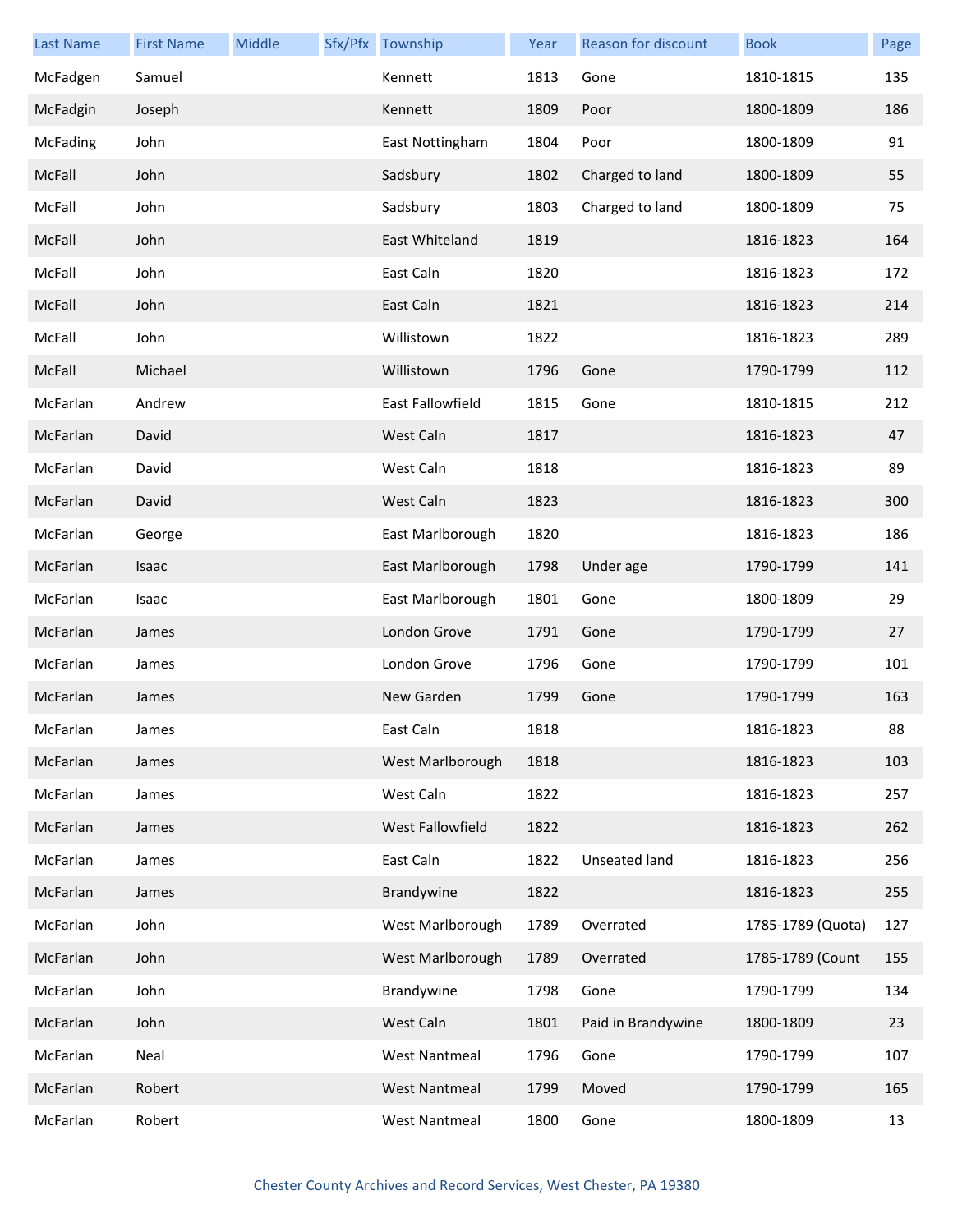| Last Name | First Name | Middle | Sfx/Pfx | Township | Year | Reason for discount | Book | Page |
|---|---|---|---|---|---|---|---|---|
| McFadgen | Samuel | | | Kennett | 1813 | Gone | 1810-1815 | 135 |
| McFadgin | Joseph | | | Kennett | 1809 | Poor | 1800-1809 | 186 |
| McFading | John | | | East Nottingham | 1804 | Poor | 1800-1809 | 91 |
| McFall | John | | | Sadsbury | 1802 | Charged to land | 1800-1809 | 55 |
| McFall | John | | | Sadsbury | 1803 | Charged to land | 1800-1809 | 75 |
| McFall | John | | | East Whiteland | 1819 | | 1816-1823 | 164 |
| McFall | John | | | East Caln | 1820 | | 1816-1823 | 172 |
| McFall | John | | | East Caln | 1821 | | 1816-1823 | 214 |
| McFall | John | | | Willistown | 1822 | | 1816-1823 | 289 |
| McFall | Michael | | | Willistown | 1796 | Gone | 1790-1799 | 112 |
| McFarlan | Andrew | | | East Fallowfield | 1815 | Gone | 1810-1815 | 212 |
| McFarlan | David | | | West Caln | 1817 | | 1816-1823 | 47 |
| McFarlan | David | | | West Caln | 1818 | | 1816-1823 | 89 |
| McFarlan | David | | | West Caln | 1823 | | 1816-1823 | 300 |
| McFarlan | George | | | East Marlborough | 1820 | | 1816-1823 | 186 |
| McFarlan | Isaac | | | East Marlborough | 1798 | Under age | 1790-1799 | 141 |
| McFarlan | Isaac | | | East Marlborough | 1801 | Gone | 1800-1809 | 29 |
| McFarlan | James | | | London Grove | 1791 | Gone | 1790-1799 | 27 |
| McFarlan | James | | | London Grove | 1796 | Gone | 1790-1799 | 101 |
| McFarlan | James | | | New Garden | 1799 | Gone | 1790-1799 | 163 |
| McFarlan | James | | | East Caln | 1818 | | 1816-1823 | 88 |
| McFarlan | James | | | West Marlborough | 1818 | | 1816-1823 | 103 |
| McFarlan | James | | | West Caln | 1822 | | 1816-1823 | 257 |
| McFarlan | James | | | West Fallowfield | 1822 | | 1816-1823 | 262 |
| McFarlan | James | | | East Caln | 1822 | Unseated land | 1816-1823 | 256 |
| McFarlan | James | | | Brandywine | 1822 | | 1816-1823 | 255 |
| McFarlan | John | | | West Marlborough | 1789 | Overrated | 1785-1789 (Quota) | 127 |
| McFarlan | John | | | West Marlborough | 1789 | Overrated | 1785-1789 (Count | 155 |
| McFarlan | John | | | Brandywine | 1798 | Gone | 1790-1799 | 134 |
| McFarlan | John | | | West Caln | 1801 | Paid in Brandywine | 1800-1809 | 23 |
| McFarlan | Neal | | | West Nantmeal | 1796 | Gone | 1790-1799 | 107 |
| McFarlan | Robert | | | West Nantmeal | 1799 | Moved | 1790-1799 | 165 |
| McFarlan | Robert | | | West Nantmeal | 1800 | Gone | 1800-1809 | 13 |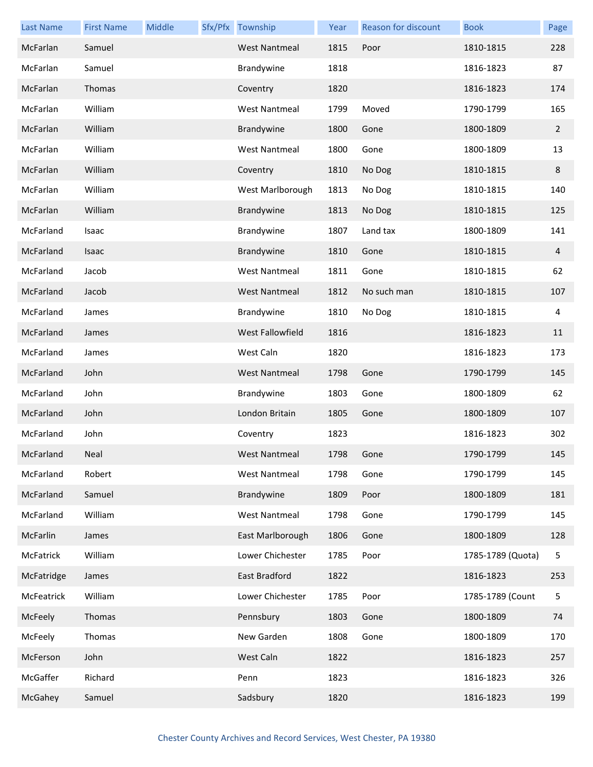| Last Name | First Name | Middle | Sfx/Pfx | Township | Year | Reason for discount | Book | Page |
|---|---|---|---|---|---|---|---|---|
| McFarlan | Samuel | | | West Nantmeal | 1815 | Poor | 1810-1815 | 228 |
| McFarlan | Samuel | | | Brandywine | 1818 | | 1816-1823 | 87 |
| McFarlan | Thomas | | | Coventry | 1820 | | 1816-1823 | 174 |
| McFarlan | William | | | West Nantmeal | 1799 | Moved | 1790-1799 | 165 |
| McFarlan | William | | | Brandywine | 1800 | Gone | 1800-1809 | 2 |
| McFarlan | William | | | West Nantmeal | 1800 | Gone | 1800-1809 | 13 |
| McFarlan | William | | | Coventry | 1810 | No Dog | 1810-1815 | 8 |
| McFarlan | William | | | West Marlborough | 1813 | No Dog | 1810-1815 | 140 |
| McFarlan | William | | | Brandywine | 1813 | No Dog | 1810-1815 | 125 |
| McFarland | Isaac | | | Brandywine | 1807 | Land tax | 1800-1809 | 141 |
| McFarland | Isaac | | | Brandywine | 1810 | Gone | 1810-1815 | 4 |
| McFarland | Jacob | | | West Nantmeal | 1811 | Gone | 1810-1815 | 62 |
| McFarland | Jacob | | | West Nantmeal | 1812 | No such man | 1810-1815 | 107 |
| McFarland | James | | | Brandywine | 1810 | No Dog | 1810-1815 | 4 |
| McFarland | James | | | West Fallowfield | 1816 | | 1816-1823 | 11 |
| McFarland | James | | | West Caln | 1820 | | 1816-1823 | 173 |
| McFarland | John | | | West Nantmeal | 1798 | Gone | 1790-1799 | 145 |
| McFarland | John | | | Brandywine | 1803 | Gone | 1800-1809 | 62 |
| McFarland | John | | | London Britain | 1805 | Gone | 1800-1809 | 107 |
| McFarland | John | | | Coventry | 1823 | | 1816-1823 | 302 |
| McFarland | Neal | | | West Nantmeal | 1798 | Gone | 1790-1799 | 145 |
| McFarland | Robert | | | West Nantmeal | 1798 | Gone | 1790-1799 | 145 |
| McFarland | Samuel | | | Brandywine | 1809 | Poor | 1800-1809 | 181 |
| McFarland | William | | | West Nantmeal | 1798 | Gone | 1790-1799 | 145 |
| McFarlin | James | | | East Marlborough | 1806 | Gone | 1800-1809 | 128 |
| McFatrick | William | | | Lower Chichester | 1785 | Poor | 1785-1789 (Quota) | 5 |
| McFatridge | James | | | East Bradford | 1822 | | 1816-1823 | 253 |
| McFeatrick | William | | | Lower Chichester | 1785 | Poor | 1785-1789 (Count | 5 |
| McFeely | Thomas | | | Pennsbury | 1803 | Gone | 1800-1809 | 74 |
| McFeely | Thomas | | | New Garden | 1808 | Gone | 1800-1809 | 170 |
| McFerson | John | | | West Caln | 1822 | | 1816-1823 | 257 |
| McGaffer | Richard | | | Penn | 1823 | | 1816-1823 | 326 |
| McGahey | Samuel | | | Sadsbury | 1820 | | 1816-1823 | 199 |

Chester County Archives and Record Services, West Chester, PA 19380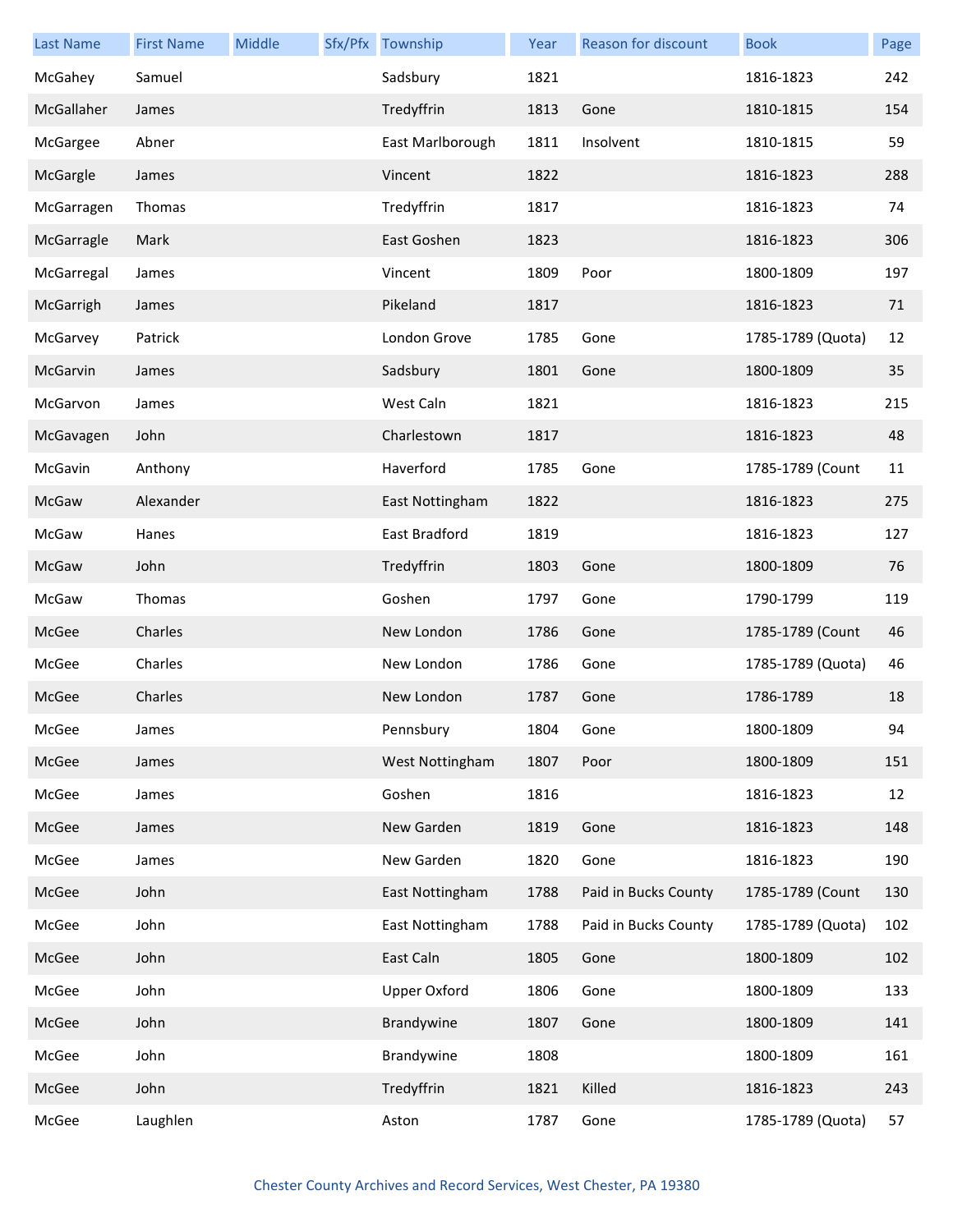| Last Name | First Name | Middle | Sfx/Pfx | Township | Year | Reason for discount | Book | Page |
|---|---|---|---|---|---|---|---|---|
| McGahey | Samuel | | | Sadsbury | 1821 | | 1816-1823 | 242 |
| McGallaher | James | | | Tredyffrin | 1813 | Gone | 1810-1815 | 154 |
| McGargee | Abner | | | East Marlborough | 1811 | Insolvent | 1810-1815 | 59 |
| McGargle | James | | | Vincent | 1822 | | 1816-1823 | 288 |
| McGarragen | Thomas | | | Tredyffrin | 1817 | | 1816-1823 | 74 |
| McGarragle | Mark | | | East Goshen | 1823 | | 1816-1823 | 306 |
| McGarregal | James | | | Vincent | 1809 | Poor | 1800-1809 | 197 |
| McGarrigh | James | | | Pikeland | 1817 | | 1816-1823 | 71 |
| McGarvey | Patrick | | | London Grove | 1785 | Gone | 1785-1789 (Quota) | 12 |
| McGarvin | James | | | Sadsbury | 1801 | Gone | 1800-1809 | 35 |
| McGarvon | James | | | West Caln | 1821 | | 1816-1823 | 215 |
| McGavagen | John | | | Charlestown | 1817 | | 1816-1823 | 48 |
| McGavin | Anthony | | | Haverford | 1785 | Gone | 1785-1789 (Count | 11 |
| McGaw | Alexander | | | East Nottingham | 1822 | | 1816-1823 | 275 |
| McGaw | Hanes | | | East Bradford | 1819 | | 1816-1823 | 127 |
| McGaw | John | | | Tredyffrin | 1803 | Gone | 1800-1809 | 76 |
| McGaw | Thomas | | | Goshen | 1797 | Gone | 1790-1799 | 119 |
| McGee | Charles | | | New London | 1786 | Gone | 1785-1789 (Count | 46 |
| McGee | Charles | | | New London | 1786 | Gone | 1785-1789 (Quota) | 46 |
| McGee | Charles | | | New London | 1787 | Gone | 1786-1789 | 18 |
| McGee | James | | | Pennsbury | 1804 | Gone | 1800-1809 | 94 |
| McGee | James | | | West Nottingham | 1807 | Poor | 1800-1809 | 151 |
| McGee | James | | | Goshen | 1816 | | 1816-1823 | 12 |
| McGee | James | | | New Garden | 1819 | Gone | 1816-1823 | 148 |
| McGee | James | | | New Garden | 1820 | Gone | 1816-1823 | 190 |
| McGee | John | | | East Nottingham | 1788 | Paid in Bucks County | 1785-1789 (Count | 130 |
| McGee | John | | | East Nottingham | 1788 | Paid in Bucks County | 1785-1789 (Quota) | 102 |
| McGee | John | | | East Caln | 1805 | Gone | 1800-1809 | 102 |
| McGee | John | | | Upper Oxford | 1806 | Gone | 1800-1809 | 133 |
| McGee | John | | | Brandywine | 1807 | Gone | 1800-1809 | 141 |
| McGee | John | | | Brandywine | 1808 | | 1800-1809 | 161 |
| McGee | John | | | Tredyffrin | 1821 | Killed | 1816-1823 | 243 |
| McGee | Laughlen | | | Aston | 1787 | Gone | 1785-1789 (Quota) | 57 |

Chester County Archives and Record Services, West Chester, PA 19380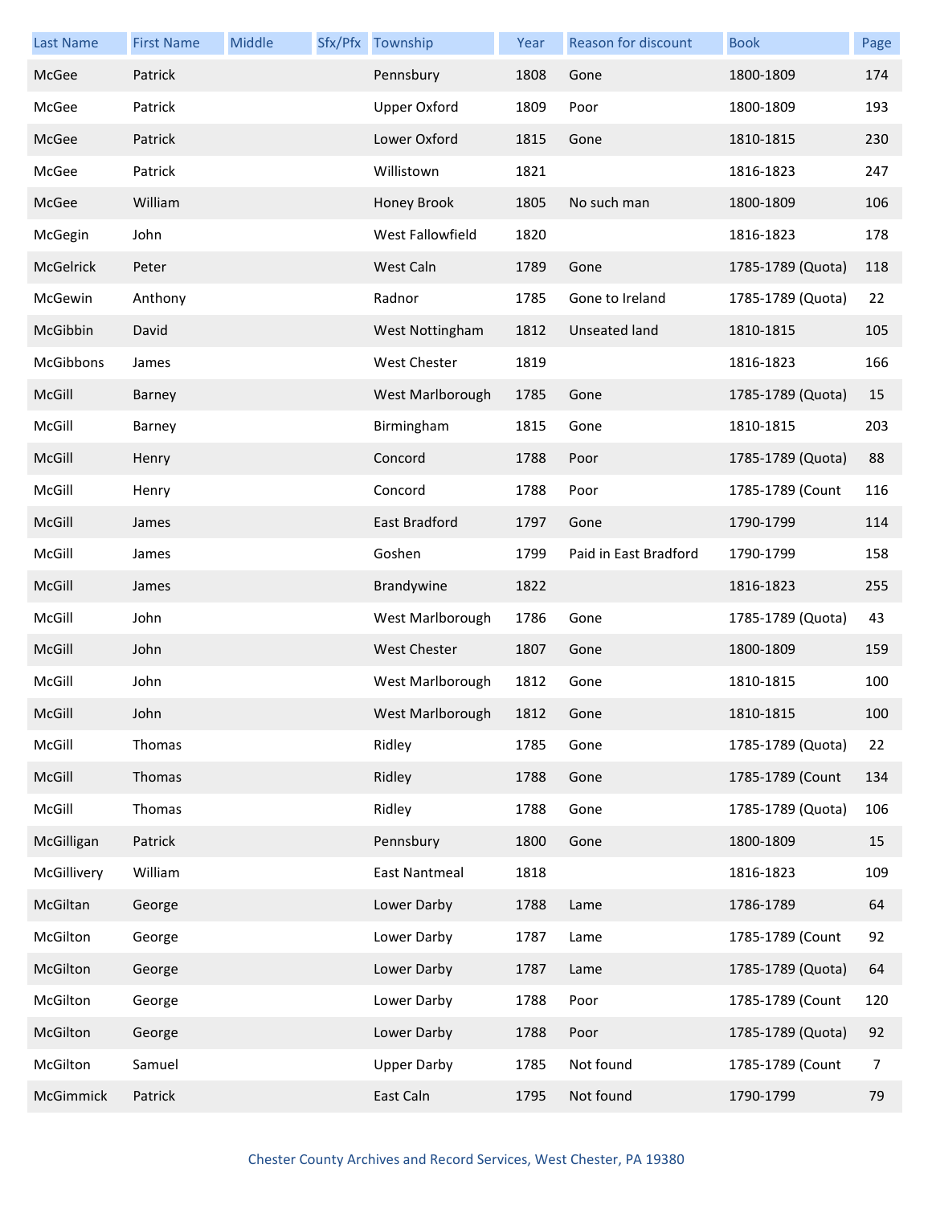| Last Name | First Name | Middle | Sfx/Pfx | Township | Year | Reason for discount | Book | Page |
|---|---|---|---|---|---|---|---|---|
| McGee | Patrick | | | Pennsbury | 1808 | Gone | 1800-1809 | 174 |
| McGee | Patrick | | | Upper Oxford | 1809 | Poor | 1800-1809 | 193 |
| McGee | Patrick | | | Lower Oxford | 1815 | Gone | 1810-1815 | 230 |
| McGee | Patrick | | | Willistown | 1821 | | 1816-1823 | 247 |
| McGee | William | | | Honey Brook | 1805 | No such man | 1800-1809 | 106 |
| McGegin | John | | | West Fallowfield | 1820 | | 1816-1823 | 178 |
| McGelrick | Peter | | | West Caln | 1789 | Gone | 1785-1789 (Quota) | 118 |
| McGewin | Anthony | | | Radnor | 1785 | Gone to Ireland | 1785-1789 (Quota) | 22 |
| McGibbin | David | | | West Nottingham | 1812 | Unseated land | 1810-1815 | 105 |
| McGibbons | James | | | West Chester | 1819 | | 1816-1823 | 166 |
| McGill | Barney | | | West Marlborough | 1785 | Gone | 1785-1789 (Quota) | 15 |
| McGill | Barney | | | Birmingham | 1815 | Gone | 1810-1815 | 203 |
| McGill | Henry | | | Concord | 1788 | Poor | 1785-1789 (Quota) | 88 |
| McGill | Henry | | | Concord | 1788 | Poor | 1785-1789 (Count | 116 |
| McGill | James | | | East Bradford | 1797 | Gone | 1790-1799 | 114 |
| McGill | James | | | Goshen | 1799 | Paid in East Bradford | 1790-1799 | 158 |
| McGill | James | | | Brandywine | 1822 | | 1816-1823 | 255 |
| McGill | John | | | West Marlborough | 1786 | Gone | 1785-1789 (Quota) | 43 |
| McGill | John | | | West Chester | 1807 | Gone | 1800-1809 | 159 |
| McGill | John | | | West Marlborough | 1812 | Gone | 1810-1815 | 100 |
| McGill | John | | | West Marlborough | 1812 | Gone | 1810-1815 | 100 |
| McGill | Thomas | | | Ridley | 1785 | Gone | 1785-1789 (Quota) | 22 |
| McGill | Thomas | | | Ridley | 1788 | Gone | 1785-1789 (Count | 134 |
| McGill | Thomas | | | Ridley | 1788 | Gone | 1785-1789 (Quota) | 106 |
| McGilligan | Patrick | | | Pennsbury | 1800 | Gone | 1800-1809 | 15 |
| McGillivery | William | | | East Nantmeal | 1818 | | 1816-1823 | 109 |
| McGiltan | George | | | Lower Darby | 1788 | Lame | 1786-1789 | 64 |
| McGilton | George | | | Lower Darby | 1787 | Lame | 1785-1789 (Count | 92 |
| McGilton | George | | | Lower Darby | 1787 | Lame | 1785-1789 (Quota) | 64 |
| McGilton | George | | | Lower Darby | 1788 | Poor | 1785-1789 (Count | 120 |
| McGilton | George | | | Lower Darby | 1788 | Poor | 1785-1789 (Quota) | 92 |
| McGilton | Samuel | | | Upper Darby | 1785 | Not found | 1785-1789 (Count | 7 |
| McGimmick | Patrick | | | East Caln | 1795 | Not found | 1790-1799 | 79 |

Chester County Archives and Record Services, West Chester, PA 19380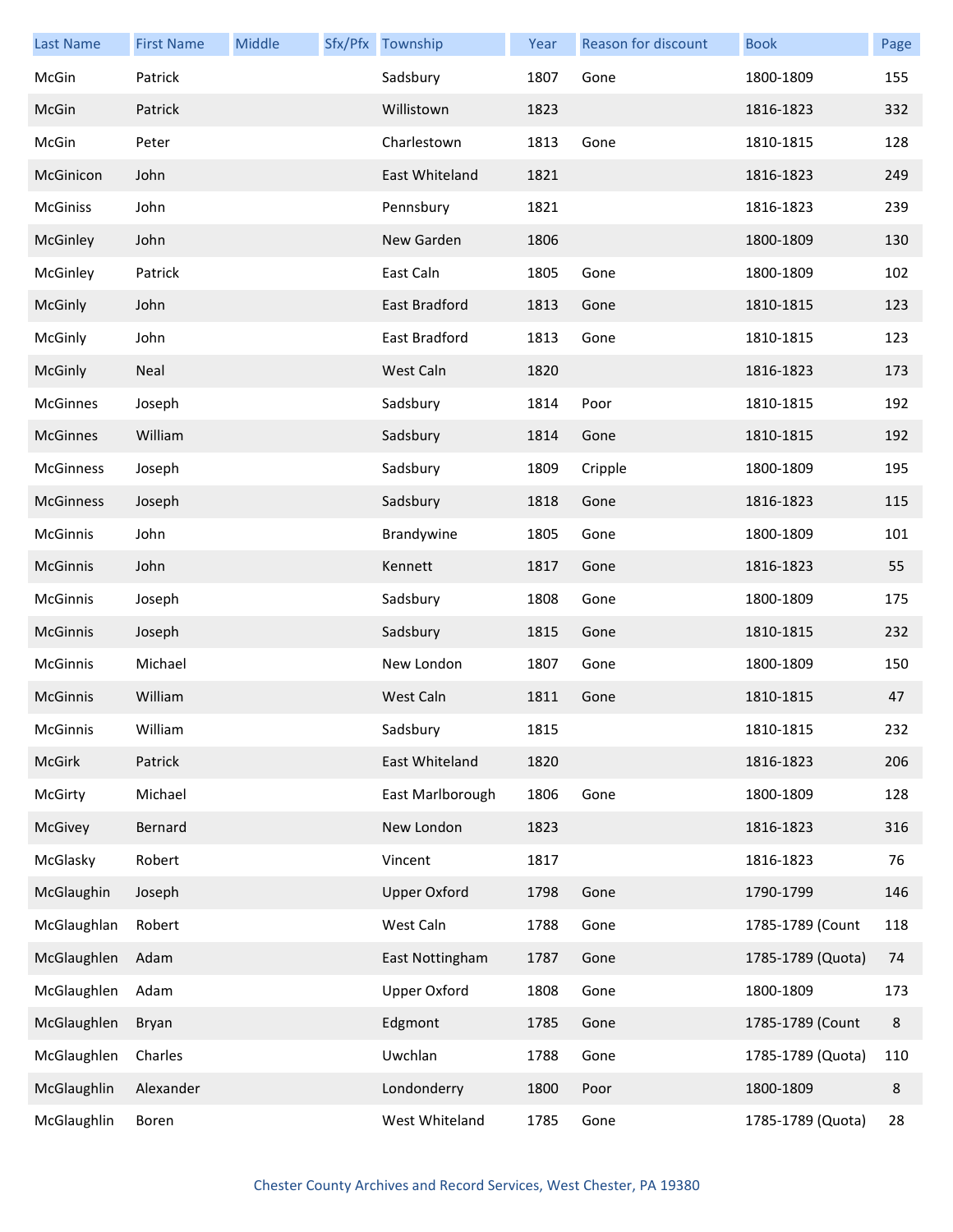| Last Name | First Name | Middle | Sfx/Pfx | Township | Year | Reason for discount | Book | Page |
|---|---|---|---|---|---|---|---|---|
| McGin | Patrick | | | Sadsbury | 1807 | Gone | 1800-1809 | 155 |
| McGin | Patrick | | | Willistown | 1823 | | 1816-1823 | 332 |
| McGin | Peter | | | Charlestown | 1813 | Gone | 1810-1815 | 128 |
| McGinicon | John | | | East Whiteland | 1821 | | 1816-1823 | 249 |
| McGiniss | John | | | Pennsbury | 1821 | | 1816-1823 | 239 |
| McGinley | John | | | New Garden | 1806 | | 1800-1809 | 130 |
| McGinley | Patrick | | | East Caln | 1805 | Gone | 1800-1809 | 102 |
| McGinly | John | | | East Bradford | 1813 | Gone | 1810-1815 | 123 |
| McGinly | John | | | East Bradford | 1813 | Gone | 1810-1815 | 123 |
| McGinly | Neal | | | West Caln | 1820 | | 1816-1823 | 173 |
| McGinnes | Joseph | | | Sadsbury | 1814 | Poor | 1810-1815 | 192 |
| McGinnes | William | | | Sadsbury | 1814 | Gone | 1810-1815 | 192 |
| McGinness | Joseph | | | Sadsbury | 1809 | Cripple | 1800-1809 | 195 |
| McGinness | Joseph | | | Sadsbury | 1818 | Gone | 1816-1823 | 115 |
| McGinnis | John | | | Brandywine | 1805 | Gone | 1800-1809 | 101 |
| McGinnis | John | | | Kennett | 1817 | Gone | 1816-1823 | 55 |
| McGinnis | Joseph | | | Sadsbury | 1808 | Gone | 1800-1809 | 175 |
| McGinnis | Joseph | | | Sadsbury | 1815 | Gone | 1810-1815 | 232 |
| McGinnis | Michael | | | New London | 1807 | Gone | 1800-1809 | 150 |
| McGinnis | William | | | West Caln | 1811 | Gone | 1810-1815 | 47 |
| McGinnis | William | | | Sadsbury | 1815 | | 1810-1815 | 232 |
| McGirk | Patrick | | | East Whiteland | 1820 | | 1816-1823 | 206 |
| McGirty | Michael | | | East Marlborough | 1806 | Gone | 1800-1809 | 128 |
| McGivey | Bernard | | | New London | 1823 | | 1816-1823 | 316 |
| McGlasky | Robert | | | Vincent | 1817 | | 1816-1823 | 76 |
| McGlaughin | Joseph | | | Upper Oxford | 1798 | Gone | 1790-1799 | 146 |
| McGlaughlan | Robert | | | West Caln | 1788 | Gone | 1785-1789 (Count | 118 |
| McGlaughlen | Adam | | | East Nottingham | 1787 | Gone | 1785-1789 (Quota) | 74 |
| McGlaughlen | Adam | | | Upper Oxford | 1808 | Gone | 1800-1809 | 173 |
| McGlaughlen | Bryan | | | Edgmont | 1785 | Gone | 1785-1789 (Count | 8 |
| McGlaughlen | Charles | | | Uwchlan | 1788 | Gone | 1785-1789 (Quota) | 110 |
| McGlaughlin | Alexander | | | Londonderry | 1800 | Poor | 1800-1809 | 8 |
| McGlaughlin | Boren | | | West Whiteland | 1785 | Gone | 1785-1789 (Quota) | 28 |

Chester County Archives and Record Services, West Chester, PA 19380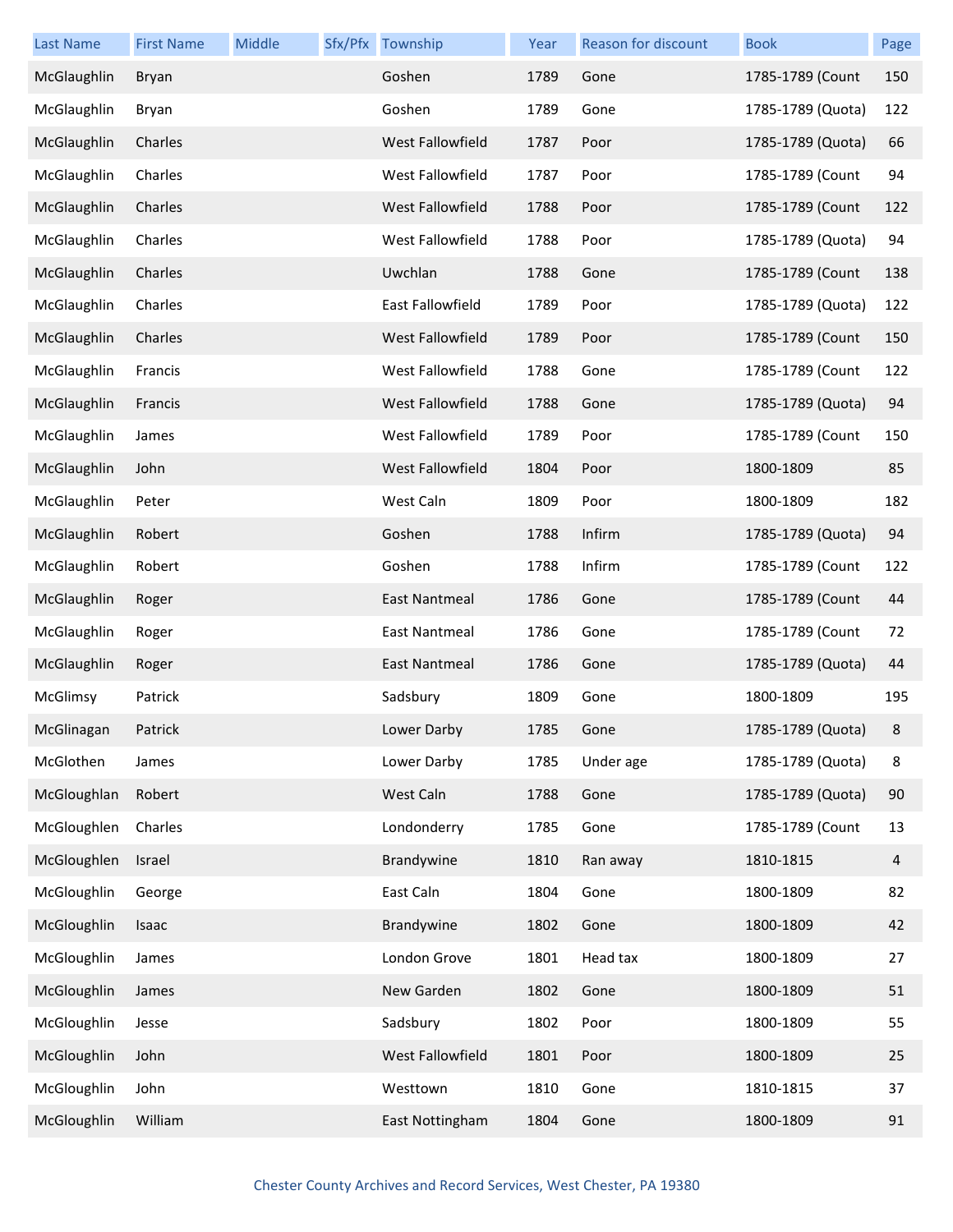| Last Name | First Name | Middle | Sfx/Pfx | Township | Year | Reason for discount | Book | Page |
| --- | --- | --- | --- | --- | --- | --- | --- | --- |
| McGlaughlin | Bryan | | | Goshen | 1789 | Gone | 1785-1789 (Count | 150 |
| McGlaughlin | Bryan | | | Goshen | 1789 | Gone | 1785-1789 (Quota) | 122 |
| McGlaughlin | Charles | | | West Fallowfield | 1787 | Poor | 1785-1789 (Quota) | 66 |
| McGlaughlin | Charles | | | West Fallowfield | 1787 | Poor | 1785-1789 (Count | 94 |
| McGlaughlin | Charles | | | West Fallowfield | 1788 | Poor | 1785-1789 (Count | 122 |
| McGlaughlin | Charles | | | West Fallowfield | 1788 | Poor | 1785-1789 (Quota) | 94 |
| McGlaughlin | Charles | | | Uwchlan | 1788 | Gone | 1785-1789 (Count | 138 |
| McGlaughlin | Charles | | | East Fallowfield | 1789 | Poor | 1785-1789 (Quota) | 122 |
| McGlaughlin | Charles | | | West Fallowfield | 1789 | Poor | 1785-1789 (Count | 150 |
| McGlaughlin | Francis | | | West Fallowfield | 1788 | Gone | 1785-1789 (Count | 122 |
| McGlaughlin | Francis | | | West Fallowfield | 1788 | Gone | 1785-1789 (Quota) | 94 |
| McGlaughlin | James | | | West Fallowfield | 1789 | Poor | 1785-1789 (Count | 150 |
| McGlaughlin | John | | | West Fallowfield | 1804 | Poor | 1800-1809 | 85 |
| McGlaughlin | Peter | | | West Caln | 1809 | Poor | 1800-1809 | 182 |
| McGlaughlin | Robert | | | Goshen | 1788 | Infirm | 1785-1789 (Quota) | 94 |
| McGlaughlin | Robert | | | Goshen | 1788 | Infirm | 1785-1789 (Count | 122 |
| McGlaughlin | Roger | | | East Nantmeal | 1786 | Gone | 1785-1789 (Count | 44 |
| McGlaughlin | Roger | | | East Nantmeal | 1786 | Gone | 1785-1789 (Count | 72 |
| McGlaughlin | Roger | | | East Nantmeal | 1786 | Gone | 1785-1789 (Quota) | 44 |
| McGlimsy | Patrick | | | Sadsbury | 1809 | Gone | 1800-1809 | 195 |
| McGlinagan | Patrick | | | Lower Darby | 1785 | Gone | 1785-1789 (Quota) | 8 |
| McGlothen | James | | | Lower Darby | 1785 | Under age | 1785-1789 (Quota) | 8 |
| McGloughlan | Robert | | | West Caln | 1788 | Gone | 1785-1789 (Quota) | 90 |
| McGloughlen | Charles | | | Londonderry | 1785 | Gone | 1785-1789 (Count | 13 |
| McGloughlen | Israel | | | Brandywine | 1810 | Ran away | 1810-1815 | 4 |
| McGloughlin | George | | | East Caln | 1804 | Gone | 1800-1809 | 82 |
| McGloughlin | Isaac | | | Brandywine | 1802 | Gone | 1800-1809 | 42 |
| McGloughlin | James | | | London Grove | 1801 | Head tax | 1800-1809 | 27 |
| McGloughlin | James | | | New Garden | 1802 | Gone | 1800-1809 | 51 |
| McGloughlin | Jesse | | | Sadsbury | 1802 | Poor | 1800-1809 | 55 |
| McGloughlin | John | | | West Fallowfield | 1801 | Poor | 1800-1809 | 25 |
| McGloughlin | John | | | Westtown | 1810 | Gone | 1810-1815 | 37 |
| McGloughlin | William | | | East Nottingham | 1804 | Gone | 1800-1809 | 91 |

Chester County Archives and Record Services, West Chester, PA 19380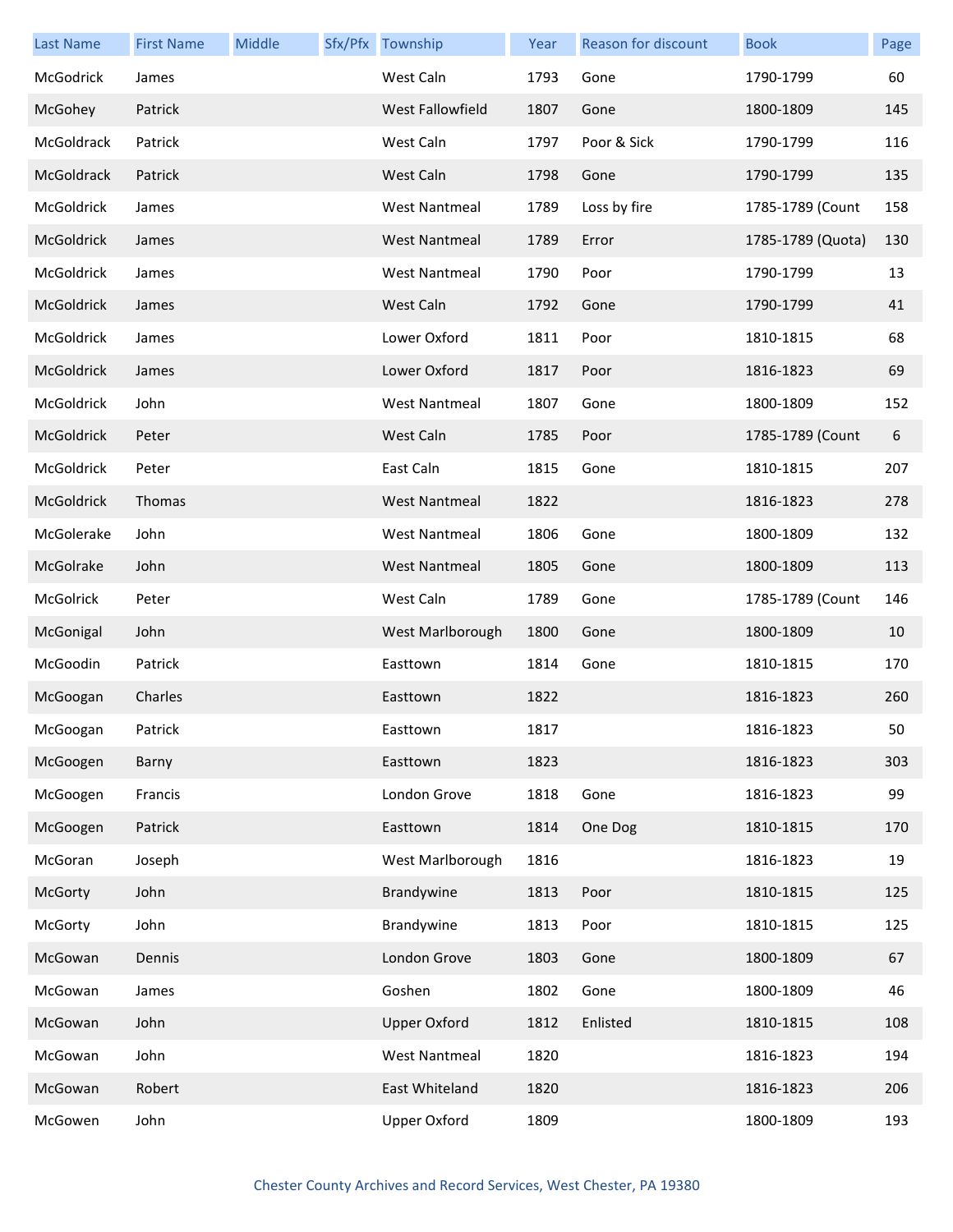| Last Name | First Name | Middle | Sfx/Pfx | Township | Year | Reason for discount | Book | Page |
|---|---|---|---|---|---|---|---|---|
| McGodrick | James | | | West Caln | 1793 | Gone | 1790-1799 | 60 |
| McGohey | Patrick | | | West Fallowfield | 1807 | Gone | 1800-1809 | 145 |
| McGoldrack | Patrick | | | West Caln | 1797 | Poor & Sick | 1790-1799 | 116 |
| McGoldrack | Patrick | | | West Caln | 1798 | Gone | 1790-1799 | 135 |
| McGoldrick | James | | | West Nantmeal | 1789 | Loss by fire | 1785-1789 (Count | 158 |
| McGoldrick | James | | | West Nantmeal | 1789 | Error | 1785-1789 (Quota) | 130 |
| McGoldrick | James | | | West Nantmeal | 1790 | Poor | 1790-1799 | 13 |
| McGoldrick | James | | | West Caln | 1792 | Gone | 1790-1799 | 41 |
| McGoldrick | James | | | Lower Oxford | 1811 | Poor | 1810-1815 | 68 |
| McGoldrick | James | | | Lower Oxford | 1817 | Poor | 1816-1823 | 69 |
| McGoldrick | John | | | West Nantmeal | 1807 | Gone | 1800-1809 | 152 |
| McGoldrick | Peter | | | West Caln | 1785 | Poor | 1785-1789 (Count | 6 |
| McGoldrick | Peter | | | East Caln | 1815 | Gone | 1810-1815 | 207 |
| McGoldrick | Thomas | | | West Nantmeal | 1822 | | 1816-1823 | 278 |
| McGolerake | John | | | West Nantmeal | 1806 | Gone | 1800-1809 | 132 |
| McGolrake | John | | | West Nantmeal | 1805 | Gone | 1800-1809 | 113 |
| McGolrick | Peter | | | West Caln | 1789 | Gone | 1785-1789 (Count | 146 |
| McGonigal | John | | | West Marlborough | 1800 | Gone | 1800-1809 | 10 |
| McGoodin | Patrick | | | Easttown | 1814 | Gone | 1810-1815 | 170 |
| McGoogan | Charles | | | Easttown | 1822 | | 1816-1823 | 260 |
| McGoogan | Patrick | | | Easttown | 1817 | | 1816-1823 | 50 |
| McGoogen | Barny | | | Easttown | 1823 | | 1816-1823 | 303 |
| McGoogen | Francis | | | London Grove | 1818 | Gone | 1816-1823 | 99 |
| McGoogen | Patrick | | | Easttown | 1814 | One Dog | 1810-1815 | 170 |
| McGoran | Joseph | | | West Marlborough | 1816 | | 1816-1823 | 19 |
| McGorty | John | | | Brandywine | 1813 | Poor | 1810-1815 | 125 |
| McGorty | John | | | Brandywine | 1813 | Poor | 1810-1815 | 125 |
| McGowan | Dennis | | | London Grove | 1803 | Gone | 1800-1809 | 67 |
| McGowan | James | | | Goshen | 1802 | Gone | 1800-1809 | 46 |
| McGowan | John | | | Upper Oxford | 1812 | Enlisted | 1810-1815 | 108 |
| McGowan | John | | | West Nantmeal | 1820 | | 1816-1823 | 194 |
| McGowan | Robert | | | East Whiteland | 1820 | | 1816-1823 | 206 |
| McGowen | John | | | Upper Oxford | 1809 | | 1800-1809 | 193 |

Chester County Archives and Record Services, West Chester, PA 19380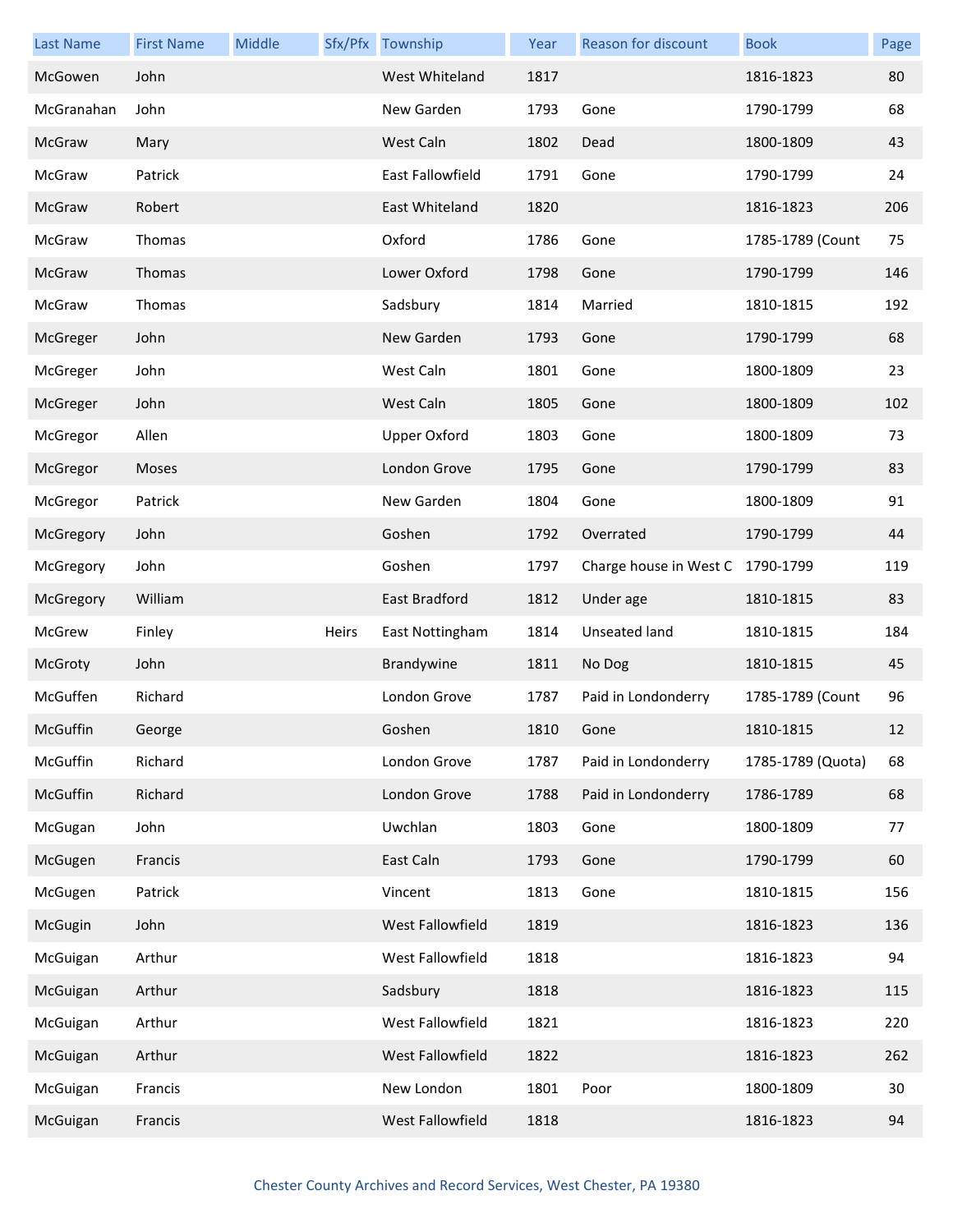| Last Name | First Name | Middle | Sfx/Pfx | Township | Year | Reason for discount | Book | Page |
|---|---|---|---|---|---|---|---|---|
| McGowen | John | | | West Whiteland | 1817 | | 1816-1823 | 80 |
| McGranahan | John | | | New Garden | 1793 | Gone | 1790-1799 | 68 |
| McGraw | Mary | | | West Caln | 1802 | Dead | 1800-1809 | 43 |
| McGraw | Patrick | | | East Fallowfield | 1791 | Gone | 1790-1799 | 24 |
| McGraw | Robert | | | East Whiteland | 1820 | | 1816-1823 | 206 |
| McGraw | Thomas | | | Oxford | 1786 | Gone | 1785-1789 (Count | 75 |
| McGraw | Thomas | | | Lower Oxford | 1798 | Gone | 1790-1799 | 146 |
| McGraw | Thomas | | | Sadsbury | 1814 | Married | 1810-1815 | 192 |
| McGreger | John | | | New Garden | 1793 | Gone | 1790-1799 | 68 |
| McGreger | John | | | West Caln | 1801 | Gone | 1800-1809 | 23 |
| McGreger | John | | | West Caln | 1805 | Gone | 1800-1809 | 102 |
| McGregor | Allen | | | Upper Oxford | 1803 | Gone | 1800-1809 | 73 |
| McGregor | Moses | | | London Grove | 1795 | Gone | 1790-1799 | 83 |
| McGregor | Patrick | | | New Garden | 1804 | Gone | 1800-1809 | 91 |
| McGregory | John | | | Goshen | 1792 | Overrated | 1790-1799 | 44 |
| McGregory | John | | | Goshen | 1797 | Charge house in West C | 1790-1799 | 119 |
| McGregory | William | | | East Bradford | 1812 | Under age | 1810-1815 | 83 |
| McGrew | Finley | | Heirs | East Nottingham | 1814 | Unseated land | 1810-1815 | 184 |
| McGroty | John | | | Brandywine | 1811 | No Dog | 1810-1815 | 45 |
| McGuffen | Richard | | | London Grove | 1787 | Paid in Londonderry | 1785-1789 (Count | 96 |
| McGuffin | George | | | Goshen | 1810 | Gone | 1810-1815 | 12 |
| McGuffin | Richard | | | London Grove | 1787 | Paid in Londonderry | 1785-1789 (Quota) | 68 |
| McGuffin | Richard | | | London Grove | 1788 | Paid in Londonderry | 1786-1789 | 68 |
| McGugan | John | | | Uwchlan | 1803 | Gone | 1800-1809 | 77 |
| McGugen | Francis | | | East Caln | 1793 | Gone | 1790-1799 | 60 |
| McGugen | Patrick | | | Vincent | 1813 | Gone | 1810-1815 | 156 |
| McGugin | John | | | West Fallowfield | 1819 | | 1816-1823 | 136 |
| McGuigan | Arthur | | | West Fallowfield | 1818 | | 1816-1823 | 94 |
| McGuigan | Arthur | | | Sadsbury | 1818 | | 1816-1823 | 115 |
| McGuigan | Arthur | | | West Fallowfield | 1821 | | 1816-1823 | 220 |
| McGuigan | Arthur | | | West Fallowfield | 1822 | | 1816-1823 | 262 |
| McGuigan | Francis | | | New London | 1801 | Poor | 1800-1809 | 30 |
| McGuigan | Francis | | | West Fallowfield | 1818 | | 1816-1823 | 94 |

Chester County Archives and Record Services, West Chester, PA 19380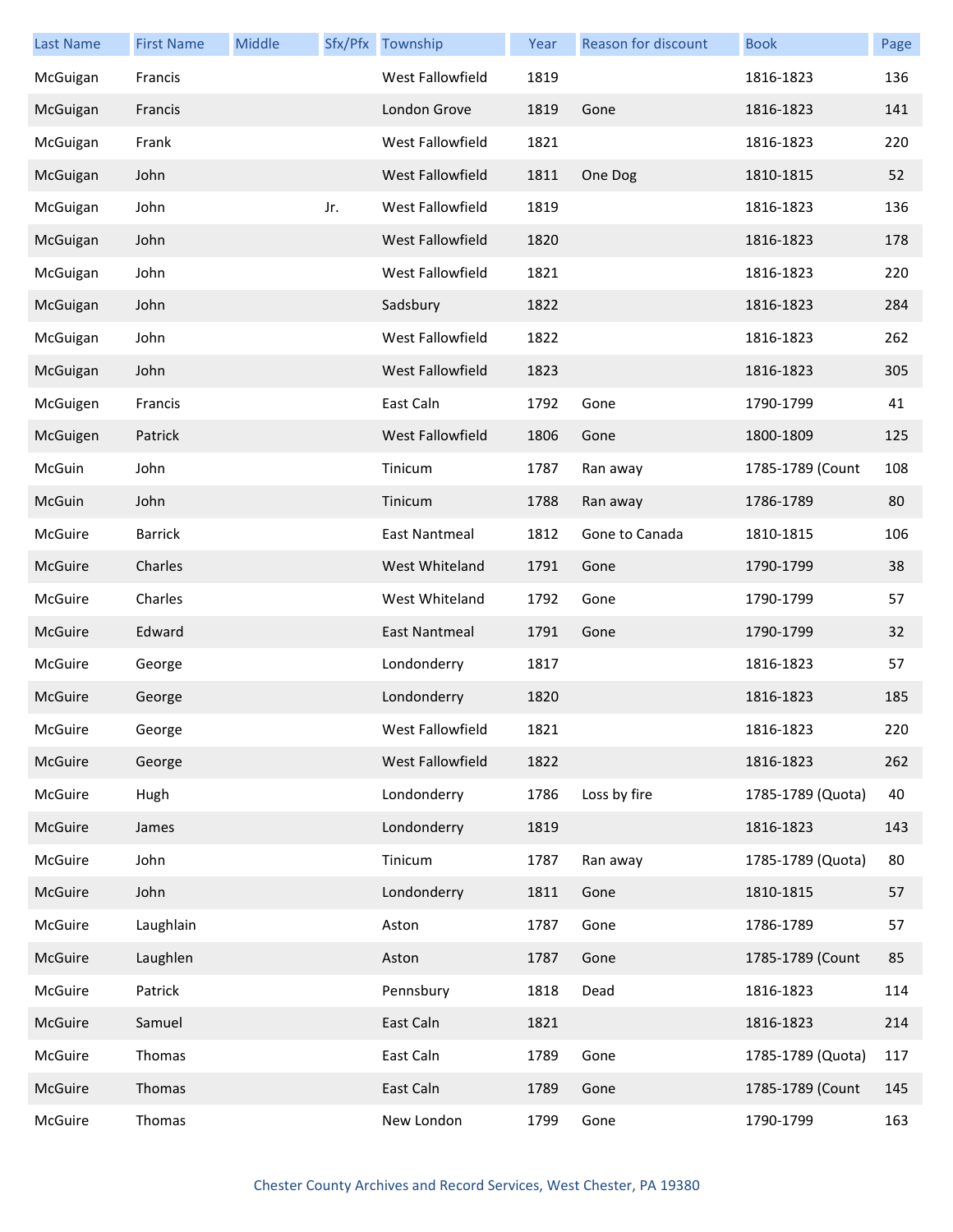| Last Name | First Name | Middle | Sfx/Pfx | Township | Year | Reason for discount | Book | Page |
|---|---|---|---|---|---|---|---|---|
| McGuigan | Francis | | | West Fallowfield | 1819 | | 1816-1823 | 136 |
| McGuigan | Francis | | | London Grove | 1819 | Gone | 1816-1823 | 141 |
| McGuigan | Frank | | | West Fallowfield | 1821 | | 1816-1823 | 220 |
| McGuigan | John | | | West Fallowfield | 1811 | One Dog | 1810-1815 | 52 |
| McGuigan | John | | Jr. | West Fallowfield | 1819 | | 1816-1823 | 136 |
| McGuigan | John | | | West Fallowfield | 1820 | | 1816-1823 | 178 |
| McGuigan | John | | | West Fallowfield | 1821 | | 1816-1823 | 220 |
| McGuigan | John | | | Sadsbury | 1822 | | 1816-1823 | 284 |
| McGuigan | John | | | West Fallowfield | 1822 | | 1816-1823 | 262 |
| McGuigan | John | | | West Fallowfield | 1823 | | 1816-1823 | 305 |
| McGuigen | Francis | | | East Caln | 1792 | Gone | 1790-1799 | 41 |
| McGuigen | Patrick | | | West Fallowfield | 1806 | Gone | 1800-1809 | 125 |
| McGuin | John | | | Tinicum | 1787 | Ran away | 1785-1789 (Count | 108 |
| McGuin | John | | | Tinicum | 1788 | Ran away | 1786-1789 | 80 |
| McGuire | Barrick | | | East Nantmeal | 1812 | Gone to Canada | 1810-1815 | 106 |
| McGuire | Charles | | | West Whiteland | 1791 | Gone | 1790-1799 | 38 |
| McGuire | Charles | | | West Whiteland | 1792 | Gone | 1790-1799 | 57 |
| McGuire | Edward | | | East Nantmeal | 1791 | Gone | 1790-1799 | 32 |
| McGuire | George | | | Londonderry | 1817 | | 1816-1823 | 57 |
| McGuire | George | | | Londonderry | 1820 | | 1816-1823 | 185 |
| McGuire | George | | | West Fallowfield | 1821 | | 1816-1823 | 220 |
| McGuire | George | | | West Fallowfield | 1822 | | 1816-1823 | 262 |
| McGuire | Hugh | | | Londonderry | 1786 | Loss by fire | 1785-1789 (Quota) | 40 |
| McGuire | James | | | Londonderry | 1819 | | 1816-1823 | 143 |
| McGuire | John | | | Tinicum | 1787 | Ran away | 1785-1789 (Quota) | 80 |
| McGuire | John | | | Londonderry | 1811 | Gone | 1810-1815 | 57 |
| McGuire | Laughlain | | | Aston | 1787 | Gone | 1786-1789 | 57 |
| McGuire | Laughlen | | | Aston | 1787 | Gone | 1785-1789 (Count | 85 |
| McGuire | Patrick | | | Pennsbury | 1818 | Dead | 1816-1823 | 114 |
| McGuire | Samuel | | | East Caln | 1821 | | 1816-1823 | 214 |
| McGuire | Thomas | | | East Caln | 1789 | Gone | 1785-1789 (Quota) | 117 |
| McGuire | Thomas | | | East Caln | 1789 | Gone | 1785-1789 (Count | 145 |
| McGuire | Thomas | | | New London | 1799 | Gone | 1790-1799 | 163 |

Chester County Archives and Record Services, West Chester, PA 19380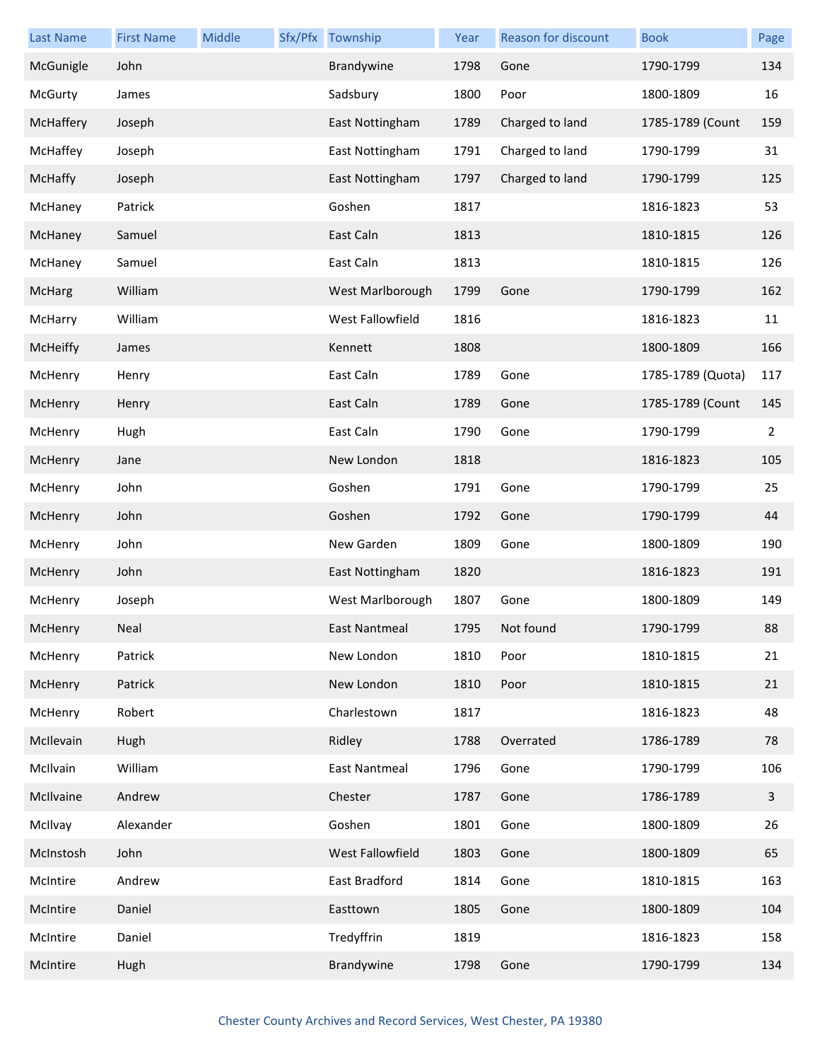| Last Name | First Name | Middle | Sfx/Pfx | Township | Year | Reason for discount | Book | Page |
|---|---|---|---|---|---|---|---|---|
| McGunigle | John | | | Brandywine | 1798 | Gone | 1790-1799 | 134 |
| McGurty | James | | | Sadsbury | 1800 | Poor | 1800-1809 | 16 |
| McHaffery | Joseph | | | East Nottingham | 1789 | Charged to land | 1785-1789 (Count | 159 |
| McHaffey | Joseph | | | East Nottingham | 1791 | Charged to land | 1790-1799 | 31 |
| McHaffy | Joseph | | | East Nottingham | 1797 | Charged to land | 1790-1799 | 125 |
| McHaney | Patrick | | | Goshen | 1817 | | 1816-1823 | 53 |
| McHaney | Samuel | | | East Caln | 1813 | | 1810-1815 | 126 |
| McHaney | Samuel | | | East Caln | 1813 | | 1810-1815 | 126 |
| McHarg | William | | | West Marlborough | 1799 | Gone | 1790-1799 | 162 |
| McHarry | William | | | West Fallowfield | 1816 | | 1816-1823 | 11 |
| McHeiffy | James | | | Kennett | 1808 | | 1800-1809 | 166 |
| McHenry | Henry | | | East Caln | 1789 | Gone | 1785-1789 (Quota) | 117 |
| McHenry | Henry | | | East Caln | 1789 | Gone | 1785-1789 (Count | 145 |
| McHenry | Hugh | | | East Caln | 1790 | Gone | 1790-1799 | 2 |
| McHenry | Jane | | | New London | 1818 | | 1816-1823 | 105 |
| McHenry | John | | | Goshen | 1791 | Gone | 1790-1799 | 25 |
| McHenry | John | | | Goshen | 1792 | Gone | 1790-1799 | 44 |
| McHenry | John | | | New Garden | 1809 | Gone | 1800-1809 | 190 |
| McHenry | John | | | East Nottingham | 1820 | | 1816-1823 | 191 |
| McHenry | Joseph | | | West Marlborough | 1807 | Gone | 1800-1809 | 149 |
| McHenry | Neal | | | East Nantmeal | 1795 | Not found | 1790-1799 | 88 |
| McHenry | Patrick | | | New London | 1810 | Poor | 1810-1815 | 21 |
| McHenry | Patrick | | | New London | 1810 | Poor | 1810-1815 | 21 |
| McHenry | Robert | | | Charlestown | 1817 | | 1816-1823 | 48 |
| McIlevain | Hugh | | | Ridley | 1788 | Overrated | 1786-1789 | 78 |
| McIlvain | William | | | East Nantmeal | 1796 | Gone | 1790-1799 | 106 |
| McIlvaine | Andrew | | | Chester | 1787 | Gone | 1786-1789 | 3 |
| McIlvay | Alexander | | | Goshen | 1801 | Gone | 1800-1809 | 26 |
| McInstosh | John | | | West Fallowfield | 1803 | Gone | 1800-1809 | 65 |
| McIntire | Andrew | | | East Bradford | 1814 | Gone | 1810-1815 | 163 |
| McIntire | Daniel | | | Easttown | 1805 | Gone | 1800-1809 | 104 |
| McIntire | Daniel | | | Tredyffrin | 1819 | | 1816-1823 | 158 |
| McIntire | Hugh | | | Brandywine | 1798 | Gone | 1790-1799 | 134 |

Chester County Archives and Record Services, West Chester, PA 19380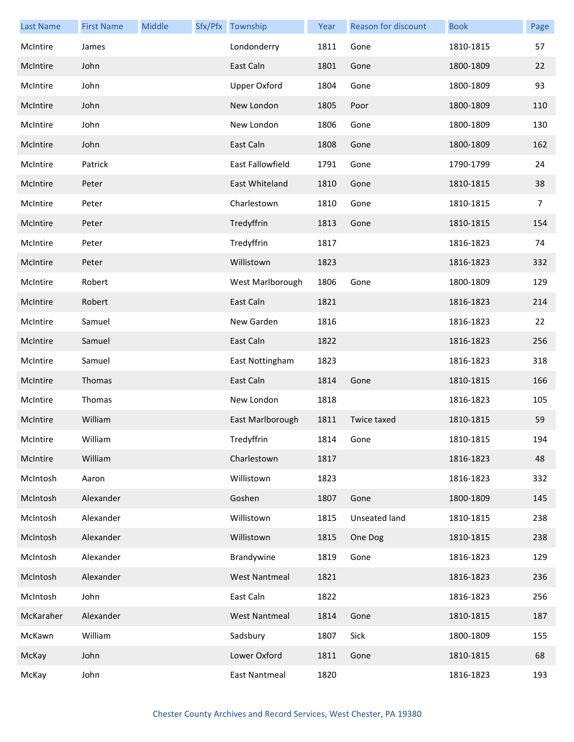| Last Name | First Name | Middle | Sfx/Pfx | Township | Year | Reason for discount | Book | Page |
|---|---|---|---|---|---|---|---|---|
| McIntire | James | | | Londonderry | 1811 | Gone | 1810-1815 | 57 |
| McIntire | John | | | East Caln | 1801 | Gone | 1800-1809 | 22 |
| McIntire | John | | | Upper Oxford | 1804 | Gone | 1800-1809 | 93 |
| McIntire | John | | | New London | 1805 | Poor | 1800-1809 | 110 |
| McIntire | John | | | New London | 1806 | Gone | 1800-1809 | 130 |
| McIntire | John | | | East Caln | 1808 | Gone | 1800-1809 | 162 |
| McIntire | Patrick | | | East Fallowfield | 1791 | Gone | 1790-1799 | 24 |
| McIntire | Peter | | | East Whiteland | 1810 | Gone | 1810-1815 | 38 |
| McIntire | Peter | | | Charlestown | 1810 | Gone | 1810-1815 | 7 |
| McIntire | Peter | | | Tredyffrin | 1813 | Gone | 1810-1815 | 154 |
| McIntire | Peter | | | Tredyffrin | 1817 | | 1816-1823 | 74 |
| McIntire | Peter | | | Willistown | 1823 | | 1816-1823 | 332 |
| McIntire | Robert | | | West Marlborough | 1806 | Gone | 1800-1809 | 129 |
| McIntire | Robert | | | East Caln | 1821 | | 1816-1823 | 214 |
| McIntire | Samuel | | | New Garden | 1816 | | 1816-1823 | 22 |
| McIntire | Samuel | | | East Caln | 1822 | | 1816-1823 | 256 |
| McIntire | Samuel | | | East Nottingham | 1823 | | 1816-1823 | 318 |
| McIntire | Thomas | | | East Caln | 1814 | Gone | 1810-1815 | 166 |
| McIntire | Thomas | | | New London | 1818 | | 1816-1823 | 105 |
| McIntire | William | | | East Marlborough | 1811 | Twice taxed | 1810-1815 | 59 |
| McIntire | William | | | Tredyffrin | 1814 | Gone | 1810-1815 | 194 |
| McIntire | William | | | Charlestown | 1817 | | 1816-1823 | 48 |
| McIntosh | Aaron | | | Willistown | 1823 | | 1816-1823 | 332 |
| McIntosh | Alexander | | | Goshen | 1807 | Gone | 1800-1809 | 145 |
| McIntosh | Alexander | | | Willistown | 1815 | Unseated land | 1810-1815 | 238 |
| McIntosh | Alexander | | | Willistown | 1815 | One Dog | 1810-1815 | 238 |
| McIntosh | Alexander | | | Brandywine | 1819 | Gone | 1816-1823 | 129 |
| McIntosh | Alexander | | | West Nantmeal | 1821 | | 1816-1823 | 236 |
| McIntosh | John | | | East Caln | 1822 | | 1816-1823 | 256 |
| McKaraher | Alexander | | | West Nantmeal | 1814 | Gone | 1810-1815 | 187 |
| McKawn | William | | | Sadsbury | 1807 | Sick | 1800-1809 | 155 |
| McKay | John | | | Lower Oxford | 1811 | Gone | 1810-1815 | 68 |
| McKay | John | | | East Nantmeal | 1820 | | 1816-1823 | 193 |

Chester County Archives and Record Services, West Chester, PA 19380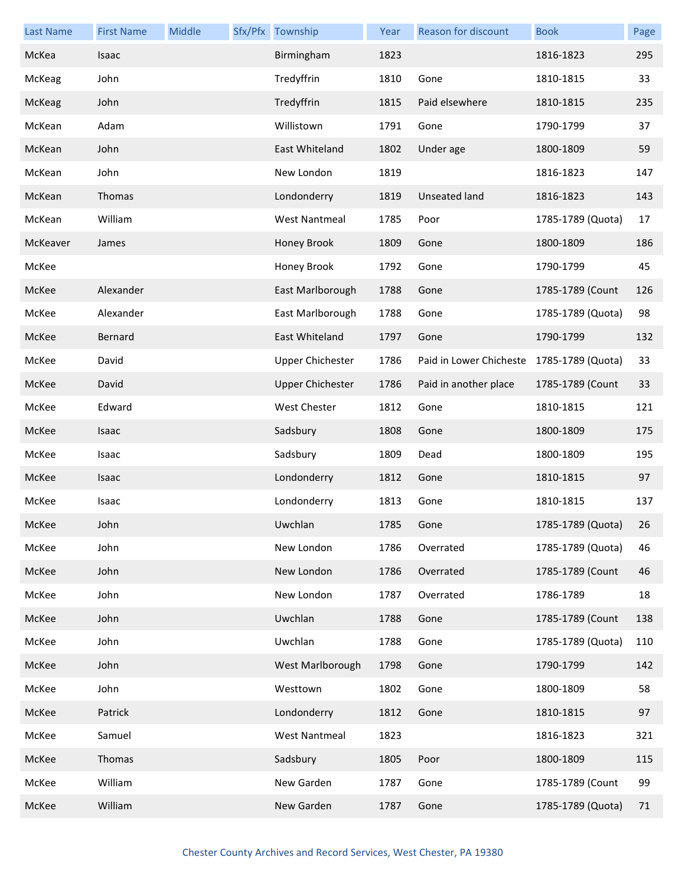| Last Name | First Name | Middle | Sfx/Pfx | Township | Year | Reason for discount | Book | Page |
|---|---|---|---|---|---|---|---|---|
| McKea | Isaac | | | Birmingham | 1823 | | 1816-1823 | 295 |
| McKeag | John | | | Tredyffrin | 1810 | Gone | 1810-1815 | 33 |
| McKeag | John | | | Tredyffrin | 1815 | Paid elsewhere | 1810-1815 | 235 |
| McKean | Adam | | | Willistown | 1791 | Gone | 1790-1799 | 37 |
| McKean | John | | | East Whiteland | 1802 | Under age | 1800-1809 | 59 |
| McKean | John | | | New London | 1819 | | 1816-1823 | 147 |
| McKean | Thomas | | | Londonderry | 1819 | Unseated land | 1816-1823 | 143 |
| McKean | William | | | West Nantmeal | 1785 | Poor | 1785-1789 (Quota) | 17 |
| McKeaver | James | | | Honey Brook | 1809 | Gone | 1800-1809 | 186 |
| McKee | | | | Honey Brook | 1792 | Gone | 1790-1799 | 45 |
| McKee | Alexander | | | East Marlborough | 1788 | Gone | 1785-1789 (Count | 126 |
| McKee | Alexander | | | East Marlborough | 1788 | Gone | 1785-1789 (Quota) | 98 |
| McKee | Bernard | | | East Whiteland | 1797 | Gone | 1790-1799 | 132 |
| McKee | David | | | Upper Chichester | 1786 | Paid in Lower Chicheste | 1785-1789 (Quota) | 33 |
| McKee | David | | | Upper Chichester | 1786 | Paid in another place | 1785-1789 (Count | 33 |
| McKee | Edward | | | West Chester | 1812 | Gone | 1810-1815 | 121 |
| McKee | Isaac | | | Sadsbury | 1808 | Gone | 1800-1809 | 175 |
| McKee | Isaac | | | Sadsbury | 1809 | Dead | 1800-1809 | 195 |
| McKee | Isaac | | | Londonderry | 1812 | Gone | 1810-1815 | 97 |
| McKee | Isaac | | | Londonderry | 1813 | Gone | 1810-1815 | 137 |
| McKee | John | | | Uwchlan | 1785 | Gone | 1785-1789 (Quota) | 26 |
| McKee | John | | | New London | 1786 | Overrated | 1785-1789 (Quota) | 46 |
| McKee | John | | | New London | 1786 | Overrated | 1785-1789 (Count | 46 |
| McKee | John | | | New London | 1787 | Overrated | 1786-1789 | 18 |
| McKee | John | | | Uwchlan | 1788 | Gone | 1785-1789 (Count | 138 |
| McKee | John | | | Uwchlan | 1788 | Gone | 1785-1789 (Quota) | 110 |
| McKee | John | | | West Marlborough | 1798 | Gone | 1790-1799 | 142 |
| McKee | John | | | Westtown | 1802 | Gone | 1800-1809 | 58 |
| McKee | Patrick | | | Londonderry | 1812 | Gone | 1810-1815 | 97 |
| McKee | Samuel | | | West Nantmeal | 1823 | | 1816-1823 | 321 |
| McKee | Thomas | | | Sadsbury | 1805 | Poor | 1800-1809 | 115 |
| McKee | William | | | New Garden | 1787 | Gone | 1785-1789 (Count | 99 |
| McKee | William | | | New Garden | 1787 | Gone | 1785-1789 (Quota) | 71 |

Chester County Archives and Record Services, West Chester, PA 19380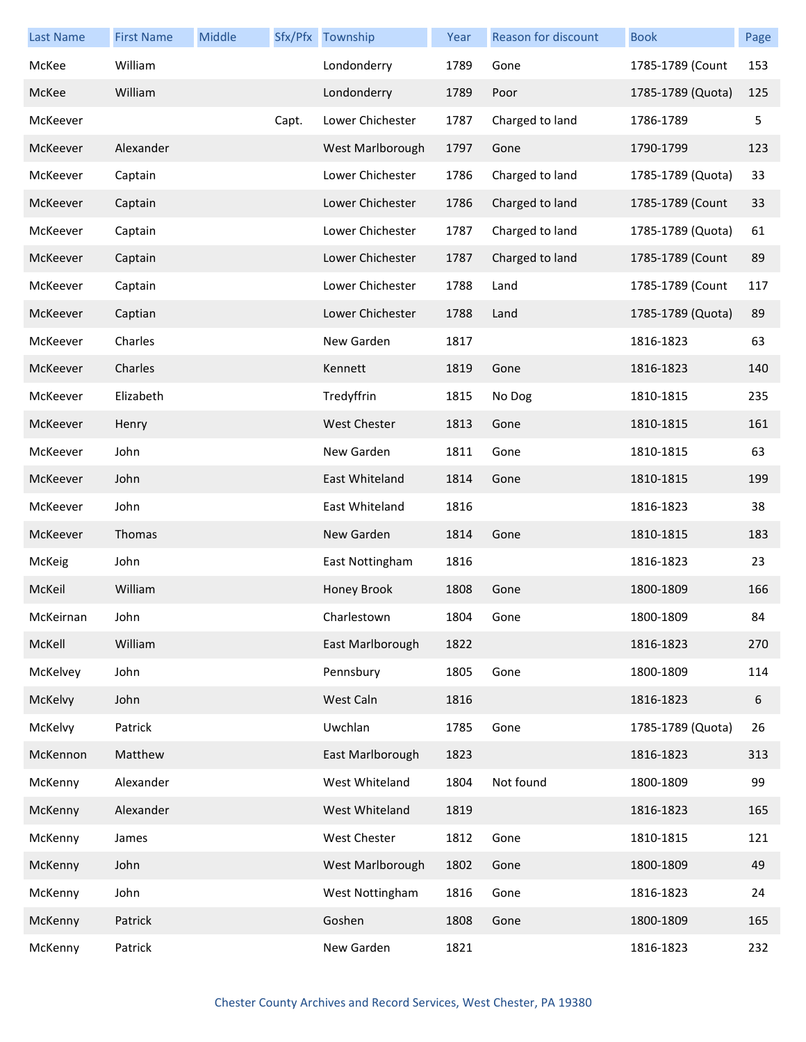| Last Name | First Name | Middle | Sfx/Pfx | Township | Year | Reason for discount | Book | Page |
|---|---|---|---|---|---|---|---|---|
| McKee | William | | | Londonderry | 1789 | Gone | 1785-1789 (Count | 153 |
| McKee | William | | | Londonderry | 1789 | Poor | 1785-1789 (Quota) | 125 |
| McKeever | | | Capt. | Lower Chichester | 1787 | Charged to land | 1786-1789 | 5 |
| McKeever | Alexander | | | West Marlborough | 1797 | Gone | 1790-1799 | 123 |
| McKeever | Captain | | | Lower Chichester | 1786 | Charged to land | 1785-1789 (Quota) | 33 |
| McKeever | Captain | | | Lower Chichester | 1786 | Charged to land | 1785-1789 (Count | 33 |
| McKeever | Captain | | | Lower Chichester | 1787 | Charged to land | 1785-1789 (Quota) | 61 |
| McKeever | Captain | | | Lower Chichester | 1787 | Charged to land | 1785-1789 (Count | 89 |
| McKeever | Captain | | | Lower Chichester | 1788 | Land | 1785-1789 (Count | 117 |
| McKeever | Captian | | | Lower Chichester | 1788 | Land | 1785-1789 (Quota) | 89 |
| McKeever | Charles | | | New Garden | 1817 | | 1816-1823 | 63 |
| McKeever | Charles | | | Kennett | 1819 | Gone | 1816-1823 | 140 |
| McKeever | Elizabeth | | | Tredyffrin | 1815 | No Dog | 1810-1815 | 235 |
| McKeever | Henry | | | West Chester | 1813 | Gone | 1810-1815 | 161 |
| McKeever | John | | | New Garden | 1811 | Gone | 1810-1815 | 63 |
| McKeever | John | | | East Whiteland | 1814 | Gone | 1810-1815 | 199 |
| McKeever | John | | | East Whiteland | 1816 | | 1816-1823 | 38 |
| McKeever | Thomas | | | New Garden | 1814 | Gone | 1810-1815 | 183 |
| McKeig | John | | | East Nottingham | 1816 | | 1816-1823 | 23 |
| McKeil | William | | | Honey Brook | 1808 | Gone | 1800-1809 | 166 |
| McKeirnan | John | | | Charlestown | 1804 | Gone | 1800-1809 | 84 |
| McKell | William | | | East Marlborough | 1822 | | 1816-1823 | 270 |
| McKelvey | John | | | Pennsbury | 1805 | Gone | 1800-1809 | 114 |
| McKelvy | John | | | West Caln | 1816 | | 1816-1823 | 6 |
| McKelvy | Patrick | | | Uwchlan | 1785 | Gone | 1785-1789 (Quota) | 26 |
| McKennon | Matthew | | | East Marlborough | 1823 | | 1816-1823 | 313 |
| McKenny | Alexander | | | West Whiteland | 1804 | Not found | 1800-1809 | 99 |
| McKenny | Alexander | | | West Whiteland | 1819 | | 1816-1823 | 165 |
| McKenny | James | | | West Chester | 1812 | Gone | 1810-1815 | 121 |
| McKenny | John | | | West Marlborough | 1802 | Gone | 1800-1809 | 49 |
| McKenny | John | | | West Nottingham | 1816 | Gone | 1816-1823 | 24 |
| McKenny | Patrick | | | Goshen | 1808 | Gone | 1800-1809 | 165 |
| McKenny | Patrick | | | New Garden | 1821 | | 1816-1823 | 232 |

Chester County Archives and Record Services, West Chester, PA 19380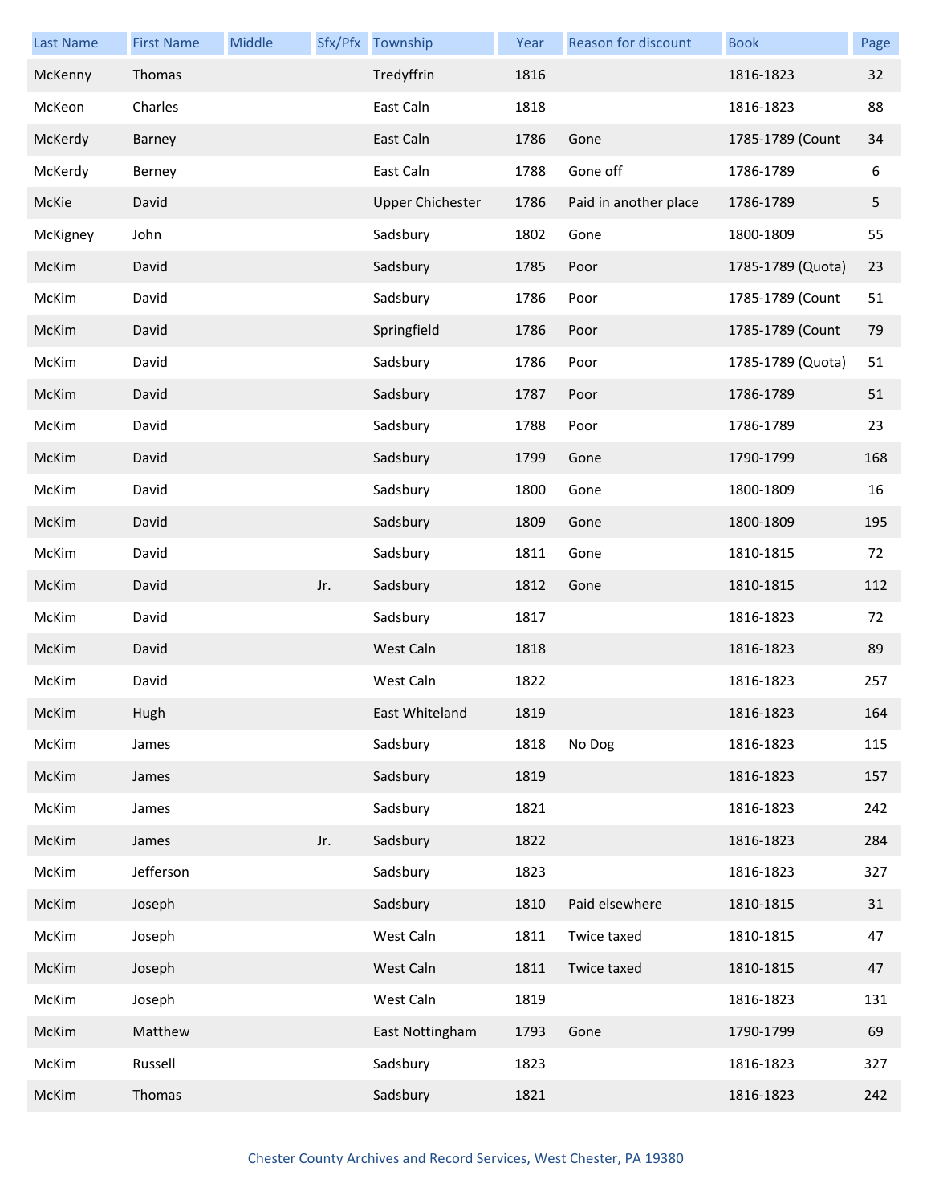| Last Name | First Name | Middle | Sfx/Pfx | Township | Year | Reason for discount | Book | Page |
|---|---|---|---|---|---|---|---|---|
| McKenny | Thomas | | | Tredyffrin | 1816 | | 1816-1823 | 32 |
| McKeon | Charles | | | East Caln | 1818 | | 1816-1823 | 88 |
| McKerdy | Barney | | | East Caln | 1786 | Gone | 1785-1789 (Count | 34 |
| McKerdy | Berney | | | East Caln | 1788 | Gone off | 1786-1789 | 6 |
| McKie | David | | | Upper Chichester | 1786 | Paid in another place | 1786-1789 | 5 |
| McKigney | John | | | Sadsbury | 1802 | Gone | 1800-1809 | 55 |
| McKim | David | | | Sadsbury | 1785 | Poor | 1785-1789 (Quota) | 23 |
| McKim | David | | | Sadsbury | 1786 | Poor | 1785-1789 (Count | 51 |
| McKim | David | | | Springfield | 1786 | Poor | 1785-1789 (Count | 79 |
| McKim | David | | | Sadsbury | 1786 | Poor | 1785-1789 (Quota) | 51 |
| McKim | David | | | Sadsbury | 1787 | Poor | 1786-1789 | 51 |
| McKim | David | | | Sadsbury | 1788 | Poor | 1786-1789 | 23 |
| McKim | David | | | Sadsbury | 1799 | Gone | 1790-1799 | 168 |
| McKim | David | | | Sadsbury | 1800 | Gone | 1800-1809 | 16 |
| McKim | David | | | Sadsbury | 1809 | Gone | 1800-1809 | 195 |
| McKim | David | | | Sadsbury | 1811 | Gone | 1810-1815 | 72 |
| McKim | David | | Jr. | Sadsbury | 1812 | Gone | 1810-1815 | 112 |
| McKim | David | | | Sadsbury | 1817 | | 1816-1823 | 72 |
| McKim | David | | | West Caln | 1818 | | 1816-1823 | 89 |
| McKim | David | | | West Caln | 1822 | | 1816-1823 | 257 |
| McKim | Hugh | | | East Whiteland | 1819 | | 1816-1823 | 164 |
| McKim | James | | | Sadsbury | 1818 | No Dog | 1816-1823 | 115 |
| McKim | James | | | Sadsbury | 1819 | | 1816-1823 | 157 |
| McKim | James | | | Sadsbury | 1821 | | 1816-1823 | 242 |
| McKim | James | | Jr. | Sadsbury | 1822 | | 1816-1823 | 284 |
| McKim | Jefferson | | | Sadsbury | 1823 | | 1816-1823 | 327 |
| McKim | Joseph | | | Sadsbury | 1810 | Paid elsewhere | 1810-1815 | 31 |
| McKim | Joseph | | | West Caln | 1811 | Twice taxed | 1810-1815 | 47 |
| McKim | Joseph | | | West Caln | 1811 | Twice taxed | 1810-1815 | 47 |
| McKim | Joseph | | | West Caln | 1819 | | 1816-1823 | 131 |
| McKim | Matthew | | | East Nottingham | 1793 | Gone | 1790-1799 | 69 |
| McKim | Russell | | | Sadsbury | 1823 | | 1816-1823 | 327 |
| McKim | Thomas | | | Sadsbury | 1821 | | 1816-1823 | 242 |

Chester County Archives and Record Services, West Chester, PA 19380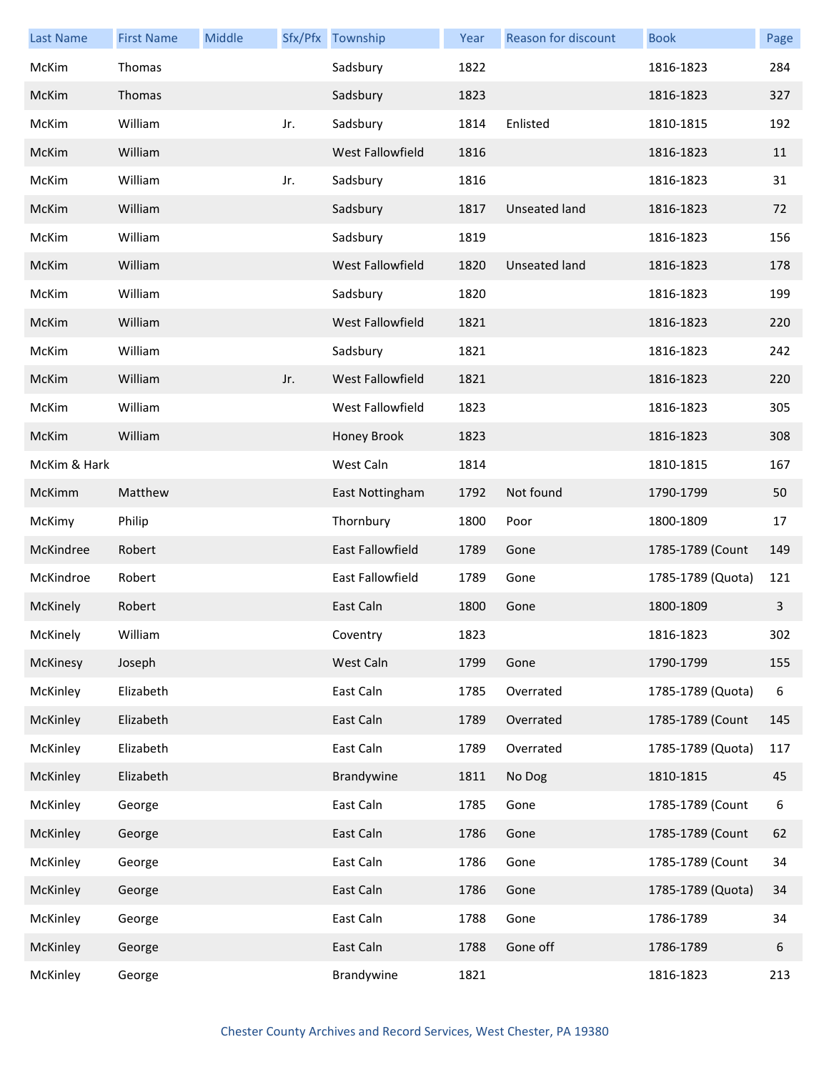| Last Name | First Name | Middle | Sfx/Pfx | Township | Year | Reason for discount | Book | Page |
|---|---|---|---|---|---|---|---|---|
| McKim | Thomas | | | Sadsbury | 1822 | | 1816-1823 | 284 |
| McKim | Thomas | | | Sadsbury | 1823 | | 1816-1823 | 327 |
| McKim | William | | Jr. | Sadsbury | 1814 | Enlisted | 1810-1815 | 192 |
| McKim | William | | | West Fallowfield | 1816 | | 1816-1823 | 11 |
| McKim | William | | Jr. | Sadsbury | 1816 | | 1816-1823 | 31 |
| McKim | William | | | Sadsbury | 1817 | Unseated land | 1816-1823 | 72 |
| McKim | William | | | Sadsbury | 1819 | | 1816-1823 | 156 |
| McKim | William | | | West Fallowfield | 1820 | Unseated land | 1816-1823 | 178 |
| McKim | William | | | Sadsbury | 1820 | | 1816-1823 | 199 |
| McKim | William | | | West Fallowfield | 1821 | | 1816-1823 | 220 |
| McKim | William | | | Sadsbury | 1821 | | 1816-1823 | 242 |
| McKim | William | | Jr. | West Fallowfield | 1821 | | 1816-1823 | 220 |
| McKim | William | | | West Fallowfield | 1823 | | 1816-1823 | 305 |
| McKim | William | | | Honey Brook | 1823 | | 1816-1823 | 308 |
| McKim & Hark | | | | West Caln | 1814 | | 1810-1815 | 167 |
| McKimm | Matthew | | | East Nottingham | 1792 | Not found | 1790-1799 | 50 |
| McKimy | Philip | | | Thornbury | 1800 | Poor | 1800-1809 | 17 |
| McKindree | Robert | | | East Fallowfield | 1789 | Gone | 1785-1789 (Count | 149 |
| McKindroe | Robert | | | East Fallowfield | 1789 | Gone | 1785-1789 (Quota) | 121 |
| McKinely | Robert | | | East Caln | 1800 | Gone | 1800-1809 | 3 |
| McKinely | William | | | Coventry | 1823 | | 1816-1823 | 302 |
| McKinesy | Joseph | | | West Caln | 1799 | Gone | 1790-1799 | 155 |
| McKinley | Elizabeth | | | East Caln | 1785 | Overrated | 1785-1789 (Quota) | 6 |
| McKinley | Elizabeth | | | East Caln | 1789 | Overrated | 1785-1789 (Count | 145 |
| McKinley | Elizabeth | | | East Caln | 1789 | Overrated | 1785-1789 (Quota) | 117 |
| McKinley | Elizabeth | | | Brandywine | 1811 | No Dog | 1810-1815 | 45 |
| McKinley | George | | | East Caln | 1785 | Gone | 1785-1789 (Count | 6 |
| McKinley | George | | | East Caln | 1786 | Gone | 1785-1789 (Count | 62 |
| McKinley | George | | | East Caln | 1786 | Gone | 1785-1789 (Count | 34 |
| McKinley | George | | | East Caln | 1786 | Gone | 1785-1789 (Quota) | 34 |
| McKinley | George | | | East Caln | 1788 | Gone | 1786-1789 | 34 |
| McKinley | George | | | East Caln | 1788 | Gone off | 1786-1789 | 6 |
| McKinley | George | | | Brandywine | 1821 | | 1816-1823 | 213 |

Chester County Archives and Record Services, West Chester, PA 19380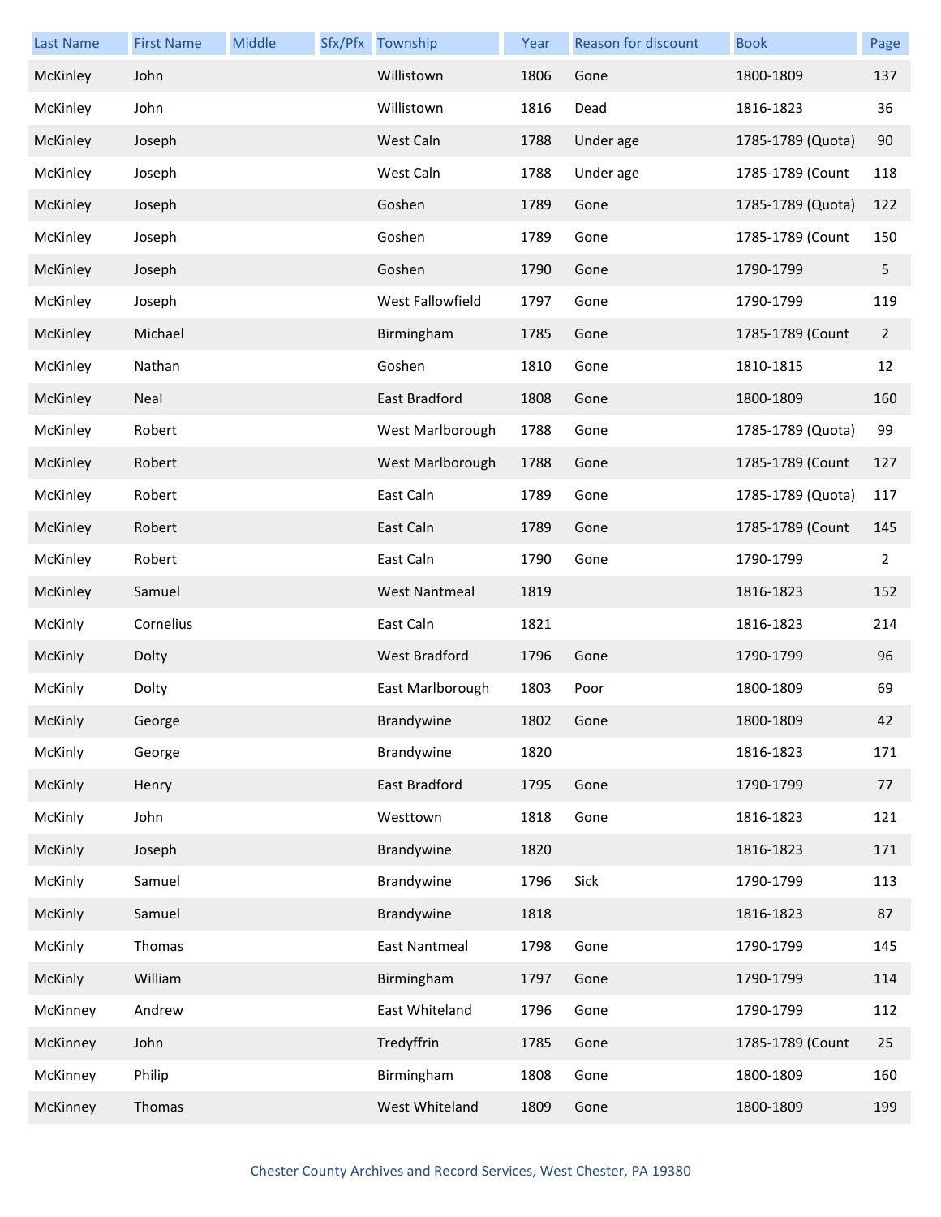| Last Name | First Name | Middle | Sfx/Pfx | Township | Year | Reason for discount | Book | Page |
|---|---|---|---|---|---|---|---|---|
| McKinley | John | | | Willistown | 1806 | Gone | 1800-1809 | 137 |
| McKinley | John | | | Willistown | 1816 | Dead | 1816-1823 | 36 |
| McKinley | Joseph | | | West Caln | 1788 | Under age | 1785-1789 (Quota) | 90 |
| McKinley | Joseph | | | West Caln | 1788 | Under age | 1785-1789 (Count | 118 |
| McKinley | Joseph | | | Goshen | 1789 | Gone | 1785-1789 (Quota) | 122 |
| McKinley | Joseph | | | Goshen | 1789 | Gone | 1785-1789 (Count | 150 |
| McKinley | Joseph | | | Goshen | 1790 | Gone | 1790-1799 | 5 |
| McKinley | Joseph | | | West Fallowfield | 1797 | Gone | 1790-1799 | 119 |
| McKinley | Michael | | | Birmingham | 1785 | Gone | 1785-1789 (Count | 2 |
| McKinley | Nathan | | | Goshen | 1810 | Gone | 1810-1815 | 12 |
| McKinley | Neal | | | East Bradford | 1808 | Gone | 1800-1809 | 160 |
| McKinley | Robert | | | West Marlborough | 1788 | Gone | 1785-1789 (Quota) | 99 |
| McKinley | Robert | | | West Marlborough | 1788 | Gone | 1785-1789 (Count | 127 |
| McKinley | Robert | | | East Caln | 1789 | Gone | 1785-1789 (Quota) | 117 |
| McKinley | Robert | | | East Caln | 1789 | Gone | 1785-1789 (Count | 145 |
| McKinley | Robert | | | East Caln | 1790 | Gone | 1790-1799 | 2 |
| McKinley | Samuel | | | West Nantmeal | 1819 | | 1816-1823 | 152 |
| McKinly | Cornelius | | | East Caln | 1821 | | 1816-1823 | 214 |
| McKinly | Dolty | | | West Bradford | 1796 | Gone | 1790-1799 | 96 |
| McKinly | Dolty | | | East Marlborough | 1803 | Poor | 1800-1809 | 69 |
| McKinly | George | | | Brandywine | 1802 | Gone | 1800-1809 | 42 |
| McKinly | George | | | Brandywine | 1820 | | 1816-1823 | 171 |
| McKinly | Henry | | | East Bradford | 1795 | Gone | 1790-1799 | 77 |
| McKinly | John | | | Westtown | 1818 | Gone | 1816-1823 | 121 |
| McKinly | Joseph | | | Brandywine | 1820 | | 1816-1823 | 171 |
| McKinly | Samuel | | | Brandywine | 1796 | Sick | 1790-1799 | 113 |
| McKinly | Samuel | | | Brandywine | 1818 | | 1816-1823 | 87 |
| McKinly | Thomas | | | East Nantmeal | 1798 | Gone | 1790-1799 | 145 |
| McKinly | William | | | Birmingham | 1797 | Gone | 1790-1799 | 114 |
| McKinney | Andrew | | | East Whiteland | 1796 | Gone | 1790-1799 | 112 |
| McKinney | John | | | Tredyffrin | 1785 | Gone | 1785-1789 (Count | 25 |
| McKinney | Philip | | | Birmingham | 1808 | Gone | 1800-1809 | 160 |
| McKinney | Thomas | | | West Whiteland | 1809 | Gone | 1800-1809 | 199 |

Chester County Archives and Record Services, West Chester, PA 19380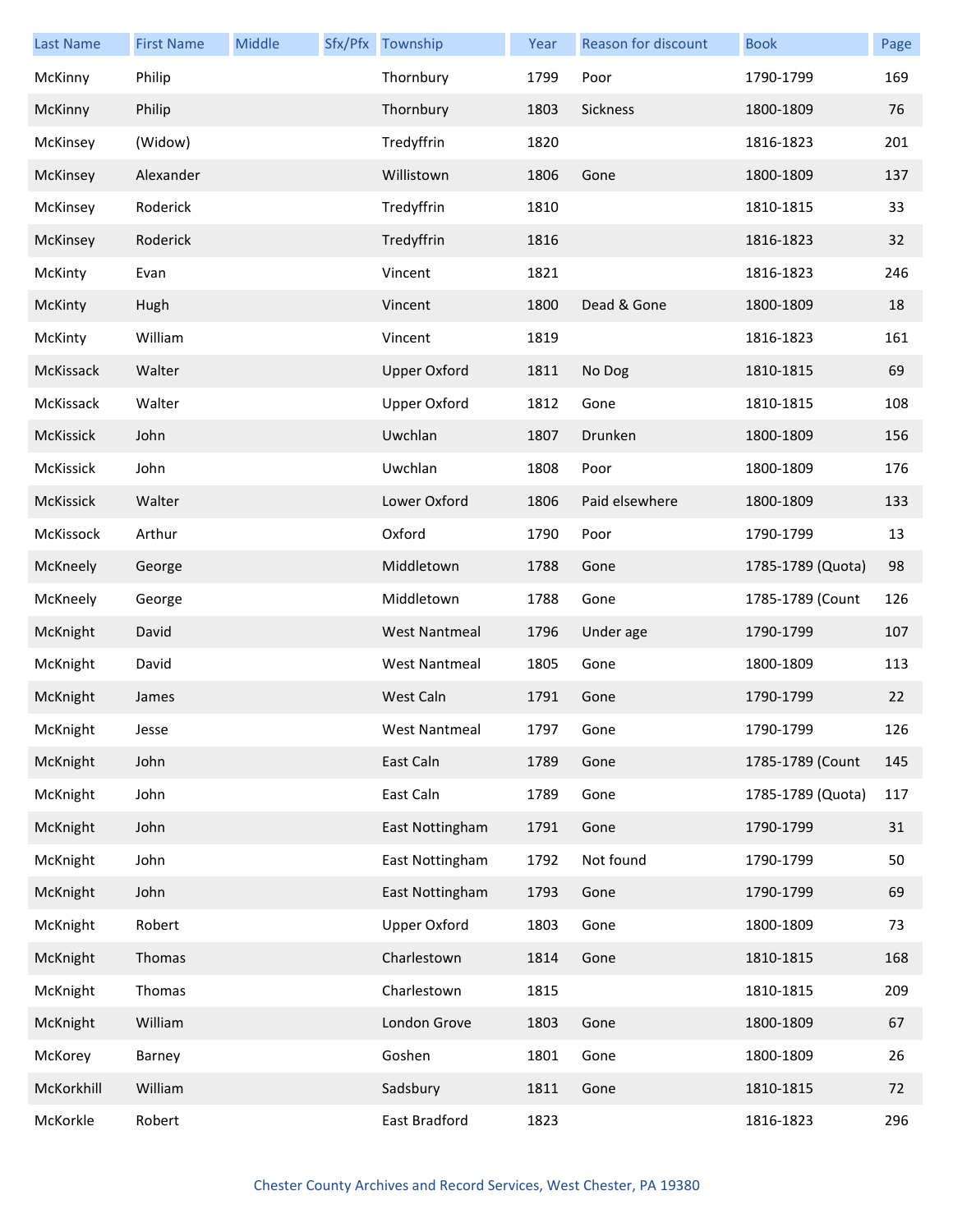| Last Name | First Name | Middle | Sfx/Pfx | Township | Year | Reason for discount | Book | Page |
|---|---|---|---|---|---|---|---|---|
| McKinny | Philip | | | Thornbury | 1799 | Poor | 1790-1799 | 169 |
| McKinny | Philip | | | Thornbury | 1803 | Sickness | 1800-1809 | 76 |
| McKinsey | (Widow) | | | Tredyffrin | 1820 | | 1816-1823 | 201 |
| McKinsey | Alexander | | | Willistown | 1806 | Gone | 1800-1809 | 137 |
| McKinsey | Roderick | | | Tredyffrin | 1810 | | 1810-1815 | 33 |
| McKinsey | Roderick | | | Tredyffrin | 1816 | | 1816-1823 | 32 |
| McKinty | Evan | | | Vincent | 1821 | | 1816-1823 | 246 |
| McKinty | Hugh | | | Vincent | 1800 | Dead & Gone | 1800-1809 | 18 |
| McKinty | William | | | Vincent | 1819 | | 1816-1823 | 161 |
| McKissack | Walter | | | Upper Oxford | 1811 | No Dog | 1810-1815 | 69 |
| McKissack | Walter | | | Upper Oxford | 1812 | Gone | 1810-1815 | 108 |
| McKissick | John | | | Uwchlan | 1807 | Drunken | 1800-1809 | 156 |
| McKissick | John | | | Uwchlan | 1808 | Poor | 1800-1809 | 176 |
| McKissick | Walter | | | Lower Oxford | 1806 | Paid elsewhere | 1800-1809 | 133 |
| McKissock | Arthur | | | Oxford | 1790 | Poor | 1790-1799 | 13 |
| McKneely | George | | | Middletown | 1788 | Gone | 1785-1789 (Quota) | 98 |
| McKneely | George | | | Middletown | 1788 | Gone | 1785-1789 (Count | 126 |
| McKnight | David | | | West Nantmeal | 1796 | Under age | 1790-1799 | 107 |
| McKnight | David | | | West Nantmeal | 1805 | Gone | 1800-1809 | 113 |
| McKnight | James | | | West Caln | 1791 | Gone | 1790-1799 | 22 |
| McKnight | Jesse | | | West Nantmeal | 1797 | Gone | 1790-1799 | 126 |
| McKnight | John | | | East Caln | 1789 | Gone | 1785-1789 (Count | 145 |
| McKnight | John | | | East Caln | 1789 | Gone | 1785-1789 (Quota) | 117 |
| McKnight | John | | | East Nottingham | 1791 | Gone | 1790-1799 | 31 |
| McKnight | John | | | East Nottingham | 1792 | Not found | 1790-1799 | 50 |
| McKnight | John | | | East Nottingham | 1793 | Gone | 1790-1799 | 69 |
| McKnight | Robert | | | Upper Oxford | 1803 | Gone | 1800-1809 | 73 |
| McKnight | Thomas | | | Charlestown | 1814 | Gone | 1810-1815 | 168 |
| McKnight | Thomas | | | Charlestown | 1815 | | 1810-1815 | 209 |
| McKnight | William | | | London Grove | 1803 | Gone | 1800-1809 | 67 |
| McKorey | Barney | | | Goshen | 1801 | Gone | 1800-1809 | 26 |
| McKorkhill | William | | | Sadsbury | 1811 | Gone | 1810-1815 | 72 |
| McKorkle | Robert | | | East Bradford | 1823 | | 1816-1823 | 296 |

Chester County Archives and Record Services, West Chester, PA 19380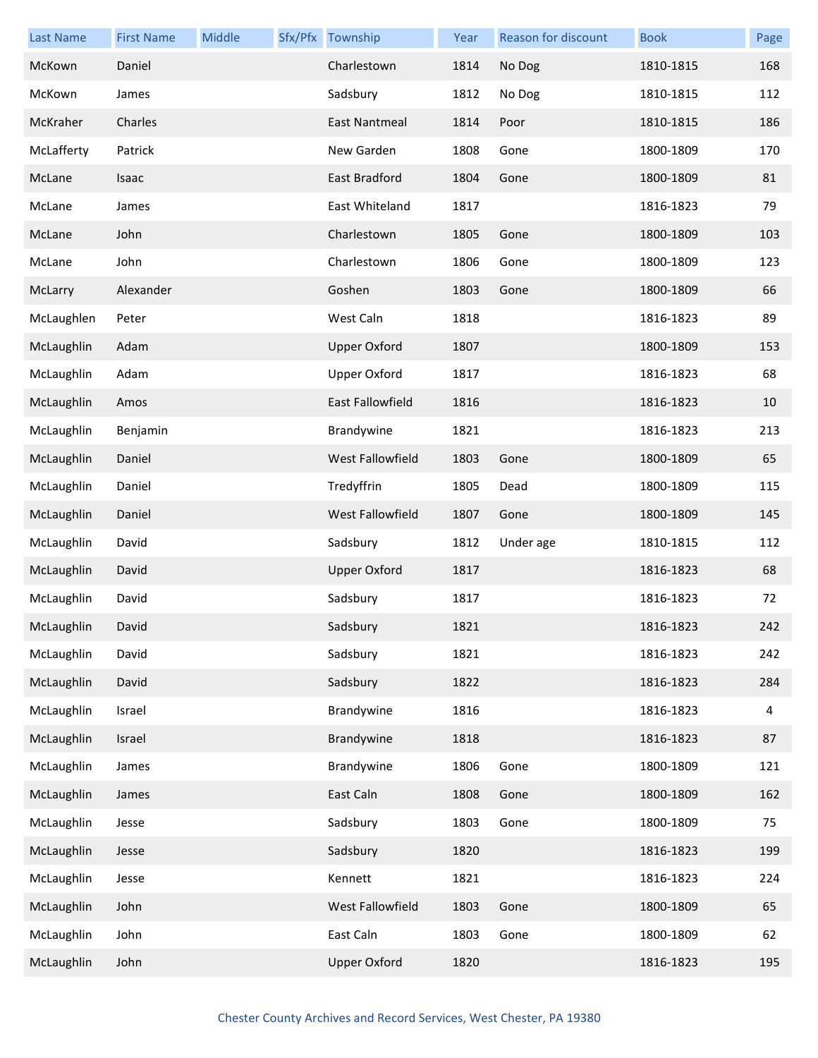| Last Name | First Name | Middle | Sfx/Pfx | Township | Year | Reason for discount | Book | Page |
|---|---|---|---|---|---|---|---|---|
| McKown | Daniel | | | Charlestown | 1814 | No Dog | 1810-1815 | 168 |
| McKown | James | | | Sadsbury | 1812 | No Dog | 1810-1815 | 112 |
| McKraher | Charles | | | East Nantmeal | 1814 | Poor | 1810-1815 | 186 |
| McLafferty | Patrick | | | New Garden | 1808 | Gone | 1800-1809 | 170 |
| McLane | Isaac | | | East Bradford | 1804 | Gone | 1800-1809 | 81 |
| McLane | James | | | East Whiteland | 1817 | | 1816-1823 | 79 |
| McLane | John | | | Charlestown | 1805 | Gone | 1800-1809 | 103 |
| McLane | John | | | Charlestown | 1806 | Gone | 1800-1809 | 123 |
| McLarry | Alexander | | | Goshen | 1803 | Gone | 1800-1809 | 66 |
| McLaughlen | Peter | | | West Caln | 1818 | | 1816-1823 | 89 |
| McLaughlin | Adam | | | Upper Oxford | 1807 | | 1800-1809 | 153 |
| McLaughlin | Adam | | | Upper Oxford | 1817 | | 1816-1823 | 68 |
| McLaughlin | Amos | | | East Fallowfield | 1816 | | 1816-1823 | 10 |
| McLaughlin | Benjamin | | | Brandywine | 1821 | | 1816-1823 | 213 |
| McLaughlin | Daniel | | | West Fallowfield | 1803 | Gone | 1800-1809 | 65 |
| McLaughlin | Daniel | | | Tredyffrin | 1805 | Dead | 1800-1809 | 115 |
| McLaughlin | Daniel | | | West Fallowfield | 1807 | Gone | 1800-1809 | 145 |
| McLaughlin | David | | | Sadsbury | 1812 | Under age | 1810-1815 | 112 |
| McLaughlin | David | | | Upper Oxford | 1817 | | 1816-1823 | 68 |
| McLaughlin | David | | | Sadsbury | 1817 | | 1816-1823 | 72 |
| McLaughlin | David | | | Sadsbury | 1821 | | 1816-1823 | 242 |
| McLaughlin | David | | | Sadsbury | 1821 | | 1816-1823 | 242 |
| McLaughlin | David | | | Sadsbury | 1822 | | 1816-1823 | 284 |
| McLaughlin | Israel | | | Brandywine | 1816 | | 1816-1823 | 4 |
| McLaughlin | Israel | | | Brandywine | 1818 | | 1816-1823 | 87 |
| McLaughlin | James | | | Brandywine | 1806 | Gone | 1800-1809 | 121 |
| McLaughlin | James | | | East Caln | 1808 | Gone | 1800-1809 | 162 |
| McLaughlin | Jesse | | | Sadsbury | 1803 | Gone | 1800-1809 | 75 |
| McLaughlin | Jesse | | | Sadsbury | 1820 | | 1816-1823 | 199 |
| McLaughlin | Jesse | | | Kennett | 1821 | | 1816-1823 | 224 |
| McLaughlin | John | | | West Fallowfield | 1803 | Gone | 1800-1809 | 65 |
| McLaughlin | John | | | East Caln | 1803 | Gone | 1800-1809 | 62 |
| McLaughlin | John | | | Upper Oxford | 1820 | | 1816-1823 | 195 |

Chester County Archives and Record Services, West Chester, PA 19380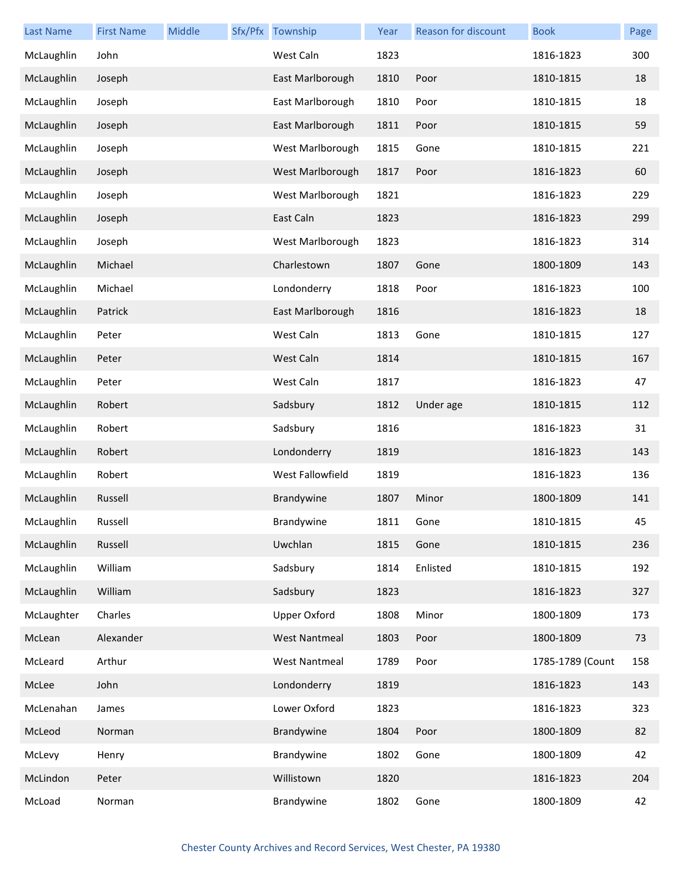| Last Name | First Name | Middle | Sfx/Pfx | Township | Year | Reason for discount | Book | Page |
|---|---|---|---|---|---|---|---|---|
| McLaughlin | John | | | West Caln | 1823 | | 1816-1823 | 300 |
| McLaughlin | Joseph | | | East Marlborough | 1810 | Poor | 1810-1815 | 18 |
| McLaughlin | Joseph | | | East Marlborough | 1810 | Poor | 1810-1815 | 18 |
| McLaughlin | Joseph | | | East Marlborough | 1811 | Poor | 1810-1815 | 59 |
| McLaughlin | Joseph | | | West Marlborough | 1815 | Gone | 1810-1815 | 221 |
| McLaughlin | Joseph | | | West Marlborough | 1817 | Poor | 1816-1823 | 60 |
| McLaughlin | Joseph | | | West Marlborough | 1821 | | 1816-1823 | 229 |
| McLaughlin | Joseph | | | East Caln | 1823 | | 1816-1823 | 299 |
| McLaughlin | Joseph | | | West Marlborough | 1823 | | 1816-1823 | 314 |
| McLaughlin | Michael | | | Charlestown | 1807 | Gone | 1800-1809 | 143 |
| McLaughlin | Michael | | | Londonderry | 1818 | Poor | 1816-1823 | 100 |
| McLaughlin | Patrick | | | East Marlborough | 1816 | | 1816-1823 | 18 |
| McLaughlin | Peter | | | West Caln | 1813 | Gone | 1810-1815 | 127 |
| McLaughlin | Peter | | | West Caln | 1814 | | 1810-1815 | 167 |
| McLaughlin | Peter | | | West Caln | 1817 | | 1816-1823 | 47 |
| McLaughlin | Robert | | | Sadsbury | 1812 | Under age | 1810-1815 | 112 |
| McLaughlin | Robert | | | Sadsbury | 1816 | | 1816-1823 | 31 |
| McLaughlin | Robert | | | Londonderry | 1819 | | 1816-1823 | 143 |
| McLaughlin | Robert | | | West Fallowfield | 1819 | | 1816-1823 | 136 |
| McLaughlin | Russell | | | Brandywine | 1807 | Minor | 1800-1809 | 141 |
| McLaughlin | Russell | | | Brandywine | 1811 | Gone | 1810-1815 | 45 |
| McLaughlin | Russell | | | Uwchlan | 1815 | Gone | 1810-1815 | 236 |
| McLaughlin | William | | | Sadsbury | 1814 | Enlisted | 1810-1815 | 192 |
| McLaughlin | William | | | Sadsbury | 1823 | | 1816-1823 | 327 |
| McLaughter | Charles | | | Upper Oxford | 1808 | Minor | 1800-1809 | 173 |
| McLean | Alexander | | | West Nantmeal | 1803 | Poor | 1800-1809 | 73 |
| McLeard | Arthur | | | West Nantmeal | 1789 | Poor | 1785-1789 (Count | 158 |
| McLee | John | | | Londonderry | 1819 | | 1816-1823 | 143 |
| McLenahan | James | | | Lower Oxford | 1823 | | 1816-1823 | 323 |
| McLeod | Norman | | | Brandywine | 1804 | Poor | 1800-1809 | 82 |
| McLevy | Henry | | | Brandywine | 1802 | Gone | 1800-1809 | 42 |
| McLindon | Peter | | | Willistown | 1820 | | 1816-1823 | 204 |
| McLoad | Norman | | | Brandywine | 1802 | Gone | 1800-1809 | 42 |

Chester County Archives and Record Services, West Chester, PA 19380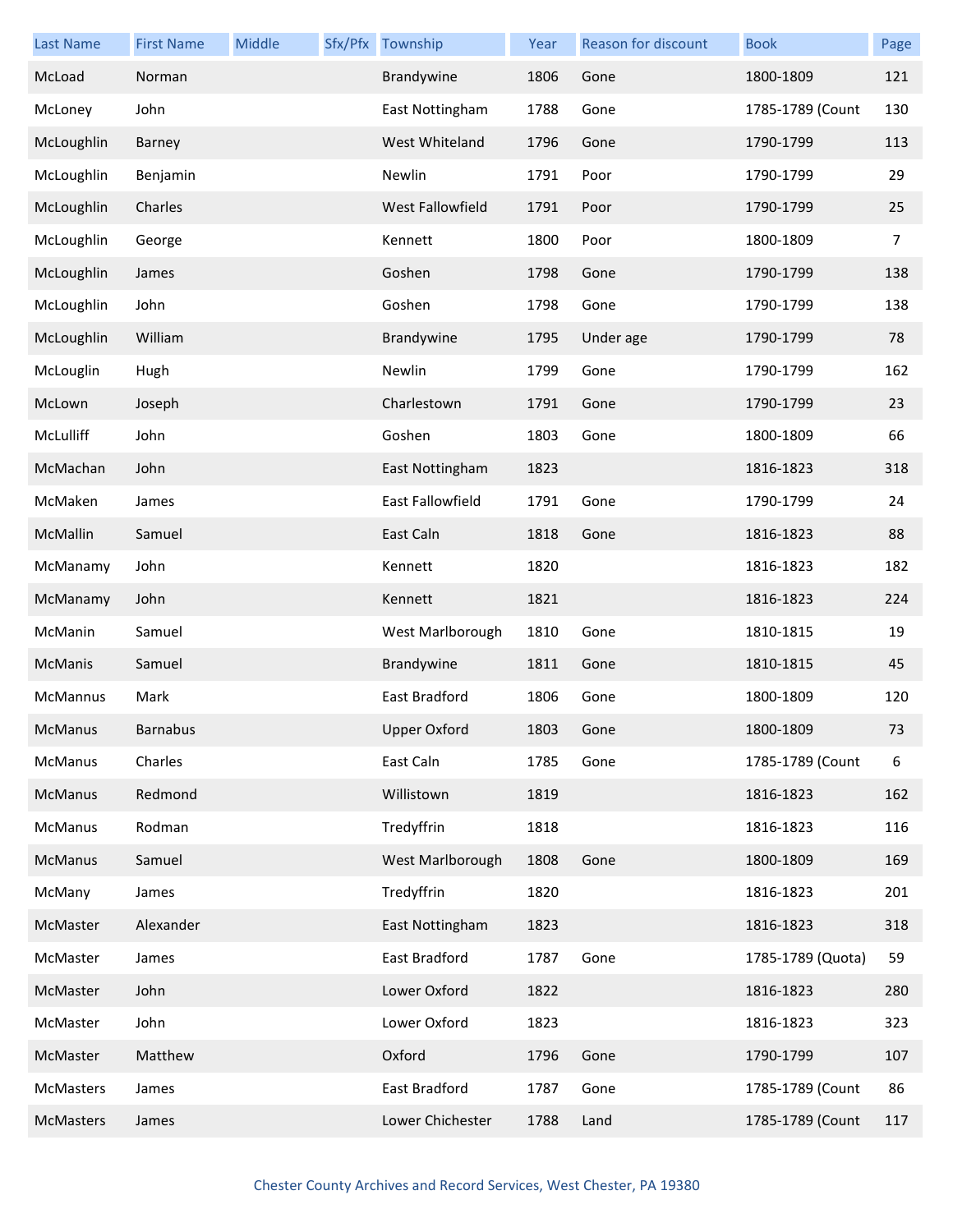| Last Name | First Name | Middle | Sfx/Pfx | Township | Year | Reason for discount | Book | Page |
| --- | --- | --- | --- | --- | --- | --- | --- | --- |
| McLoad | Norman | | | Brandywine | 1806 | Gone | 1800-1809 | 121 |
| McLoney | John | | | East Nottingham | 1788 | Gone | 1785-1789 (Count | 130 |
| McLoughlin | Barney | | | West Whiteland | 1796 | Gone | 1790-1799 | 113 |
| McLoughlin | Benjamin | | | Newlin | 1791 | Poor | 1790-1799 | 29 |
| McLoughlin | Charles | | | West Fallowfield | 1791 | Poor | 1790-1799 | 25 |
| McLoughlin | George | | | Kennett | 1800 | Poor | 1800-1809 | 7 |
| McLoughlin | James | | | Goshen | 1798 | Gone | 1790-1799 | 138 |
| McLoughlin | John | | | Goshen | 1798 | Gone | 1790-1799 | 138 |
| McLoughlin | William | | | Brandywine | 1795 | Under age | 1790-1799 | 78 |
| McLouglin | Hugh | | | Newlin | 1799 | Gone | 1790-1799 | 162 |
| McLown | Joseph | | | Charlestown | 1791 | Gone | 1790-1799 | 23 |
| McLulliff | John | | | Goshen | 1803 | Gone | 1800-1809 | 66 |
| McMachan | John | | | East Nottingham | 1823 | | 1816-1823 | 318 |
| McMaken | James | | | East Fallowfield | 1791 | Gone | 1790-1799 | 24 |
| McMallin | Samuel | | | East Caln | 1818 | Gone | 1816-1823 | 88 |
| McManamy | John | | | Kennett | 1820 | | 1816-1823 | 182 |
| McManamy | John | | | Kennett | 1821 | | 1816-1823 | 224 |
| McManin | Samuel | | | West Marlborough | 1810 | Gone | 1810-1815 | 19 |
| McManis | Samuel | | | Brandywine | 1811 | Gone | 1810-1815 | 45 |
| McMannus | Mark | | | East Bradford | 1806 | Gone | 1800-1809 | 120 |
| McManus | Barnabus | | | Upper Oxford | 1803 | Gone | 1800-1809 | 73 |
| McManus | Charles | | | East Caln | 1785 | Gone | 1785-1789 (Count | 6 |
| McManus | Redmond | | | Willistown | 1819 | | 1816-1823 | 162 |
| McManus | Rodman | | | Tredyffrin | 1818 | | 1816-1823 | 116 |
| McManus | Samuel | | | West Marlborough | 1808 | Gone | 1800-1809 | 169 |
| McMany | James | | | Tredyffrin | 1820 | | 1816-1823 | 201 |
| McMaster | Alexander | | | East Nottingham | 1823 | | 1816-1823 | 318 |
| McMaster | James | | | East Bradford | 1787 | Gone | 1785-1789 (Quota) | 59 |
| McMaster | John | | | Lower Oxford | 1822 | | 1816-1823 | 280 |
| McMaster | John | | | Lower Oxford | 1823 | | 1816-1823 | 323 |
| McMaster | Matthew | | | Oxford | 1796 | Gone | 1790-1799 | 107 |
| McMasters | James | | | East Bradford | 1787 | Gone | 1785-1789 (Count | 86 |
| McMasters | James | | | Lower Chichester | 1788 | Land | 1785-1789 (Count | 117 |

Chester County Archives and Record Services, West Chester, PA 19380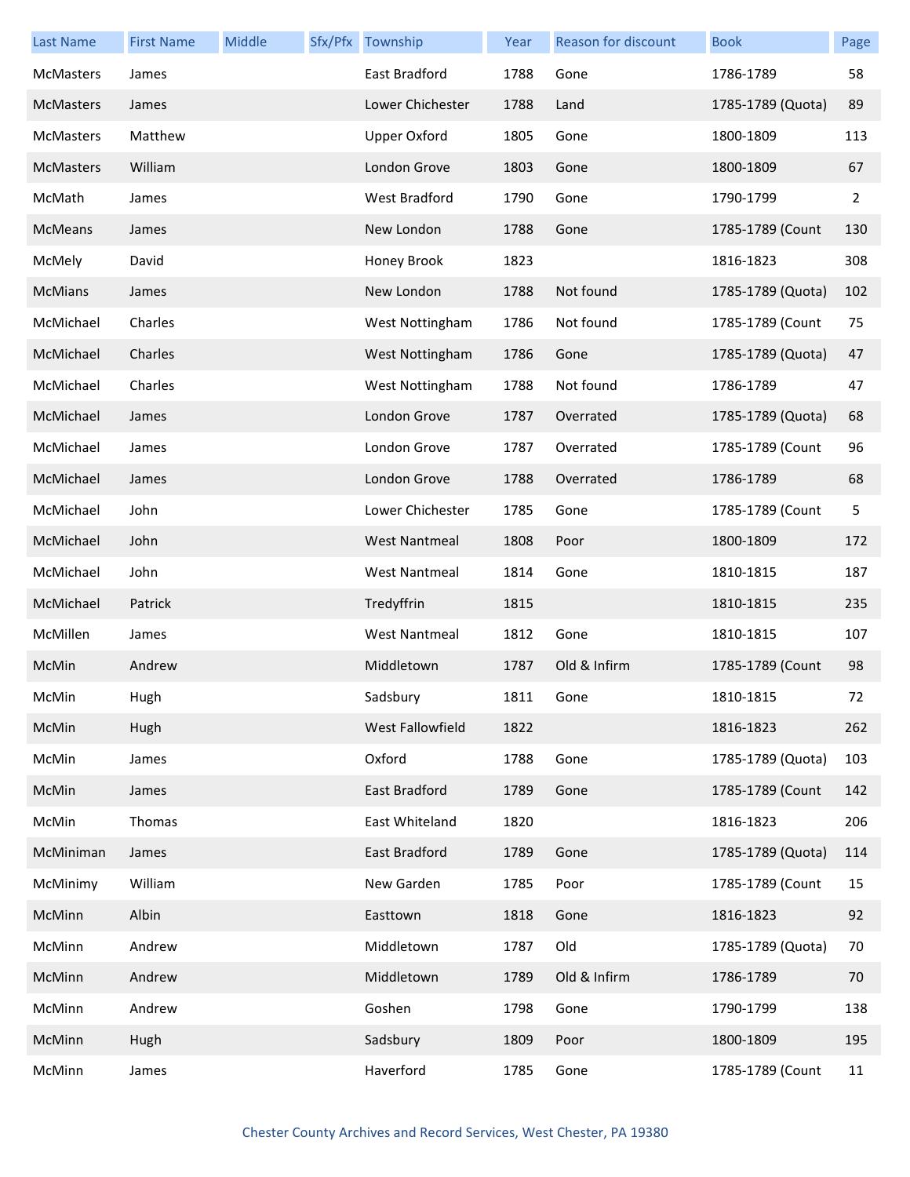| Last Name | First Name | Middle | Sfx/Pfx | Township | Year | Reason for discount | Book | Page |
|---|---|---|---|---|---|---|---|---|
| McMasters | James | | | East Bradford | 1788 | Gone | 1786-1789 | 58 |
| McMasters | James | | | Lower Chichester | 1788 | Land | 1785-1789 (Quota) | 89 |
| McMasters | Matthew | | | Upper Oxford | 1805 | Gone | 1800-1809 | 113 |
| McMasters | William | | | London Grove | 1803 | Gone | 1800-1809 | 67 |
| McMath | James | | | West Bradford | 1790 | Gone | 1790-1799 | 2 |
| McMeans | James | | | New London | 1788 | Gone | 1785-1789 (Count | 130 |
| McMely | David | | | Honey Brook | 1823 | | 1816-1823 | 308 |
| McMians | James | | | New London | 1788 | Not found | 1785-1789 (Quota) | 102 |
| McMichael | Charles | | | West Nottingham | 1786 | Not found | 1785-1789 (Count | 75 |
| McMichael | Charles | | | West Nottingham | 1786 | Gone | 1785-1789 (Quota) | 47 |
| McMichael | Charles | | | West Nottingham | 1788 | Not found | 1786-1789 | 47 |
| McMichael | James | | | London Grove | 1787 | Overrated | 1785-1789 (Quota) | 68 |
| McMichael | James | | | London Grove | 1787 | Overrated | 1785-1789 (Count | 96 |
| McMichael | James | | | London Grove | 1788 | Overrated | 1786-1789 | 68 |
| McMichael | John | | | Lower Chichester | 1785 | Gone | 1785-1789 (Count | 5 |
| McMichael | John | | | West Nantmeal | 1808 | Poor | 1800-1809 | 172 |
| McMichael | John | | | West Nantmeal | 1814 | Gone | 1810-1815 | 187 |
| McMichael | Patrick | | | Tredyffrin | 1815 | | 1810-1815 | 235 |
| McMillen | James | | | West Nantmeal | 1812 | Gone | 1810-1815 | 107 |
| McMin | Andrew | | | Middletown | 1787 | Old & Infirm | 1785-1789 (Count | 98 |
| McMin | Hugh | | | Sadsbury | 1811 | Gone | 1810-1815 | 72 |
| McMin | Hugh | | | West Fallowfield | 1822 | | 1816-1823 | 262 |
| McMin | James | | | Oxford | 1788 | Gone | 1785-1789 (Quota) | 103 |
| McMin | James | | | East Bradford | 1789 | Gone | 1785-1789 (Count | 142 |
| McMin | Thomas | | | East Whiteland | 1820 | | 1816-1823 | 206 |
| McMiniman | James | | | East Bradford | 1789 | Gone | 1785-1789 (Quota) | 114 |
| McMinimy | William | | | New Garden | 1785 | Poor | 1785-1789 (Count | 15 |
| McMinn | Albin | | | Easttown | 1818 | Gone | 1816-1823 | 92 |
| McMinn | Andrew | | | Middletown | 1787 | Old | 1785-1789 (Quota) | 70 |
| McMinn | Andrew | | | Middletown | 1789 | Old & Infirm | 1786-1789 | 70 |
| McMinn | Andrew | | | Goshen | 1798 | Gone | 1790-1799 | 138 |
| McMinn | Hugh | | | Sadsbury | 1809 | Poor | 1800-1809 | 195 |
| McMinn | James | | | Haverford | 1785 | Gone | 1785-1789 (Count | 11 |

Chester County Archives and Record Services, West Chester, PA 19380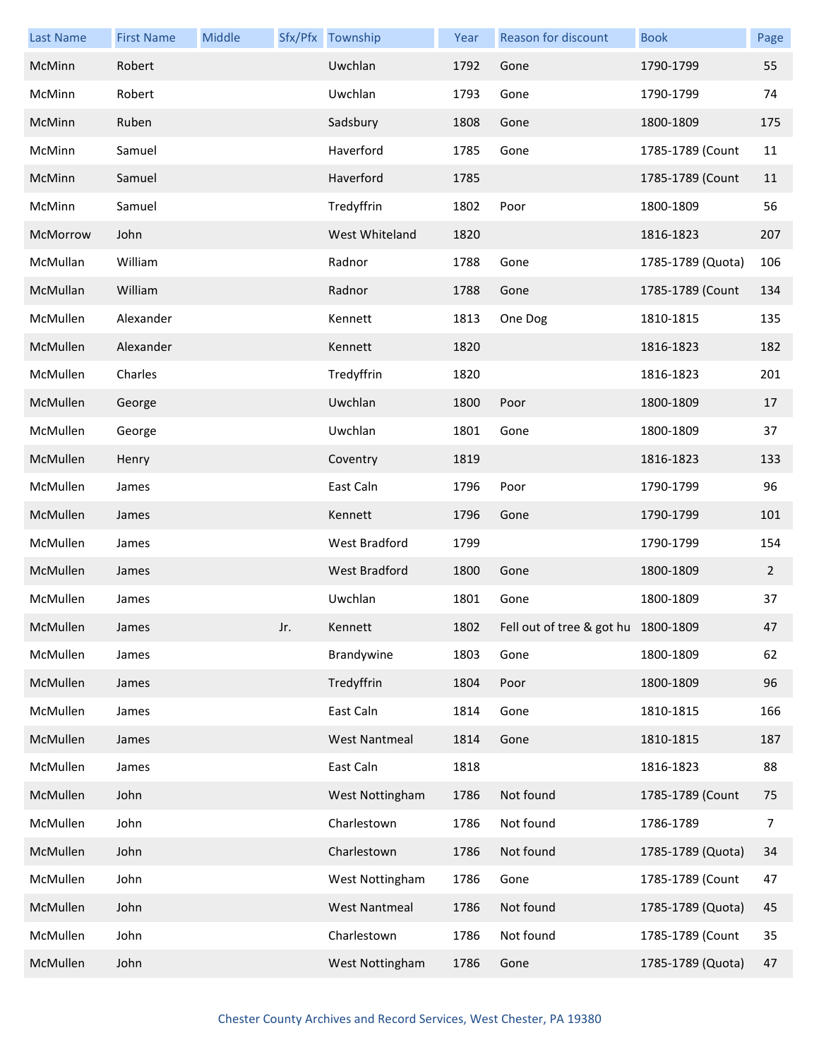| Last Name | First Name | Middle | Sfx/Pfx | Township | Year | Reason for discount | Book | Page |
|---|---|---|---|---|---|---|---|---|
| McMinn | Robert | | | Uwchlan | 1792 | Gone | 1790-1799 | 55 |
| McMinn | Robert | | | Uwchlan | 1793 | Gone | 1790-1799 | 74 |
| McMinn | Ruben | | | Sadsbury | 1808 | Gone | 1800-1809 | 175 |
| McMinn | Samuel | | | Haverford | 1785 | Gone | 1785-1789 (Count | 11 |
| McMinn | Samuel | | | Haverford | 1785 | | 1785-1789 (Count | 11 |
| McMinn | Samuel | | | Tredyffrin | 1802 | Poor | 1800-1809 | 56 |
| McMorrow | John | | | West Whiteland | 1820 | | 1816-1823 | 207 |
| McMullan | William | | | Radnor | 1788 | Gone | 1785-1789 (Quota) | 106 |
| McMullan | William | | | Radnor | 1788 | Gone | 1785-1789 (Count | 134 |
| McMullen | Alexander | | | Kennett | 1813 | One Dog | 1810-1815 | 135 |
| McMullen | Alexander | | | Kennett | 1820 | | 1816-1823 | 182 |
| McMullen | Charles | | | Tredyffrin | 1820 | | 1816-1823 | 201 |
| McMullen | George | | | Uwchlan | 1800 | Poor | 1800-1809 | 17 |
| McMullen | George | | | Uwchlan | 1801 | Gone | 1800-1809 | 37 |
| McMullen | Henry | | | Coventry | 1819 | | 1816-1823 | 133 |
| McMullen | James | | | East Caln | 1796 | Poor | 1790-1799 | 96 |
| McMullen | James | | | Kennett | 1796 | Gone | 1790-1799 | 101 |
| McMullen | James | | | West Bradford | 1799 | | 1790-1799 | 154 |
| McMullen | James | | | West Bradford | 1800 | Gone | 1800-1809 | 2 |
| McMullen | James | | | Uwchlan | 1801 | Gone | 1800-1809 | 37 |
| McMullen | James | | Jr. | Kennett | 1802 | Fell out of tree & got hu | 1800-1809 | 47 |
| McMullen | James | | | Brandywine | 1803 | Gone | 1800-1809 | 62 |
| McMullen | James | | | Tredyffrin | 1804 | Poor | 1800-1809 | 96 |
| McMullen | James | | | East Caln | 1814 | Gone | 1810-1815 | 166 |
| McMullen | James | | | West Nantmeal | 1814 | Gone | 1810-1815 | 187 |
| McMullen | James | | | East Caln | 1818 | | 1816-1823 | 88 |
| McMullen | John | | | West Nottingham | 1786 | Not found | 1785-1789 (Count | 75 |
| McMullen | John | | | Charlestown | 1786 | Not found | 1786-1789 | 7 |
| McMullen | John | | | Charlestown | 1786 | Not found | 1785-1789 (Quota) | 34 |
| McMullen | John | | | West Nottingham | 1786 | Gone | 1785-1789 (Count | 47 |
| McMullen | John | | | West Nantmeal | 1786 | Not found | 1785-1789 (Quota) | 45 |
| McMullen | John | | | Charlestown | 1786 | Not found | 1785-1789 (Count | 35 |
| McMullen | John | | | West Nottingham | 1786 | Gone | 1785-1789 (Quota) | 47 |

Chester County Archives and Record Services, West Chester, PA 19380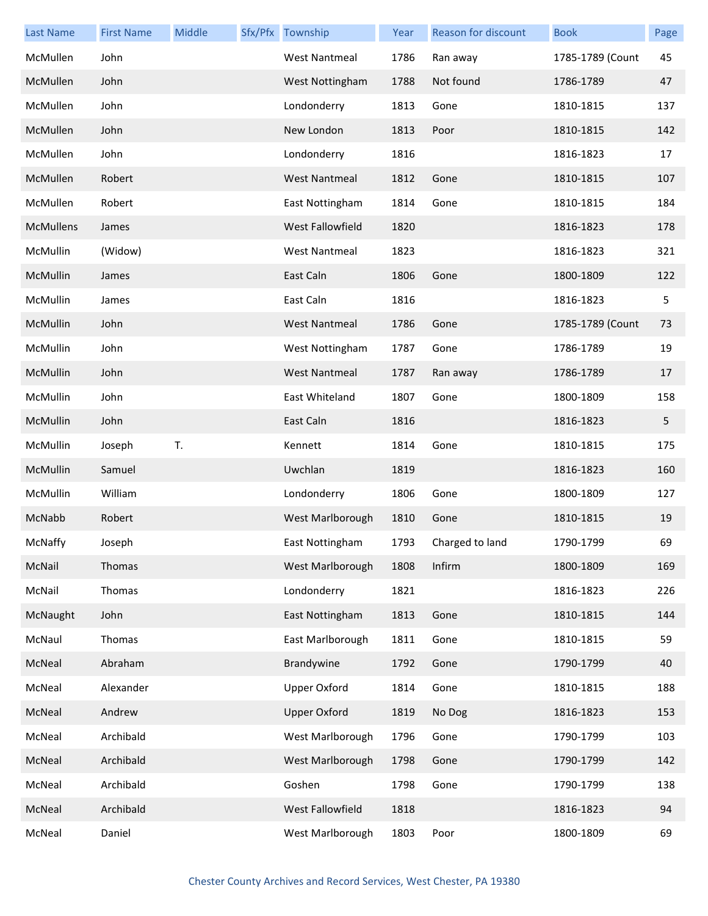| Last Name | First Name | Middle | Sfx/Pfx | Township | Year | Reason for discount | Book | Page |
|---|---|---|---|---|---|---|---|---|
| McMullen | John | | | West Nantmeal | 1786 | Ran away | 1785-1789 (Count | 45 |
| McMullen | John | | | West Nottingham | 1788 | Not found | 1786-1789 | 47 |
| McMullen | John | | | Londonderry | 1813 | Gone | 1810-1815 | 137 |
| McMullen | John | | | New London | 1813 | Poor | 1810-1815 | 142 |
| McMullen | John | | | Londonderry | 1816 | | 1816-1823 | 17 |
| McMullen | Robert | | | West Nantmeal | 1812 | Gone | 1810-1815 | 107 |
| McMullen | Robert | | | East Nottingham | 1814 | Gone | 1810-1815 | 184 |
| McMullens | James | | | West Fallowfield | 1820 | | 1816-1823 | 178 |
| McMullin | (Widow) | | | West Nantmeal | 1823 | | 1816-1823 | 321 |
| McMullin | James | | | East Caln | 1806 | Gone | 1800-1809 | 122 |
| McMullin | James | | | East Caln | 1816 | | 1816-1823 | 5 |
| McMullin | John | | | West Nantmeal | 1786 | Gone | 1785-1789 (Count | 73 |
| McMullin | John | | | West Nottingham | 1787 | Gone | 1786-1789 | 19 |
| McMullin | John | | | West Nantmeal | 1787 | Ran away | 1786-1789 | 17 |
| McMullin | John | | | East Whiteland | 1807 | Gone | 1800-1809 | 158 |
| McMullin | John | | | East Caln | 1816 | | 1816-1823 | 5 |
| McMullin | Joseph | T. | | Kennett | 1814 | Gone | 1810-1815 | 175 |
| McMullin | Samuel | | | Uwchlan | 1819 | | 1816-1823 | 160 |
| McMullin | William | | | Londonderry | 1806 | Gone | 1800-1809 | 127 |
| McNabb | Robert | | | West Marlborough | 1810 | Gone | 1810-1815 | 19 |
| McNaffy | Joseph | | | East Nottingham | 1793 | Charged to land | 1790-1799 | 69 |
| McNail | Thomas | | | West Marlborough | 1808 | Infirm | 1800-1809 | 169 |
| McNail | Thomas | | | Londonderry | 1821 | | 1816-1823 | 226 |
| McNaught | John | | | East Nottingham | 1813 | Gone | 1810-1815 | 144 |
| McNaul | Thomas | | | East Marlborough | 1811 | Gone | 1810-1815 | 59 |
| McNeal | Abraham | | | Brandywine | 1792 | Gone | 1790-1799 | 40 |
| McNeal | Alexander | | | Upper Oxford | 1814 | Gone | 1810-1815 | 188 |
| McNeal | Andrew | | | Upper Oxford | 1819 | No Dog | 1816-1823 | 153 |
| McNeal | Archibald | | | West Marlborough | 1796 | Gone | 1790-1799 | 103 |
| McNeal | Archibald | | | West Marlborough | 1798 | Gone | 1790-1799 | 142 |
| McNeal | Archibald | | | Goshen | 1798 | Gone | 1790-1799 | 138 |
| McNeal | Archibald | | | West Fallowfield | 1818 | | 1816-1823 | 94 |
| McNeal | Daniel | | | West Marlborough | 1803 | Poor | 1800-1809 | 69 |

Chester County Archives and Record Services, West Chester, PA 19380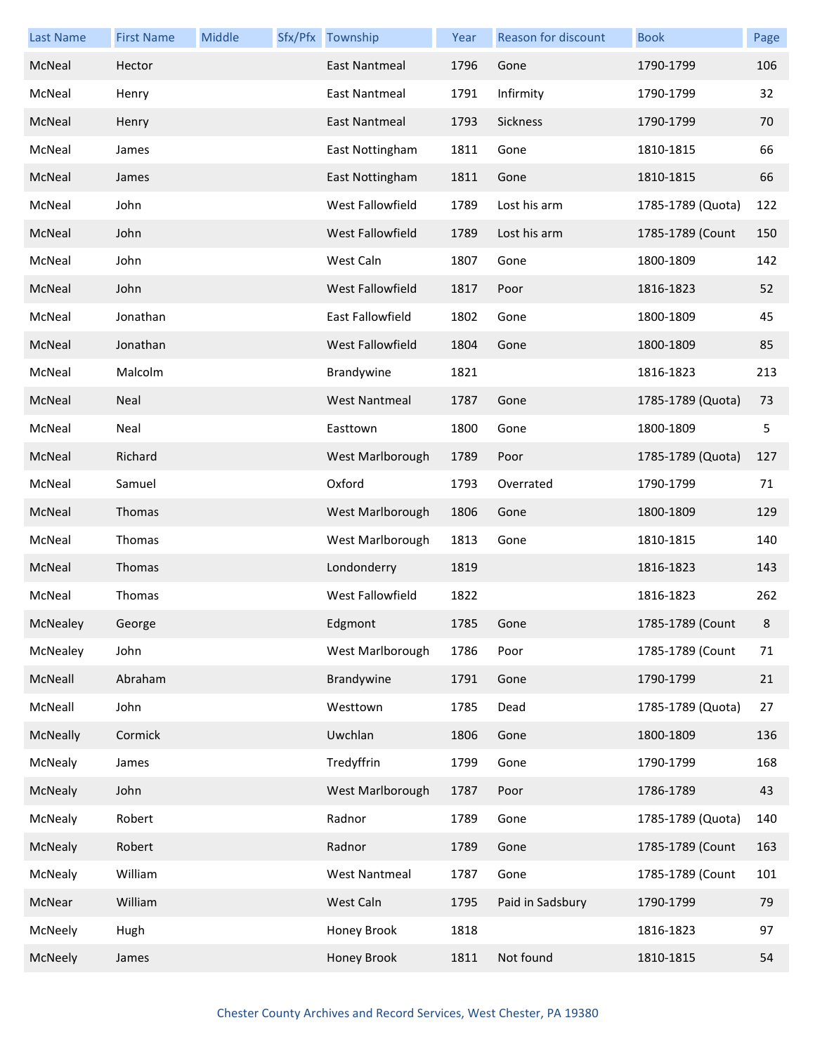| Last Name | First Name | Middle | Sfx/Pfx | Township | Year | Reason for discount | Book | Page |
|---|---|---|---|---|---|---|---|---|
| McNeal | Hector | | | East Nantmeal | 1796 | Gone | 1790-1799 | 106 |
| McNeal | Henry | | | East Nantmeal | 1791 | Infirmity | 1790-1799 | 32 |
| McNeal | Henry | | | East Nantmeal | 1793 | Sickness | 1790-1799 | 70 |
| McNeal | James | | | East Nottingham | 1811 | Gone | 1810-1815 | 66 |
| McNeal | James | | | East Nottingham | 1811 | Gone | 1810-1815 | 66 |
| McNeal | John | | | West Fallowfield | 1789 | Lost his arm | 1785-1789 (Quota) | 122 |
| McNeal | John | | | West Fallowfield | 1789 | Lost his arm | 1785-1789 (Count | 150 |
| McNeal | John | | | West Caln | 1807 | Gone | 1800-1809 | 142 |
| McNeal | John | | | West Fallowfield | 1817 | Poor | 1816-1823 | 52 |
| McNeal | Jonathan | | | East Fallowfield | 1802 | Gone | 1800-1809 | 45 |
| McNeal | Jonathan | | | West Fallowfield | 1804 | Gone | 1800-1809 | 85 |
| McNeal | Malcolm | | | Brandywine | 1821 | | 1816-1823 | 213 |
| McNeal | Neal | | | West Nantmeal | 1787 | Gone | 1785-1789 (Quota) | 73 |
| McNeal | Neal | | | Easttown | 1800 | Gone | 1800-1809 | 5 |
| McNeal | Richard | | | West Marlborough | 1789 | Poor | 1785-1789 (Quota) | 127 |
| McNeal | Samuel | | | Oxford | 1793 | Overrated | 1790-1799 | 71 |
| McNeal | Thomas | | | West Marlborough | 1806 | Gone | 1800-1809 | 129 |
| McNeal | Thomas | | | West Marlborough | 1813 | Gone | 1810-1815 | 140 |
| McNeal | Thomas | | | Londonderry | 1819 | | 1816-1823 | 143 |
| McNeal | Thomas | | | West Fallowfield | 1822 | | 1816-1823 | 262 |
| McNealey | George | | | Edgmont | 1785 | Gone | 1785-1789 (Count | 8 |
| McNealey | John | | | West Marlborough | 1786 | Poor | 1785-1789 (Count | 71 |
| McNeall | Abraham | | | Brandywine | 1791 | Gone | 1790-1799 | 21 |
| McNeall | John | | | Westtown | 1785 | Dead | 1785-1789 (Quota) | 27 |
| McNeally | Cormick | | | Uwchlan | 1806 | Gone | 1800-1809 | 136 |
| McNealy | James | | | Tredyffrin | 1799 | Gone | 1790-1799 | 168 |
| McNealy | John | | | West Marlborough | 1787 | Poor | 1786-1789 | 43 |
| McNealy | Robert | | | Radnor | 1789 | Gone | 1785-1789 (Quota) | 140 |
| McNealy | Robert | | | Radnor | 1789 | Gone | 1785-1789 (Count | 163 |
| McNealy | William | | | West Nantmeal | 1787 | Gone | 1785-1789 (Count | 101 |
| McNear | William | | | West Caln | 1795 | Paid in Sadsbury | 1790-1799 | 79 |
| McNeely | Hugh | | | Honey Brook | 1818 | | 1816-1823 | 97 |
| McNeely | James | | | Honey Brook | 1811 | Not found | 1810-1815 | 54 |

Chester County Archives and Record Services, West Chester, PA 19380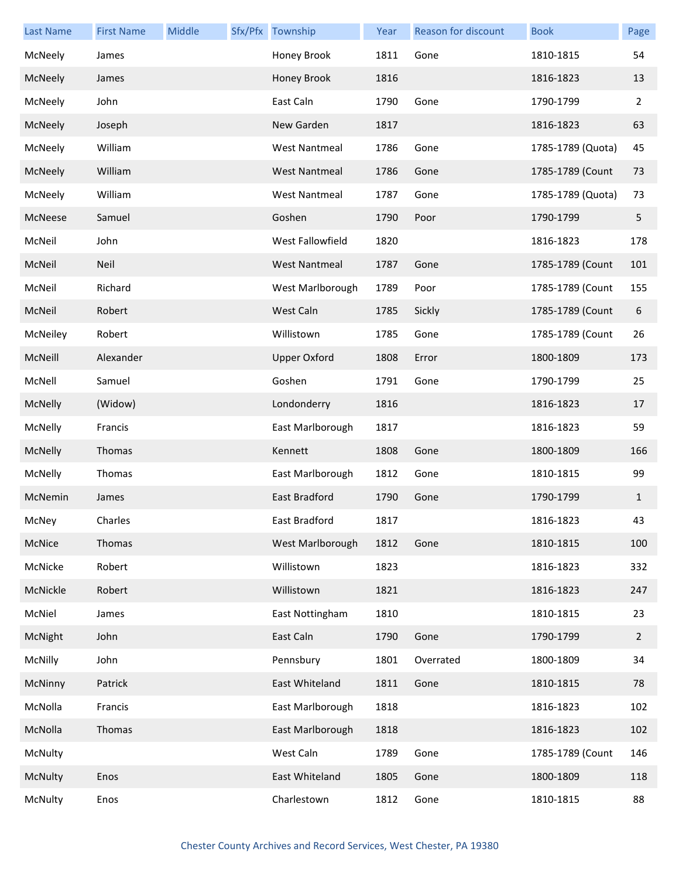| Last Name | First Name | Middle | Sfx/Pfx | Township | Year | Reason for discount | Book | Page |
|---|---|---|---|---|---|---|---|---|
| McNeely | James | | | Honey Brook | 1811 | Gone | 1810-1815 | 54 |
| McNeely | James | | | Honey Brook | 1816 | | 1816-1823 | 13 |
| McNeely | John | | | East Caln | 1790 | Gone | 1790-1799 | 2 |
| McNeely | Joseph | | | New Garden | 1817 | | 1816-1823 | 63 |
| McNeely | William | | | West Nantmeal | 1786 | Gone | 1785-1789 (Quota) | 45 |
| McNeely | William | | | West Nantmeal | 1786 | Gone | 1785-1789 (Count | 73 |
| McNeely | William | | | West Nantmeal | 1787 | Gone | 1785-1789 (Quota) | 73 |
| McNeese | Samuel | | | Goshen | 1790 | Poor | 1790-1799 | 5 |
| McNeil | John | | | West Fallowfield | 1820 | | 1816-1823 | 178 |
| McNeil | Neil | | | West Nantmeal | 1787 | Gone | 1785-1789 (Count | 101 |
| McNeil | Richard | | | West Marlborough | 1789 | Poor | 1785-1789 (Count | 155 |
| McNeil | Robert | | | West Caln | 1785 | Sickly | 1785-1789 (Count | 6 |
| McNeiley | Robert | | | Willistown | 1785 | Gone | 1785-1789 (Count | 26 |
| McNeill | Alexander | | | Upper Oxford | 1808 | Error | 1800-1809 | 173 |
| McNell | Samuel | | | Goshen | 1791 | Gone | 1790-1799 | 25 |
| McNelly | (Widow) | | | Londonderry | 1816 | | 1816-1823 | 17 |
| McNelly | Francis | | | East Marlborough | 1817 | | 1816-1823 | 59 |
| McNelly | Thomas | | | Kennett | 1808 | Gone | 1800-1809 | 166 |
| McNelly | Thomas | | | East Marlborough | 1812 | Gone | 1810-1815 | 99 |
| McNemin | James | | | East Bradford | 1790 | Gone | 1790-1799 | 1 |
| McNey | Charles | | | East Bradford | 1817 | | 1816-1823 | 43 |
| McNice | Thomas | | | West Marlborough | 1812 | Gone | 1810-1815 | 100 |
| McNicke | Robert | | | Willistown | 1823 | | 1816-1823 | 332 |
| McNickle | Robert | | | Willistown | 1821 | | 1816-1823 | 247 |
| McNiel | James | | | East Nottingham | 1810 | | 1810-1815 | 23 |
| McNight | John | | | East Caln | 1790 | Gone | 1790-1799 | 2 |
| McNilly | John | | | Pennsbury | 1801 | Overrated | 1800-1809 | 34 |
| McNinny | Patrick | | | East Whiteland | 1811 | Gone | 1810-1815 | 78 |
| McNolla | Francis | | | East Marlborough | 1818 | | 1816-1823 | 102 |
| McNolla | Thomas | | | East Marlborough | 1818 | | 1816-1823 | 102 |
| McNulty | | | | West Caln | 1789 | Gone | 1785-1789 (Count | 146 |
| McNulty | Enos | | | East Whiteland | 1805 | Gone | 1800-1809 | 118 |
| McNulty | Enos | | | Charlestown | 1812 | Gone | 1810-1815 | 88 |

Chester County Archives and Record Services, West Chester, PA 19380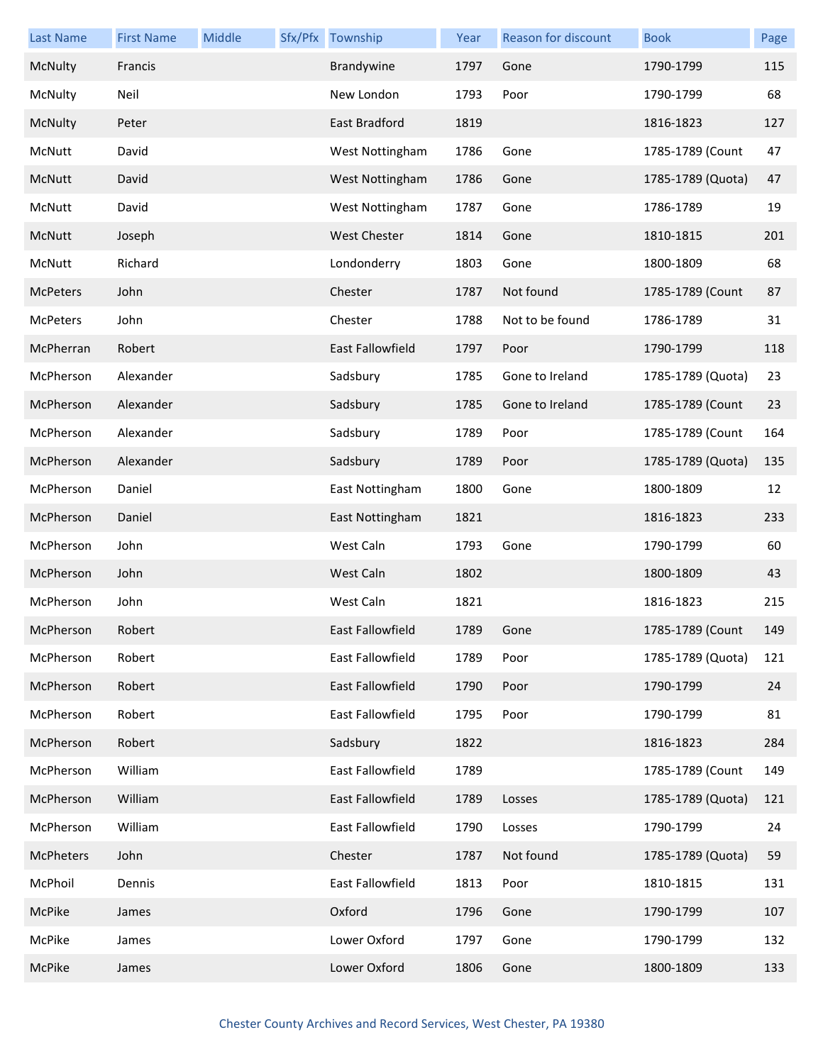| Last Name | First Name | Middle | Sfx/Pfx | Township | Year | Reason for discount | Book | Page |
|---|---|---|---|---|---|---|---|---|
| McNulty | Francis | | | Brandywine | 1797 | Gone | 1790-1799 | 115 |
| McNulty | Neil | | | New London | 1793 | Poor | 1790-1799 | 68 |
| McNulty | Peter | | | East Bradford | 1819 | | 1816-1823 | 127 |
| McNutt | David | | | West Nottingham | 1786 | Gone | 1785-1789 (Count | 47 |
| McNutt | David | | | West Nottingham | 1786 | Gone | 1785-1789 (Quota) | 47 |
| McNutt | David | | | West Nottingham | 1787 | Gone | 1786-1789 | 19 |
| McNutt | Joseph | | | West Chester | 1814 | Gone | 1810-1815 | 201 |
| McNutt | Richard | | | Londonderry | 1803 | Gone | 1800-1809 | 68 |
| McPeters | John | | | Chester | 1787 | Not found | 1785-1789 (Count | 87 |
| McPeters | John | | | Chester | 1788 | Not to be found | 1786-1789 | 31 |
| McPherran | Robert | | | East Fallowfield | 1797 | Poor | 1790-1799 | 118 |
| McPherson | Alexander | | | Sadsbury | 1785 | Gone to Ireland | 1785-1789 (Quota) | 23 |
| McPherson | Alexander | | | Sadsbury | 1785 | Gone to Ireland | 1785-1789 (Count | 23 |
| McPherson | Alexander | | | Sadsbury | 1789 | Poor | 1785-1789 (Count | 164 |
| McPherson | Alexander | | | Sadsbury | 1789 | Poor | 1785-1789 (Quota) | 135 |
| McPherson | Daniel | | | East Nottingham | 1800 | Gone | 1800-1809 | 12 |
| McPherson | Daniel | | | East Nottingham | 1821 | | 1816-1823 | 233 |
| McPherson | John | | | West Caln | 1793 | Gone | 1790-1799 | 60 |
| McPherson | John | | | West Caln | 1802 | | 1800-1809 | 43 |
| McPherson | John | | | West Caln | 1821 | | 1816-1823 | 215 |
| McPherson | Robert | | | East Fallowfield | 1789 | Gone | 1785-1789 (Count | 149 |
| McPherson | Robert | | | East Fallowfield | 1789 | Poor | 1785-1789 (Quota) | 121 |
| McPherson | Robert | | | East Fallowfield | 1790 | Poor | 1790-1799 | 24 |
| McPherson | Robert | | | East Fallowfield | 1795 | Poor | 1790-1799 | 81 |
| McPherson | Robert | | | Sadsbury | 1822 | | 1816-1823 | 284 |
| McPherson | William | | | East Fallowfield | 1789 | | 1785-1789 (Count | 149 |
| McPherson | William | | | East Fallowfield | 1789 | Losses | 1785-1789 (Quota) | 121 |
| McPherson | William | | | East Fallowfield | 1790 | Losses | 1790-1799 | 24 |
| McPheters | John | | | Chester | 1787 | Not found | 1785-1789 (Quota) | 59 |
| McPhoil | Dennis | | | East Fallowfield | 1813 | Poor | 1810-1815 | 131 |
| McPike | James | | | Oxford | 1796 | Gone | 1790-1799 | 107 |
| McPike | James | | | Lower Oxford | 1797 | Gone | 1790-1799 | 132 |
| McPike | James | | | Lower Oxford | 1806 | Gone | 1800-1809 | 133 |

Chester County Archives and Record Services, West Chester, PA 19380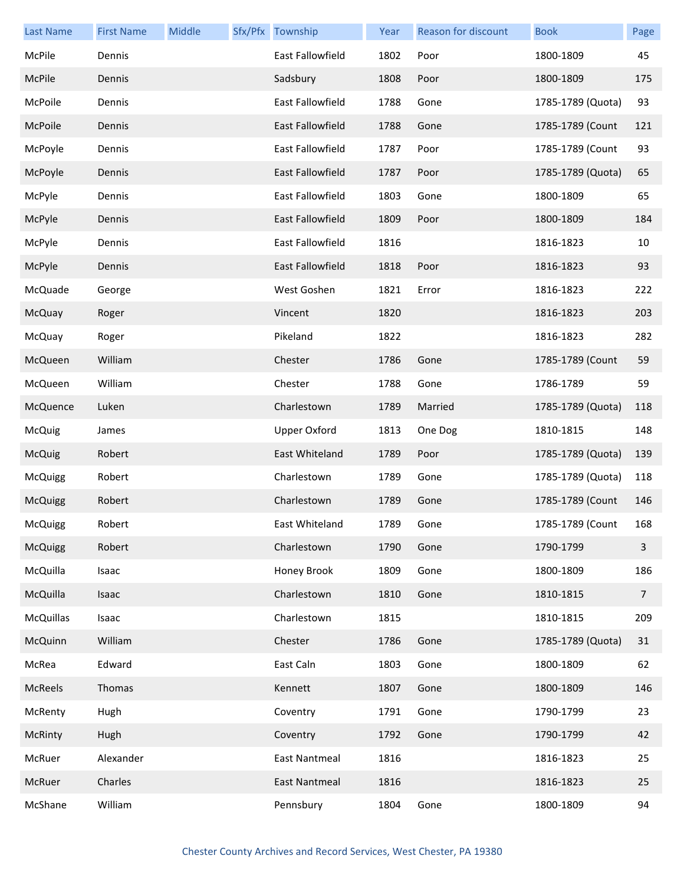| Last Name | First Name | Middle | Sfx/Pfx | Township | Year | Reason for discount | Book | Page |
|---|---|---|---|---|---|---|---|---|
| McPile | Dennis | | | East Fallowfield | 1802 | Poor | 1800-1809 | 45 |
| McPile | Dennis | | | Sadsbury | 1808 | Poor | 1800-1809 | 175 |
| McPoile | Dennis | | | East Fallowfield | 1788 | Gone | 1785-1789 (Quota) | 93 |
| McPoile | Dennis | | | East Fallowfield | 1788 | Gone | 1785-1789 (Count | 121 |
| McPoyle | Dennis | | | East Fallowfield | 1787 | Poor | 1785-1789 (Count | 93 |
| McPoyle | Dennis | | | East Fallowfield | 1787 | Poor | 1785-1789 (Quota) | 65 |
| McPyle | Dennis | | | East Fallowfield | 1803 | Gone | 1800-1809 | 65 |
| McPyle | Dennis | | | East Fallowfield | 1809 | Poor | 1800-1809 | 184 |
| McPyle | Dennis | | | East Fallowfield | 1816 | | 1816-1823 | 10 |
| McPyle | Dennis | | | East Fallowfield | 1818 | Poor | 1816-1823 | 93 |
| McQuade | George | | | West Goshen | 1821 | Error | 1816-1823 | 222 |
| McQuay | Roger | | | Vincent | 1820 | | 1816-1823 | 203 |
| McQuay | Roger | | | Pikeland | 1822 | | 1816-1823 | 282 |
| McQueen | William | | | Chester | 1786 | Gone | 1785-1789 (Count | 59 |
| McQueen | William | | | Chester | 1788 | Gone | 1786-1789 | 59 |
| McQuence | Luken | | | Charlestown | 1789 | Married | 1785-1789 (Quota) | 118 |
| McQuig | James | | | Upper Oxford | 1813 | One Dog | 1810-1815 | 148 |
| McQuig | Robert | | | East Whiteland | 1789 | Poor | 1785-1789 (Quota) | 139 |
| McQuigg | Robert | | | Charlestown | 1789 | Gone | 1785-1789 (Quota) | 118 |
| McQuigg | Robert | | | Charlestown | 1789 | Gone | 1785-1789 (Count | 146 |
| McQuigg | Robert | | | East Whiteland | 1789 | Gone | 1785-1789 (Count | 168 |
| McQuigg | Robert | | | Charlestown | 1790 | Gone | 1790-1799 | 3 |
| McQuilla | Isaac | | | Honey Brook | 1809 | Gone | 1800-1809 | 186 |
| McQuilla | Isaac | | | Charlestown | 1810 | Gone | 1810-1815 | 7 |
| McQuillas | Isaac | | | Charlestown | 1815 | | 1810-1815 | 209 |
| McQuinn | William | | | Chester | 1786 | Gone | 1785-1789 (Quota) | 31 |
| McRea | Edward | | | East Caln | 1803 | Gone | 1800-1809 | 62 |
| McReels | Thomas | | | Kennett | 1807 | Gone | 1800-1809 | 146 |
| McRenty | Hugh | | | Coventry | 1791 | Gone | 1790-1799 | 23 |
| McRinty | Hugh | | | Coventry | 1792 | Gone | 1790-1799 | 42 |
| McRuer | Alexander | | | East Nantmeal | 1816 | | 1816-1823 | 25 |
| McRuer | Charles | | | East Nantmeal | 1816 | | 1816-1823 | 25 |
| McShane | William | | | Pennsbury | 1804 | Gone | 1800-1809 | 94 |

Chester County Archives and Record Services, West Chester, PA 19380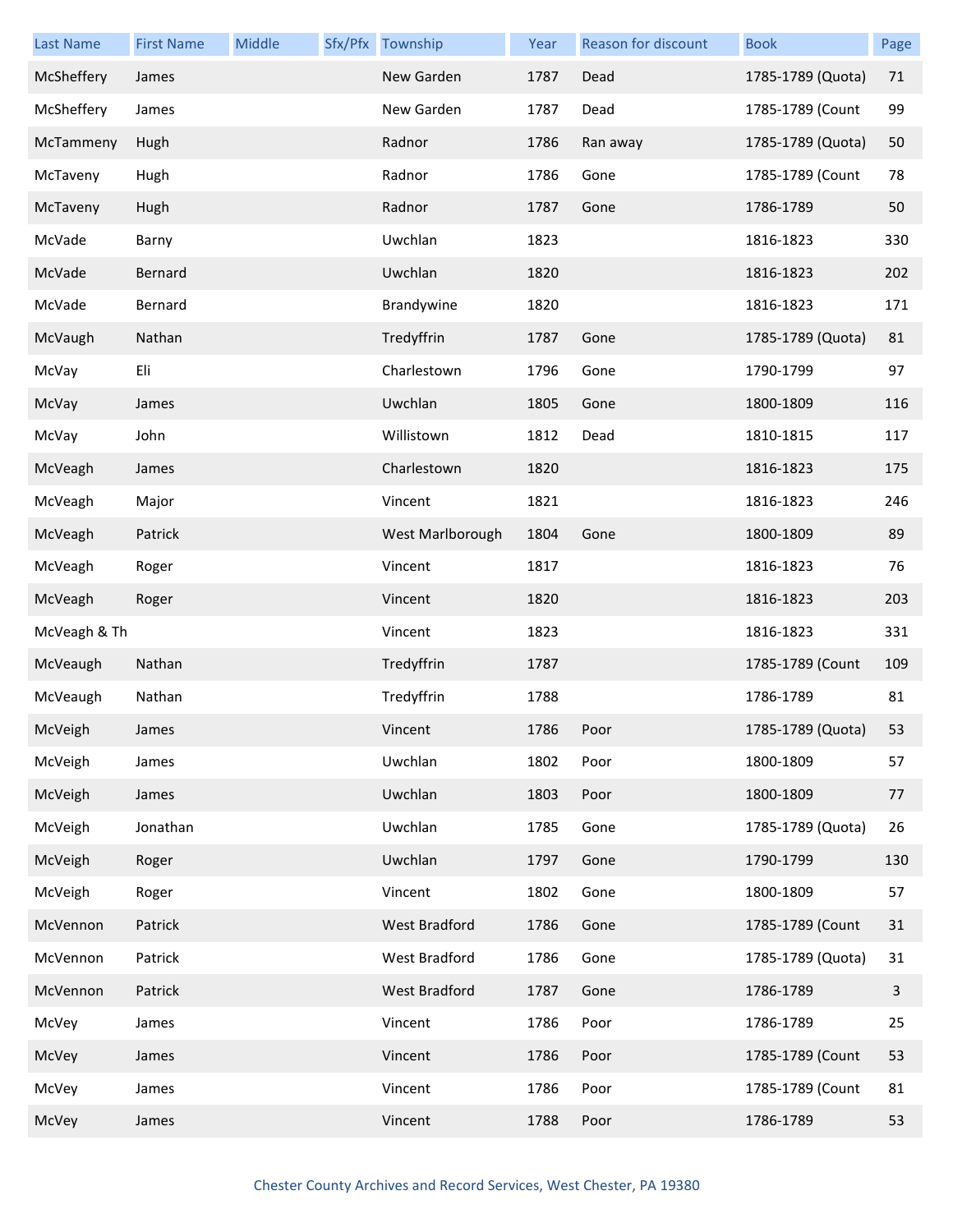| Last Name | First Name | Middle | Sfx/Pfx | Township | Year | Reason for discount | Book | Page |
|---|---|---|---|---|---|---|---|---|
| McSheffery | James | | | New Garden | 1787 | Dead | 1785-1789 (Quota) | 71 |
| McSheffery | James | | | New Garden | 1787 | Dead | 1785-1789 (Count | 99 |
| McTammeny | Hugh | | | Radnor | 1786 | Ran away | 1785-1789 (Quota) | 50 |
| McTaveny | Hugh | | | Radnor | 1786 | Gone | 1785-1789 (Count | 78 |
| McTaveny | Hugh | | | Radnor | 1787 | Gone | 1786-1789 | 50 |
| McVade | Barny | | | Uwchlan | 1823 | | 1816-1823 | 330 |
| McVade | Bernard | | | Uwchlan | 1820 | | 1816-1823 | 202 |
| McVade | Bernard | | | Brandywine | 1820 | | 1816-1823 | 171 |
| McVaugh | Nathan | | | Tredyffrin | 1787 | Gone | 1785-1789 (Quota) | 81 |
| McVay | Eli | | | Charlestown | 1796 | Gone | 1790-1799 | 97 |
| McVay | James | | | Uwchlan | 1805 | Gone | 1800-1809 | 116 |
| McVay | John | | | Willistown | 1812 | Dead | 1810-1815 | 117 |
| McVeagh | James | | | Charlestown | 1820 | | 1816-1823 | 175 |
| McVeagh | Major | | | Vincent | 1821 | | 1816-1823 | 246 |
| McVeagh | Patrick | | | West Marlborough | 1804 | Gone | 1800-1809 | 89 |
| McVeagh | Roger | | | Vincent | 1817 | | 1816-1823 | 76 |
| McVeagh | Roger | | | Vincent | 1820 | | 1816-1823 | 203 |
| McVeagh & Th | | | | Vincent | 1823 | | 1816-1823 | 331 |
| McVeaugh | Nathan | | | Tredyffrin | 1787 | | 1785-1789 (Count | 109 |
| McVeaugh | Nathan | | | Tredyffrin | 1788 | | 1786-1789 | 81 |
| McVeigh | James | | | Vincent | 1786 | Poor | 1785-1789 (Quota) | 53 |
| McVeigh | James | | | Uwchlan | 1802 | Poor | 1800-1809 | 57 |
| McVeigh | James | | | Uwchlan | 1803 | Poor | 1800-1809 | 77 |
| McVeigh | Jonathan | | | Uwchlan | 1785 | Gone | 1785-1789 (Quota) | 26 |
| McVeigh | Roger | | | Uwchlan | 1797 | Gone | 1790-1799 | 130 |
| McVeigh | Roger | | | Vincent | 1802 | Gone | 1800-1809 | 57 |
| McVennon | Patrick | | | West Bradford | 1786 | Gone | 1785-1789 (Count | 31 |
| McVennon | Patrick | | | West Bradford | 1786 | Gone | 1785-1789 (Quota) | 31 |
| McVennon | Patrick | | | West Bradford | 1787 | Gone | 1786-1789 | 3 |
| McVey | James | | | Vincent | 1786 | Poor | 1786-1789 | 25 |
| McVey | James | | | Vincent | 1786 | Poor | 1785-1789 (Count | 53 |
| McVey | James | | | Vincent | 1786 | Poor | 1785-1789 (Count | 81 |
| McVey | James | | | Vincent | 1788 | Poor | 1786-1789 | 53 |

Chester County Archives and Record Services, West Chester, PA 19380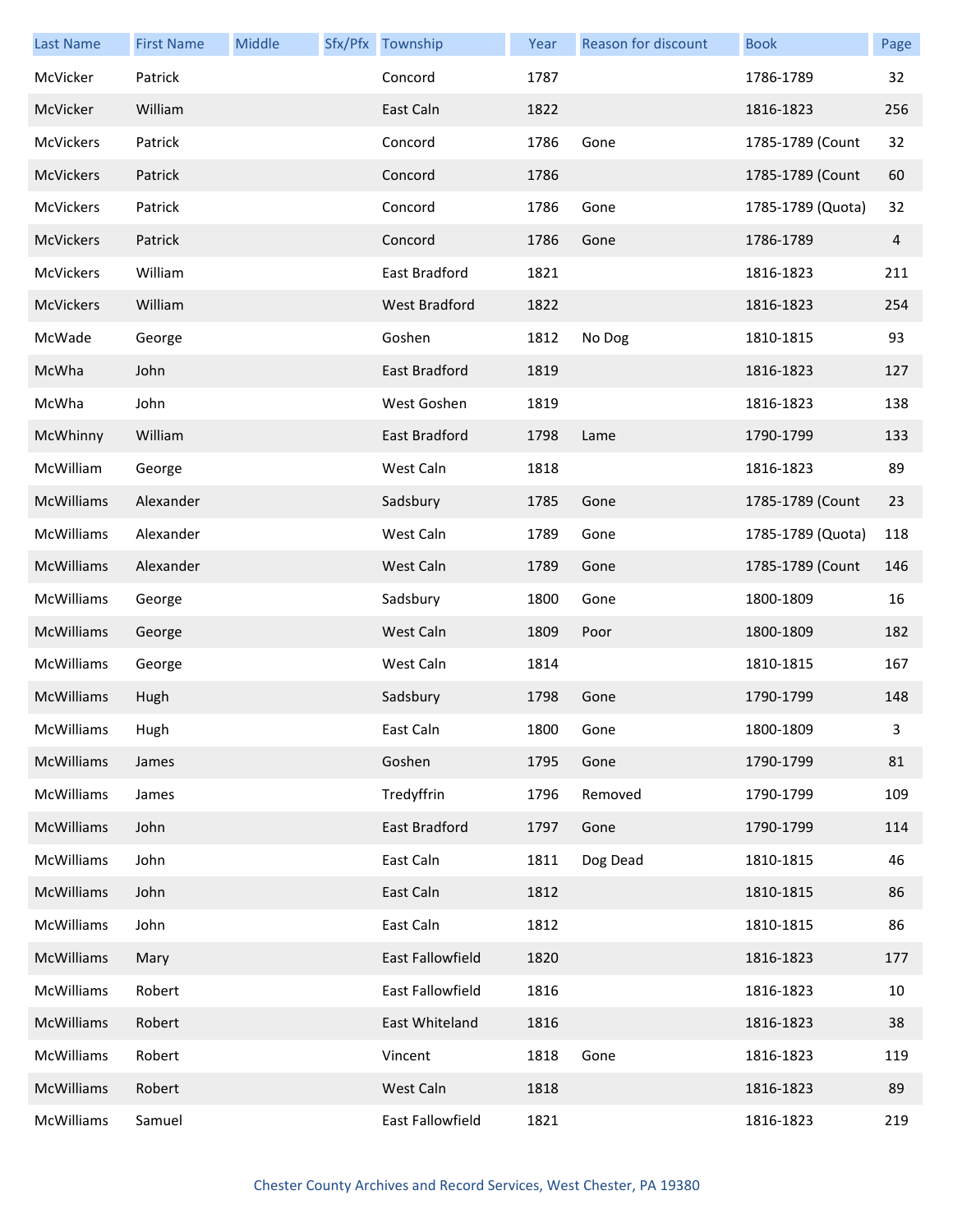| Last Name | First Name | Middle | Sfx/Pfx | Township | Year | Reason for discount | Book | Page |
|---|---|---|---|---|---|---|---|---|
| McVicker | Patrick | | | Concord | 1787 | | 1786-1789 | 32 |
| McVicker | William | | | East Caln | 1822 | | 1816-1823 | 256 |
| McVickers | Patrick | | | Concord | 1786 | Gone | 1785-1789 (Count | 32 |
| McVickers | Patrick | | | Concord | 1786 | | 1785-1789 (Count | 60 |
| McVickers | Patrick | | | Concord | 1786 | Gone | 1785-1789 (Quota) | 32 |
| McVickers | Patrick | | | Concord | 1786 | Gone | 1786-1789 | 4 |
| McVickers | William | | | East Bradford | 1821 | | 1816-1823 | 211 |
| McVickers | William | | | West Bradford | 1822 | | 1816-1823 | 254 |
| McWade | George | | | Goshen | 1812 | No Dog | 1810-1815 | 93 |
| McWha | John | | | East Bradford | 1819 | | 1816-1823 | 127 |
| McWha | John | | | West Goshen | 1819 | | 1816-1823 | 138 |
| McWhinny | William | | | East Bradford | 1798 | Lame | 1790-1799 | 133 |
| McWilliam | George | | | West Caln | 1818 | | 1816-1823 | 89 |
| McWilliams | Alexander | | | Sadsbury | 1785 | Gone | 1785-1789 (Count | 23 |
| McWilliams | Alexander | | | West Caln | 1789 | Gone | 1785-1789 (Quota) | 118 |
| McWilliams | Alexander | | | West Caln | 1789 | Gone | 1785-1789 (Count | 146 |
| McWilliams | George | | | Sadsbury | 1800 | Gone | 1800-1809 | 16 |
| McWilliams | George | | | West Caln | 1809 | Poor | 1800-1809 | 182 |
| McWilliams | George | | | West Caln | 1814 | | 1810-1815 | 167 |
| McWilliams | Hugh | | | Sadsbury | 1798 | Gone | 1790-1799 | 148 |
| McWilliams | Hugh | | | East Caln | 1800 | Gone | 1800-1809 | 3 |
| McWilliams | James | | | Goshen | 1795 | Gone | 1790-1799 | 81 |
| McWilliams | James | | | Tredyffrin | 1796 | Removed | 1790-1799 | 109 |
| McWilliams | John | | | East Bradford | 1797 | Gone | 1790-1799 | 114 |
| McWilliams | John | | | East Caln | 1811 | Dog Dead | 1810-1815 | 46 |
| McWilliams | John | | | East Caln | 1812 | | 1810-1815 | 86 |
| McWilliams | John | | | East Caln | 1812 | | 1810-1815 | 86 |
| McWilliams | Mary | | | East Fallowfield | 1820 | | 1816-1823 | 177 |
| McWilliams | Robert | | | East Fallowfield | 1816 | | 1816-1823 | 10 |
| McWilliams | Robert | | | East Whiteland | 1816 | | 1816-1823 | 38 |
| McWilliams | Robert | | | Vincent | 1818 | Gone | 1816-1823 | 119 |
| McWilliams | Robert | | | West Caln | 1818 | | 1816-1823 | 89 |
| McWilliams | Samuel | | | East Fallowfield | 1821 | | 1816-1823 | 219 |

Chester County Archives and Record Services, West Chester, PA 19380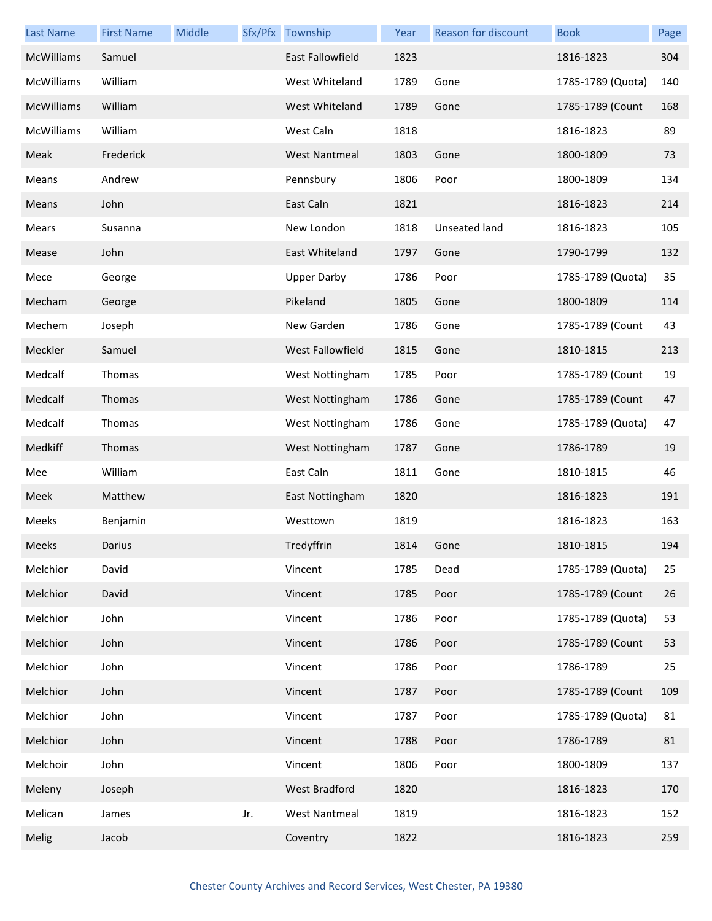| Last Name | First Name | Middle | Sfx/Pfx | Township | Year | Reason for discount | Book | Page |
|---|---|---|---|---|---|---|---|---|
| McWilliams | Samuel | | | East Fallowfield | 1823 | | 1816-1823 | 304 |
| McWilliams | William | | | West Whiteland | 1789 | Gone | 1785-1789 (Quota) | 140 |
| McWilliams | William | | | West Whiteland | 1789 | Gone | 1785-1789 (Count | 168 |
| McWilliams | William | | | West Caln | 1818 | | 1816-1823 | 89 |
| Meak | Frederick | | | West Nantmeal | 1803 | Gone | 1800-1809 | 73 |
| Means | Andrew | | | Pennsbury | 1806 | Poor | 1800-1809 | 134 |
| Means | John | | | East Caln | 1821 | | 1816-1823 | 214 |
| Mears | Susanna | | | New London | 1818 | Unseated land | 1816-1823 | 105 |
| Mease | John | | | East Whiteland | 1797 | Gone | 1790-1799 | 132 |
| Mece | George | | | Upper Darby | 1786 | Poor | 1785-1789 (Quota) | 35 |
| Mecham | George | | | Pikeland | 1805 | Gone | 1800-1809 | 114 |
| Mechem | Joseph | | | New Garden | 1786 | Gone | 1785-1789 (Count | 43 |
| Meckler | Samuel | | | West Fallowfield | 1815 | Gone | 1810-1815 | 213 |
| Medcalf | Thomas | | | West Nottingham | 1785 | Poor | 1785-1789 (Count | 19 |
| Medcalf | Thomas | | | West Nottingham | 1786 | Gone | 1785-1789 (Count | 47 |
| Medcalf | Thomas | | | West Nottingham | 1786 | Gone | 1785-1789 (Quota) | 47 |
| Medkiff | Thomas | | | West Nottingham | 1787 | Gone | 1786-1789 | 19 |
| Mee | William | | | East Caln | 1811 | Gone | 1810-1815 | 46 |
| Meek | Matthew | | | East Nottingham | 1820 | | 1816-1823 | 191 |
| Meeks | Benjamin | | | Westtown | 1819 | | 1816-1823 | 163 |
| Meeks | Darius | | | Tredyffrin | 1814 | Gone | 1810-1815 | 194 |
| Melchior | David | | | Vincent | 1785 | Dead | 1785-1789 (Quota) | 25 |
| Melchior | David | | | Vincent | 1785 | Poor | 1785-1789 (Count | 26 |
| Melchior | John | | | Vincent | 1786 | Poor | 1785-1789 (Quota) | 53 |
| Melchior | John | | | Vincent | 1786 | Poor | 1785-1789 (Count | 53 |
| Melchior | John | | | Vincent | 1786 | Poor | 1786-1789 | 25 |
| Melchior | John | | | Vincent | 1787 | Poor | 1785-1789 (Count | 109 |
| Melchior | John | | | Vincent | 1787 | Poor | 1785-1789 (Quota) | 81 |
| Melchior | John | | | Vincent | 1788 | Poor | 1786-1789 | 81 |
| Melchoir | John | | | Vincent | 1806 | Poor | 1800-1809 | 137 |
| Meleny | Joseph | | | West Bradford | 1820 | | 1816-1823 | 170 |
| Melican | James | | Jr. | West Nantmeal | 1819 | | 1816-1823 | 152 |
| Melig | Jacob | | | Coventry | 1822 | | 1816-1823 | 259 |

Chester County Archives and Record Services, West Chester, PA 19380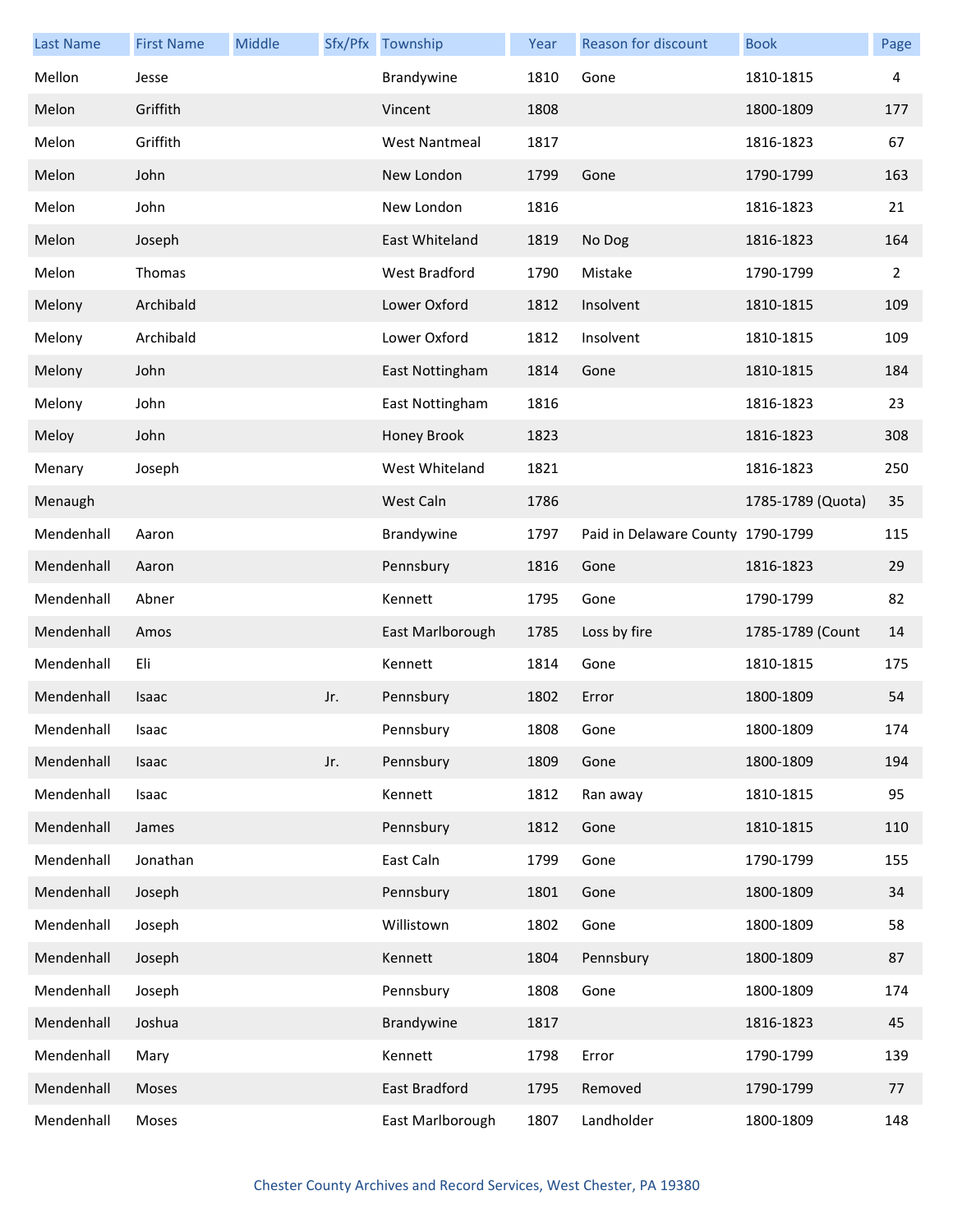| Last Name | First Name | Middle | Sfx/Pfx | Township | Year | Reason for discount | Book | Page |
|---|---|---|---|---|---|---|---|---|
| Mellon | Jesse | | | Brandywine | 1810 | Gone | 1810-1815 | 4 |
| Melon | Griffith | | | Vincent | 1808 | | 1800-1809 | 177 |
| Melon | Griffith | | | West Nantmeal | 1817 | | 1816-1823 | 67 |
| Melon | John | | | New London | 1799 | Gone | 1790-1799 | 163 |
| Melon | John | | | New London | 1816 | | 1816-1823 | 21 |
| Melon | Joseph | | | East Whiteland | 1819 | No Dog | 1816-1823 | 164 |
| Melon | Thomas | | | West Bradford | 1790 | Mistake | 1790-1799 | 2 |
| Melony | Archibald | | | Lower Oxford | 1812 | Insolvent | 1810-1815 | 109 |
| Melony | Archibald | | | Lower Oxford | 1812 | Insolvent | 1810-1815 | 109 |
| Melony | John | | | East Nottingham | 1814 | Gone | 1810-1815 | 184 |
| Melony | John | | | East Nottingham | 1816 | | 1816-1823 | 23 |
| Meloy | John | | | Honey Brook | 1823 | | 1816-1823 | 308 |
| Menary | Joseph | | | West Whiteland | 1821 | | 1816-1823 | 250 |
| Menaugh | | | | West Caln | 1786 | | 1785-1789 (Quota) | 35 |
| Mendenhall | Aaron | | | Brandywine | 1797 | Paid in Delaware County | 1790-1799 | 115 |
| Mendenhall | Aaron | | | Pennsbury | 1816 | Gone | 1816-1823 | 29 |
| Mendenhall | Abner | | | Kennett | 1795 | Gone | 1790-1799 | 82 |
| Mendenhall | Amos | | | East Marlborough | 1785 | Loss by fire | 1785-1789 (Count | 14 |
| Mendenhall | Eli | | | Kennett | 1814 | Gone | 1810-1815 | 175 |
| Mendenhall | Isaac | | Jr. | Pennsbury | 1802 | Error | 1800-1809 | 54 |
| Mendenhall | Isaac | | | Pennsbury | 1808 | Gone | 1800-1809 | 174 |
| Mendenhall | Isaac | | Jr. | Pennsbury | 1809 | Gone | 1800-1809 | 194 |
| Mendenhall | Isaac | | | Kennett | 1812 | Ran away | 1810-1815 | 95 |
| Mendenhall | James | | | Pennsbury | 1812 | Gone | 1810-1815 | 110 |
| Mendenhall | Jonathan | | | East Caln | 1799 | Gone | 1790-1799 | 155 |
| Mendenhall | Joseph | | | Pennsbury | 1801 | Gone | 1800-1809 | 34 |
| Mendenhall | Joseph | | | Willistown | 1802 | Gone | 1800-1809 | 58 |
| Mendenhall | Joseph | | | Kennett | 1804 | Pennsbury | 1800-1809 | 87 |
| Mendenhall | Joseph | | | Pennsbury | 1808 | Gone | 1800-1809 | 174 |
| Mendenhall | Joshua | | | Brandywine | 1817 | | 1816-1823 | 45 |
| Mendenhall | Mary | | | Kennett | 1798 | Error | 1790-1799 | 139 |
| Mendenhall | Moses | | | East Bradford | 1795 | Removed | 1790-1799 | 77 |
| Mendenhall | Moses | | | East Marlborough | 1807 | Landholder | 1800-1809 | 148 |

Chester County Archives and Record Services, West Chester, PA 19380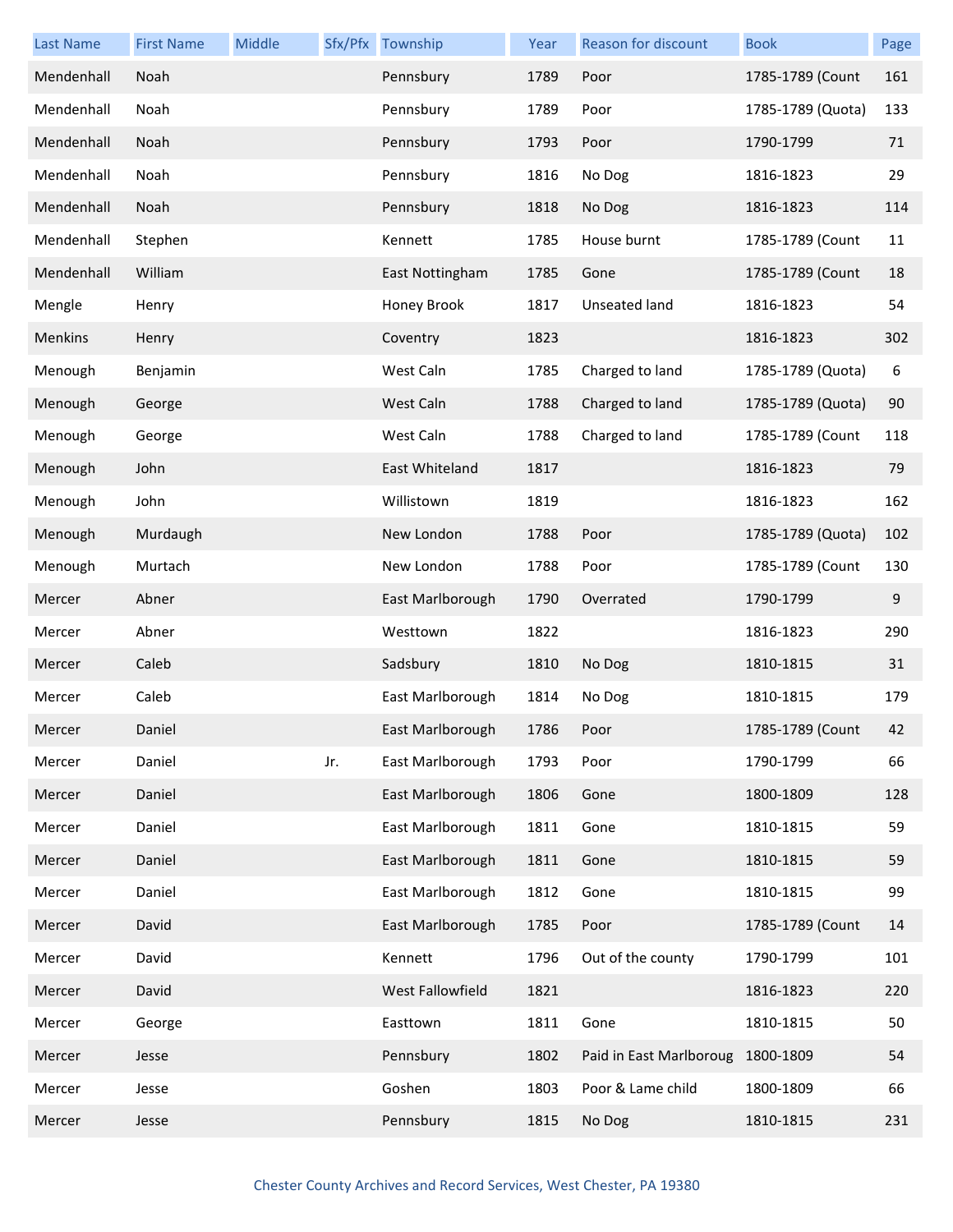| Last Name | First Name | Middle | Sfx/Pfx | Township | Year | Reason for discount | Book | Page |
|---|---|---|---|---|---|---|---|---|
| Mendenhall | Noah | | | Pennsbury | 1789 | Poor | 1785-1789 (Count | 161 |
| Mendenhall | Noah | | | Pennsbury | 1789 | Poor | 1785-1789 (Quota) | 133 |
| Mendenhall | Noah | | | Pennsbury | 1793 | Poor | 1790-1799 | 71 |
| Mendenhall | Noah | | | Pennsbury | 1816 | No Dog | 1816-1823 | 29 |
| Mendenhall | Noah | | | Pennsbury | 1818 | No Dog | 1816-1823 | 114 |
| Mendenhall | Stephen | | | Kennett | 1785 | House burnt | 1785-1789 (Count | 11 |
| Mendenhall | William | | | East Nottingham | 1785 | Gone | 1785-1789 (Count | 18 |
| Mengle | Henry | | | Honey Brook | 1817 | Unseated land | 1816-1823 | 54 |
| Menkins | Henry | | | Coventry | 1823 | | 1816-1823 | 302 |
| Menough | Benjamin | | | West Caln | 1785 | Charged to land | 1785-1789 (Quota) | 6 |
| Menough | George | | | West Caln | 1788 | Charged to land | 1785-1789 (Quota) | 90 |
| Menough | George | | | West Caln | 1788 | Charged to land | 1785-1789 (Count | 118 |
| Menough | John | | | East Whiteland | 1817 | | 1816-1823 | 79 |
| Menough | John | | | Willistown | 1819 | | 1816-1823 | 162 |
| Menough | Murdaugh | | | New London | 1788 | Poor | 1785-1789 (Quota) | 102 |
| Menough | Murtach | | | New London | 1788 | Poor | 1785-1789 (Count | 130 |
| Mercer | Abner | | | East Marlborough | 1790 | Overrated | 1790-1799 | 9 |
| Mercer | Abner | | | Westtown | 1822 | | 1816-1823 | 290 |
| Mercer | Caleb | | | Sadsbury | 1810 | No Dog | 1810-1815 | 31 |
| Mercer | Caleb | | | East Marlborough | 1814 | No Dog | 1810-1815 | 179 |
| Mercer | Daniel | | | East Marlborough | 1786 | Poor | 1785-1789 (Count | 42 |
| Mercer | Daniel | | Jr. | East Marlborough | 1793 | Poor | 1790-1799 | 66 |
| Mercer | Daniel | | | East Marlborough | 1806 | Gone | 1800-1809 | 128 |
| Mercer | Daniel | | | East Marlborough | 1811 | Gone | 1810-1815 | 59 |
| Mercer | Daniel | | | East Marlborough | 1811 | Gone | 1810-1815 | 59 |
| Mercer | Daniel | | | East Marlborough | 1812 | Gone | 1810-1815 | 99 |
| Mercer | David | | | East Marlborough | 1785 | Poor | 1785-1789 (Count | 14 |
| Mercer | David | | | Kennett | 1796 | Out of the county | 1790-1799 | 101 |
| Mercer | David | | | West Fallowfield | 1821 | | 1816-1823 | 220 |
| Mercer | George | | | Easttown | 1811 | Gone | 1810-1815 | 50 |
| Mercer | Jesse | | | Pennsbury | 1802 | Paid in East Marlboroug | 1800-1809 | 54 |
| Mercer | Jesse | | | Goshen | 1803 | Poor & Lame child | 1800-1809 | 66 |
| Mercer | Jesse | | | Pennsbury | 1815 | No Dog | 1810-1815 | 231 |

Chester County Archives and Record Services, West Chester, PA 19380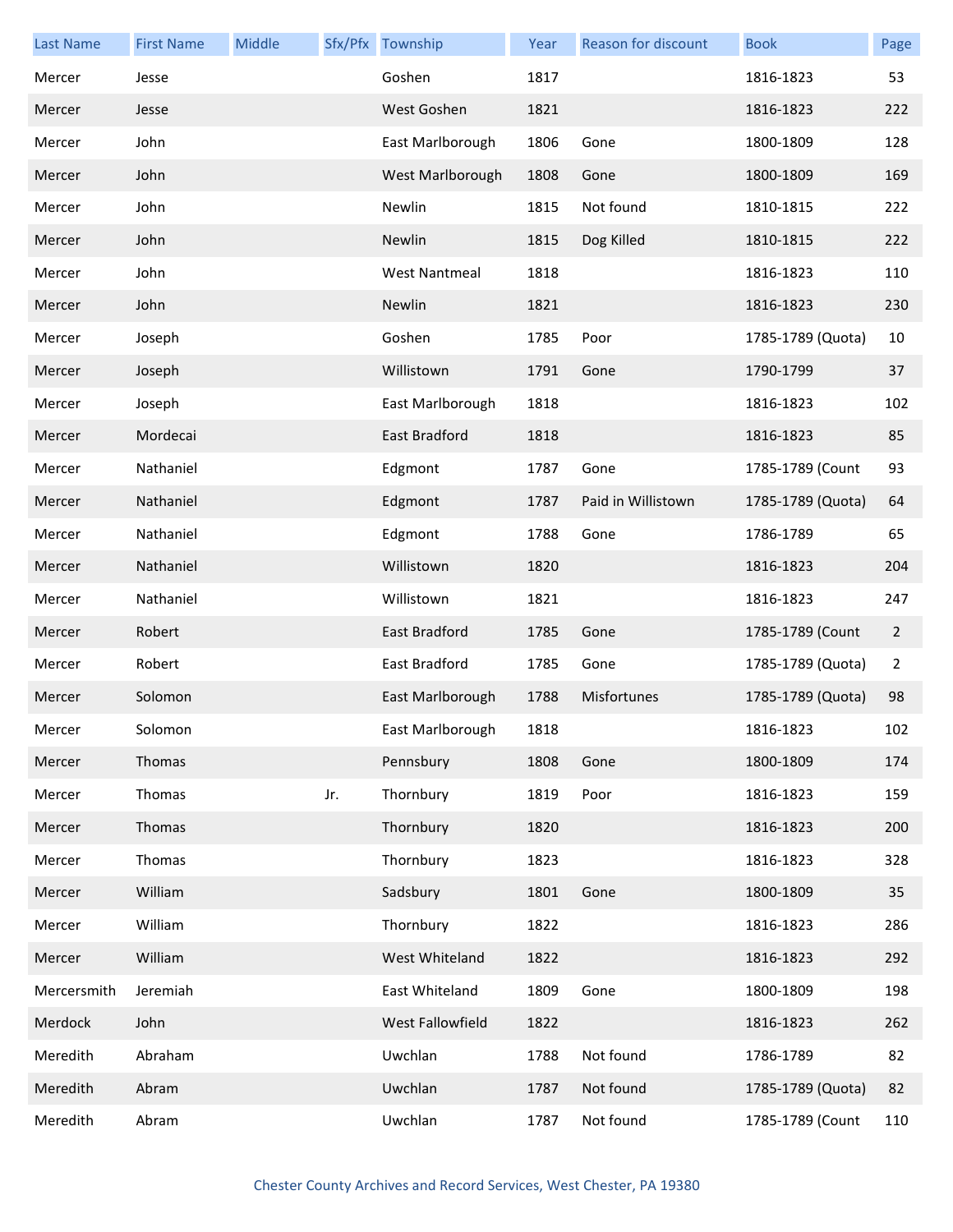| Last Name | First Name | Middle | Sfx/Pfx | Township | Year | Reason for discount | Book | Page |
|---|---|---|---|---|---|---|---|---|
| Mercer | Jesse | | | Goshen | 1817 | | 1816-1823 | 53 |
| Mercer | Jesse | | | West Goshen | 1821 | | 1816-1823 | 222 |
| Mercer | John | | | East Marlborough | 1806 | Gone | 1800-1809 | 128 |
| Mercer | John | | | West Marlborough | 1808 | Gone | 1800-1809 | 169 |
| Mercer | John | | | Newlin | 1815 | Not found | 1810-1815 | 222 |
| Mercer | John | | | Newlin | 1815 | Dog Killed | 1810-1815 | 222 |
| Mercer | John | | | West Nantmeal | 1818 | | 1816-1823 | 110 |
| Mercer | John | | | Newlin | 1821 | | 1816-1823 | 230 |
| Mercer | Joseph | | | Goshen | 1785 | Poor | 1785-1789 (Quota) | 10 |
| Mercer | Joseph | | | Willistown | 1791 | Gone | 1790-1799 | 37 |
| Mercer | Joseph | | | East Marlborough | 1818 | | 1816-1823 | 102 |
| Mercer | Mordecai | | | East Bradford | 1818 | | 1816-1823 | 85 |
| Mercer | Nathaniel | | | Edgmont | 1787 | Gone | 1785-1789 (Count | 93 |
| Mercer | Nathaniel | | | Edgmont | 1787 | Paid in Willistown | 1785-1789 (Quota) | 64 |
| Mercer | Nathaniel | | | Edgmont | 1788 | Gone | 1786-1789 | 65 |
| Mercer | Nathaniel | | | Willistown | 1820 | | 1816-1823 | 204 |
| Mercer | Nathaniel | | | Willistown | 1821 | | 1816-1823 | 247 |
| Mercer | Robert | | | East Bradford | 1785 | Gone | 1785-1789 (Count | 2 |
| Mercer | Robert | | | East Bradford | 1785 | Gone | 1785-1789 (Quota) | 2 |
| Mercer | Solomon | | | East Marlborough | 1788 | Misfortunes | 1785-1789 (Quota) | 98 |
| Mercer | Solomon | | | East Marlborough | 1818 | | 1816-1823 | 102 |
| Mercer | Thomas | | | Pennsbury | 1808 | Gone | 1800-1809 | 174 |
| Mercer | Thomas | | Jr. | Thornbury | 1819 | Poor | 1816-1823 | 159 |
| Mercer | Thomas | | | Thornbury | 1820 | | 1816-1823 | 200 |
| Mercer | Thomas | | | Thornbury | 1823 | | 1816-1823 | 328 |
| Mercer | William | | | Sadsbury | 1801 | Gone | 1800-1809 | 35 |
| Mercer | William | | | Thornbury | 1822 | | 1816-1823 | 286 |
| Mercer | William | | | West Whiteland | 1822 | | 1816-1823 | 292 |
| Mercersmith | Jeremiah | | | East Whiteland | 1809 | Gone | 1800-1809 | 198 |
| Merdock | John | | | West Fallowfield | 1822 | | 1816-1823 | 262 |
| Meredith | Abraham | | | Uwchlan | 1788 | Not found | 1786-1789 | 82 |
| Meredith | Abram | | | Uwchlan | 1787 | Not found | 1785-1789 (Quota) | 82 |
| Meredith | Abram | | | Uwchlan | 1787 | Not found | 1785-1789 (Count | 110 |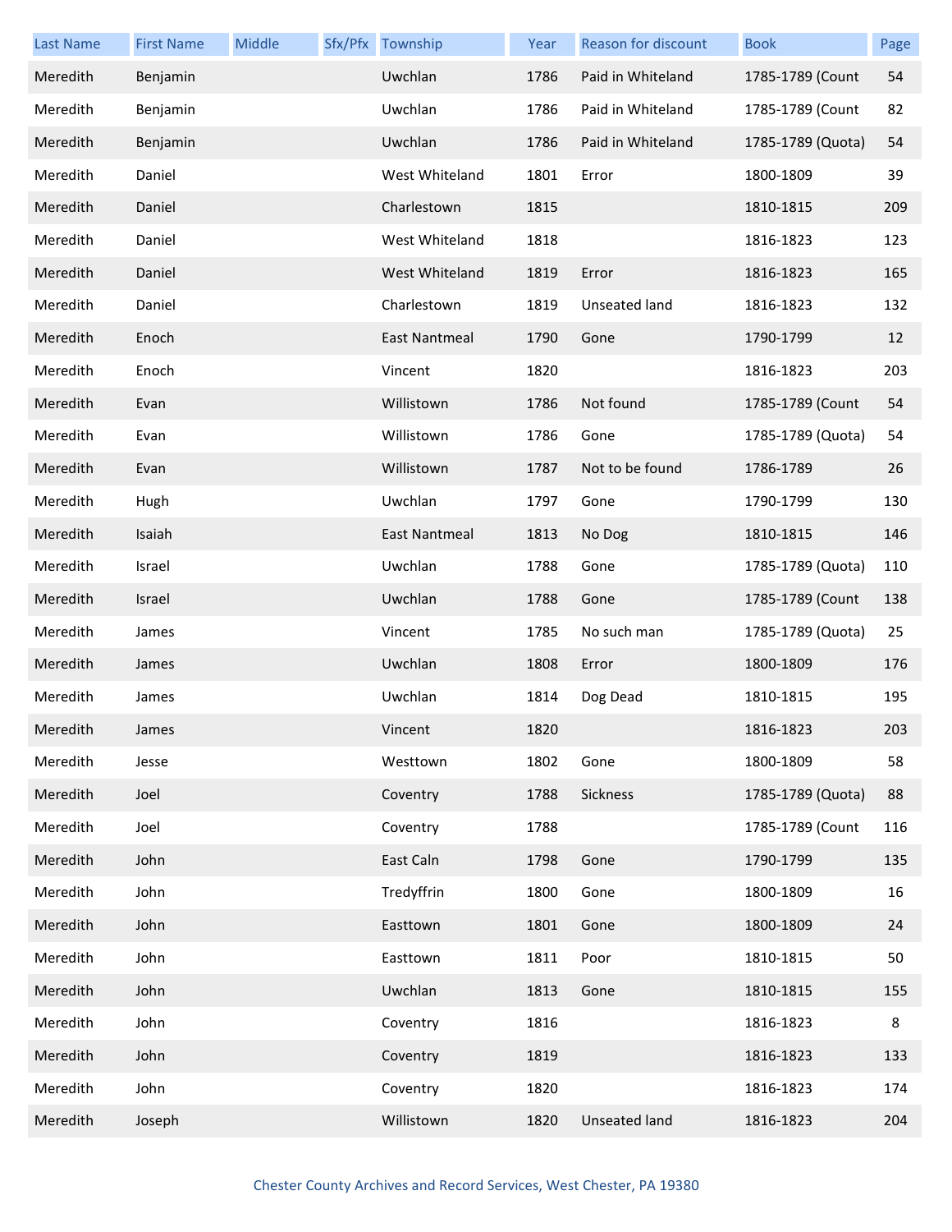| Last Name | First Name | Middle | Sfx/Pfx | Township | Year | Reason for discount | Book | Page |
|---|---|---|---|---|---|---|---|---|
| Meredith | Benjamin | | | Uwchlan | 1786 | Paid in Whiteland | 1785-1789 (Count | 54 |
| Meredith | Benjamin | | | Uwchlan | 1786 | Paid in Whiteland | 1785-1789 (Count | 82 |
| Meredith | Benjamin | | | Uwchlan | 1786 | Paid in Whiteland | 1785-1789 (Quota) | 54 |
| Meredith | Daniel | | | West Whiteland | 1801 | Error | 1800-1809 | 39 |
| Meredith | Daniel | | | Charlestown | 1815 | | 1810-1815 | 209 |
| Meredith | Daniel | | | West Whiteland | 1818 | | 1816-1823 | 123 |
| Meredith | Daniel | | | West Whiteland | 1819 | Error | 1816-1823 | 165 |
| Meredith | Daniel | | | Charlestown | 1819 | Unseated land | 1816-1823 | 132 |
| Meredith | Enoch | | | East Nantmeal | 1790 | Gone | 1790-1799 | 12 |
| Meredith | Enoch | | | Vincent | 1820 | | 1816-1823 | 203 |
| Meredith | Evan | | | Willistown | 1786 | Not found | 1785-1789 (Count | 54 |
| Meredith | Evan | | | Willistown | 1786 | Gone | 1785-1789 (Quota) | 54 |
| Meredith | Evan | | | Willistown | 1787 | Not to be found | 1786-1789 | 26 |
| Meredith | Hugh | | | Uwchlan | 1797 | Gone | 1790-1799 | 130 |
| Meredith | Isaiah | | | East Nantmeal | 1813 | No Dog | 1810-1815 | 146 |
| Meredith | Israel | | | Uwchlan | 1788 | Gone | 1785-1789 (Quota) | 110 |
| Meredith | Israel | | | Uwchlan | 1788 | Gone | 1785-1789 (Count | 138 |
| Meredith | James | | | Vincent | 1785 | No such man | 1785-1789 (Quota) | 25 |
| Meredith | James | | | Uwchlan | 1808 | Error | 1800-1809 | 176 |
| Meredith | James | | | Uwchlan | 1814 | Dog Dead | 1810-1815 | 195 |
| Meredith | James | | | Vincent | 1820 | | 1816-1823 | 203 |
| Meredith | Jesse | | | Westtown | 1802 | Gone | 1800-1809 | 58 |
| Meredith | Joel | | | Coventry | 1788 | Sickness | 1785-1789 (Quota) | 88 |
| Meredith | Joel | | | Coventry | 1788 | | 1785-1789 (Count | 116 |
| Meredith | John | | | East Caln | 1798 | Gone | 1790-1799 | 135 |
| Meredith | John | | | Tredyffrin | 1800 | Gone | 1800-1809 | 16 |
| Meredith | John | | | Easttown | 1801 | Gone | 1800-1809 | 24 |
| Meredith | John | | | Easttown | 1811 | Poor | 1810-1815 | 50 |
| Meredith | John | | | Uwchlan | 1813 | Gone | 1810-1815 | 155 |
| Meredith | John | | | Coventry | 1816 | | 1816-1823 | 8 |
| Meredith | John | | | Coventry | 1819 | | 1816-1823 | 133 |
| Meredith | John | | | Coventry | 1820 | | 1816-1823 | 174 |
| Meredith | Joseph | | | Willistown | 1820 | Unseated land | 1816-1823 | 204 |

Chester County Archives and Record Services, West Chester, PA 19380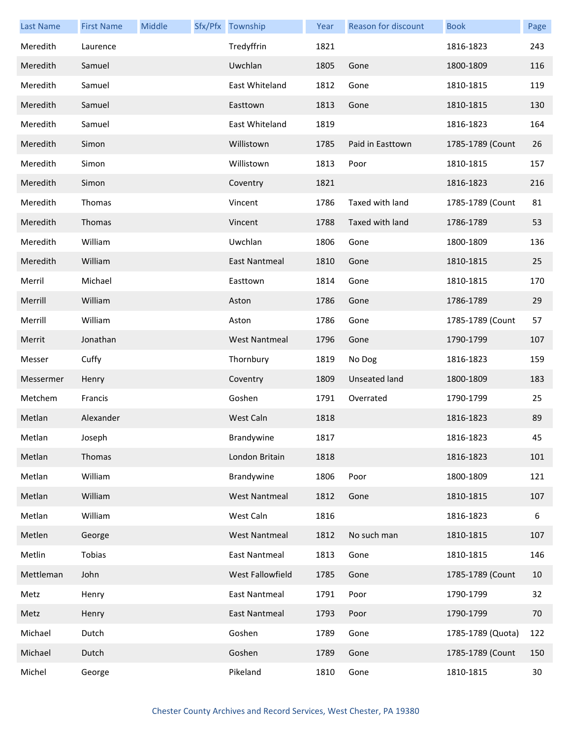| Last Name | First Name | Middle | Sfx/Pfx | Township | Year | Reason for discount | Book | Page |
|---|---|---|---|---|---|---|---|---|
| Meredith | Laurence | | | Tredyffrin | 1821 | | 1816-1823 | 243 |
| Meredith | Samuel | | | Uwchlan | 1805 | Gone | 1800-1809 | 116 |
| Meredith | Samuel | | | East Whiteland | 1812 | Gone | 1810-1815 | 119 |
| Meredith | Samuel | | | Easttown | 1813 | Gone | 1810-1815 | 130 |
| Meredith | Samuel | | | East Whiteland | 1819 | | 1816-1823 | 164 |
| Meredith | Simon | | | Willistown | 1785 | Paid in Easttown | 1785-1789 (Count | 26 |
| Meredith | Simon | | | Willistown | 1813 | Poor | 1810-1815 | 157 |
| Meredith | Simon | | | Coventry | 1821 | | 1816-1823 | 216 |
| Meredith | Thomas | | | Vincent | 1786 | Taxed with land | 1785-1789 (Count | 81 |
| Meredith | Thomas | | | Vincent | 1788 | Taxed with land | 1786-1789 | 53 |
| Meredith | William | | | Uwchlan | 1806 | Gone | 1800-1809 | 136 |
| Meredith | William | | | East Nantmeal | 1810 | Gone | 1810-1815 | 25 |
| Merril | Michael | | | Easttown | 1814 | Gone | 1810-1815 | 170 |
| Merrill | William | | | Aston | 1786 | Gone | 1786-1789 | 29 |
| Merrill | William | | | Aston | 1786 | Gone | 1785-1789 (Count | 57 |
| Merrit | Jonathan | | | West Nantmeal | 1796 | Gone | 1790-1799 | 107 |
| Messer | Cuffy | | | Thornbury | 1819 | No Dog | 1816-1823 | 159 |
| Messermer | Henry | | | Coventry | 1809 | Unseated land | 1800-1809 | 183 |
| Metchem | Francis | | | Goshen | 1791 | Overrated | 1790-1799 | 25 |
| Metlan | Alexander | | | West Caln | 1818 | | 1816-1823 | 89 |
| Metlan | Joseph | | | Brandywine | 1817 | | 1816-1823 | 45 |
| Metlan | Thomas | | | London Britain | 1818 | | 1816-1823 | 101 |
| Metlan | William | | | Brandywine | 1806 | Poor | 1800-1809 | 121 |
| Metlan | William | | | West Nantmeal | 1812 | Gone | 1810-1815 | 107 |
| Metlan | William | | | West Caln | 1816 | | 1816-1823 | 6 |
| Metlen | George | | | West Nantmeal | 1812 | No such man | 1810-1815 | 107 |
| Metlin | Tobias | | | East Nantmeal | 1813 | Gone | 1810-1815 | 146 |
| Mettleman | John | | | West Fallowfield | 1785 | Gone | 1785-1789 (Count | 10 |
| Metz | Henry | | | East Nantmeal | 1791 | Poor | 1790-1799 | 32 |
| Metz | Henry | | | East Nantmeal | 1793 | Poor | 1790-1799 | 70 |
| Michael | Dutch | | | Goshen | 1789 | Gone | 1785-1789 (Quota) | 122 |
| Michael | Dutch | | | Goshen | 1789 | Gone | 1785-1789 (Count | 150 |
| Michel | George | | | Pikeland | 1810 | Gone | 1810-1815 | 30 |

Chester County Archives and Record Services, West Chester, PA 19380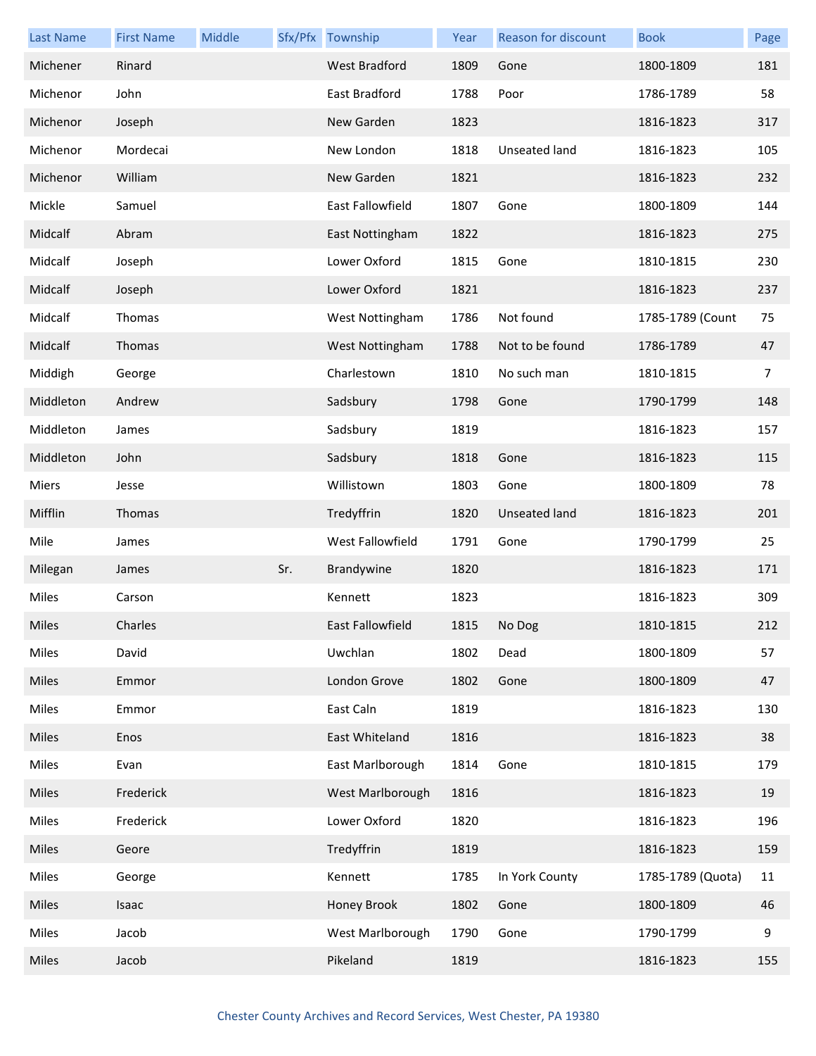| Last Name | First Name | Middle | Sfx/Pfx | Township | Year | Reason for discount | Book | Page |
| --- | --- | --- | --- | --- | --- | --- | --- | --- |
| Michener | Rinard | | | West Bradford | 1809 | Gone | 1800-1809 | 181 |
| Michenor | John | | | East Bradford | 1788 | Poor | 1786-1789 | 58 |
| Michenor | Joseph | | | New Garden | 1823 | | 1816-1823 | 317 |
| Michenor | Mordecai | | | New London | 1818 | Unseated land | 1816-1823 | 105 |
| Michenor | William | | | New Garden | 1821 | | 1816-1823 | 232 |
| Mickle | Samuel | | | East Fallowfield | 1807 | Gone | 1800-1809 | 144 |
| Midcalf | Abram | | | East Nottingham | 1822 | | 1816-1823 | 275 |
| Midcalf | Joseph | | | Lower Oxford | 1815 | Gone | 1810-1815 | 230 |
| Midcalf | Joseph | | | Lower Oxford | 1821 | | 1816-1823 | 237 |
| Midcalf | Thomas | | | West Nottingham | 1786 | Not found | 1785-1789 (Count | 75 |
| Midcalf | Thomas | | | West Nottingham | 1788 | Not to be found | 1786-1789 | 47 |
| Middigh | George | | | Charlestown | 1810 | No such man | 1810-1815 | 7 |
| Middleton | Andrew | | | Sadsbury | 1798 | Gone | 1790-1799 | 148 |
| Middleton | James | | | Sadsbury | 1819 | | 1816-1823 | 157 |
| Middleton | John | | | Sadsbury | 1818 | Gone | 1816-1823 | 115 |
| Miers | Jesse | | | Willistown | 1803 | Gone | 1800-1809 | 78 |
| Mifflin | Thomas | | | Tredyffrin | 1820 | Unseated land | 1816-1823 | 201 |
| Mile | James | | | West Fallowfield | 1791 | Gone | 1790-1799 | 25 |
| Milegan | James | | Sr. | Brandywine | 1820 | | 1816-1823 | 171 |
| Miles | Carson | | | Kennett | 1823 | | 1816-1823 | 309 |
| Miles | Charles | | | East Fallowfield | 1815 | No Dog | 1810-1815 | 212 |
| Miles | David | | | Uwchlan | 1802 | Dead | 1800-1809 | 57 |
| Miles | Emmor | | | London Grove | 1802 | Gone | 1800-1809 | 47 |
| Miles | Emmor | | | East Caln | 1819 | | 1816-1823 | 130 |
| Miles | Enos | | | East Whiteland | 1816 | | 1816-1823 | 38 |
| Miles | Evan | | | East Marlborough | 1814 | Gone | 1810-1815 | 179 |
| Miles | Frederick | | | West Marlborough | 1816 | | 1816-1823 | 19 |
| Miles | Frederick | | | Lower Oxford | 1820 | | 1816-1823 | 196 |
| Miles | Geore | | | Tredyffrin | 1819 | | 1816-1823 | 159 |
| Miles | George | | | Kennett | 1785 | In York County | 1785-1789 (Quota) | 11 |
| Miles | Isaac | | | Honey Brook | 1802 | Gone | 1800-1809 | 46 |
| Miles | Jacob | | | West Marlborough | 1790 | Gone | 1790-1799 | 9 |
| Miles | Jacob | | | Pikeland | 1819 | | 1816-1823 | 155 |

Chester County Archives and Record Services, West Chester, PA 19380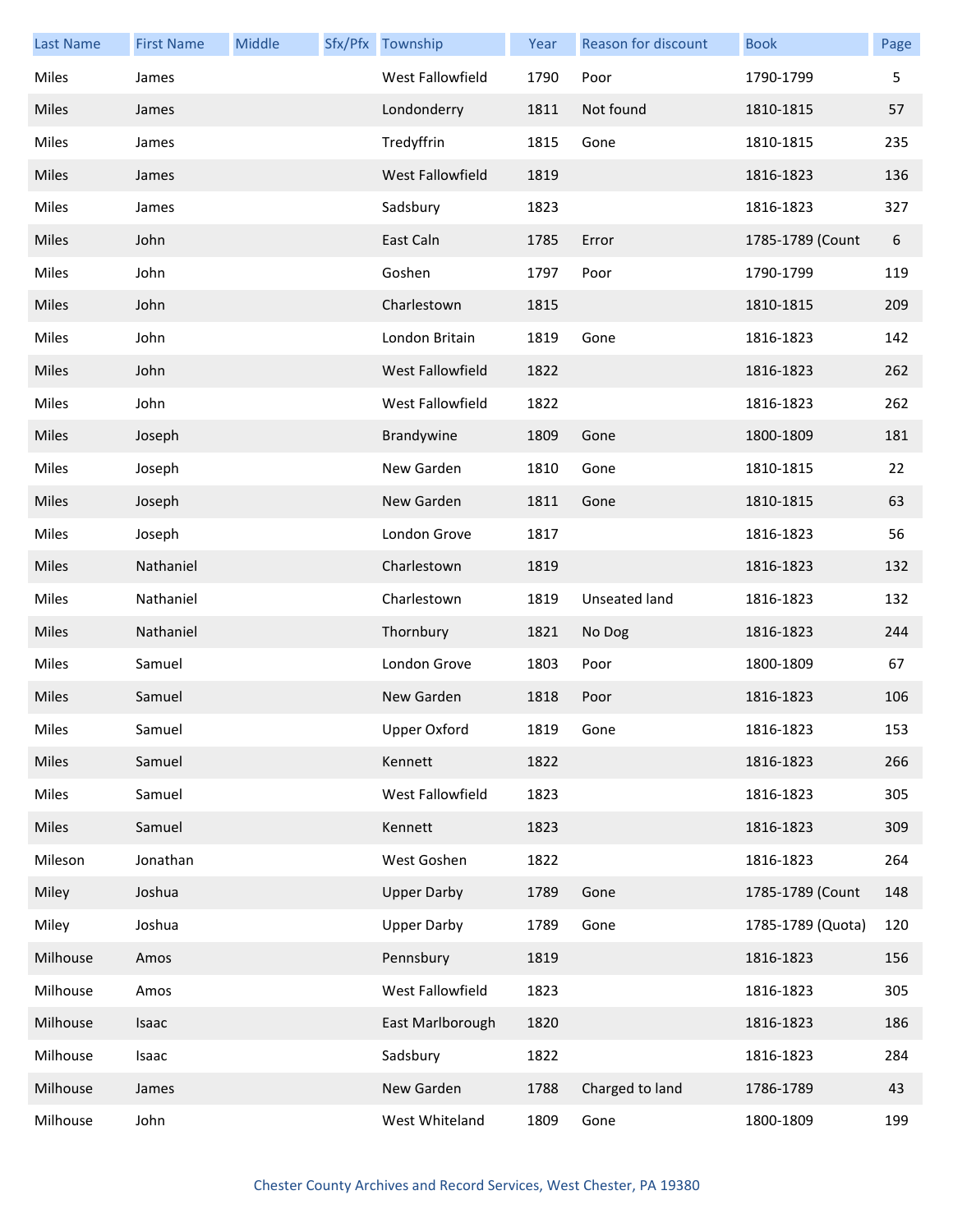| Last Name | First Name | Middle | Sfx/Pfx | Township | Year | Reason for discount | Book | Page |
|---|---|---|---|---|---|---|---|---|
| Miles | James | | | West Fallowfield | 1790 | Poor | 1790-1799 | 5 |
| Miles | James | | | Londonderry | 1811 | Not found | 1810-1815 | 57 |
| Miles | James | | | Tredyffrin | 1815 | Gone | 1810-1815 | 235 |
| Miles | James | | | West Fallowfield | 1819 | | 1816-1823 | 136 |
| Miles | James | | | Sadsbury | 1823 | | 1816-1823 | 327 |
| Miles | John | | | East Caln | 1785 | Error | 1785-1789 (Count | 6 |
| Miles | John | | | Goshen | 1797 | Poor | 1790-1799 | 119 |
| Miles | John | | | Charlestown | 1815 | | 1810-1815 | 209 |
| Miles | John | | | London Britain | 1819 | Gone | 1816-1823 | 142 |
| Miles | John | | | West Fallowfield | 1822 | | 1816-1823 | 262 |
| Miles | John | | | West Fallowfield | 1822 | | 1816-1823 | 262 |
| Miles | Joseph | | | Brandywine | 1809 | Gone | 1800-1809 | 181 |
| Miles | Joseph | | | New Garden | 1810 | Gone | 1810-1815 | 22 |
| Miles | Joseph | | | New Garden | 1811 | Gone | 1810-1815 | 63 |
| Miles | Joseph | | | London Grove | 1817 | | 1816-1823 | 56 |
| Miles | Nathaniel | | | Charlestown | 1819 | | 1816-1823 | 132 |
| Miles | Nathaniel | | | Charlestown | 1819 | Unseated land | 1816-1823 | 132 |
| Miles | Nathaniel | | | Thornbury | 1821 | No Dog | 1816-1823 | 244 |
| Miles | Samuel | | | London Grove | 1803 | Poor | 1800-1809 | 67 |
| Miles | Samuel | | | New Garden | 1818 | Poor | 1816-1823 | 106 |
| Miles | Samuel | | | Upper Oxford | 1819 | Gone | 1816-1823 | 153 |
| Miles | Samuel | | | Kennett | 1822 | | 1816-1823 | 266 |
| Miles | Samuel | | | West Fallowfield | 1823 | | 1816-1823 | 305 |
| Miles | Samuel | | | Kennett | 1823 | | 1816-1823 | 309 |
| Mileson | Jonathan | | | West Goshen | 1822 | | 1816-1823 | 264 |
| Miley | Joshua | | | Upper Darby | 1789 | Gone | 1785-1789 (Count | 148 |
| Miley | Joshua | | | Upper Darby | 1789 | Gone | 1785-1789 (Quota) | 120 |
| Milhouse | Amos | | | Pennsbury | 1819 | | 1816-1823 | 156 |
| Milhouse | Amos | | | West Fallowfield | 1823 | | 1816-1823 | 305 |
| Milhouse | Isaac | | | East Marlborough | 1820 | | 1816-1823 | 186 |
| Milhouse | Isaac | | | Sadsbury | 1822 | | 1816-1823 | 284 |
| Milhouse | James | | | New Garden | 1788 | Charged to land | 1786-1789 | 43 |
| Milhouse | John | | | West Whiteland | 1809 | Gone | 1800-1809 | 199 |

Chester County Archives and Record Services, West Chester, PA 19380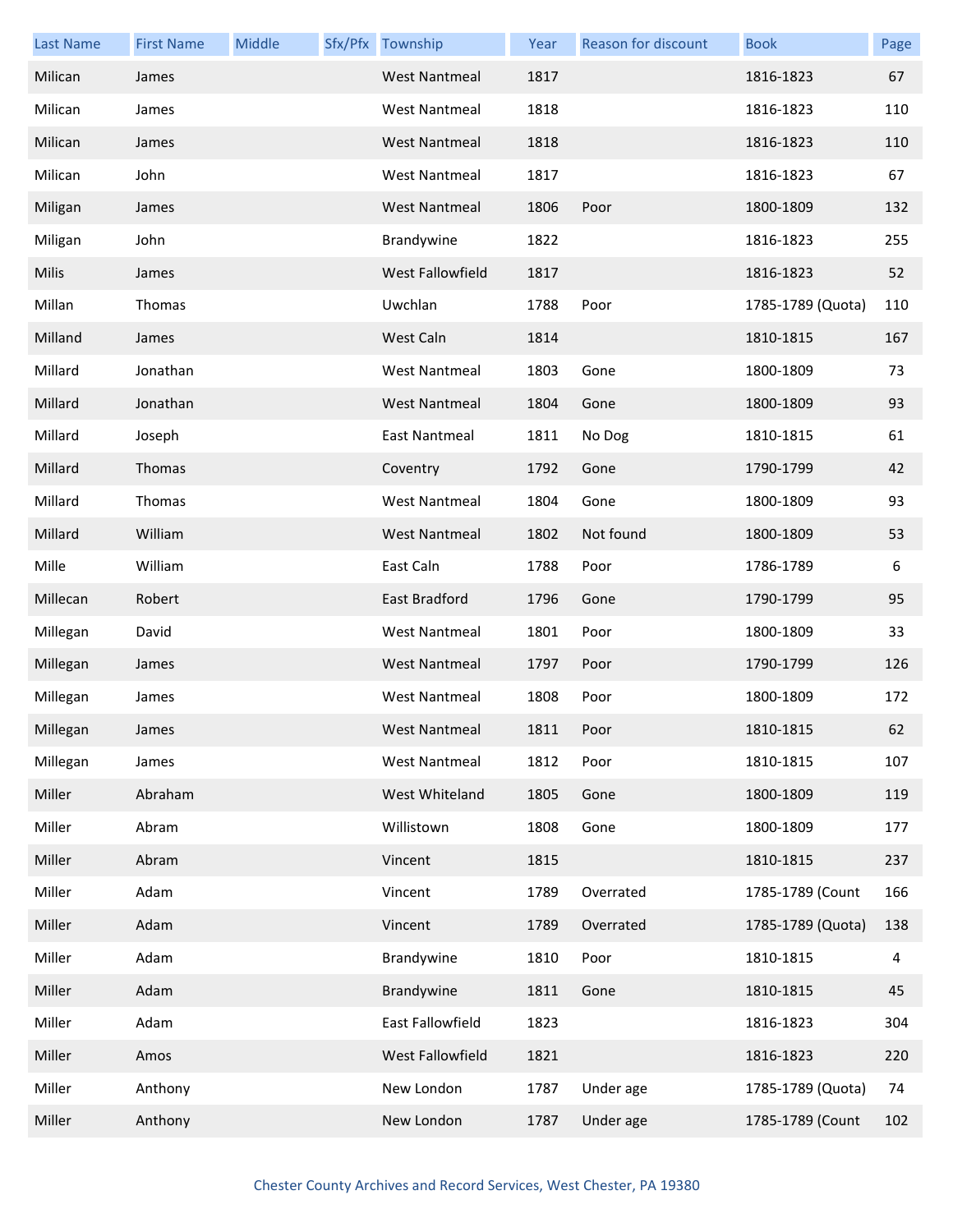| Last Name | First Name | Middle | Sfx/Pfx | Township | Year | Reason for discount | Book | Page |
|---|---|---|---|---|---|---|---|---|
| Milican | James | | | West Nantmeal | 1817 | | 1816-1823 | 67 |
| Milican | James | | | West Nantmeal | 1818 | | 1816-1823 | 110 |
| Milican | James | | | West Nantmeal | 1818 | | 1816-1823 | 110 |
| Milican | John | | | West Nantmeal | 1817 | | 1816-1823 | 67 |
| Miligan | James | | | West Nantmeal | 1806 | Poor | 1800-1809 | 132 |
| Miligan | John | | | Brandywine | 1822 | | 1816-1823 | 255 |
| Milis | James | | | West Fallowfield | 1817 | | 1816-1823 | 52 |
| Millan | Thomas | | | Uwchlan | 1788 | Poor | 1785-1789 (Quota) | 110 |
| Milland | James | | | West Caln | 1814 | | 1810-1815 | 167 |
| Millard | Jonathan | | | West Nantmeal | 1803 | Gone | 1800-1809 | 73 |
| Millard | Jonathan | | | West Nantmeal | 1804 | Gone | 1800-1809 | 93 |
| Millard | Joseph | | | East Nantmeal | 1811 | No Dog | 1810-1815 | 61 |
| Millard | Thomas | | | Coventry | 1792 | Gone | 1790-1799 | 42 |
| Millard | Thomas | | | West Nantmeal | 1804 | Gone | 1800-1809 | 93 |
| Millard | William | | | West Nantmeal | 1802 | Not found | 1800-1809 | 53 |
| Mille | William | | | East Caln | 1788 | Poor | 1786-1789 | 6 |
| Millecan | Robert | | | East Bradford | 1796 | Gone | 1790-1799 | 95 |
| Millegan | David | | | West Nantmeal | 1801 | Poor | 1800-1809 | 33 |
| Millegan | James | | | West Nantmeal | 1797 | Poor | 1790-1799 | 126 |
| Millegan | James | | | West Nantmeal | 1808 | Poor | 1800-1809 | 172 |
| Millegan | James | | | West Nantmeal | 1811 | Poor | 1810-1815 | 62 |
| Millegan | James | | | West Nantmeal | 1812 | Poor | 1810-1815 | 107 |
| Miller | Abraham | | | West Whiteland | 1805 | Gone | 1800-1809 | 119 |
| Miller | Abram | | | Willistown | 1808 | Gone | 1800-1809 | 177 |
| Miller | Abram | | | Vincent | 1815 | | 1810-1815 | 237 |
| Miller | Adam | | | Vincent | 1789 | Overrated | 1785-1789 (Count | 166 |
| Miller | Adam | | | Vincent | 1789 | Overrated | 1785-1789 (Quota) | 138 |
| Miller | Adam | | | Brandywine | 1810 | Poor | 1810-1815 | 4 |
| Miller | Adam | | | Brandywine | 1811 | Gone | 1810-1815 | 45 |
| Miller | Adam | | | East Fallowfield | 1823 | | 1816-1823 | 304 |
| Miller | Amos | | | West Fallowfield | 1821 | | 1816-1823 | 220 |
| Miller | Anthony | | | New London | 1787 | Under age | 1785-1789 (Quota) | 74 |
| Miller | Anthony | | | New London | 1787 | Under age | 1785-1789 (Count | 102 |

Chester County Archives and Record Services, West Chester, PA 19380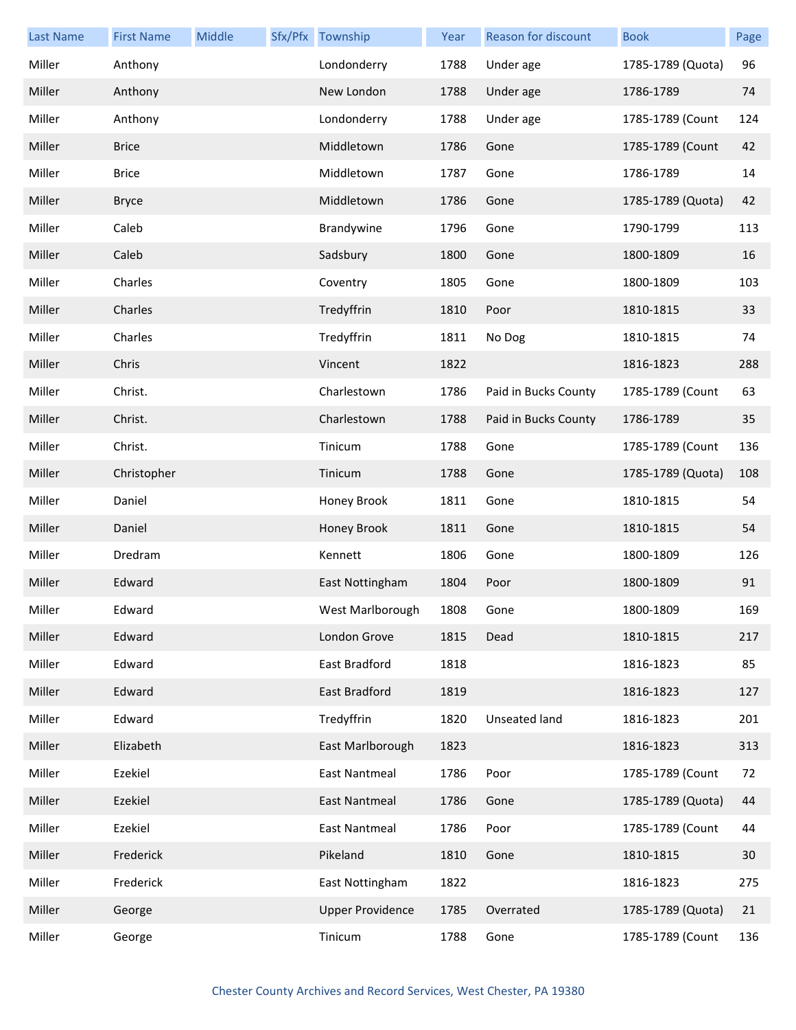| Last Name | First Name | Middle | Sfx/Pfx | Township | Year | Reason for discount | Book | Page |
| --- | --- | --- | --- | --- | --- | --- | --- | --- |
| Miller | Anthony | | | Londonderry | 1788 | Under age | 1785-1789 (Quota) | 96 |
| Miller | Anthony | | | New London | 1788 | Under age | 1786-1789 | 74 |
| Miller | Anthony | | | Londonderry | 1788 | Under age | 1785-1789 (Count | 124 |
| Miller | Brice | | | Middletown | 1786 | Gone | 1785-1789 (Count | 42 |
| Miller | Brice | | | Middletown | 1787 | Gone | 1786-1789 | 14 |
| Miller | Bryce | | | Middletown | 1786 | Gone | 1785-1789 (Quota) | 42 |
| Miller | Caleb | | | Brandywine | 1796 | Gone | 1790-1799 | 113 |
| Miller | Caleb | | | Sadsbury | 1800 | Gone | 1800-1809 | 16 |
| Miller | Charles | | | Coventry | 1805 | Gone | 1800-1809 | 103 |
| Miller | Charles | | | Tredyffrin | 1810 | Poor | 1810-1815 | 33 |
| Miller | Charles | | | Tredyffrin | 1811 | No Dog | 1810-1815 | 74 |
| Miller | Chris | | | Vincent | 1822 | | 1816-1823 | 288 |
| Miller | Christ. | | | Charlestown | 1786 | Paid in Bucks County | 1785-1789 (Count | 63 |
| Miller | Christ. | | | Charlestown | 1788 | Paid in Bucks County | 1786-1789 | 35 |
| Miller | Christ. | | | Tinicum | 1788 | Gone | 1785-1789 (Count | 136 |
| Miller | Christopher | | | Tinicum | 1788 | Gone | 1785-1789 (Quota) | 108 |
| Miller | Daniel | | | Honey Brook | 1811 | Gone | 1810-1815 | 54 |
| Miller | Daniel | | | Honey Brook | 1811 | Gone | 1810-1815 | 54 |
| Miller | Dredram | | | Kennett | 1806 | Gone | 1800-1809 | 126 |
| Miller | Edward | | | East Nottingham | 1804 | Poor | 1800-1809 | 91 |
| Miller | Edward | | | West Marlborough | 1808 | Gone | 1800-1809 | 169 |
| Miller | Edward | | | London Grove | 1815 | Dead | 1810-1815 | 217 |
| Miller | Edward | | | East Bradford | 1818 | | 1816-1823 | 85 |
| Miller | Edward | | | East Bradford | 1819 | | 1816-1823 | 127 |
| Miller | Edward | | | Tredyffrin | 1820 | Unseated land | 1816-1823 | 201 |
| Miller | Elizabeth | | | East Marlborough | 1823 | | 1816-1823 | 313 |
| Miller | Ezekiel | | | East Nantmeal | 1786 | Poor | 1785-1789 (Count | 72 |
| Miller | Ezekiel | | | East Nantmeal | 1786 | Gone | 1785-1789 (Quota) | 44 |
| Miller | Ezekiel | | | East Nantmeal | 1786 | Poor | 1785-1789 (Count | 44 |
| Miller | Frederick | | | Pikeland | 1810 | Gone | 1810-1815 | 30 |
| Miller | Frederick | | | East Nottingham | 1822 | | 1816-1823 | 275 |
| Miller | George | | | Upper Providence | 1785 | Overrated | 1785-1789 (Quota) | 21 |
| Miller | George | | | Tinicum | 1788 | Gone | 1785-1789 (Count | 136 |

Chester County Archives and Record Services, West Chester, PA 19380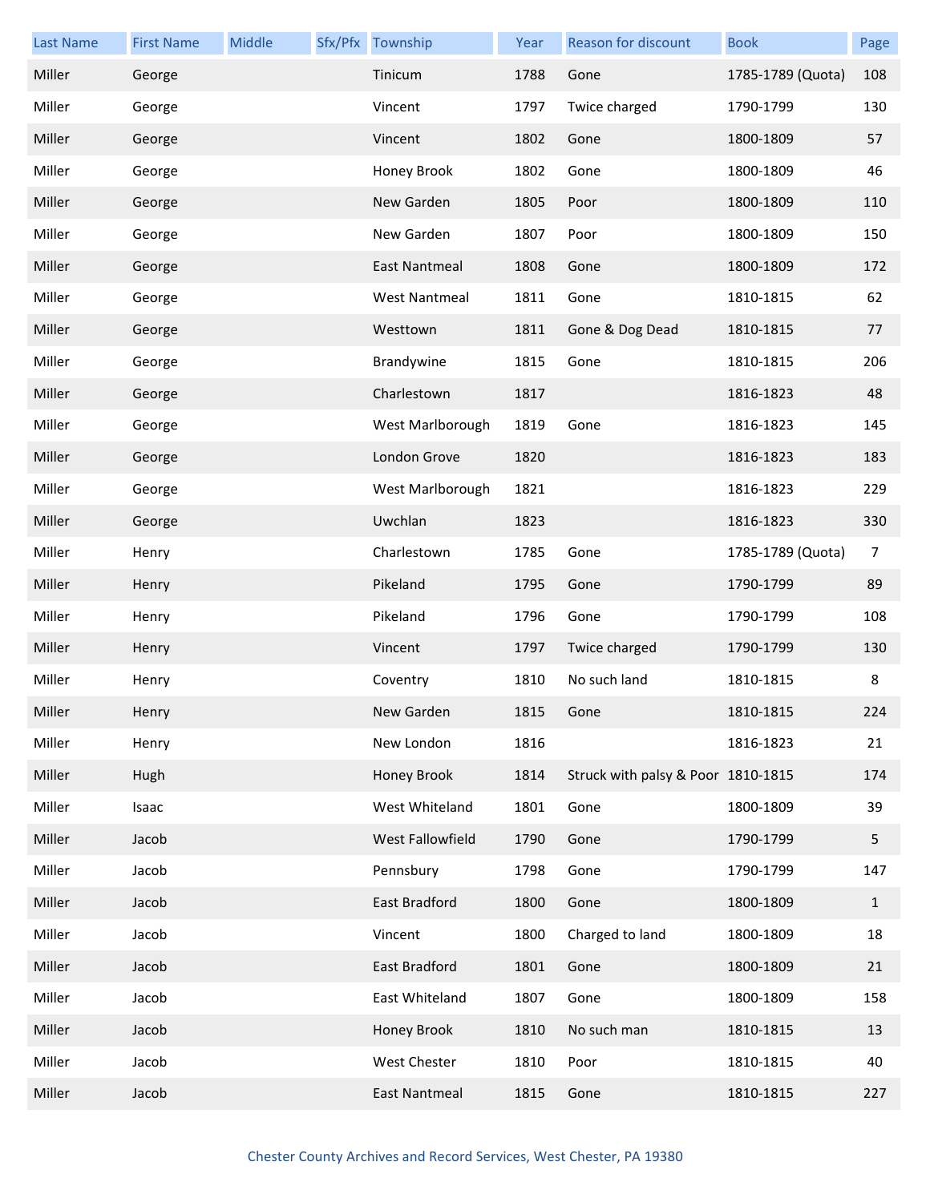| Last Name | First Name | Middle | Sfx/Pfx | Township | Year | Reason for discount | Book | Page |
|---|---|---|---|---|---|---|---|---|
| Miller | George | | | Tinicum | 1788 | Gone | 1785-1789 (Quota) | 108 |
| Miller | George | | | Vincent | 1797 | Twice charged | 1790-1799 | 130 |
| Miller | George | | | Vincent | 1802 | Gone | 1800-1809 | 57 |
| Miller | George | | | Honey Brook | 1802 | Gone | 1800-1809 | 46 |
| Miller | George | | | New Garden | 1805 | Poor | 1800-1809 | 110 |
| Miller | George | | | New Garden | 1807 | Poor | 1800-1809 | 150 |
| Miller | George | | | East Nantmeal | 1808 | Gone | 1800-1809 | 172 |
| Miller | George | | | West Nantmeal | 1811 | Gone | 1810-1815 | 62 |
| Miller | George | | | Westtown | 1811 | Gone & Dog Dead | 1810-1815 | 77 |
| Miller | George | | | Brandywine | 1815 | Gone | 1810-1815 | 206 |
| Miller | George | | | Charlestown | 1817 | | 1816-1823 | 48 |
| Miller | George | | | West Marlborough | 1819 | Gone | 1816-1823 | 145 |
| Miller | George | | | London Grove | 1820 | | 1816-1823 | 183 |
| Miller | George | | | West Marlborough | 1821 | | 1816-1823 | 229 |
| Miller | George | | | Uwchlan | 1823 | | 1816-1823 | 330 |
| Miller | Henry | | | Charlestown | 1785 | Gone | 1785-1789 (Quota) | 7 |
| Miller | Henry | | | Pikeland | 1795 | Gone | 1790-1799 | 89 |
| Miller | Henry | | | Pikeland | 1796 | Gone | 1790-1799 | 108 |
| Miller | Henry | | | Vincent | 1797 | Twice charged | 1790-1799 | 130 |
| Miller | Henry | | | Coventry | 1810 | No such land | 1810-1815 | 8 |
| Miller | Henry | | | New Garden | 1815 | Gone | 1810-1815 | 224 |
| Miller | Henry | | | New London | 1816 | | 1816-1823 | 21 |
| Miller | Hugh | | | Honey Brook | 1814 | Struck with palsy & Poor | 1810-1815 | 174 |
| Miller | Isaac | | | West Whiteland | 1801 | Gone | 1800-1809 | 39 |
| Miller | Jacob | | | West Fallowfield | 1790 | Gone | 1790-1799 | 5 |
| Miller | Jacob | | | Pennsbury | 1798 | Gone | 1790-1799 | 147 |
| Miller | Jacob | | | East Bradford | 1800 | Gone | 1800-1809 | 1 |
| Miller | Jacob | | | Vincent | 1800 | Charged to land | 1800-1809 | 18 |
| Miller | Jacob | | | East Bradford | 1801 | Gone | 1800-1809 | 21 |
| Miller | Jacob | | | East Whiteland | 1807 | Gone | 1800-1809 | 158 |
| Miller | Jacob | | | Honey Brook | 1810 | No such man | 1810-1815 | 13 |
| Miller | Jacob | | | West Chester | 1810 | Poor | 1810-1815 | 40 |
| Miller | Jacob | | | East Nantmeal | 1815 | Gone | 1810-1815 | 227 |

Chester County Archives and Record Services, West Chester, PA 19380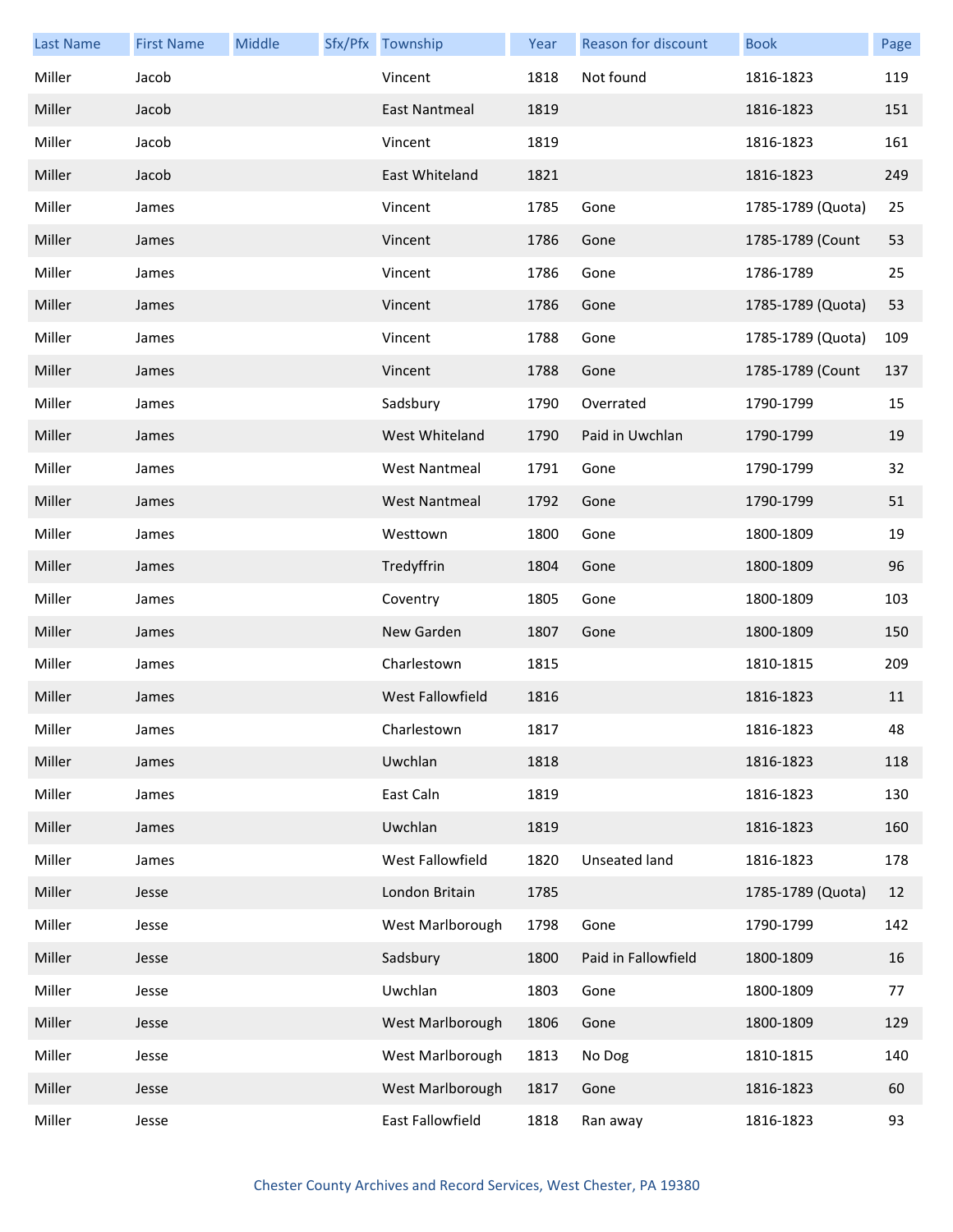| Last Name | First Name | Middle | Sfx/Pfx | Township | Year | Reason for discount | Book | Page |
|---|---|---|---|---|---|---|---|---|
| Miller | Jacob | | | Vincent | 1818 | Not found | 1816-1823 | 119 |
| Miller | Jacob | | | East Nantmeal | 1819 | | 1816-1823 | 151 |
| Miller | Jacob | | | Vincent | 1819 | | 1816-1823 | 161 |
| Miller | Jacob | | | East Whiteland | 1821 | | 1816-1823 | 249 |
| Miller | James | | | Vincent | 1785 | Gone | 1785-1789 (Quota) | 25 |
| Miller | James | | | Vincent | 1786 | Gone | 1785-1789 (Count | 53 |
| Miller | James | | | Vincent | 1786 | Gone | 1786-1789 | 25 |
| Miller | James | | | Vincent | 1786 | Gone | 1785-1789 (Quota) | 53 |
| Miller | James | | | Vincent | 1788 | Gone | 1785-1789 (Quota) | 109 |
| Miller | James | | | Vincent | 1788 | Gone | 1785-1789 (Count | 137 |
| Miller | James | | | Sadsbury | 1790 | Overrated | 1790-1799 | 15 |
| Miller | James | | | West Whiteland | 1790 | Paid in Uwchlan | 1790-1799 | 19 |
| Miller | James | | | West Nantmeal | 1791 | Gone | 1790-1799 | 32 |
| Miller | James | | | West Nantmeal | 1792 | Gone | 1790-1799 | 51 |
| Miller | James | | | Westtown | 1800 | Gone | 1800-1809 | 19 |
| Miller | James | | | Tredyffrin | 1804 | Gone | 1800-1809 | 96 |
| Miller | James | | | Coventry | 1805 | Gone | 1800-1809 | 103 |
| Miller | James | | | New Garden | 1807 | Gone | 1800-1809 | 150 |
| Miller | James | | | Charlestown | 1815 | | 1810-1815 | 209 |
| Miller | James | | | West Fallowfield | 1816 | | 1816-1823 | 11 |
| Miller | James | | | Charlestown | 1817 | | 1816-1823 | 48 |
| Miller | James | | | Uwchlan | 1818 | | 1816-1823 | 118 |
| Miller | James | | | East Caln | 1819 | | 1816-1823 | 130 |
| Miller | James | | | Uwchlan | 1819 | | 1816-1823 | 160 |
| Miller | James | | | West Fallowfield | 1820 | Unseated land | 1816-1823 | 178 |
| Miller | Jesse | | | London Britain | 1785 | | 1785-1789 (Quota) | 12 |
| Miller | Jesse | | | West Marlborough | 1798 | Gone | 1790-1799 | 142 |
| Miller | Jesse | | | Sadsbury | 1800 | Paid in Fallowfield | 1800-1809 | 16 |
| Miller | Jesse | | | Uwchlan | 1803 | Gone | 1800-1809 | 77 |
| Miller | Jesse | | | West Marlborough | 1806 | Gone | 1800-1809 | 129 |
| Miller | Jesse | | | West Marlborough | 1813 | No Dog | 1810-1815 | 140 |
| Miller | Jesse | | | West Marlborough | 1817 | Gone | 1816-1823 | 60 |
| Miller | Jesse | | | East Fallowfield | 1818 | Ran away | 1816-1823 | 93 |

Chester County Archives and Record Services, West Chester, PA 19380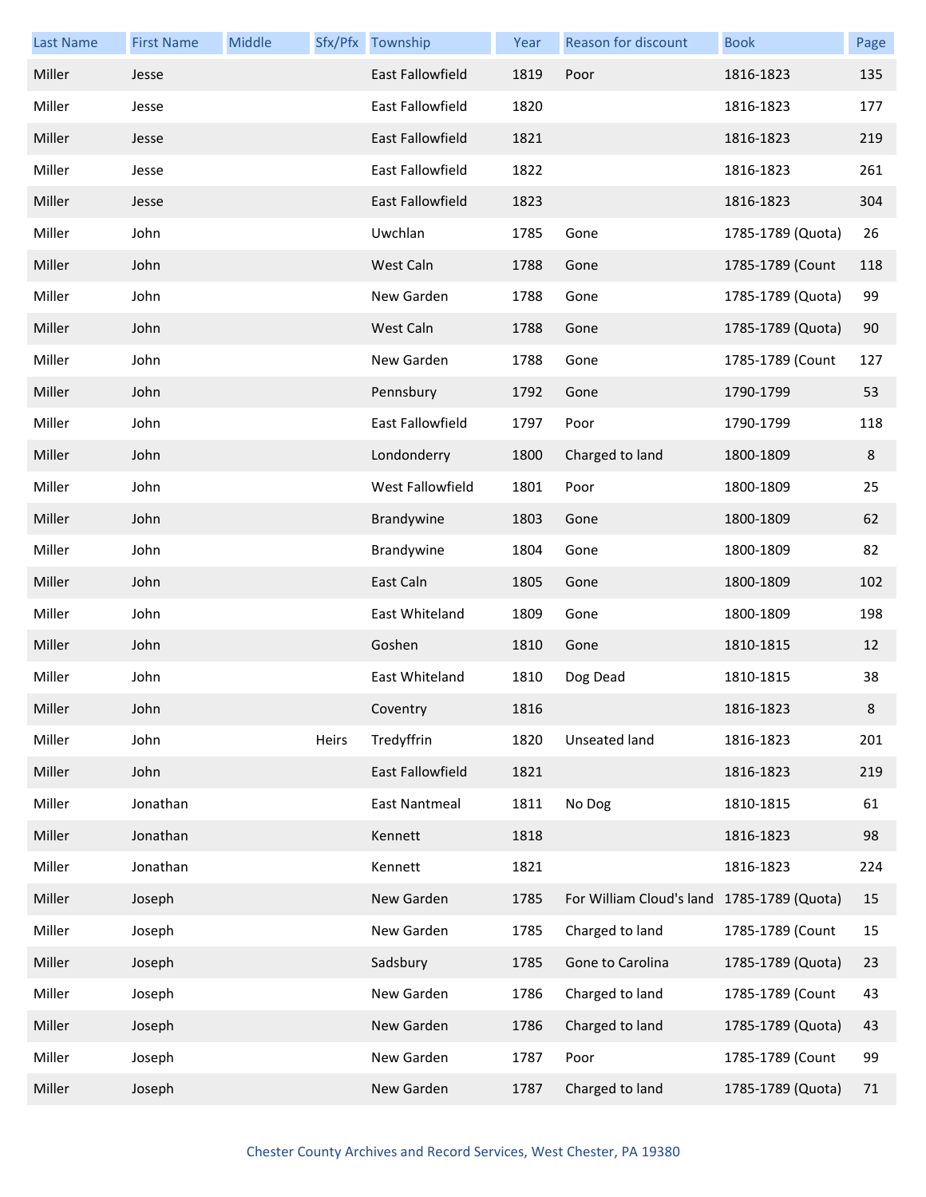| Last Name | First Name | Middle | Sfx/Pfx | Township | Year | Reason for discount | Book | Page |
|---|---|---|---|---|---|---|---|---|
| Miller | Jesse | | | East Fallowfield | 1819 | Poor | 1816-1823 | 135 |
| Miller | Jesse | | | East Fallowfield | 1820 | | 1816-1823 | 177 |
| Miller | Jesse | | | East Fallowfield | 1821 | | 1816-1823 | 219 |
| Miller | Jesse | | | East Fallowfield | 1822 | | 1816-1823 | 261 |
| Miller | Jesse | | | East Fallowfield | 1823 | | 1816-1823 | 304 |
| Miller | John | | | Uwchlan | 1785 | Gone | 1785-1789 (Quota) | 26 |
| Miller | John | | | West Caln | 1788 | Gone | 1785-1789 (Count | 118 |
| Miller | John | | | New Garden | 1788 | Gone | 1785-1789 (Quota) | 99 |
| Miller | John | | | West Caln | 1788 | Gone | 1785-1789 (Quota) | 90 |
| Miller | John | | | New Garden | 1788 | Gone | 1785-1789 (Count | 127 |
| Miller | John | | | Pennsbury | 1792 | Gone | 1790-1799 | 53 |
| Miller | John | | | East Fallowfield | 1797 | Poor | 1790-1799 | 118 |
| Miller | John | | | Londonderry | 1800 | Charged to land | 1800-1809 | 8 |
| Miller | John | | | West Fallowfield | 1801 | Poor | 1800-1809 | 25 |
| Miller | John | | | Brandywine | 1803 | Gone | 1800-1809 | 62 |
| Miller | John | | | Brandywine | 1804 | Gone | 1800-1809 | 82 |
| Miller | John | | | East Caln | 1805 | Gone | 1800-1809 | 102 |
| Miller | John | | | East Whiteland | 1809 | Gone | 1800-1809 | 198 |
| Miller | John | | | Goshen | 1810 | Gone | 1810-1815 | 12 |
| Miller | John | | | East Whiteland | 1810 | Dog Dead | 1810-1815 | 38 |
| Miller | John | | | Coventry | 1816 | | 1816-1823 | 8 |
| Miller | John | | Heirs | Tredyffrin | 1820 | Unseated land | 1816-1823 | 201 |
| Miller | John | | | East Fallowfield | 1821 | | 1816-1823 | 219 |
| Miller | Jonathan | | | East Nantmeal | 1811 | No Dog | 1810-1815 | 61 |
| Miller | Jonathan | | | Kennett | 1818 | | 1816-1823 | 98 |
| Miller | Jonathan | | | Kennett | 1821 | | 1816-1823 | 224 |
| Miller | Joseph | | | New Garden | 1785 | For William Cloud's land | 1785-1789 (Quota) | 15 |
| Miller | Joseph | | | New Garden | 1785 | Charged to land | 1785-1789 (Count | 15 |
| Miller | Joseph | | | Sadsbury | 1785 | Gone to Carolina | 1785-1789 (Quota) | 23 |
| Miller | Joseph | | | New Garden | 1786 | Charged to land | 1785-1789 (Count | 43 |
| Miller | Joseph | | | New Garden | 1786 | Charged to land | 1785-1789 (Quota) | 43 |
| Miller | Joseph | | | New Garden | 1787 | Poor | 1785-1789 (Count | 99 |
| Miller | Joseph | | | New Garden | 1787 | Charged to land | 1785-1789 (Quota) | 71 |

Chester County Archives and Record Services, West Chester, PA 19380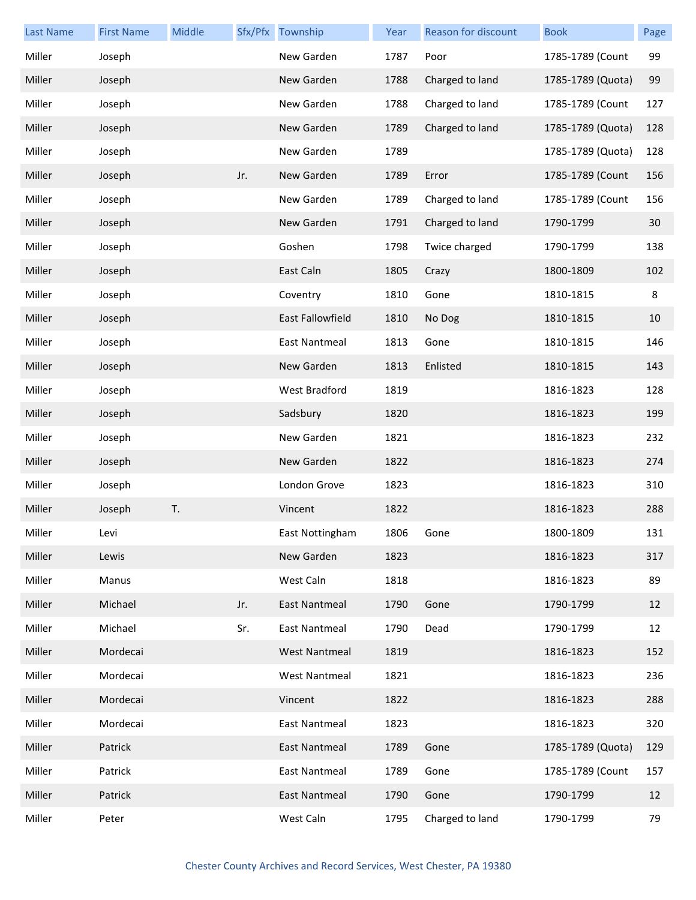| Last Name | First Name | Middle | Sfx/Pfx | Township | Year | Reason for discount | Book | Page |
|---|---|---|---|---|---|---|---|---|
| Miller | Joseph | | | New Garden | 1787 | Poor | 1785-1789 (Count | 99 |
| Miller | Joseph | | | New Garden | 1788 | Charged to land | 1785-1789 (Quota) | 99 |
| Miller | Joseph | | | New Garden | 1788 | Charged to land | 1785-1789 (Count | 127 |
| Miller | Joseph | | | New Garden | 1789 | Charged to land | 1785-1789 (Quota) | 128 |
| Miller | Joseph | | | New Garden | 1789 | | 1785-1789 (Quota) | 128 |
| Miller | Joseph | | Jr. | New Garden | 1789 | Error | 1785-1789 (Count | 156 |
| Miller | Joseph | | | New Garden | 1789 | Charged to land | 1785-1789 (Count | 156 |
| Miller | Joseph | | | New Garden | 1791 | Charged to land | 1790-1799 | 30 |
| Miller | Joseph | | | Goshen | 1798 | Twice charged | 1790-1799 | 138 |
| Miller | Joseph | | | East Caln | 1805 | Crazy | 1800-1809 | 102 |
| Miller | Joseph | | | Coventry | 1810 | Gone | 1810-1815 | 8 |
| Miller | Joseph | | | East Fallowfield | 1810 | No Dog | 1810-1815 | 10 |
| Miller | Joseph | | | East Nantmeal | 1813 | Gone | 1810-1815 | 146 |
| Miller | Joseph | | | New Garden | 1813 | Enlisted | 1810-1815 | 143 |
| Miller | Joseph | | | West Bradford | 1819 | | 1816-1823 | 128 |
| Miller | Joseph | | | Sadsbury | 1820 | | 1816-1823 | 199 |
| Miller | Joseph | | | New Garden | 1821 | | 1816-1823 | 232 |
| Miller | Joseph | | | New Garden | 1822 | | 1816-1823 | 274 |
| Miller | Joseph | | | London Grove | 1823 | | 1816-1823 | 310 |
| Miller | Joseph | T. | | Vincent | 1822 | | 1816-1823 | 288 |
| Miller | Levi | | | East Nottingham | 1806 | Gone | 1800-1809 | 131 |
| Miller | Lewis | | | New Garden | 1823 | | 1816-1823 | 317 |
| Miller | Manus | | | West Caln | 1818 | | 1816-1823 | 89 |
| Miller | Michael | | Jr. | East Nantmeal | 1790 | Gone | 1790-1799 | 12 |
| Miller | Michael | | Sr. | East Nantmeal | 1790 | Dead | 1790-1799 | 12 |
| Miller | Mordecai | | | West Nantmeal | 1819 | | 1816-1823 | 152 |
| Miller | Mordecai | | | West Nantmeal | 1821 | | 1816-1823 | 236 |
| Miller | Mordecai | | | Vincent | 1822 | | 1816-1823 | 288 |
| Miller | Mordecai | | | East Nantmeal | 1823 | | 1816-1823 | 320 |
| Miller | Patrick | | | East Nantmeal | 1789 | Gone | 1785-1789 (Quota) | 129 |
| Miller | Patrick | | | East Nantmeal | 1789 | Gone | 1785-1789 (Count | 157 |
| Miller | Patrick | | | East Nantmeal | 1790 | Gone | 1790-1799 | 12 |
| Miller | Peter | | | West Caln | 1795 | Charged to land | 1790-1799 | 79 |

Chester County Archives and Record Services, West Chester, PA 19380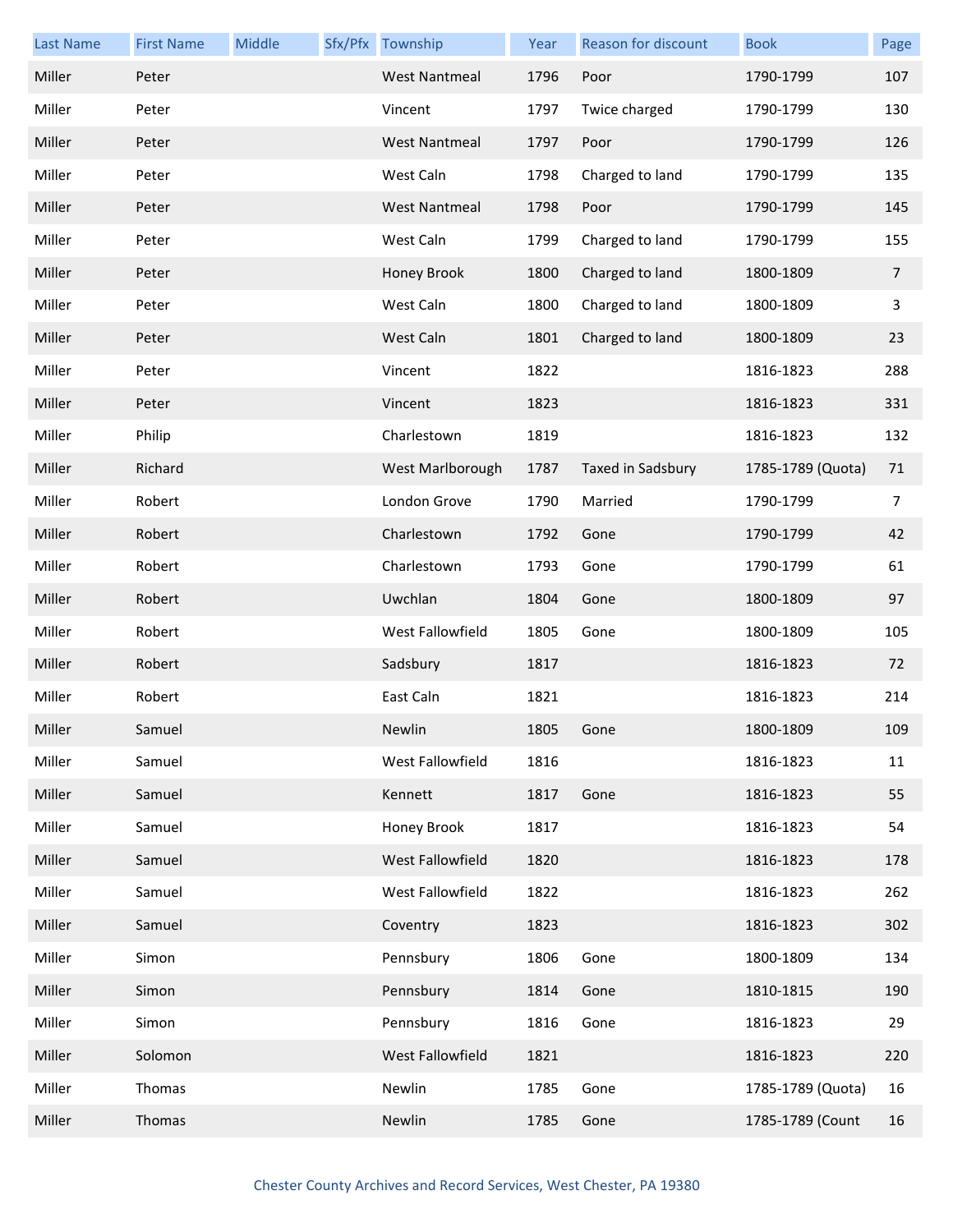| Last Name | First Name | Middle | Sfx/Pfx | Township | Year | Reason for discount | Book | Page |
|---|---|---|---|---|---|---|---|---|
| Miller | Peter | | | West Nantmeal | 1796 | Poor | 1790-1799 | 107 |
| Miller | Peter | | | Vincent | 1797 | Twice charged | 1790-1799 | 130 |
| Miller | Peter | | | West Nantmeal | 1797 | Poor | 1790-1799 | 126 |
| Miller | Peter | | | West Caln | 1798 | Charged to land | 1790-1799 | 135 |
| Miller | Peter | | | West Nantmeal | 1798 | Poor | 1790-1799 | 145 |
| Miller | Peter | | | West Caln | 1799 | Charged to land | 1790-1799 | 155 |
| Miller | Peter | | | Honey Brook | 1800 | Charged to land | 1800-1809 | 7 |
| Miller | Peter | | | West Caln | 1800 | Charged to land | 1800-1809 | 3 |
| Miller | Peter | | | West Caln | 1801 | Charged to land | 1800-1809 | 23 |
| Miller | Peter | | | Vincent | 1822 | | 1816-1823 | 288 |
| Miller | Peter | | | Vincent | 1823 | | 1816-1823 | 331 |
| Miller | Philip | | | Charlestown | 1819 | | 1816-1823 | 132 |
| Miller | Richard | | | West Marlborough | 1787 | Taxed in Sadsbury | 1785-1789 (Quota) | 71 |
| Miller | Robert | | | London Grove | 1790 | Married | 1790-1799 | 7 |
| Miller | Robert | | | Charlestown | 1792 | Gone | 1790-1799 | 42 |
| Miller | Robert | | | Charlestown | 1793 | Gone | 1790-1799 | 61 |
| Miller | Robert | | | Uwchlan | 1804 | Gone | 1800-1809 | 97 |
| Miller | Robert | | | West Fallowfield | 1805 | Gone | 1800-1809 | 105 |
| Miller | Robert | | | Sadsbury | 1817 | | 1816-1823 | 72 |
| Miller | Robert | | | East Caln | 1821 | | 1816-1823 | 214 |
| Miller | Samuel | | | Newlin | 1805 | Gone | 1800-1809 | 109 |
| Miller | Samuel | | | West Fallowfield | 1816 | | 1816-1823 | 11 |
| Miller | Samuel | | | Kennett | 1817 | Gone | 1816-1823 | 55 |
| Miller | Samuel | | | Honey Brook | 1817 | | 1816-1823 | 54 |
| Miller | Samuel | | | West Fallowfield | 1820 | | 1816-1823 | 178 |
| Miller | Samuel | | | West Fallowfield | 1822 | | 1816-1823 | 262 |
| Miller | Samuel | | | Coventry | 1823 | | 1816-1823 | 302 |
| Miller | Simon | | | Pennsbury | 1806 | Gone | 1800-1809 | 134 |
| Miller | Simon | | | Pennsbury | 1814 | Gone | 1810-1815 | 190 |
| Miller | Simon | | | Pennsbury | 1816 | Gone | 1816-1823 | 29 |
| Miller | Solomon | | | West Fallowfield | 1821 | | 1816-1823 | 220 |
| Miller | Thomas | | | Newlin | 1785 | Gone | 1785-1789 (Quota) | 16 |
| Miller | Thomas | | | Newlin | 1785 | Gone | 1785-1789 (Count | 16 |

Chester County Archives and Record Services, West Chester, PA 19380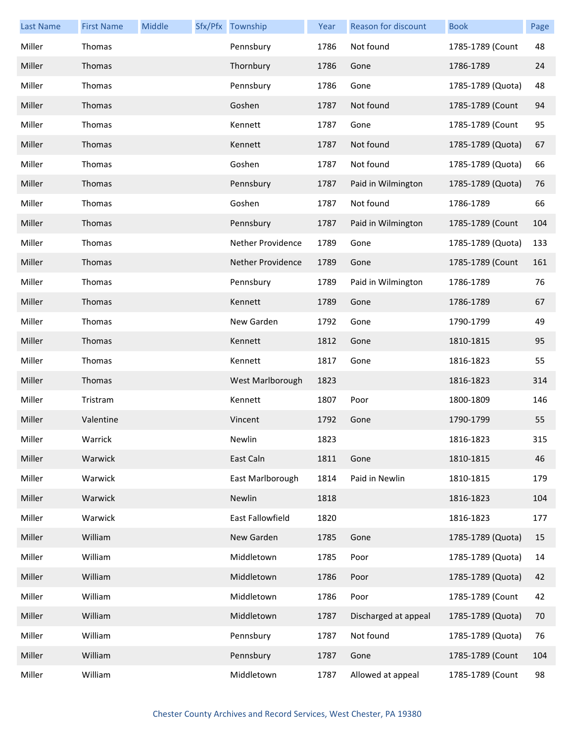| Last Name | First Name | Middle | Sfx/Pfx | Township | Year | Reason for discount | Book | Page |
|---|---|---|---|---|---|---|---|---|
| Miller | Thomas | | | Pennsbury | 1786 | Not found | 1785-1789 (Count | 48 |
| Miller | Thomas | | | Thornbury | 1786 | Gone | 1786-1789 | 24 |
| Miller | Thomas | | | Pennsbury | 1786 | Gone | 1785-1789 (Quota) | 48 |
| Miller | Thomas | | | Goshen | 1787 | Not found | 1785-1789 (Count | 94 |
| Miller | Thomas | | | Kennett | 1787 | Gone | 1785-1789 (Count | 95 |
| Miller | Thomas | | | Kennett | 1787 | Not found | 1785-1789 (Quota) | 67 |
| Miller | Thomas | | | Goshen | 1787 | Not found | 1785-1789 (Quota) | 66 |
| Miller | Thomas | | | Pennsbury | 1787 | Paid in Wilmington | 1785-1789 (Quota) | 76 |
| Miller | Thomas | | | Goshen | 1787 | Not found | 1786-1789 | 66 |
| Miller | Thomas | | | Pennsbury | 1787 | Paid in Wilmington | 1785-1789 (Count | 104 |
| Miller | Thomas | | | Nether Providence | 1789 | Gone | 1785-1789 (Quota) | 133 |
| Miller | Thomas | | | Nether Providence | 1789 | Gone | 1785-1789 (Count | 161 |
| Miller | Thomas | | | Pennsbury | 1789 | Paid in Wilmington | 1786-1789 | 76 |
| Miller | Thomas | | | Kennett | 1789 | Gone | 1786-1789 | 67 |
| Miller | Thomas | | | New Garden | 1792 | Gone | 1790-1799 | 49 |
| Miller | Thomas | | | Kennett | 1812 | Gone | 1810-1815 | 95 |
| Miller | Thomas | | | Kennett | 1817 | Gone | 1816-1823 | 55 |
| Miller | Thomas | | | West Marlborough | 1823 | | 1816-1823 | 314 |
| Miller | Tristram | | | Kennett | 1807 | Poor | 1800-1809 | 146 |
| Miller | Valentine | | | Vincent | 1792 | Gone | 1790-1799 | 55 |
| Miller | Warrick | | | Newlin | 1823 | | 1816-1823 | 315 |
| Miller | Warwick | | | East Caln | 1811 | Gone | 1810-1815 | 46 |
| Miller | Warwick | | | East Marlborough | 1814 | Paid in Newlin | 1810-1815 | 179 |
| Miller | Warwick | | | Newlin | 1818 | | 1816-1823 | 104 |
| Miller | Warwick | | | East Fallowfield | 1820 | | 1816-1823 | 177 |
| Miller | William | | | New Garden | 1785 | Gone | 1785-1789 (Quota) | 15 |
| Miller | William | | | Middletown | 1785 | Poor | 1785-1789 (Quota) | 14 |
| Miller | William | | | Middletown | 1786 | Poor | 1785-1789 (Quota) | 42 |
| Miller | William | | | Middletown | 1786 | Poor | 1785-1789 (Count | 42 |
| Miller | William | | | Middletown | 1787 | Discharged at appeal | 1785-1789 (Quota) | 70 |
| Miller | William | | | Pennsbury | 1787 | Not found | 1785-1789 (Quota) | 76 |
| Miller | William | | | Pennsbury | 1787 | Gone | 1785-1789 (Count | 104 |
| Miller | William | | | Middletown | 1787 | Allowed at appeal | 1785-1789 (Count | 98 |

Chester County Archives and Record Services, West Chester, PA 19380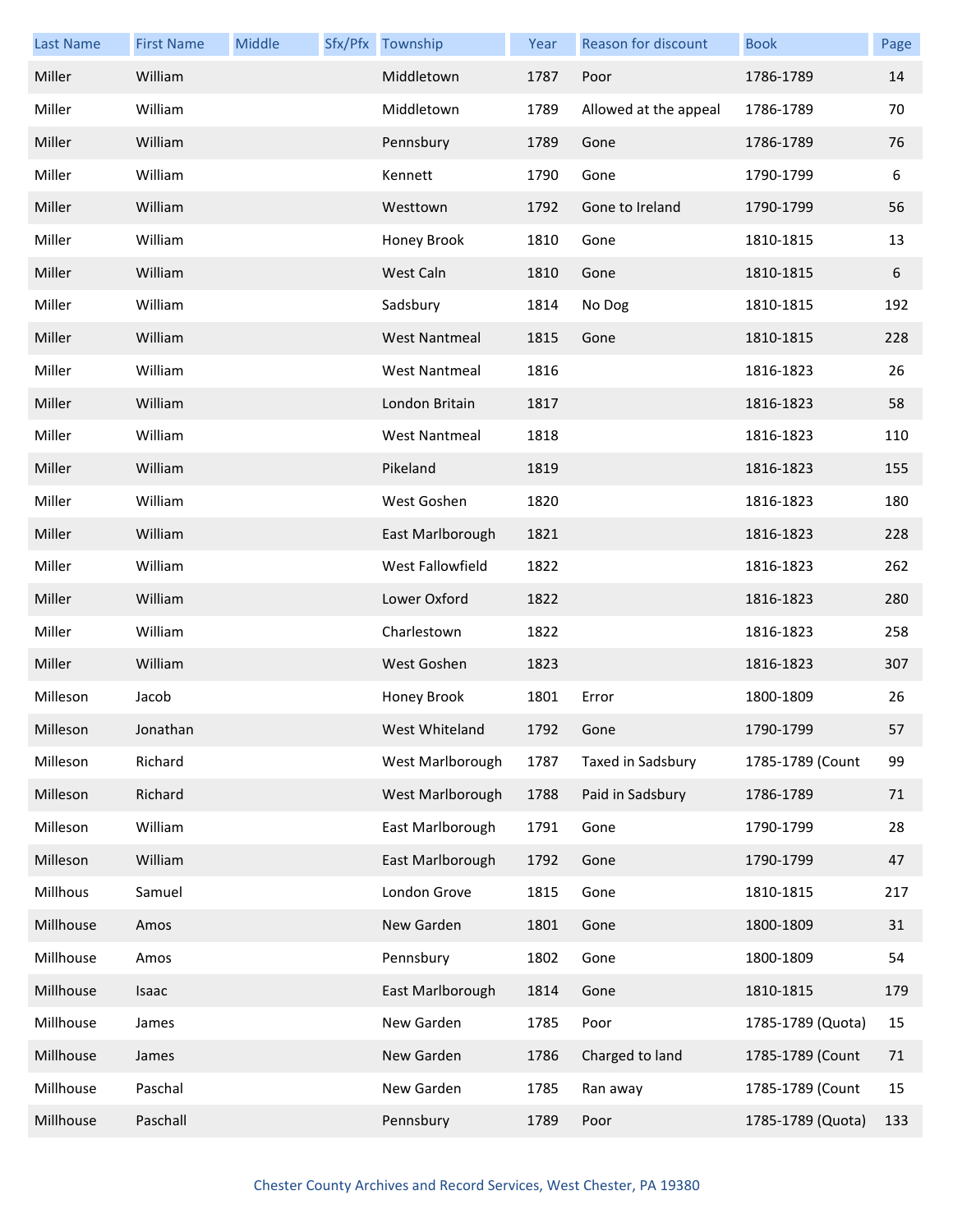| Last Name | First Name | Middle | Sfx/Pfx | Township | Year | Reason for discount | Book | Page |
| --- | --- | --- | --- | --- | --- | --- | --- | --- |
| Miller | William | | | Middletown | 1787 | Poor | 1786-1789 | 14 |
| Miller | William | | | Middletown | 1789 | Allowed at the appeal | 1786-1789 | 70 |
| Miller | William | | | Pennsbury | 1789 | Gone | 1786-1789 | 76 |
| Miller | William | | | Kennett | 1790 | Gone | 1790-1799 | 6 |
| Miller | William | | | Westtown | 1792 | Gone to Ireland | 1790-1799 | 56 |
| Miller | William | | | Honey Brook | 1810 | Gone | 1810-1815 | 13 |
| Miller | William | | | West Caln | 1810 | Gone | 1810-1815 | 6 |
| Miller | William | | | Sadsbury | 1814 | No Dog | 1810-1815 | 192 |
| Miller | William | | | West Nantmeal | 1815 | Gone | 1810-1815 | 228 |
| Miller | William | | | West Nantmeal | 1816 | | 1816-1823 | 26 |
| Miller | William | | | London Britain | 1817 | | 1816-1823 | 58 |
| Miller | William | | | West Nantmeal | 1818 | | 1816-1823 | 110 |
| Miller | William | | | Pikeland | 1819 | | 1816-1823 | 155 |
| Miller | William | | | West Goshen | 1820 | | 1816-1823 | 180 |
| Miller | William | | | East Marlborough | 1821 | | 1816-1823 | 228 |
| Miller | William | | | West Fallowfield | 1822 | | 1816-1823 | 262 |
| Miller | William | | | Lower Oxford | 1822 | | 1816-1823 | 280 |
| Miller | William | | | Charlestown | 1822 | | 1816-1823 | 258 |
| Miller | William | | | West Goshen | 1823 | | 1816-1823 | 307 |
| Milleson | Jacob | | | Honey Brook | 1801 | Error | 1800-1809 | 26 |
| Milleson | Jonathan | | | West Whiteland | 1792 | Gone | 1790-1799 | 57 |
| Milleson | Richard | | | West Marlborough | 1787 | Taxed in Sadsbury | 1785-1789 (Count | 99 |
| Milleson | Richard | | | West Marlborough | 1788 | Paid in Sadsbury | 1786-1789 | 71 |
| Milleson | William | | | East Marlborough | 1791 | Gone | 1790-1799 | 28 |
| Milleson | William | | | East Marlborough | 1792 | Gone | 1790-1799 | 47 |
| Millhous | Samuel | | | London Grove | 1815 | Gone | 1810-1815 | 217 |
| Millhouse | Amos | | | New Garden | 1801 | Gone | 1800-1809 | 31 |
| Millhouse | Amos | | | Pennsbury | 1802 | Gone | 1800-1809 | 54 |
| Millhouse | Isaac | | | East Marlborough | 1814 | Gone | 1810-1815 | 179 |
| Millhouse | James | | | New Garden | 1785 | Poor | 1785-1789 (Quota) | 15 |
| Millhouse | James | | | New Garden | 1786 | Charged to land | 1785-1789 (Count | 71 |
| Millhouse | Paschal | | | New Garden | 1785 | Ran away | 1785-1789 (Count | 15 |
| Millhouse | Paschall | | | Pennsbury | 1789 | Poor | 1785-1789 (Quota) | 133 |

Chester County Archives and Record Services, West Chester, PA 19380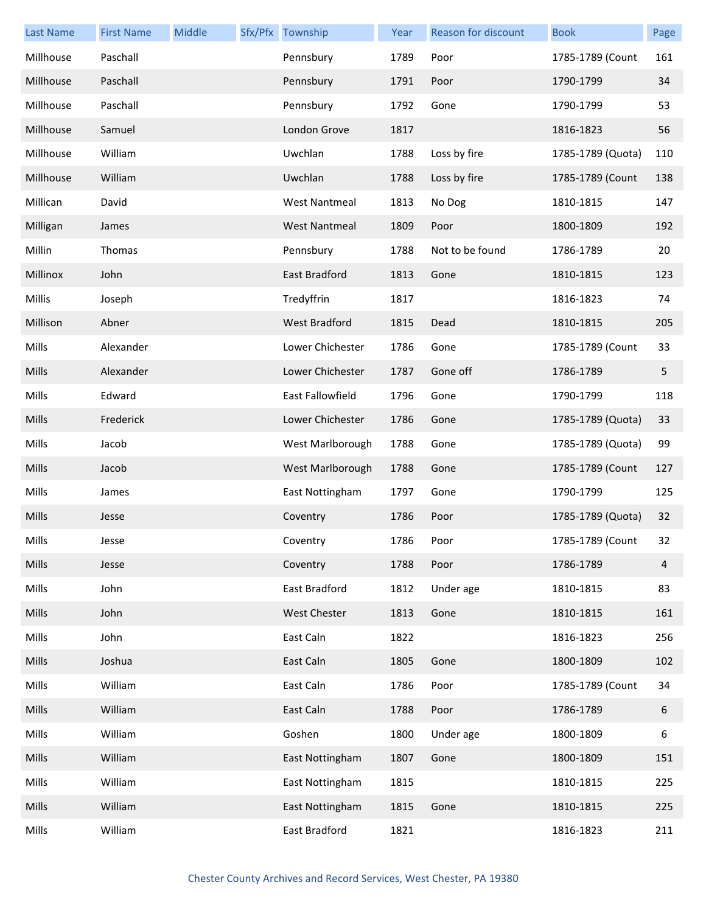| Last Name | First Name | Middle | Sfx/Pfx | Township | Year | Reason for discount | Book | Page |
|---|---|---|---|---|---|---|---|---|
| Millhouse | Paschall | | | Pennsbury | 1789 | Poor | 1785-1789 (Count | 161 |
| Millhouse | Paschall | | | Pennsbury | 1791 | Poor | 1790-1799 | 34 |
| Millhouse | Paschall | | | Pennsbury | 1792 | Gone | 1790-1799 | 53 |
| Millhouse | Samuel | | | London Grove | 1817 | | 1816-1823 | 56 |
| Millhouse | William | | | Uwchlan | 1788 | Loss by fire | 1785-1789 (Quota) | 110 |
| Millhouse | William | | | Uwchlan | 1788 | Loss by fire | 1785-1789 (Count | 138 |
| Millican | David | | | West Nantmeal | 1813 | No Dog | 1810-1815 | 147 |
| Milligan | James | | | West Nantmeal | 1809 | Poor | 1800-1809 | 192 |
| Millin | Thomas | | | Pennsbury | 1788 | Not to be found | 1786-1789 | 20 |
| Millinox | John | | | East Bradford | 1813 | Gone | 1810-1815 | 123 |
| Millis | Joseph | | | Tredyffrin | 1817 | | 1816-1823 | 74 |
| Millison | Abner | | | West Bradford | 1815 | Dead | 1810-1815 | 205 |
| Mills | Alexander | | | Lower Chichester | 1786 | Gone | 1785-1789 (Count | 33 |
| Mills | Alexander | | | Lower Chichester | 1787 | Gone off | 1786-1789 | 5 |
| Mills | Edward | | | East Fallowfield | 1796 | Gone | 1790-1799 | 118 |
| Mills | Frederick | | | Lower Chichester | 1786 | Gone | 1785-1789 (Quota) | 33 |
| Mills | Jacob | | | West Marlborough | 1788 | Gone | 1785-1789 (Quota) | 99 |
| Mills | Jacob | | | West Marlborough | 1788 | Gone | 1785-1789 (Count | 127 |
| Mills | James | | | East Nottingham | 1797 | Gone | 1790-1799 | 125 |
| Mills | Jesse | | | Coventry | 1786 | Poor | 1785-1789 (Quota) | 32 |
| Mills | Jesse | | | Coventry | 1786 | Poor | 1785-1789 (Count | 32 |
| Mills | Jesse | | | Coventry | 1788 | Poor | 1786-1789 | 4 |
| Mills | John | | | East Bradford | 1812 | Under age | 1810-1815 | 83 |
| Mills | John | | | West Chester | 1813 | Gone | 1810-1815 | 161 |
| Mills | John | | | East Caln | 1822 | | 1816-1823 | 256 |
| Mills | Joshua | | | East Caln | 1805 | Gone | 1800-1809 | 102 |
| Mills | William | | | East Caln | 1786 | Poor | 1785-1789 (Count | 34 |
| Mills | William | | | East Caln | 1788 | Poor | 1786-1789 | 6 |
| Mills | William | | | Goshen | 1800 | Under age | 1800-1809 | 6 |
| Mills | William | | | East Nottingham | 1807 | Gone | 1800-1809 | 151 |
| Mills | William | | | East Nottingham | 1815 | | 1810-1815 | 225 |
| Mills | William | | | East Nottingham | 1815 | Gone | 1810-1815 | 225 |
| Mills | William | | | East Bradford | 1821 | | 1816-1823 | 211 |

Chester County Archives and Record Services, West Chester, PA 19380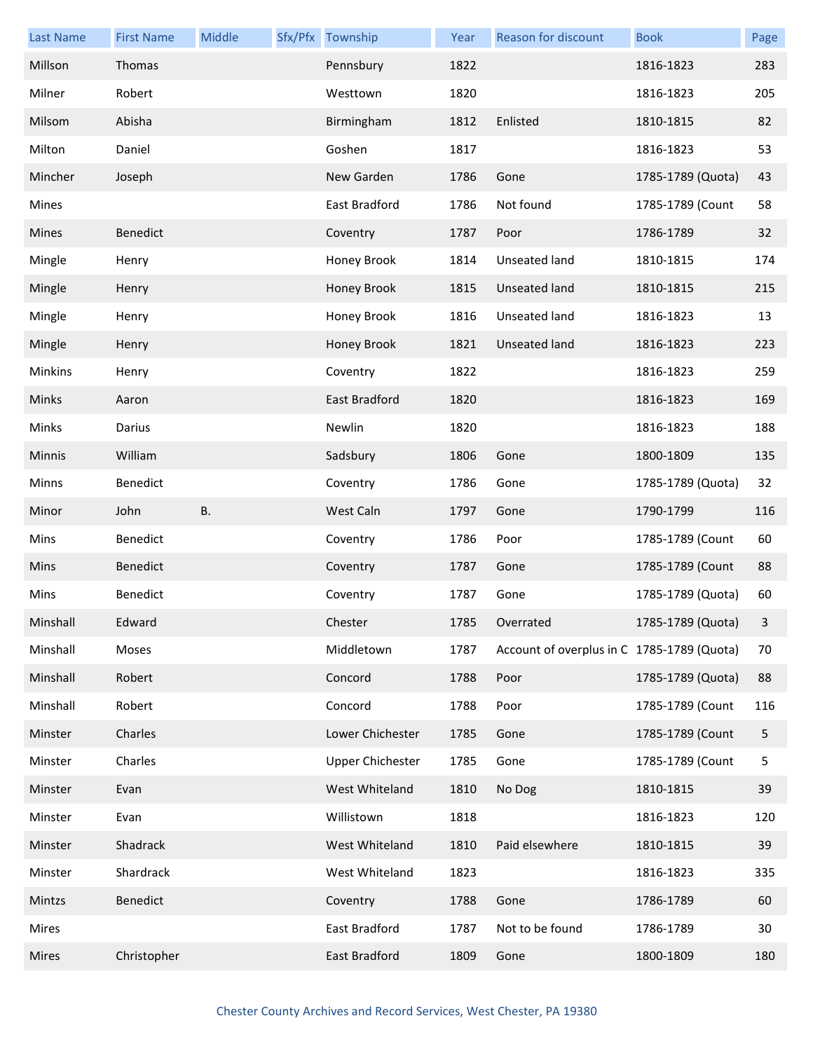| Last Name | First Name | Middle | Sfx/Pfx | Township | Year | Reason for discount | Book | Page |
| --- | --- | --- | --- | --- | --- | --- | --- | --- |
| Millson | Thomas | | | Pennsbury | 1822 | | 1816-1823 | 283 |
| Milner | Robert | | | Westtown | 1820 | | 1816-1823 | 205 |
| Milsom | Abisha | | | Birmingham | 1812 | Enlisted | 1810-1815 | 82 |
| Milton | Daniel | | | Goshen | 1817 | | 1816-1823 | 53 |
| Mincher | Joseph | | | New Garden | 1786 | Gone | 1785-1789 (Quota) | 43 |
| Mines | | | | East Bradford | 1786 | Not found | 1785-1789 (Count | 58 |
| Mines | Benedict | | | Coventry | 1787 | Poor | 1786-1789 | 32 |
| Mingle | Henry | | | Honey Brook | 1814 | Unseated land | 1810-1815 | 174 |
| Mingle | Henry | | | Honey Brook | 1815 | Unseated land | 1810-1815 | 215 |
| Mingle | Henry | | | Honey Brook | 1816 | Unseated land | 1816-1823 | 13 |
| Mingle | Henry | | | Honey Brook | 1821 | Unseated land | 1816-1823 | 223 |
| Minkins | Henry | | | Coventry | 1822 | | 1816-1823 | 259 |
| Minks | Aaron | | | East Bradford | 1820 | | 1816-1823 | 169 |
| Minks | Darius | | | Newlin | 1820 | | 1816-1823 | 188 |
| Minnis | William | | | Sadsbury | 1806 | Gone | 1800-1809 | 135 |
| Minns | Benedict | | | Coventry | 1786 | Gone | 1785-1789 (Quota) | 32 |
| Minor | John | B. | | West Caln | 1797 | Gone | 1790-1799 | 116 |
| Mins | Benedict | | | Coventry | 1786 | Poor | 1785-1789 (Count | 60 |
| Mins | Benedict | | | Coventry | 1787 | Gone | 1785-1789 (Count | 88 |
| Mins | Benedict | | | Coventry | 1787 | Gone | 1785-1789 (Quota) | 60 |
| Minshall | Edward | | | Chester | 1785 | Overrated | 1785-1789 (Quota) | 3 |
| Minshall | Moses | | | Middletown | 1787 | Account of overplus in C | 1785-1789 (Quota) | 70 |
| Minshall | Robert | | | Concord | 1788 | Poor | 1785-1789 (Quota) | 88 |
| Minshall | Robert | | | Concord | 1788 | Poor | 1785-1789 (Count | 116 |
| Minster | Charles | | | Lower Chichester | 1785 | Gone | 1785-1789 (Count | 5 |
| Minster | Charles | | | Upper Chichester | 1785 | Gone | 1785-1789 (Count | 5 |
| Minster | Evan | | | West Whiteland | 1810 | No Dog | 1810-1815 | 39 |
| Minster | Evan | | | Willistown | 1818 | | 1816-1823 | 120 |
| Minster | Shadrack | | | West Whiteland | 1810 | Paid elsewhere | 1810-1815 | 39 |
| Minster | Shardrack | | | West Whiteland | 1823 | | 1816-1823 | 335 |
| Mintzs | Benedict | | | Coventry | 1788 | Gone | 1786-1789 | 60 |
| Mires | | | | East Bradford | 1787 | Not to be found | 1786-1789 | 30 |
| Mires | Christopher | | | East Bradford | 1809 | Gone | 1800-1809 | 180 |

Chester County Archives and Record Services, West Chester, PA 19380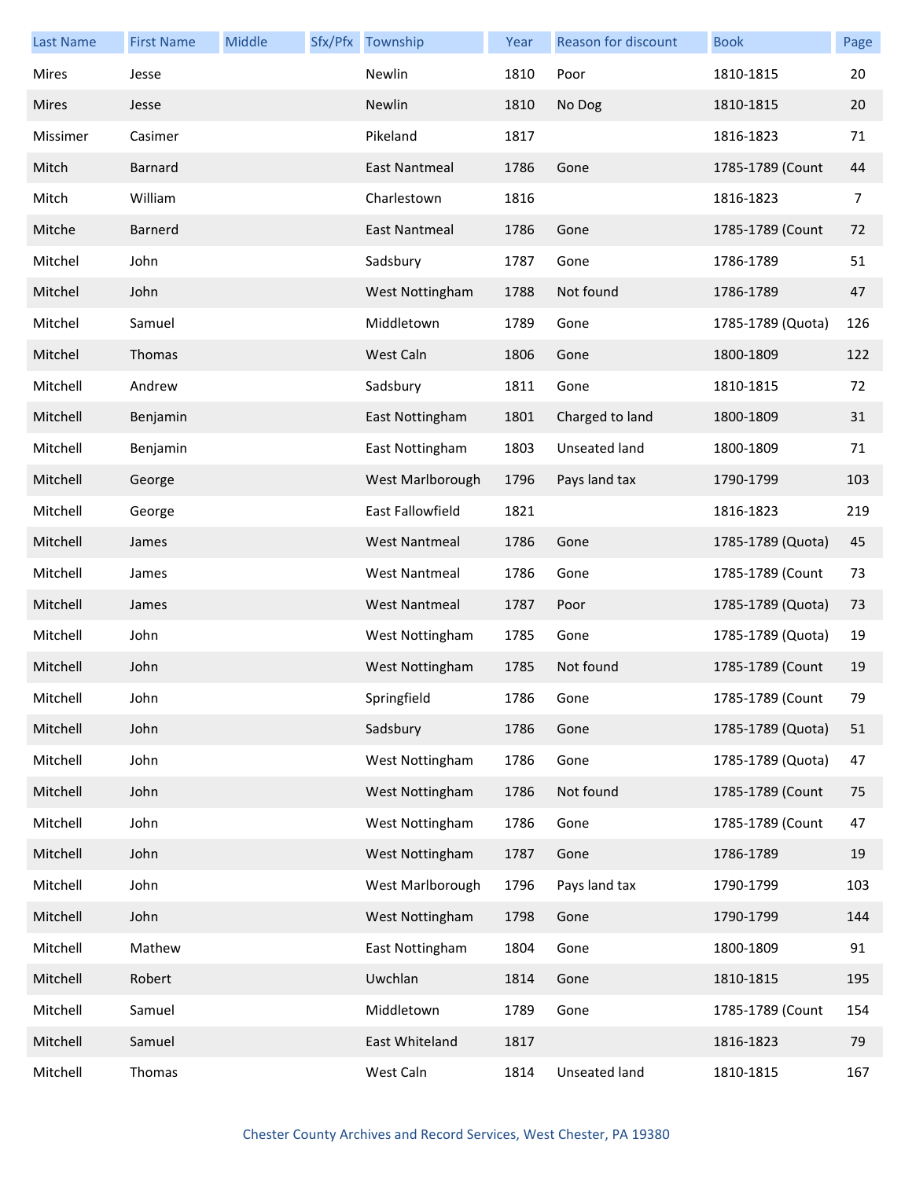| Last Name | First Name | Middle | Sfx/Pfx | Township | Year | Reason for discount | Book | Page |
|---|---|---|---|---|---|---|---|---|
| Mires | Jesse | | | Newlin | 1810 | Poor | 1810-1815 | 20 |
| Mires | Jesse | | | Newlin | 1810 | No Dog | 1810-1815 | 20 |
| Missimer | Casimer | | | Pikeland | 1817 | | 1816-1823 | 71 |
| Mitch | Barnard | | | East Nantmeal | 1786 | Gone | 1785-1789 (Count | 44 |
| Mitch | William | | | Charlestown | 1816 | | 1816-1823 | 7 |
| Mitche | Barnerd | | | East Nantmeal | 1786 | Gone | 1785-1789 (Count | 72 |
| Mitchel | John | | | Sadsbury | 1787 | Gone | 1786-1789 | 51 |
| Mitchel | John | | | West Nottingham | 1788 | Not found | 1786-1789 | 47 |
| Mitchel | Samuel | | | Middletown | 1789 | Gone | 1785-1789 (Quota) | 126 |
| Mitchel | Thomas | | | West Caln | 1806 | Gone | 1800-1809 | 122 |
| Mitchell | Andrew | | | Sadsbury | 1811 | Gone | 1810-1815 | 72 |
| Mitchell | Benjamin | | | East Nottingham | 1801 | Charged to land | 1800-1809 | 31 |
| Mitchell | Benjamin | | | East Nottingham | 1803 | Unseated land | 1800-1809 | 71 |
| Mitchell | George | | | West Marlborough | 1796 | Pays land tax | 1790-1799 | 103 |
| Mitchell | George | | | East Fallowfield | 1821 | | 1816-1823 | 219 |
| Mitchell | James | | | West Nantmeal | 1786 | Gone | 1785-1789 (Quota) | 45 |
| Mitchell | James | | | West Nantmeal | 1786 | Gone | 1785-1789 (Count | 73 |
| Mitchell | James | | | West Nantmeal | 1787 | Poor | 1785-1789 (Quota) | 73 |
| Mitchell | John | | | West Nottingham | 1785 | Gone | 1785-1789 (Quota) | 19 |
| Mitchell | John | | | West Nottingham | 1785 | Not found | 1785-1789 (Count | 19 |
| Mitchell | John | | | Springfield | 1786 | Gone | 1785-1789 (Count | 79 |
| Mitchell | John | | | Sadsbury | 1786 | Gone | 1785-1789 (Quota) | 51 |
| Mitchell | John | | | West Nottingham | 1786 | Gone | 1785-1789 (Quota) | 47 |
| Mitchell | John | | | West Nottingham | 1786 | Not found | 1785-1789 (Count | 75 |
| Mitchell | John | | | West Nottingham | 1786 | Gone | 1785-1789 (Count | 47 |
| Mitchell | John | | | West Nottingham | 1787 | Gone | 1786-1789 | 19 |
| Mitchell | John | | | West Marlborough | 1796 | Pays land tax | 1790-1799 | 103 |
| Mitchell | John | | | West Nottingham | 1798 | Gone | 1790-1799 | 144 |
| Mitchell | Mathew | | | East Nottingham | 1804 | Gone | 1800-1809 | 91 |
| Mitchell | Robert | | | Uwchlan | 1814 | Gone | 1810-1815 | 195 |
| Mitchell | Samuel | | | Middletown | 1789 | Gone | 1785-1789 (Count | 154 |
| Mitchell | Samuel | | | East Whiteland | 1817 | | 1816-1823 | 79 |
| Mitchell | Thomas | | | West Caln | 1814 | Unseated land | 1810-1815 | 167 |

Chester County Archives and Record Services, West Chester, PA 19380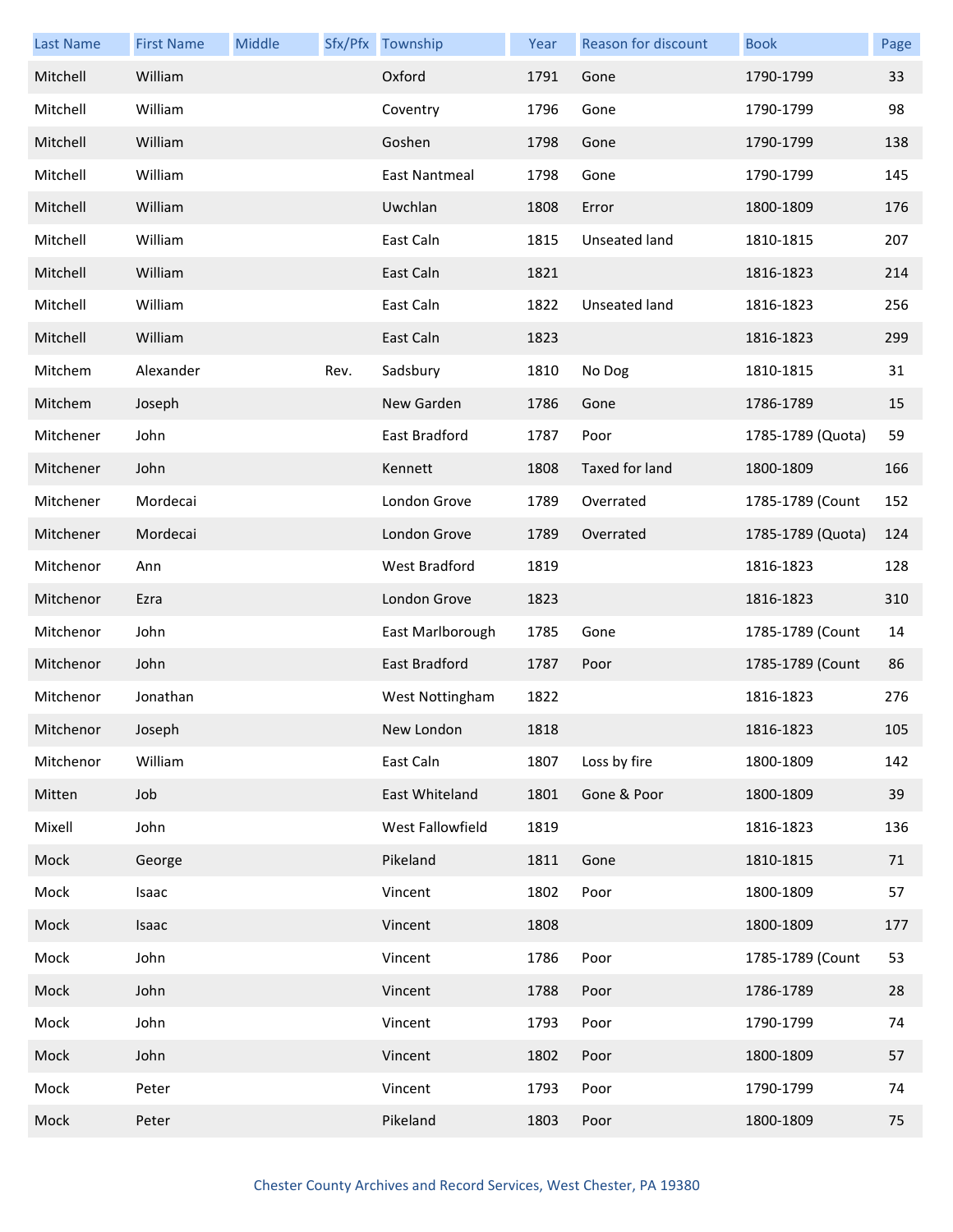| Last Name | First Name | Middle | Sfx/Pfx | Township | Year | Reason for discount | Book | Page |
|---|---|---|---|---|---|---|---|---|
| Mitchell | William | | | Oxford | 1791 | Gone | 1790-1799 | 33 |
| Mitchell | William | | | Coventry | 1796 | Gone | 1790-1799 | 98 |
| Mitchell | William | | | Goshen | 1798 | Gone | 1790-1799 | 138 |
| Mitchell | William | | | East Nantmeal | 1798 | Gone | 1790-1799 | 145 |
| Mitchell | William | | | Uwchlan | 1808 | Error | 1800-1809 | 176 |
| Mitchell | William | | | East Caln | 1815 | Unseated land | 1810-1815 | 207 |
| Mitchell | William | | | East Caln | 1821 | | 1816-1823 | 214 |
| Mitchell | William | | | East Caln | 1822 | Unseated land | 1816-1823 | 256 |
| Mitchell | William | | | East Caln | 1823 | | 1816-1823 | 299 |
| Mitchem | Alexander | | Rev. | Sadsbury | 1810 | No Dog | 1810-1815 | 31 |
| Mitchem | Joseph | | | New Garden | 1786 | Gone | 1786-1789 | 15 |
| Mitchener | John | | | East Bradford | 1787 | Poor | 1785-1789 (Quota) | 59 |
| Mitchener | John | | | Kennett | 1808 | Taxed for land | 1800-1809 | 166 |
| Mitchener | Mordecai | | | London Grove | 1789 | Overrated | 1785-1789 (Count | 152 |
| Mitchener | Mordecai | | | London Grove | 1789 | Overrated | 1785-1789 (Quota) | 124 |
| Mitchenor | Ann | | | West Bradford | 1819 | | 1816-1823 | 128 |
| Mitchenor | Ezra | | | London Grove | 1823 | | 1816-1823 | 310 |
| Mitchenor | John | | | East Marlborough | 1785 | Gone | 1785-1789 (Count | 14 |
| Mitchenor | John | | | East Bradford | 1787 | Poor | 1785-1789 (Count | 86 |
| Mitchenor | Jonathan | | | West Nottingham | 1822 | | 1816-1823 | 276 |
| Mitchenor | Joseph | | | New London | 1818 | | 1816-1823 | 105 |
| Mitchenor | William | | | East Caln | 1807 | Loss by fire | 1800-1809 | 142 |
| Mitten | Job | | | East Whiteland | 1801 | Gone & Poor | 1800-1809 | 39 |
| Mixell | John | | | West Fallowfield | 1819 | | 1816-1823 | 136 |
| Mock | George | | | Pikeland | 1811 | Gone | 1810-1815 | 71 |
| Mock | Isaac | | | Vincent | 1802 | Poor | 1800-1809 | 57 |
| Mock | Isaac | | | Vincent | 1808 | | 1800-1809 | 177 |
| Mock | John | | | Vincent | 1786 | Poor | 1785-1789 (Count | 53 |
| Mock | John | | | Vincent | 1788 | Poor | 1786-1789 | 28 |
| Mock | John | | | Vincent | 1793 | Poor | 1790-1799 | 74 |
| Mock | John | | | Vincent | 1802 | Poor | 1800-1809 | 57 |
| Mock | Peter | | | Vincent | 1793 | Poor | 1790-1799 | 74 |
| Mock | Peter | | | Pikeland | 1803 | Poor | 1800-1809 | 75 |

Chester County Archives and Record Services, West Chester, PA 19380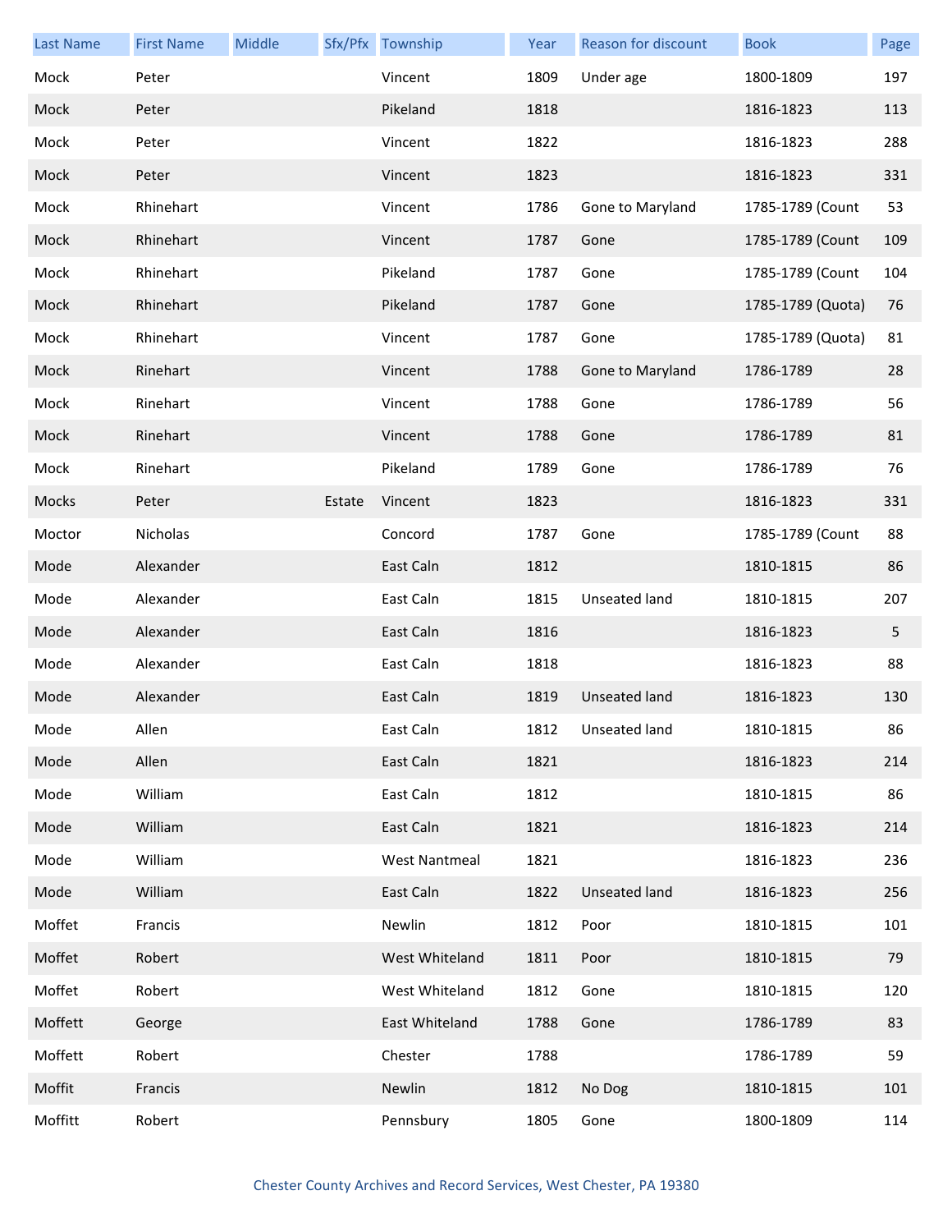| Last Name | First Name | Middle | Sfx/Pfx | Township | Year | Reason for discount | Book | Page |
|---|---|---|---|---|---|---|---|---|
| Mock | Peter | | | Vincent | 1809 | Under age | 1800-1809 | 197 |
| Mock | Peter | | | Pikeland | 1818 | | 1816-1823 | 113 |
| Mock | Peter | | | Vincent | 1822 | | 1816-1823 | 288 |
| Mock | Peter | | | Vincent | 1823 | | 1816-1823 | 331 |
| Mock | Rhinehart | | | Vincent | 1786 | Gone to Maryland | 1785-1789 (Count | 53 |
| Mock | Rhinehart | | | Vincent | 1787 | Gone | 1785-1789 (Count | 109 |
| Mock | Rhinehart | | | Pikeland | 1787 | Gone | 1785-1789 (Count | 104 |
| Mock | Rhinehart | | | Pikeland | 1787 | Gone | 1785-1789 (Quota) | 76 |
| Mock | Rhinehart | | | Vincent | 1787 | Gone | 1785-1789 (Quota) | 81 |
| Mock | Rinehart | | | Vincent | 1788 | Gone to Maryland | 1786-1789 | 28 |
| Mock | Rinehart | | | Vincent | 1788 | Gone | 1786-1789 | 56 |
| Mock | Rinehart | | | Vincent | 1788 | Gone | 1786-1789 | 81 |
| Mock | Rinehart | | | Pikeland | 1789 | Gone | 1786-1789 | 76 |
| Mocks | Peter | | Estate | Vincent | 1823 | | 1816-1823 | 331 |
| Moctor | Nicholas | | | Concord | 1787 | Gone | 1785-1789 (Count | 88 |
| Mode | Alexander | | | East Caln | 1812 | | 1810-1815 | 86 |
| Mode | Alexander | | | East Caln | 1815 | Unseated land | 1810-1815 | 207 |
| Mode | Alexander | | | East Caln | 1816 | | 1816-1823 | 5 |
| Mode | Alexander | | | East Caln | 1818 | | 1816-1823 | 88 |
| Mode | Alexander | | | East Caln | 1819 | Unseated land | 1816-1823 | 130 |
| Mode | Allen | | | East Caln | 1812 | Unseated land | 1810-1815 | 86 |
| Mode | Allen | | | East Caln | 1821 | | 1816-1823 | 214 |
| Mode | William | | | East Caln | 1812 | | 1810-1815 | 86 |
| Mode | William | | | East Caln | 1821 | | 1816-1823 | 214 |
| Mode | William | | | West Nantmeal | 1821 | | 1816-1823 | 236 |
| Mode | William | | | East Caln | 1822 | Unseated land | 1816-1823 | 256 |
| Moffet | Francis | | | Newlin | 1812 | Poor | 1810-1815 | 101 |
| Moffet | Robert | | | West Whiteland | 1811 | Poor | 1810-1815 | 79 |
| Moffet | Robert | | | West Whiteland | 1812 | Gone | 1810-1815 | 120 |
| Moffett | George | | | East Whiteland | 1788 | Gone | 1786-1789 | 83 |
| Moffett | Robert | | | Chester | 1788 | | 1786-1789 | 59 |
| Moffit | Francis | | | Newlin | 1812 | No Dog | 1810-1815 | 101 |
| Moffitt | Robert | | | Pennsbury | 1805 | Gone | 1800-1809 | 114 |

Chester County Archives and Record Services, West Chester, PA 19380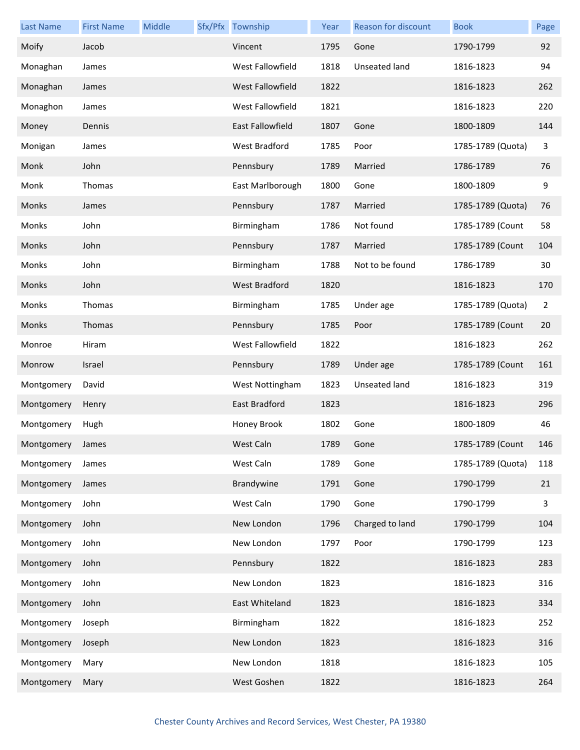| Last Name | First Name | Middle | Sfx/Pfx | Township | Year | Reason for discount | Book | Page |
|---|---|---|---|---|---|---|---|---|
| Moify | Jacob | | | Vincent | 1795 | Gone | 1790-1799 | 92 |
| Monaghan | James | | | West Fallowfield | 1818 | Unseated land | 1816-1823 | 94 |
| Monaghan | James | | | West Fallowfield | 1822 | | 1816-1823 | 262 |
| Monaghon | James | | | West Fallowfield | 1821 | | 1816-1823 | 220 |
| Money | Dennis | | | East Fallowfield | 1807 | Gone | 1800-1809 | 144 |
| Monigan | James | | | West Bradford | 1785 | Poor | 1785-1789 (Quota) | 3 |
| Monk | John | | | Pennsbury | 1789 | Married | 1786-1789 | 76 |
| Monk | Thomas | | | East Marlborough | 1800 | Gone | 1800-1809 | 9 |
| Monks | James | | | Pennsbury | 1787 | Married | 1785-1789 (Quota) | 76 |
| Monks | John | | | Birmingham | 1786 | Not found | 1785-1789 (Count | 58 |
| Monks | John | | | Pennsbury | 1787 | Married | 1785-1789 (Count | 104 |
| Monks | John | | | Birmingham | 1788 | Not to be found | 1786-1789 | 30 |
| Monks | John | | | West Bradford | 1820 | | 1816-1823 | 170 |
| Monks | Thomas | | | Birmingham | 1785 | Under age | 1785-1789 (Quota) | 2 |
| Monks | Thomas | | | Pennsbury | 1785 | Poor | 1785-1789 (Count | 20 |
| Monroe | Hiram | | | West Fallowfield | 1822 | | 1816-1823 | 262 |
| Monrow | Israel | | | Pennsbury | 1789 | Under age | 1785-1789 (Count | 161 |
| Montgomery | David | | | West Nottingham | 1823 | Unseated land | 1816-1823 | 319 |
| Montgomery | Henry | | | East Bradford | 1823 | | 1816-1823 | 296 |
| Montgomery | Hugh | | | Honey Brook | 1802 | Gone | 1800-1809 | 46 |
| Montgomery | James | | | West Caln | 1789 | Gone | 1785-1789 (Count | 146 |
| Montgomery | James | | | West Caln | 1789 | Gone | 1785-1789 (Quota) | 118 |
| Montgomery | James | | | Brandywine | 1791 | Gone | 1790-1799 | 21 |
| Montgomery | John | | | West Caln | 1790 | Gone | 1790-1799 | 3 |
| Montgomery | John | | | New London | 1796 | Charged to land | 1790-1799 | 104 |
| Montgomery | John | | | New London | 1797 | Poor | 1790-1799 | 123 |
| Montgomery | John | | | Pennsbury | 1822 | | 1816-1823 | 283 |
| Montgomery | John | | | New London | 1823 | | 1816-1823 | 316 |
| Montgomery | John | | | East Whiteland | 1823 | | 1816-1823 | 334 |
| Montgomery | Joseph | | | Birmingham | 1822 | | 1816-1823 | 252 |
| Montgomery | Joseph | | | New London | 1823 | | 1816-1823 | 316 |
| Montgomery | Mary | | | New London | 1818 | | 1816-1823 | 105 |
| Montgomery | Mary | | | West Goshen | 1822 | | 1816-1823 | 264 |

Chester County Archives and Record Services, West Chester, PA 19380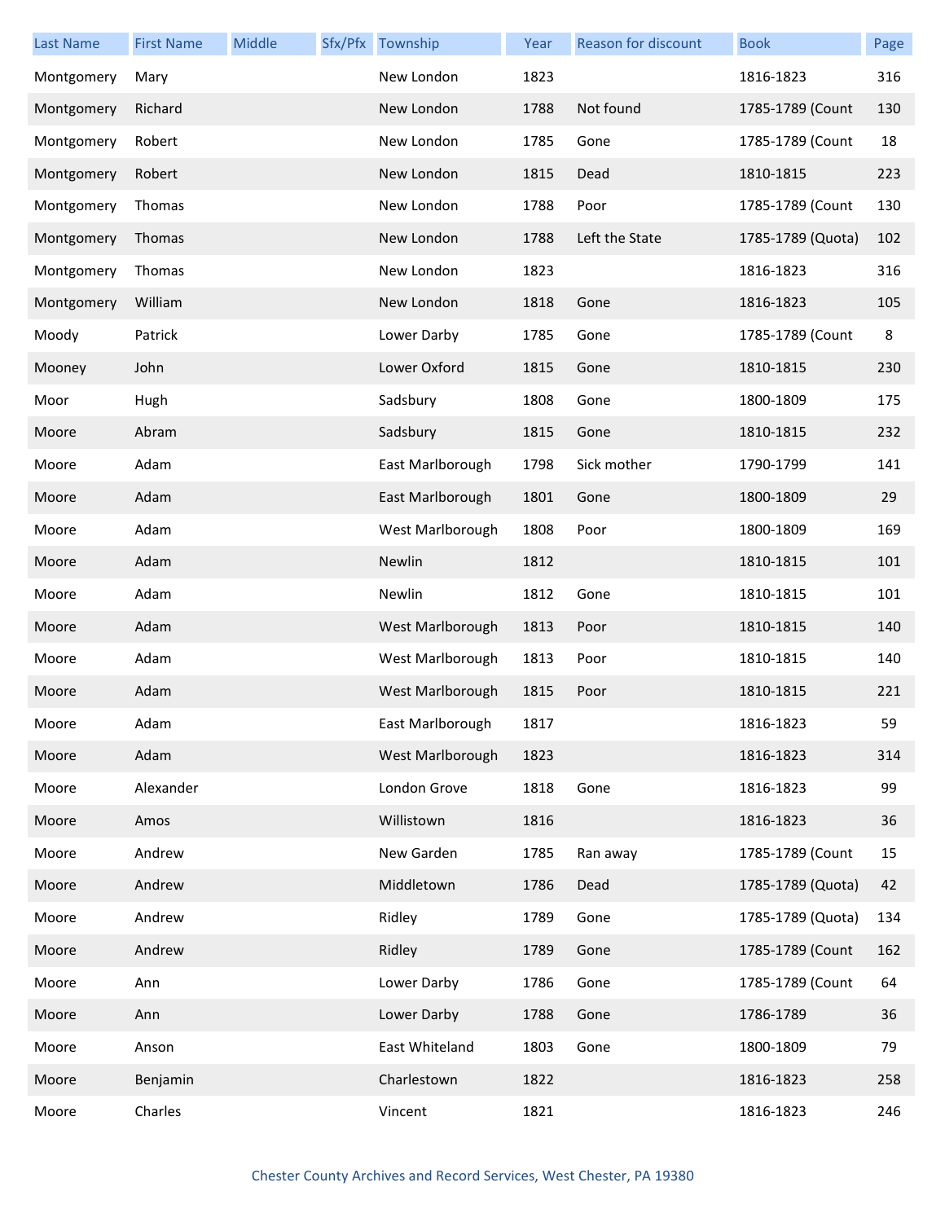| Last Name | First Name | Middle | Sfx/Pfx | Township | Year | Reason for discount | Book | Page |
|---|---|---|---|---|---|---|---|---|
| Montgomery | Mary | | | New London | 1823 | | 1816-1823 | 316 |
| Montgomery | Richard | | | New London | 1788 | Not found | 1785-1789 (Count | 130 |
| Montgomery | Robert | | | New London | 1785 | Gone | 1785-1789 (Count | 18 |
| Montgomery | Robert | | | New London | 1815 | Dead | 1810-1815 | 223 |
| Montgomery | Thomas | | | New London | 1788 | Poor | 1785-1789 (Count | 130 |
| Montgomery | Thomas | | | New London | 1788 | Left the State | 1785-1789 (Quota) | 102 |
| Montgomery | Thomas | | | New London | 1823 | | 1816-1823 | 316 |
| Montgomery | William | | | New London | 1818 | Gone | 1816-1823 | 105 |
| Moody | Patrick | | | Lower Darby | 1785 | Gone | 1785-1789 (Count | 8 |
| Mooney | John | | | Lower Oxford | 1815 | Gone | 1810-1815 | 230 |
| Moor | Hugh | | | Sadsbury | 1808 | Gone | 1800-1809 | 175 |
| Moore | Abram | | | Sadsbury | 1815 | Gone | 1810-1815 | 232 |
| Moore | Adam | | | East Marlborough | 1798 | Sick mother | 1790-1799 | 141 |
| Moore | Adam | | | East Marlborough | 1801 | Gone | 1800-1809 | 29 |
| Moore | Adam | | | West Marlborough | 1808 | Poor | 1800-1809 | 169 |
| Moore | Adam | | | Newlin | 1812 | | 1810-1815 | 101 |
| Moore | Adam | | | Newlin | 1812 | Gone | 1810-1815 | 101 |
| Moore | Adam | | | West Marlborough | 1813 | Poor | 1810-1815 | 140 |
| Moore | Adam | | | West Marlborough | 1813 | Poor | 1810-1815 | 140 |
| Moore | Adam | | | West Marlborough | 1815 | Poor | 1810-1815 | 221 |
| Moore | Adam | | | East Marlborough | 1817 | | 1816-1823 | 59 |
| Moore | Adam | | | West Marlborough | 1823 | | 1816-1823 | 314 |
| Moore | Alexander | | | London Grove | 1818 | Gone | 1816-1823 | 99 |
| Moore | Amos | | | Willistown | 1816 | | 1816-1823 | 36 |
| Moore | Andrew | | | New Garden | 1785 | Ran away | 1785-1789 (Count | 15 |
| Moore | Andrew | | | Middletown | 1786 | Dead | 1785-1789 (Quota) | 42 |
| Moore | Andrew | | | Ridley | 1789 | Gone | 1785-1789 (Quota) | 134 |
| Moore | Andrew | | | Ridley | 1789 | Gone | 1785-1789 (Count | 162 |
| Moore | Ann | | | Lower Darby | 1786 | Gone | 1785-1789 (Count | 64 |
| Moore | Ann | | | Lower Darby | 1788 | Gone | 1786-1789 | 36 |
| Moore | Anson | | | East Whiteland | 1803 | Gone | 1800-1809 | 79 |
| Moore | Benjamin | | | Charlestown | 1822 | | 1816-1823 | 258 |
| Moore | Charles | | | Vincent | 1821 | | 1816-1823 | 246 |

Chester County Archives and Record Services, West Chester, PA 19380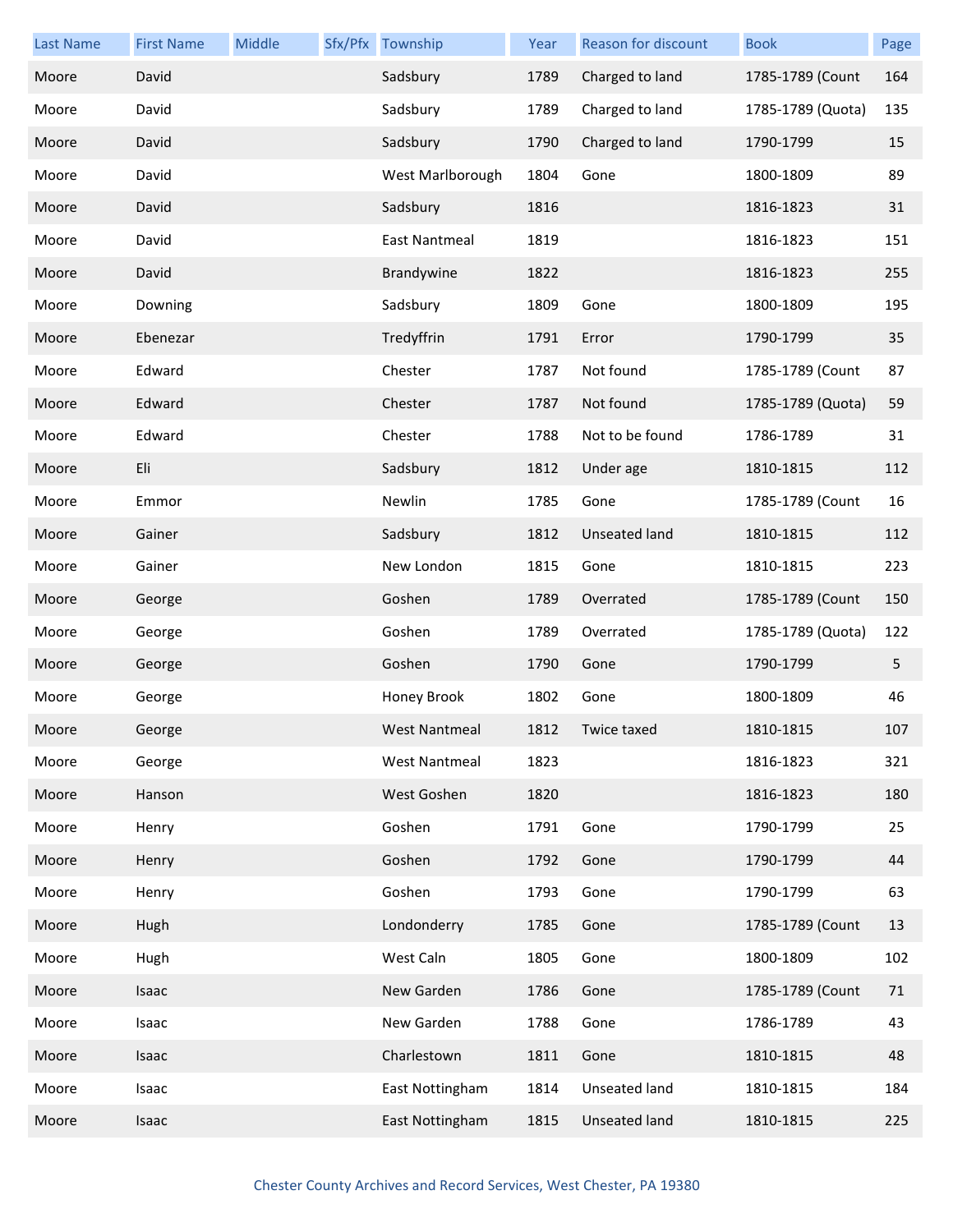| Last Name | First Name | Middle | Sfx/Pfx | Township | Year | Reason for discount | Book | Page |
|---|---|---|---|---|---|---|---|---|
| Moore | David | | | Sadsbury | 1789 | Charged to land | 1785-1789 (Count | 164 |
| Moore | David | | | Sadsbury | 1789 | Charged to land | 1785-1789 (Quota) | 135 |
| Moore | David | | | Sadsbury | 1790 | Charged to land | 1790-1799 | 15 |
| Moore | David | | | West Marlborough | 1804 | Gone | 1800-1809 | 89 |
| Moore | David | | | Sadsbury | 1816 | | 1816-1823 | 31 |
| Moore | David | | | East Nantmeal | 1819 | | 1816-1823 | 151 |
| Moore | David | | | Brandywine | 1822 | | 1816-1823 | 255 |
| Moore | Downing | | | Sadsbury | 1809 | Gone | 1800-1809 | 195 |
| Moore | Ebenezar | | | Tredyffrin | 1791 | Error | 1790-1799 | 35 |
| Moore | Edward | | | Chester | 1787 | Not found | 1785-1789 (Count | 87 |
| Moore | Edward | | | Chester | 1787 | Not found | 1785-1789 (Quota) | 59 |
| Moore | Edward | | | Chester | 1788 | Not to be found | 1786-1789 | 31 |
| Moore | Eli | | | Sadsbury | 1812 | Under age | 1810-1815 | 112 |
| Moore | Emmor | | | Newlin | 1785 | Gone | 1785-1789 (Count | 16 |
| Moore | Gainer | | | Sadsbury | 1812 | Unseated land | 1810-1815 | 112 |
| Moore | Gainer | | | New London | 1815 | Gone | 1810-1815 | 223 |
| Moore | George | | | Goshen | 1789 | Overrated | 1785-1789 (Count | 150 |
| Moore | George | | | Goshen | 1789 | Overrated | 1785-1789 (Quota) | 122 |
| Moore | George | | | Goshen | 1790 | Gone | 1790-1799 | 5 |
| Moore | George | | | Honey Brook | 1802 | Gone | 1800-1809 | 46 |
| Moore | George | | | West Nantmeal | 1812 | Twice taxed | 1810-1815 | 107 |
| Moore | George | | | West Nantmeal | 1823 | | 1816-1823 | 321 |
| Moore | Hanson | | | West Goshen | 1820 | | 1816-1823 | 180 |
| Moore | Henry | | | Goshen | 1791 | Gone | 1790-1799 | 25 |
| Moore | Henry | | | Goshen | 1792 | Gone | 1790-1799 | 44 |
| Moore | Henry | | | Goshen | 1793 | Gone | 1790-1799 | 63 |
| Moore | Hugh | | | Londonderry | 1785 | Gone | 1785-1789 (Count | 13 |
| Moore | Hugh | | | West Caln | 1805 | Gone | 1800-1809 | 102 |
| Moore | Isaac | | | New Garden | 1786 | Gone | 1785-1789 (Count | 71 |
| Moore | Isaac | | | New Garden | 1788 | Gone | 1786-1789 | 43 |
| Moore | Isaac | | | Charlestown | 1811 | Gone | 1810-1815 | 48 |
| Moore | Isaac | | | East Nottingham | 1814 | Unseated land | 1810-1815 | 184 |
| Moore | Isaac | | | East Nottingham | 1815 | Unseated land | 1810-1815 | 225 |

Chester County Archives and Record Services, West Chester, PA 19380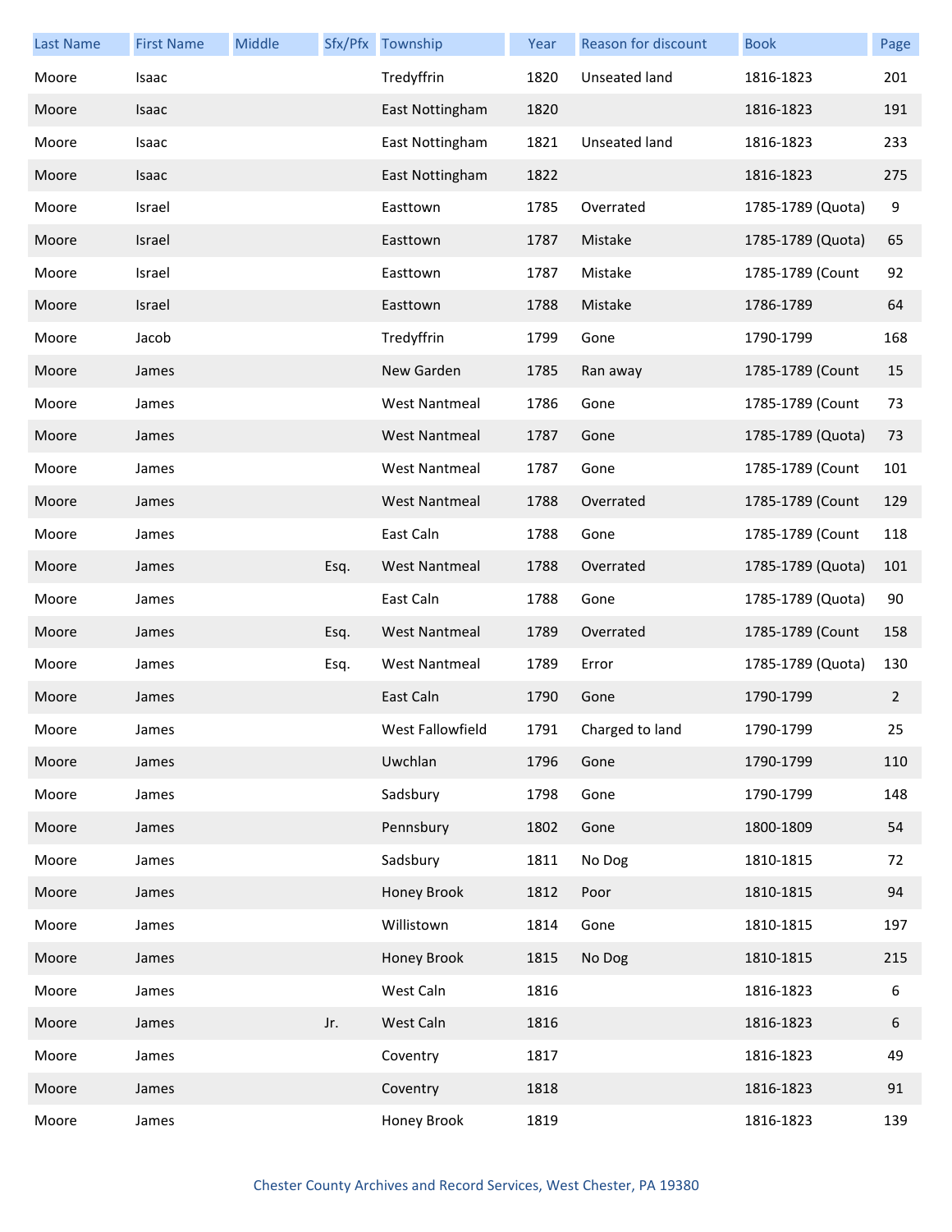| Last Name | First Name | Middle | Sfx/Pfx | Township | Year | Reason for discount | Book | Page |
|---|---|---|---|---|---|---|---|---|
| Moore | Isaac | | | Tredyffrin | 1820 | Unseated land | 1816-1823 | 201 |
| Moore | Isaac | | | East Nottingham | 1820 | | 1816-1823 | 191 |
| Moore | Isaac | | | East Nottingham | 1821 | Unseated land | 1816-1823 | 233 |
| Moore | Isaac | | | East Nottingham | 1822 | | 1816-1823 | 275 |
| Moore | Israel | | | Easttown | 1785 | Overrated | 1785-1789 (Quota) | 9 |
| Moore | Israel | | | Easttown | 1787 | Mistake | 1785-1789 (Quota) | 65 |
| Moore | Israel | | | Easttown | 1787 | Mistake | 1785-1789 (Count | 92 |
| Moore | Israel | | | Easttown | 1788 | Mistake | 1786-1789 | 64 |
| Moore | Jacob | | | Tredyffrin | 1799 | Gone | 1790-1799 | 168 |
| Moore | James | | | New Garden | 1785 | Ran away | 1785-1789 (Count | 15 |
| Moore | James | | | West Nantmeal | 1786 | Gone | 1785-1789 (Count | 73 |
| Moore | James | | | West Nantmeal | 1787 | Gone | 1785-1789 (Quota) | 73 |
| Moore | James | | | West Nantmeal | 1787 | Gone | 1785-1789 (Count | 101 |
| Moore | James | | | West Nantmeal | 1788 | Overrated | 1785-1789 (Count | 129 |
| Moore | James | | | East Caln | 1788 | Gone | 1785-1789 (Count | 118 |
| Moore | James | | Esq. | West Nantmeal | 1788 | Overrated | 1785-1789 (Quota) | 101 |
| Moore | James | | | East Caln | 1788 | Gone | 1785-1789 (Quota) | 90 |
| Moore | James | | Esq. | West Nantmeal | 1789 | Overrated | 1785-1789 (Count | 158 |
| Moore | James | | Esq. | West Nantmeal | 1789 | Error | 1785-1789 (Quota) | 130 |
| Moore | James | | | East Caln | 1790 | Gone | 1790-1799 | 2 |
| Moore | James | | | West Fallowfield | 1791 | Charged to land | 1790-1799 | 25 |
| Moore | James | | | Uwchlan | 1796 | Gone | 1790-1799 | 110 |
| Moore | James | | | Sadsbury | 1798 | Gone | 1790-1799 | 148 |
| Moore | James | | | Pennsbury | 1802 | Gone | 1800-1809 | 54 |
| Moore | James | | | Sadsbury | 1811 | No Dog | 1810-1815 | 72 |
| Moore | James | | | Honey Brook | 1812 | Poor | 1810-1815 | 94 |
| Moore | James | | | Willistown | 1814 | Gone | 1810-1815 | 197 |
| Moore | James | | | Honey Brook | 1815 | No Dog | 1810-1815 | 215 |
| Moore | James | | | West Caln | 1816 | | 1816-1823 | 6 |
| Moore | James | | Jr. | West Caln | 1816 | | 1816-1823 | 6 |
| Moore | James | | | Coventry | 1817 | | 1816-1823 | 49 |
| Moore | James | | | Coventry | 1818 | | 1816-1823 | 91 |
| Moore | James | | | Honey Brook | 1819 | | 1816-1823 | 139 |

Chester County Archives and Record Services, West Chester, PA 19380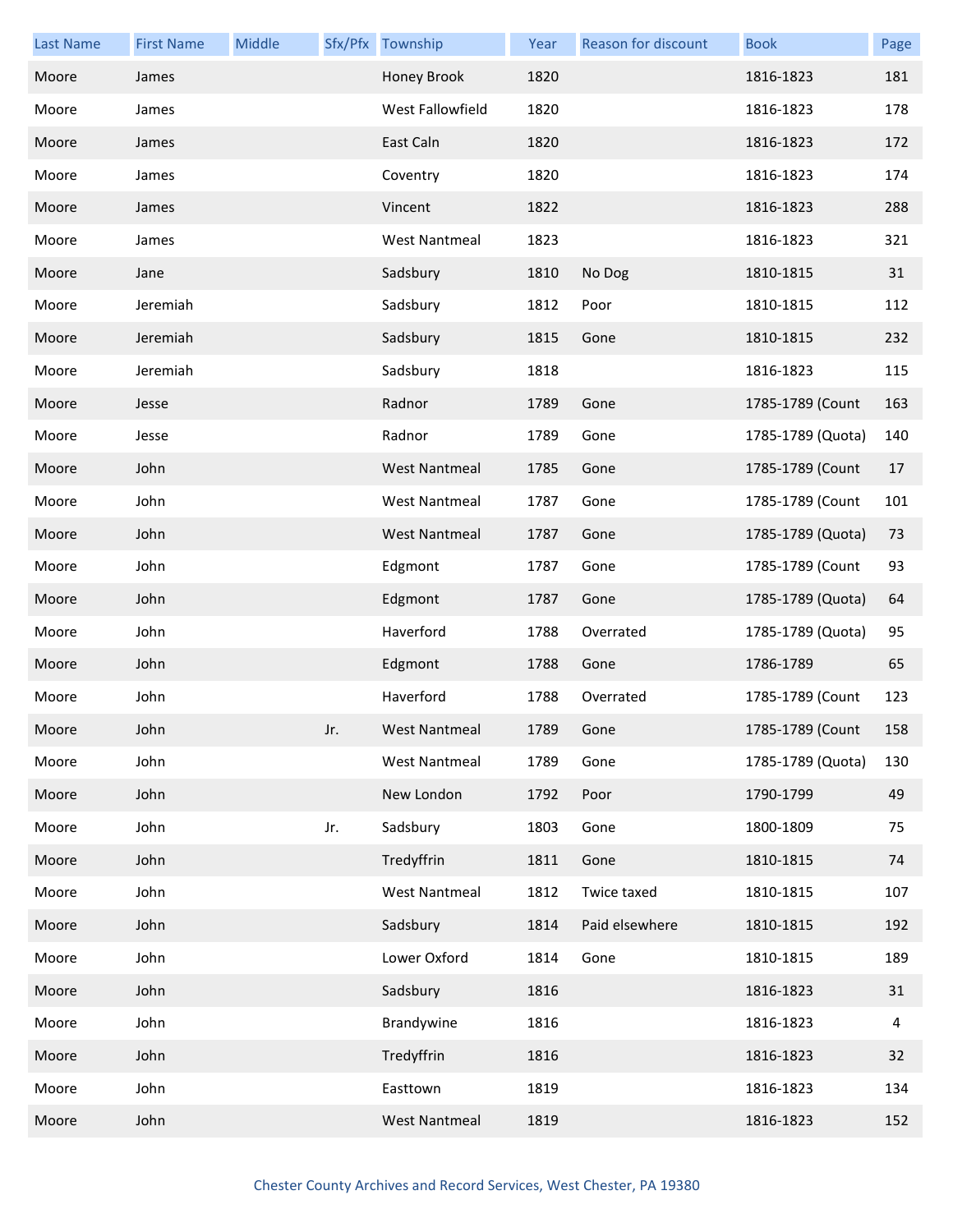| Last Name | First Name | Middle | Sfx/Pfx | Township | Year | Reason for discount | Book | Page |
|---|---|---|---|---|---|---|---|---|
| Moore | James | | | Honey Brook | 1820 | | 1816-1823 | 181 |
| Moore | James | | | West Fallowfield | 1820 | | 1816-1823 | 178 |
| Moore | James | | | East Caln | 1820 | | 1816-1823 | 172 |
| Moore | James | | | Coventry | 1820 | | 1816-1823 | 174 |
| Moore | James | | | Vincent | 1822 | | 1816-1823 | 288 |
| Moore | James | | | West Nantmeal | 1823 | | 1816-1823 | 321 |
| Moore | Jane | | | Sadsbury | 1810 | No Dog | 1810-1815 | 31 |
| Moore | Jeremiah | | | Sadsbury | 1812 | Poor | 1810-1815 | 112 |
| Moore | Jeremiah | | | Sadsbury | 1815 | Gone | 1810-1815 | 232 |
| Moore | Jeremiah | | | Sadsbury | 1818 | | 1816-1823 | 115 |
| Moore | Jesse | | | Radnor | 1789 | Gone | 1785-1789 (Count | 163 |
| Moore | Jesse | | | Radnor | 1789 | Gone | 1785-1789 (Quota) | 140 |
| Moore | John | | | West Nantmeal | 1785 | Gone | 1785-1789 (Count | 17 |
| Moore | John | | | West Nantmeal | 1787 | Gone | 1785-1789 (Count | 101 |
| Moore | John | | | West Nantmeal | 1787 | Gone | 1785-1789 (Quota) | 73 |
| Moore | John | | | Edgmont | 1787 | Gone | 1785-1789 (Count | 93 |
| Moore | John | | | Edgmont | 1787 | Gone | 1785-1789 (Quota) | 64 |
| Moore | John | | | Haverford | 1788 | Overrated | 1785-1789 (Quota) | 95 |
| Moore | John | | | Edgmont | 1788 | Gone | 1786-1789 | 65 |
| Moore | John | | | Haverford | 1788 | Overrated | 1785-1789 (Count | 123 |
| Moore | John | | Jr. | West Nantmeal | 1789 | Gone | 1785-1789 (Count | 158 |
| Moore | John | | | West Nantmeal | 1789 | Gone | 1785-1789 (Quota) | 130 |
| Moore | John | | | New London | 1792 | Poor | 1790-1799 | 49 |
| Moore | John | | Jr. | Sadsbury | 1803 | Gone | 1800-1809 | 75 |
| Moore | John | | | Tredyffrin | 1811 | Gone | 1810-1815 | 74 |
| Moore | John | | | West Nantmeal | 1812 | Twice taxed | 1810-1815 | 107 |
| Moore | John | | | Sadsbury | 1814 | Paid elsewhere | 1810-1815 | 192 |
| Moore | John | | | Lower Oxford | 1814 | Gone | 1810-1815 | 189 |
| Moore | John | | | Sadsbury | 1816 | | 1816-1823 | 31 |
| Moore | John | | | Brandywine | 1816 | | 1816-1823 | 4 |
| Moore | John | | | Tredyffrin | 1816 | | 1816-1823 | 32 |
| Moore | John | | | Easttown | 1819 | | 1816-1823 | 134 |
| Moore | John | | | West Nantmeal | 1819 | | 1816-1823 | 152 |

Chester County Archives and Record Services, West Chester, PA 19380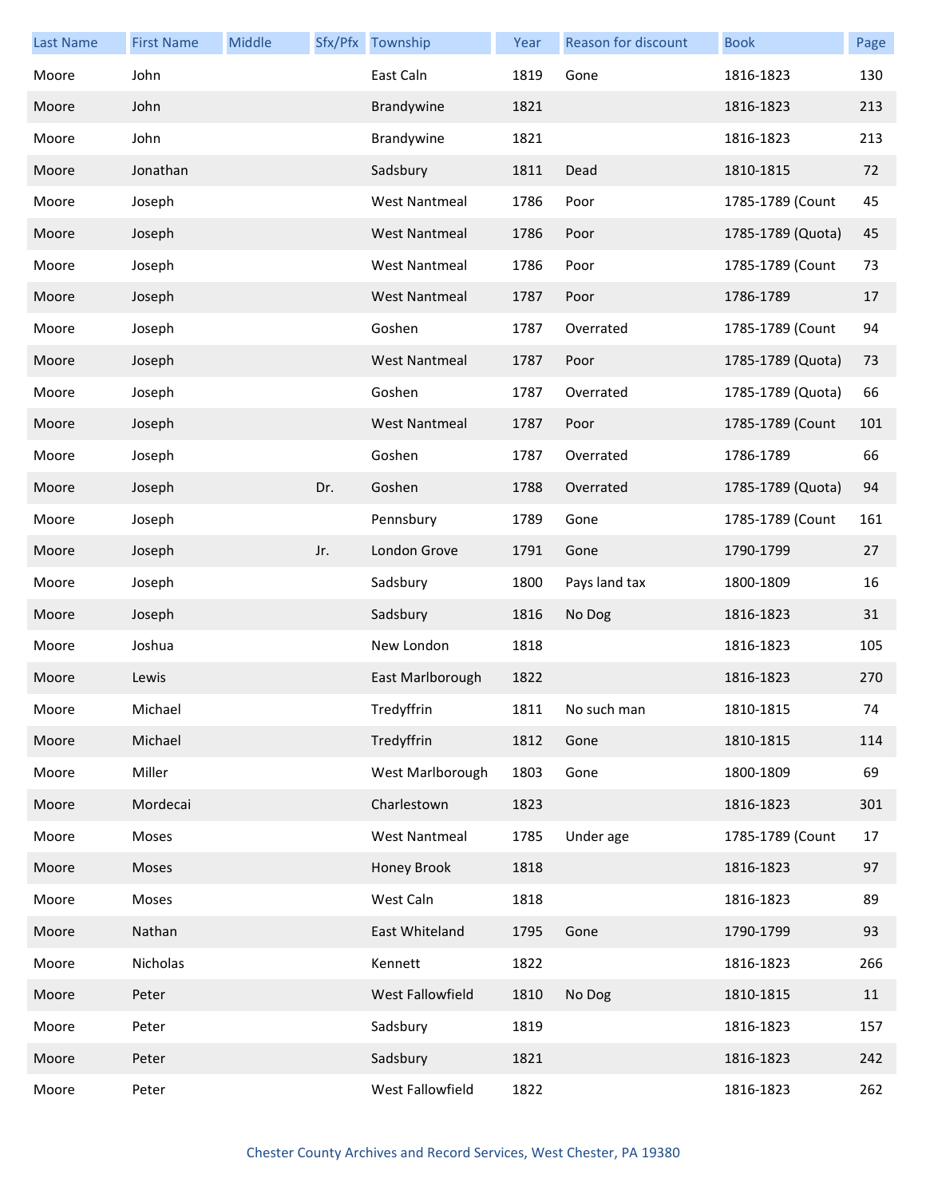| Last Name | First Name | Middle | Sfx/Pfx | Township | Year | Reason for discount | Book | Page |
|---|---|---|---|---|---|---|---|---|
| Moore | John | | | East Caln | 1819 | Gone | 1816-1823 | 130 |
| Moore | John | | | Brandywine | 1821 | | 1816-1823 | 213 |
| Moore | John | | | Brandywine | 1821 | | 1816-1823 | 213 |
| Moore | Jonathan | | | Sadsbury | 1811 | Dead | 1810-1815 | 72 |
| Moore | Joseph | | | West Nantmeal | 1786 | Poor | 1785-1789 (Count | 45 |
| Moore | Joseph | | | West Nantmeal | 1786 | Poor | 1785-1789 (Quota) | 45 |
| Moore | Joseph | | | West Nantmeal | 1786 | Poor | 1785-1789 (Count | 73 |
| Moore | Joseph | | | West Nantmeal | 1787 | Poor | 1786-1789 | 17 |
| Moore | Joseph | | | Goshen | 1787 | Overrated | 1785-1789 (Count | 94 |
| Moore | Joseph | | | West Nantmeal | 1787 | Poor | 1785-1789 (Quota) | 73 |
| Moore | Joseph | | | Goshen | 1787 | Overrated | 1785-1789 (Quota) | 66 |
| Moore | Joseph | | | West Nantmeal | 1787 | Poor | 1785-1789 (Count | 101 |
| Moore | Joseph | | | Goshen | 1787 | Overrated | 1786-1789 | 66 |
| Moore | Joseph | | Dr. | Goshen | 1788 | Overrated | 1785-1789 (Quota) | 94 |
| Moore | Joseph | | | Pennsbury | 1789 | Gone | 1785-1789 (Count | 161 |
| Moore | Joseph | | Jr. | London Grove | 1791 | Gone | 1790-1799 | 27 |
| Moore | Joseph | | | Sadsbury | 1800 | Pays land tax | 1800-1809 | 16 |
| Moore | Joseph | | | Sadsbury | 1816 | No Dog | 1816-1823 | 31 |
| Moore | Joshua | | | New London | 1818 | | 1816-1823 | 105 |
| Moore | Lewis | | | East Marlborough | 1822 | | 1816-1823 | 270 |
| Moore | Michael | | | Tredyffrin | 1811 | No such man | 1810-1815 | 74 |
| Moore | Michael | | | Tredyffrin | 1812 | Gone | 1810-1815 | 114 |
| Moore | Miller | | | West Marlborough | 1803 | Gone | 1800-1809 | 69 |
| Moore | Mordecai | | | Charlestown | 1823 | | 1816-1823 | 301 |
| Moore | Moses | | | West Nantmeal | 1785 | Under age | 1785-1789 (Count | 17 |
| Moore | Moses | | | Honey Brook | 1818 | | 1816-1823 | 97 |
| Moore | Moses | | | West Caln | 1818 | | 1816-1823 | 89 |
| Moore | Nathan | | | East Whiteland | 1795 | Gone | 1790-1799 | 93 |
| Moore | Nicholas | | | Kennett | 1822 | | 1816-1823 | 266 |
| Moore | Peter | | | West Fallowfield | 1810 | No Dog | 1810-1815 | 11 |
| Moore | Peter | | | Sadsbury | 1819 | | 1816-1823 | 157 |
| Moore | Peter | | | Sadsbury | 1821 | | 1816-1823 | 242 |
| Moore | Peter | | | West Fallowfield | 1822 | | 1816-1823 | 262 |

Chester County Archives and Record Services, West Chester, PA 19380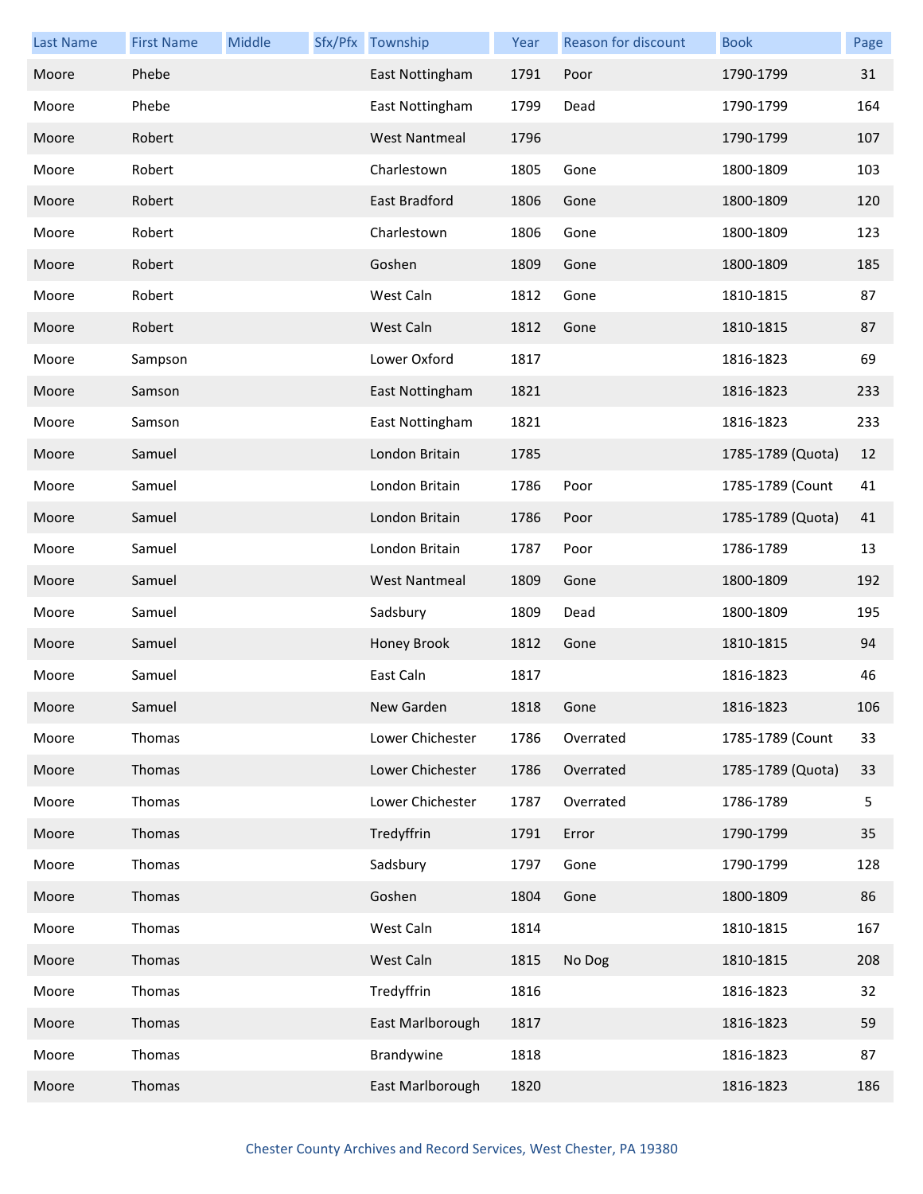| Last Name | First Name | Middle | Sfx/Pfx | Township | Year | Reason for discount | Book | Page |
|---|---|---|---|---|---|---|---|---|
| Moore | Phebe | | | East Nottingham | 1791 | Poor | 1790-1799 | 31 |
| Moore | Phebe | | | East Nottingham | 1799 | Dead | 1790-1799 | 164 |
| Moore | Robert | | | West Nantmeal | 1796 | | 1790-1799 | 107 |
| Moore | Robert | | | Charlestown | 1805 | Gone | 1800-1809 | 103 |
| Moore | Robert | | | East Bradford | 1806 | Gone | 1800-1809 | 120 |
| Moore | Robert | | | Charlestown | 1806 | Gone | 1800-1809 | 123 |
| Moore | Robert | | | Goshen | 1809 | Gone | 1800-1809 | 185 |
| Moore | Robert | | | West Caln | 1812 | Gone | 1810-1815 | 87 |
| Moore | Robert | | | West Caln | 1812 | Gone | 1810-1815 | 87 |
| Moore | Sampson | | | Lower Oxford | 1817 | | 1816-1823 | 69 |
| Moore | Samson | | | East Nottingham | 1821 | | 1816-1823 | 233 |
| Moore | Samson | | | East Nottingham | 1821 | | 1816-1823 | 233 |
| Moore | Samuel | | | London Britain | 1785 | | 1785-1789 (Quota) | 12 |
| Moore | Samuel | | | London Britain | 1786 | Poor | 1785-1789 (Count | 41 |
| Moore | Samuel | | | London Britain | 1786 | Poor | 1785-1789 (Quota) | 41 |
| Moore | Samuel | | | London Britain | 1787 | Poor | 1786-1789 | 13 |
| Moore | Samuel | | | West Nantmeal | 1809 | Gone | 1800-1809 | 192 |
| Moore | Samuel | | | Sadsbury | 1809 | Dead | 1800-1809 | 195 |
| Moore | Samuel | | | Honey Brook | 1812 | Gone | 1810-1815 | 94 |
| Moore | Samuel | | | East Caln | 1817 | | 1816-1823 | 46 |
| Moore | Samuel | | | New Garden | 1818 | Gone | 1816-1823 | 106 |
| Moore | Thomas | | | Lower Chichester | 1786 | Overrated | 1785-1789 (Count | 33 |
| Moore | Thomas | | | Lower Chichester | 1786 | Overrated | 1785-1789 (Quota) | 33 |
| Moore | Thomas | | | Lower Chichester | 1787 | Overrated | 1786-1789 | 5 |
| Moore | Thomas | | | Tredyffrin | 1791 | Error | 1790-1799 | 35 |
| Moore | Thomas | | | Sadsbury | 1797 | Gone | 1790-1799 | 128 |
| Moore | Thomas | | | Goshen | 1804 | Gone | 1800-1809 | 86 |
| Moore | Thomas | | | West Caln | 1814 | | 1810-1815 | 167 |
| Moore | Thomas | | | West Caln | 1815 | No Dog | 1810-1815 | 208 |
| Moore | Thomas | | | Tredyffrin | 1816 | | 1816-1823 | 32 |
| Moore | Thomas | | | East Marlborough | 1817 | | 1816-1823 | 59 |
| Moore | Thomas | | | Brandywine | 1818 | | 1816-1823 | 87 |
| Moore | Thomas | | | East Marlborough | 1820 | | 1816-1823 | 186 |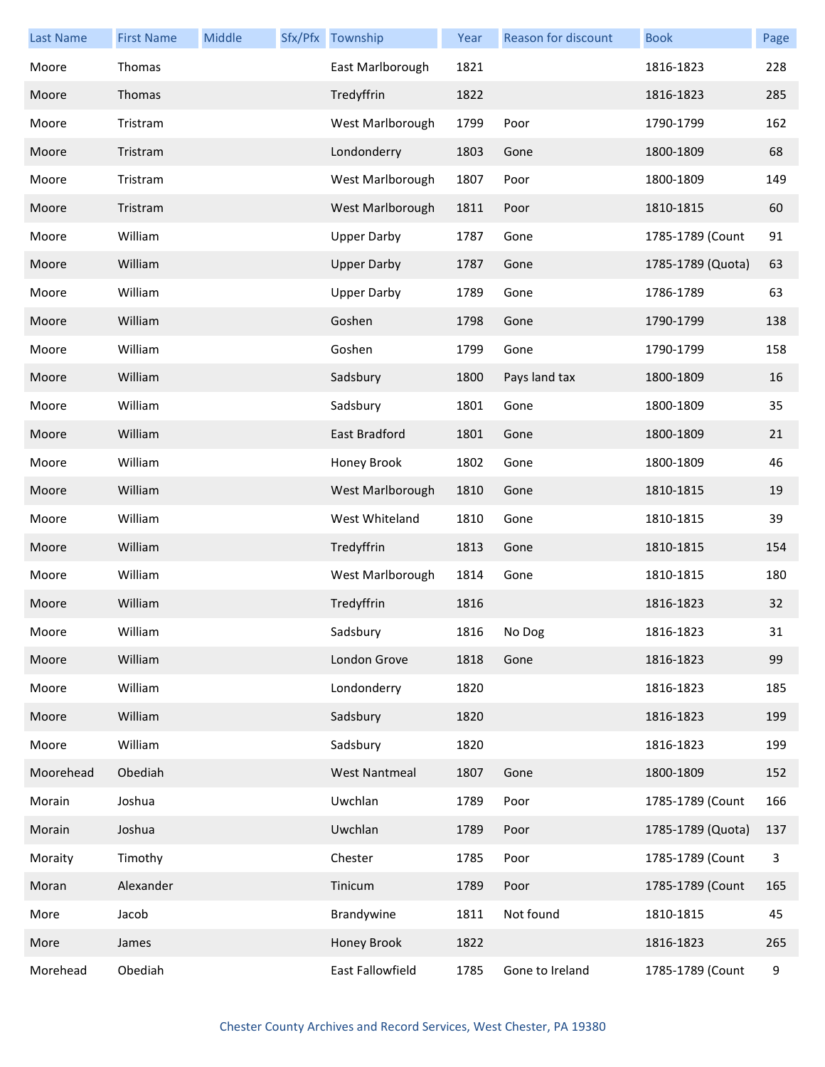| Last Name | First Name | Middle | Sfx/Pfx | Township | Year | Reason for discount | Book | Page |
|---|---|---|---|---|---|---|---|---|
| Moore | Thomas | | | East Marlborough | 1821 | | 1816-1823 | 228 |
| Moore | Thomas | | | Tredyffrin | 1822 | | 1816-1823 | 285 |
| Moore | Tristram | | | West Marlborough | 1799 | Poor | 1790-1799 | 162 |
| Moore | Tristram | | | Londonderry | 1803 | Gone | 1800-1809 | 68 |
| Moore | Tristram | | | West Marlborough | 1807 | Poor | 1800-1809 | 149 |
| Moore | Tristram | | | West Marlborough | 1811 | Poor | 1810-1815 | 60 |
| Moore | William | | | Upper Darby | 1787 | Gone | 1785-1789 (Count | 91 |
| Moore | William | | | Upper Darby | 1787 | Gone | 1785-1789 (Quota) | 63 |
| Moore | William | | | Upper Darby | 1789 | Gone | 1786-1789 | 63 |
| Moore | William | | | Goshen | 1798 | Gone | 1790-1799 | 138 |
| Moore | William | | | Goshen | 1799 | Gone | 1790-1799 | 158 |
| Moore | William | | | Sadsbury | 1800 | Pays land tax | 1800-1809 | 16 |
| Moore | William | | | Sadsbury | 1801 | Gone | 1800-1809 | 35 |
| Moore | William | | | East Bradford | 1801 | Gone | 1800-1809 | 21 |
| Moore | William | | | Honey Brook | 1802 | Gone | 1800-1809 | 46 |
| Moore | William | | | West Marlborough | 1810 | Gone | 1810-1815 | 19 |
| Moore | William | | | West Whiteland | 1810 | Gone | 1810-1815 | 39 |
| Moore | William | | | Tredyffrin | 1813 | Gone | 1810-1815 | 154 |
| Moore | William | | | West Marlborough | 1814 | Gone | 1810-1815 | 180 |
| Moore | William | | | Tredyffrin | 1816 | | 1816-1823 | 32 |
| Moore | William | | | Sadsbury | 1816 | No Dog | 1816-1823 | 31 |
| Moore | William | | | London Grove | 1818 | Gone | 1816-1823 | 99 |
| Moore | William | | | Londonderry | 1820 | | 1816-1823 | 185 |
| Moore | William | | | Sadsbury | 1820 | | 1816-1823 | 199 |
| Moore | William | | | Sadsbury | 1820 | | 1816-1823 | 199 |
| Moorehead | Obediah | | | West Nantmeal | 1807 | Gone | 1800-1809 | 152 |
| Morain | Joshua | | | Uwchlan | 1789 | Poor | 1785-1789 (Count | 166 |
| Morain | Joshua | | | Uwchlan | 1789 | Poor | 1785-1789 (Quota) | 137 |
| Moraity | Timothy | | | Chester | 1785 | Poor | 1785-1789 (Count | 3 |
| Moran | Alexander | | | Tinicum | 1789 | Poor | 1785-1789 (Count | 165 |
| More | Jacob | | | Brandywine | 1811 | Not found | 1810-1815 | 45 |
| More | James | | | Honey Brook | 1822 | | 1816-1823 | 265 |
| Morehead | Obediah | | | East Fallowfield | 1785 | Gone to Ireland | 1785-1789 (Count | 9 |

Chester County Archives and Record Services, West Chester, PA 19380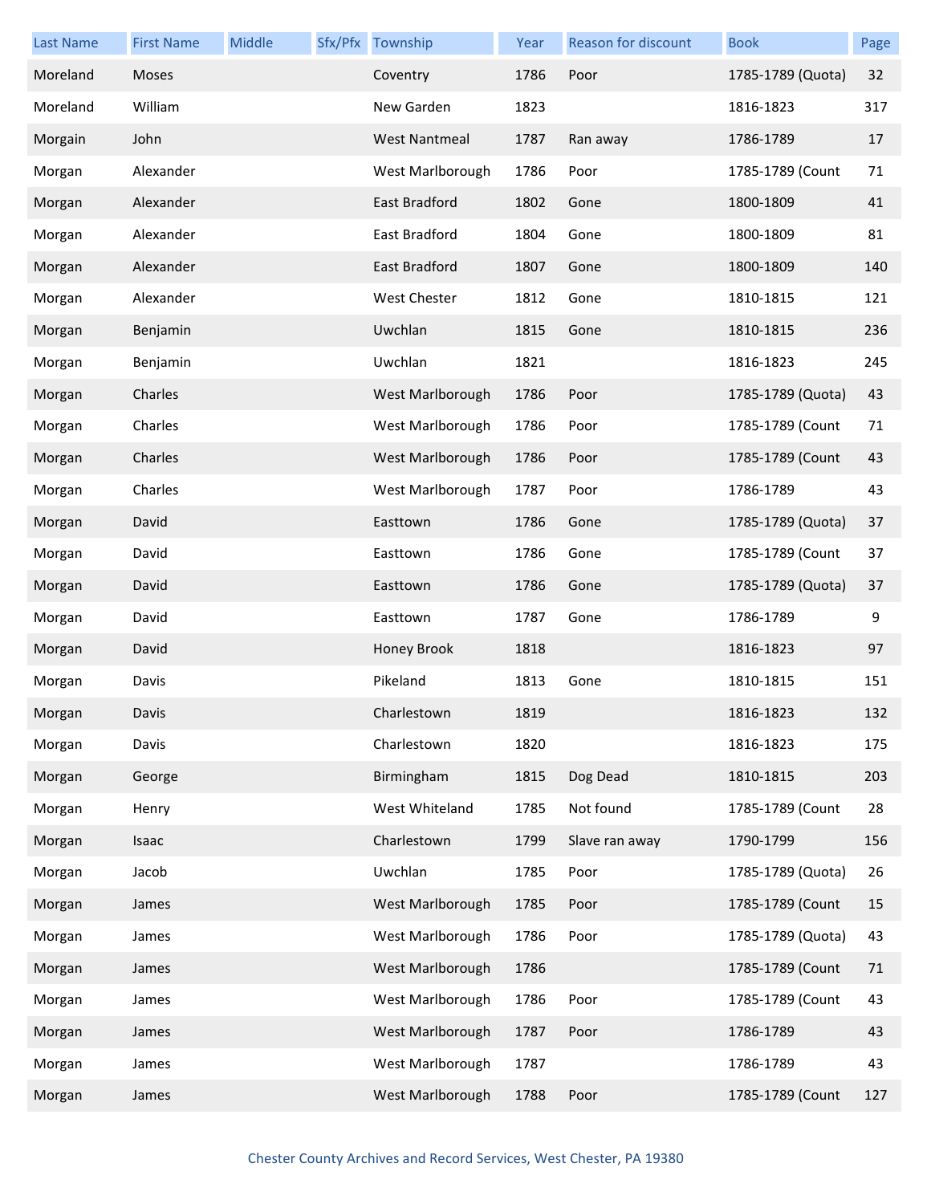| Last Name | First Name | Middle | Sfx/Pfx | Township | Year | Reason for discount | Book | Page |
|---|---|---|---|---|---|---|---|---|
| Moreland | Moses | | | Coventry | 1786 | Poor | 1785-1789 (Quota) | 32 |
| Moreland | William | | | New Garden | 1823 | | 1816-1823 | 317 |
| Morgain | John | | | West Nantmeal | 1787 | Ran away | 1786-1789 | 17 |
| Morgan | Alexander | | | West Marlborough | 1786 | Poor | 1785-1789 (Count | 71 |
| Morgan | Alexander | | | East Bradford | 1802 | Gone | 1800-1809 | 41 |
| Morgan | Alexander | | | East Bradford | 1804 | Gone | 1800-1809 | 81 |
| Morgan | Alexander | | | East Bradford | 1807 | Gone | 1800-1809 | 140 |
| Morgan | Alexander | | | West Chester | 1812 | Gone | 1810-1815 | 121 |
| Morgan | Benjamin | | | Uwchlan | 1815 | Gone | 1810-1815 | 236 |
| Morgan | Benjamin | | | Uwchlan | 1821 | | 1816-1823 | 245 |
| Morgan | Charles | | | West Marlborough | 1786 | Poor | 1785-1789 (Quota) | 43 |
| Morgan | Charles | | | West Marlborough | 1786 | Poor | 1785-1789 (Count | 71 |
| Morgan | Charles | | | West Marlborough | 1786 | Poor | 1785-1789 (Count | 43 |
| Morgan | Charles | | | West Marlborough | 1787 | Poor | 1786-1789 | 43 |
| Morgan | David | | | Easttown | 1786 | Gone | 1785-1789 (Quota) | 37 |
| Morgan | David | | | Easttown | 1786 | Gone | 1785-1789 (Count | 37 |
| Morgan | David | | | Easttown | 1786 | Gone | 1785-1789 (Quota) | 37 |
| Morgan | David | | | Easttown | 1787 | Gone | 1786-1789 | 9 |
| Morgan | David | | | Honey Brook | 1818 | | 1816-1823 | 97 |
| Morgan | Davis | | | Pikeland | 1813 | Gone | 1810-1815 | 151 |
| Morgan | Davis | | | Charlestown | 1819 | | 1816-1823 | 132 |
| Morgan | Davis | | | Charlestown | 1820 | | 1816-1823 | 175 |
| Morgan | George | | | Birmingham | 1815 | Dog Dead | 1810-1815 | 203 |
| Morgan | Henry | | | West Whiteland | 1785 | Not found | 1785-1789 (Count | 28 |
| Morgan | Isaac | | | Charlestown | 1799 | Slave ran away | 1790-1799 | 156 |
| Morgan | Jacob | | | Uwchlan | 1785 | Poor | 1785-1789 (Quota) | 26 |
| Morgan | James | | | West Marlborough | 1785 | Poor | 1785-1789 (Count | 15 |
| Morgan | James | | | West Marlborough | 1786 | Poor | 1785-1789 (Quota) | 43 |
| Morgan | James | | | West Marlborough | 1786 | | 1785-1789 (Count | 71 |
| Morgan | James | | | West Marlborough | 1786 | Poor | 1785-1789 (Count | 43 |
| Morgan | James | | | West Marlborough | 1787 | Poor | 1786-1789 | 43 |
| Morgan | James | | | West Marlborough | 1787 | | 1786-1789 | 43 |
| Morgan | James | | | West Marlborough | 1788 | Poor | 1785-1789 (Count | 127 |

Chester County Archives and Record Services, West Chester, PA 19380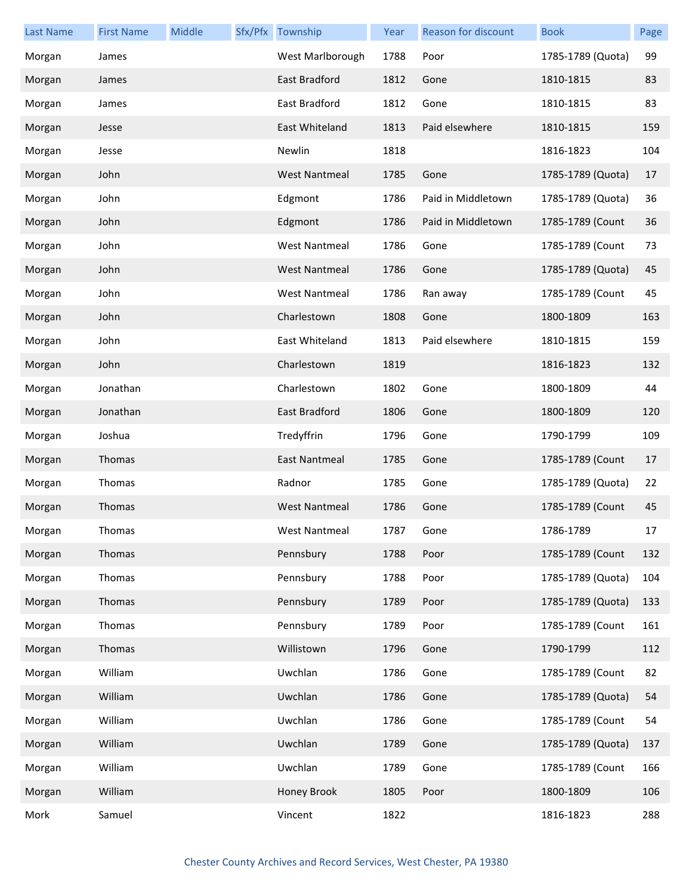| Last Name | First Name | Middle | Sfx/Pfx | Township | Year | Reason for discount | Book | Page |
|---|---|---|---|---|---|---|---|---|
| Morgan | James | | | West Marlborough | 1788 | Poor | 1785-1789 (Quota) | 99 |
| Morgan | James | | | East Bradford | 1812 | Gone | 1810-1815 | 83 |
| Morgan | James | | | East Bradford | 1812 | Gone | 1810-1815 | 83 |
| Morgan | Jesse | | | East Whiteland | 1813 | Paid elsewhere | 1810-1815 | 159 |
| Morgan | Jesse | | | Newlin | 1818 | | 1816-1823 | 104 |
| Morgan | John | | | West Nantmeal | 1785 | Gone | 1785-1789 (Quota) | 17 |
| Morgan | John | | | Edgmont | 1786 | Paid in Middletown | 1785-1789 (Quota) | 36 |
| Morgan | John | | | Edgmont | 1786 | Paid in Middletown | 1785-1789 (Count | 36 |
| Morgan | John | | | West Nantmeal | 1786 | Gone | 1785-1789 (Count | 73 |
| Morgan | John | | | West Nantmeal | 1786 | Gone | 1785-1789 (Quota) | 45 |
| Morgan | John | | | West Nantmeal | 1786 | Ran away | 1785-1789 (Count | 45 |
| Morgan | John | | | Charlestown | 1808 | Gone | 1800-1809 | 163 |
| Morgan | John | | | East Whiteland | 1813 | Paid elsewhere | 1810-1815 | 159 |
| Morgan | John | | | Charlestown | 1819 | | 1816-1823 | 132 |
| Morgan | Jonathan | | | Charlestown | 1802 | Gone | 1800-1809 | 44 |
| Morgan | Jonathan | | | East Bradford | 1806 | Gone | 1800-1809 | 120 |
| Morgan | Joshua | | | Tredyffrin | 1796 | Gone | 1790-1799 | 109 |
| Morgan | Thomas | | | East Nantmeal | 1785 | Gone | 1785-1789 (Count | 17 |
| Morgan | Thomas | | | Radnor | 1785 | Gone | 1785-1789 (Quota) | 22 |
| Morgan | Thomas | | | West Nantmeal | 1786 | Gone | 1785-1789 (Count | 45 |
| Morgan | Thomas | | | West Nantmeal | 1787 | Gone | 1786-1789 | 17 |
| Morgan | Thomas | | | Pennsbury | 1788 | Poor | 1785-1789 (Count | 132 |
| Morgan | Thomas | | | Pennsbury | 1788 | Poor | 1785-1789 (Quota) | 104 |
| Morgan | Thomas | | | Pennsbury | 1789 | Poor | 1785-1789 (Quota) | 133 |
| Morgan | Thomas | | | Pennsbury | 1789 | Poor | 1785-1789 (Count | 161 |
| Morgan | Thomas | | | Willistown | 1796 | Gone | 1790-1799 | 112 |
| Morgan | William | | | Uwchlan | 1786 | Gone | 1785-1789 (Count | 82 |
| Morgan | William | | | Uwchlan | 1786 | Gone | 1785-1789 (Quota) | 54 |
| Morgan | William | | | Uwchlan | 1786 | Gone | 1785-1789 (Count | 54 |
| Morgan | William | | | Uwchlan | 1789 | Gone | 1785-1789 (Quota) | 137 |
| Morgan | William | | | Uwchlan | 1789 | Gone | 1785-1789 (Count | 166 |
| Morgan | William | | | Honey Brook | 1805 | Poor | 1800-1809 | 106 |
| Mork | Samuel | | | Vincent | 1822 | | 1816-1823 | 288 |

Chester County Archives and Record Services, West Chester, PA 19380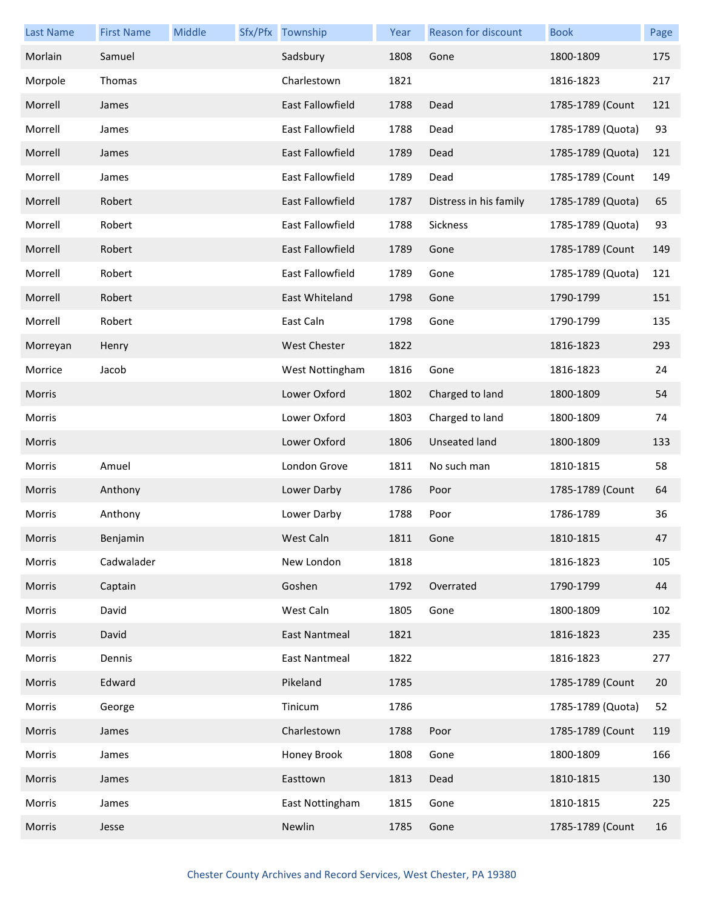| Last Name | First Name | Middle | Sfx/Pfx | Township | Year | Reason for discount | Book | Page |
|---|---|---|---|---|---|---|---|---|
| Morlain | Samuel | | | Sadsbury | 1808 | Gone | 1800-1809 | 175 |
| Morpole | Thomas | | | Charlestown | 1821 | | 1816-1823 | 217 |
| Morrell | James | | | East Fallowfield | 1788 | Dead | 1785-1789 (Count | 121 |
| Morrell | James | | | East Fallowfield | 1788 | Dead | 1785-1789 (Quota) | 93 |
| Morrell | James | | | East Fallowfield | 1789 | Dead | 1785-1789 (Quota) | 121 |
| Morrell | James | | | East Fallowfield | 1789 | Dead | 1785-1789 (Count | 149 |
| Morrell | Robert | | | East Fallowfield | 1787 | Distress in his family | 1785-1789 (Quota) | 65 |
| Morrell | Robert | | | East Fallowfield | 1788 | Sickness | 1785-1789 (Quota) | 93 |
| Morrell | Robert | | | East Fallowfield | 1789 | Gone | 1785-1789 (Count | 149 |
| Morrell | Robert | | | East Fallowfield | 1789 | Gone | 1785-1789 (Quota) | 121 |
| Morrell | Robert | | | East Whiteland | 1798 | Gone | 1790-1799 | 151 |
| Morrell | Robert | | | East Caln | 1798 | Gone | 1790-1799 | 135 |
| Morreyan | Henry | | | West Chester | 1822 | | 1816-1823 | 293 |
| Morrice | Jacob | | | West Nottingham | 1816 | Gone | 1816-1823 | 24 |
| Morris | | | | Lower Oxford | 1802 | Charged to land | 1800-1809 | 54 |
| Morris | | | | Lower Oxford | 1803 | Charged to land | 1800-1809 | 74 |
| Morris | | | | Lower Oxford | 1806 | Unseated land | 1800-1809 | 133 |
| Morris | Amuel | | | London Grove | 1811 | No such man | 1810-1815 | 58 |
| Morris | Anthony | | | Lower Darby | 1786 | Poor | 1785-1789 (Count | 64 |
| Morris | Anthony | | | Lower Darby | 1788 | Poor | 1786-1789 | 36 |
| Morris | Benjamin | | | West Caln | 1811 | Gone | 1810-1815 | 47 |
| Morris | Cadwalader | | | New London | 1818 | | 1816-1823 | 105 |
| Morris | Captain | | | Goshen | 1792 | Overrated | 1790-1799 | 44 |
| Morris | David | | | West Caln | 1805 | Gone | 1800-1809 | 102 |
| Morris | David | | | East Nantmeal | 1821 | | 1816-1823 | 235 |
| Morris | Dennis | | | East Nantmeal | 1822 | | 1816-1823 | 277 |
| Morris | Edward | | | Pikeland | 1785 | | 1785-1789 (Count | 20 |
| Morris | George | | | Tinicum | 1786 | | 1785-1789 (Quota) | 52 |
| Morris | James | | | Charlestown | 1788 | Poor | 1785-1789 (Count | 119 |
| Morris | James | | | Honey Brook | 1808 | Gone | 1800-1809 | 166 |
| Morris | James | | | Easttown | 1813 | Dead | 1810-1815 | 130 |
| Morris | James | | | East Nottingham | 1815 | Gone | 1810-1815 | 225 |
| Morris | Jesse | | | Newlin | 1785 | Gone | 1785-1789 (Count | 16 |

Chester County Archives and Record Services, West Chester, PA 19380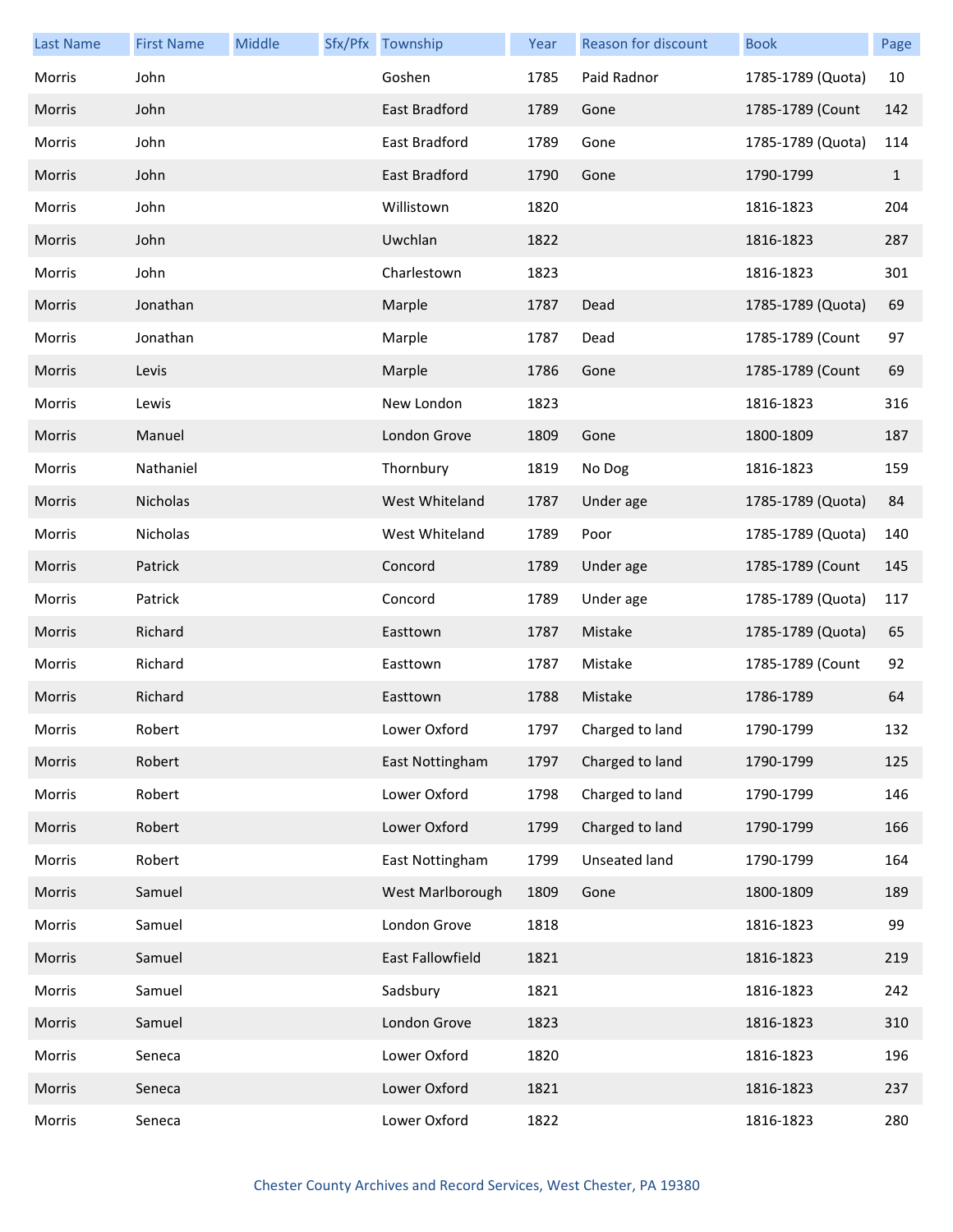| Last Name | First Name | Middle | Sfx/Pfx | Township | Year | Reason for discount | Book | Page |
|---|---|---|---|---|---|---|---|---|
| Morris | John | | | Goshen | 1785 | Paid Radnor | 1785-1789 (Quota) | 10 |
| Morris | John | | | East Bradford | 1789 | Gone | 1785-1789 (Count | 142 |
| Morris | John | | | East Bradford | 1789 | Gone | 1785-1789 (Quota) | 114 |
| Morris | John | | | East Bradford | 1790 | Gone | 1790-1799 | 1 |
| Morris | John | | | Willistown | 1820 | | 1816-1823 | 204 |
| Morris | John | | | Uwchlan | 1822 | | 1816-1823 | 287 |
| Morris | John | | | Charlestown | 1823 | | 1816-1823 | 301 |
| Morris | Jonathan | | | Marple | 1787 | Dead | 1785-1789 (Quota) | 69 |
| Morris | Jonathan | | | Marple | 1787 | Dead | 1785-1789 (Count | 97 |
| Morris | Levis | | | Marple | 1786 | Gone | 1785-1789 (Count | 69 |
| Morris | Lewis | | | New London | 1823 | | 1816-1823 | 316 |
| Morris | Manuel | | | London Grove | 1809 | Gone | 1800-1809 | 187 |
| Morris | Nathaniel | | | Thornbury | 1819 | No Dog | 1816-1823 | 159 |
| Morris | Nicholas | | | West Whiteland | 1787 | Under age | 1785-1789 (Quota) | 84 |
| Morris | Nicholas | | | West Whiteland | 1789 | Poor | 1785-1789 (Quota) | 140 |
| Morris | Patrick | | | Concord | 1789 | Under age | 1785-1789 (Count | 145 |
| Morris | Patrick | | | Concord | 1789 | Under age | 1785-1789 (Quota) | 117 |
| Morris | Richard | | | Easttown | 1787 | Mistake | 1785-1789 (Quota) | 65 |
| Morris | Richard | | | Easttown | 1787 | Mistake | 1785-1789 (Count | 92 |
| Morris | Richard | | | Easttown | 1788 | Mistake | 1786-1789 | 64 |
| Morris | Robert | | | Lower Oxford | 1797 | Charged to land | 1790-1799 | 132 |
| Morris | Robert | | | East Nottingham | 1797 | Charged to land | 1790-1799 | 125 |
| Morris | Robert | | | Lower Oxford | 1798 | Charged to land | 1790-1799 | 146 |
| Morris | Robert | | | Lower Oxford | 1799 | Charged to land | 1790-1799 | 166 |
| Morris | Robert | | | East Nottingham | 1799 | Unseated land | 1790-1799 | 164 |
| Morris | Samuel | | | West Marlborough | 1809 | Gone | 1800-1809 | 189 |
| Morris | Samuel | | | London Grove | 1818 | | 1816-1823 | 99 |
| Morris | Samuel | | | East Fallowfield | 1821 | | 1816-1823 | 219 |
| Morris | Samuel | | | Sadsbury | 1821 | | 1816-1823 | 242 |
| Morris | Samuel | | | London Grove | 1823 | | 1816-1823 | 310 |
| Morris | Seneca | | | Lower Oxford | 1820 | | 1816-1823 | 196 |
| Morris | Seneca | | | Lower Oxford | 1821 | | 1816-1823 | 237 |
| Morris | Seneca | | | Lower Oxford | 1822 | | 1816-1823 | 280 |

Chester County Archives and Record Services, West Chester, PA 19380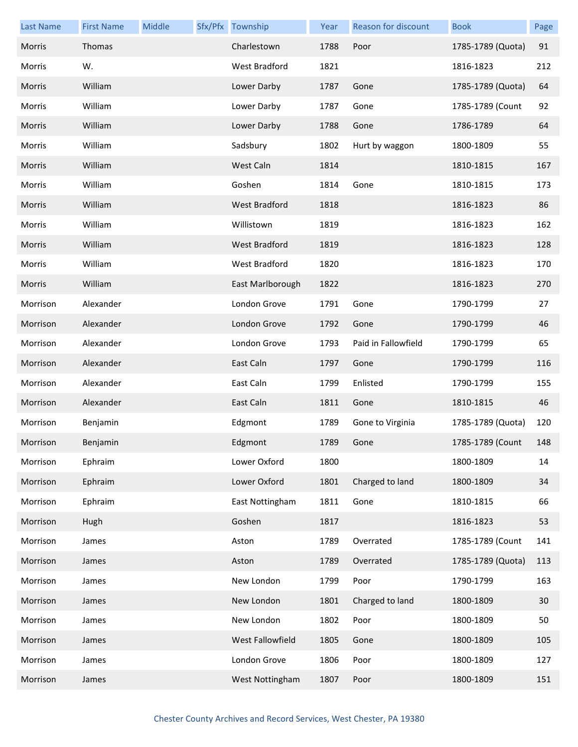| Last Name | First Name | Middle | Sfx/Pfx | Township | Year | Reason for discount | Book | Page |
|---|---|---|---|---|---|---|---|---|
| Morris | Thomas | | | Charlestown | 1788 | Poor | 1785-1789 (Quota) | 91 |
| Morris | W. | | | West Bradford | 1821 | | 1816-1823 | 212 |
| Morris | William | | | Lower Darby | 1787 | Gone | 1785-1789 (Quota) | 64 |
| Morris | William | | | Lower Darby | 1787 | Gone | 1785-1789 (Count | 92 |
| Morris | William | | | Lower Darby | 1788 | Gone | 1786-1789 | 64 |
| Morris | William | | | Sadsbury | 1802 | Hurt by waggon | 1800-1809 | 55 |
| Morris | William | | | West Caln | 1814 | | 1810-1815 | 167 |
| Morris | William | | | Goshen | 1814 | Gone | 1810-1815 | 173 |
| Morris | William | | | West Bradford | 1818 | | 1816-1823 | 86 |
| Morris | William | | | Willistown | 1819 | | 1816-1823 | 162 |
| Morris | William | | | West Bradford | 1819 | | 1816-1823 | 128 |
| Morris | William | | | West Bradford | 1820 | | 1816-1823 | 170 |
| Morris | William | | | East Marlborough | 1822 | | 1816-1823 | 270 |
| Morrison | Alexander | | | London Grove | 1791 | Gone | 1790-1799 | 27 |
| Morrison | Alexander | | | London Grove | 1792 | Gone | 1790-1799 | 46 |
| Morrison | Alexander | | | London Grove | 1793 | Paid in Fallowfield | 1790-1799 | 65 |
| Morrison | Alexander | | | East Caln | 1797 | Gone | 1790-1799 | 116 |
| Morrison | Alexander | | | East Caln | 1799 | Enlisted | 1790-1799 | 155 |
| Morrison | Alexander | | | East Caln | 1811 | Gone | 1810-1815 | 46 |
| Morrison | Benjamin | | | Edgmont | 1789 | Gone to Virginia | 1785-1789 (Quota) | 120 |
| Morrison | Benjamin | | | Edgmont | 1789 | Gone | 1785-1789 (Count | 148 |
| Morrison | Ephraim | | | Lower Oxford | 1800 | | 1800-1809 | 14 |
| Morrison | Ephraim | | | Lower Oxford | 1801 | Charged to land | 1800-1809 | 34 |
| Morrison | Ephraim | | | East Nottingham | 1811 | Gone | 1810-1815 | 66 |
| Morrison | Hugh | | | Goshen | 1817 | | 1816-1823 | 53 |
| Morrison | James | | | Aston | 1789 | Overrated | 1785-1789 (Count | 141 |
| Morrison | James | | | Aston | 1789 | Overrated | 1785-1789 (Quota) | 113 |
| Morrison | James | | | New London | 1799 | Poor | 1790-1799 | 163 |
| Morrison | James | | | New London | 1801 | Charged to land | 1800-1809 | 30 |
| Morrison | James | | | New London | 1802 | Poor | 1800-1809 | 50 |
| Morrison | James | | | West Fallowfield | 1805 | Gone | 1800-1809 | 105 |
| Morrison | James | | | London Grove | 1806 | Poor | 1800-1809 | 127 |
| Morrison | James | | | West Nottingham | 1807 | Poor | 1800-1809 | 151 |

Chester County Archives and Record Services, West Chester, PA 19380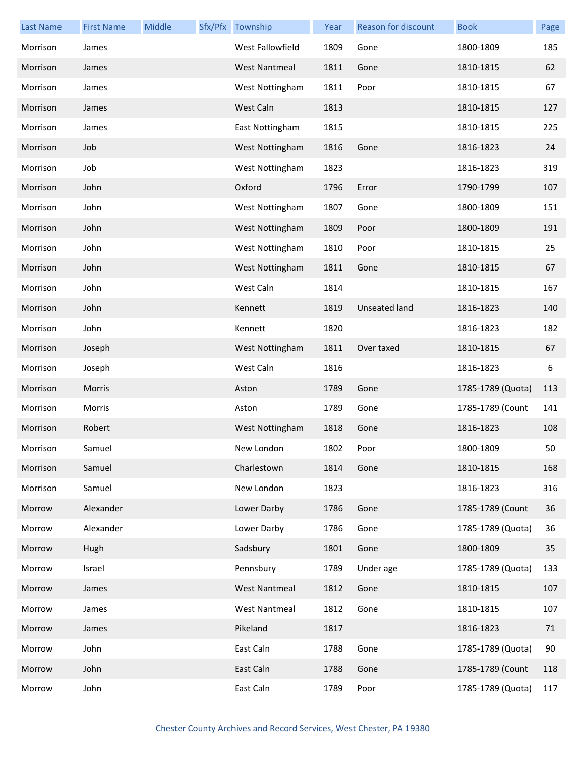| Last Name | First Name | Middle | Sfx/Pfx | Township | Year | Reason for discount | Book | Page |
|---|---|---|---|---|---|---|---|---|
| Morrison | James | | | West Fallowfield | 1809 | Gone | 1800-1809 | 185 |
| Morrison | James | | | West Nantmeal | 1811 | Gone | 1810-1815 | 62 |
| Morrison | James | | | West Nottingham | 1811 | Poor | 1810-1815 | 67 |
| Morrison | James | | | West Caln | 1813 | | 1810-1815 | 127 |
| Morrison | James | | | East Nottingham | 1815 | | 1810-1815 | 225 |
| Morrison | Job | | | West Nottingham | 1816 | Gone | 1816-1823 | 24 |
| Morrison | Job | | | West Nottingham | 1823 | | 1816-1823 | 319 |
| Morrison | John | | | Oxford | 1796 | Error | 1790-1799 | 107 |
| Morrison | John | | | West Nottingham | 1807 | Gone | 1800-1809 | 151 |
| Morrison | John | | | West Nottingham | 1809 | Poor | 1800-1809 | 191 |
| Morrison | John | | | West Nottingham | 1810 | Poor | 1810-1815 | 25 |
| Morrison | John | | | West Nottingham | 1811 | Gone | 1810-1815 | 67 |
| Morrison | John | | | West Caln | 1814 | | 1810-1815 | 167 |
| Morrison | John | | | Kennett | 1819 | Unseated land | 1816-1823 | 140 |
| Morrison | John | | | Kennett | 1820 | | 1816-1823 | 182 |
| Morrison | Joseph | | | West Nottingham | 1811 | Over taxed | 1810-1815 | 67 |
| Morrison | Joseph | | | West Caln | 1816 | | 1816-1823 | 6 |
| Morrison | Morris | | | Aston | 1789 | Gone | 1785-1789 (Quota) | 113 |
| Morrison | Morris | | | Aston | 1789 | Gone | 1785-1789 (Count | 141 |
| Morrison | Robert | | | West Nottingham | 1818 | Gone | 1816-1823 | 108 |
| Morrison | Samuel | | | New London | 1802 | Poor | 1800-1809 | 50 |
| Morrison | Samuel | | | Charlestown | 1814 | Gone | 1810-1815 | 168 |
| Morrison | Samuel | | | New London | 1823 | | 1816-1823 | 316 |
| Morrow | Alexander | | | Lower Darby | 1786 | Gone | 1785-1789 (Count | 36 |
| Morrow | Alexander | | | Lower Darby | 1786 | Gone | 1785-1789 (Quota) | 36 |
| Morrow | Hugh | | | Sadsbury | 1801 | Gone | 1800-1809 | 35 |
| Morrow | Israel | | | Pennsbury | 1789 | Under age | 1785-1789 (Quota) | 133 |
| Morrow | James | | | West Nantmeal | 1812 | Gone | 1810-1815 | 107 |
| Morrow | James | | | West Nantmeal | 1812 | Gone | 1810-1815 | 107 |
| Morrow | James | | | Pikeland | 1817 | | 1816-1823 | 71 |
| Morrow | John | | | East Caln | 1788 | Gone | 1785-1789 (Quota) | 90 |
| Morrow | John | | | East Caln | 1788 | Gone | 1785-1789 (Count | 118 |
| Morrow | John | | | East Caln | 1789 | Poor | 1785-1789 (Quota) | 117 |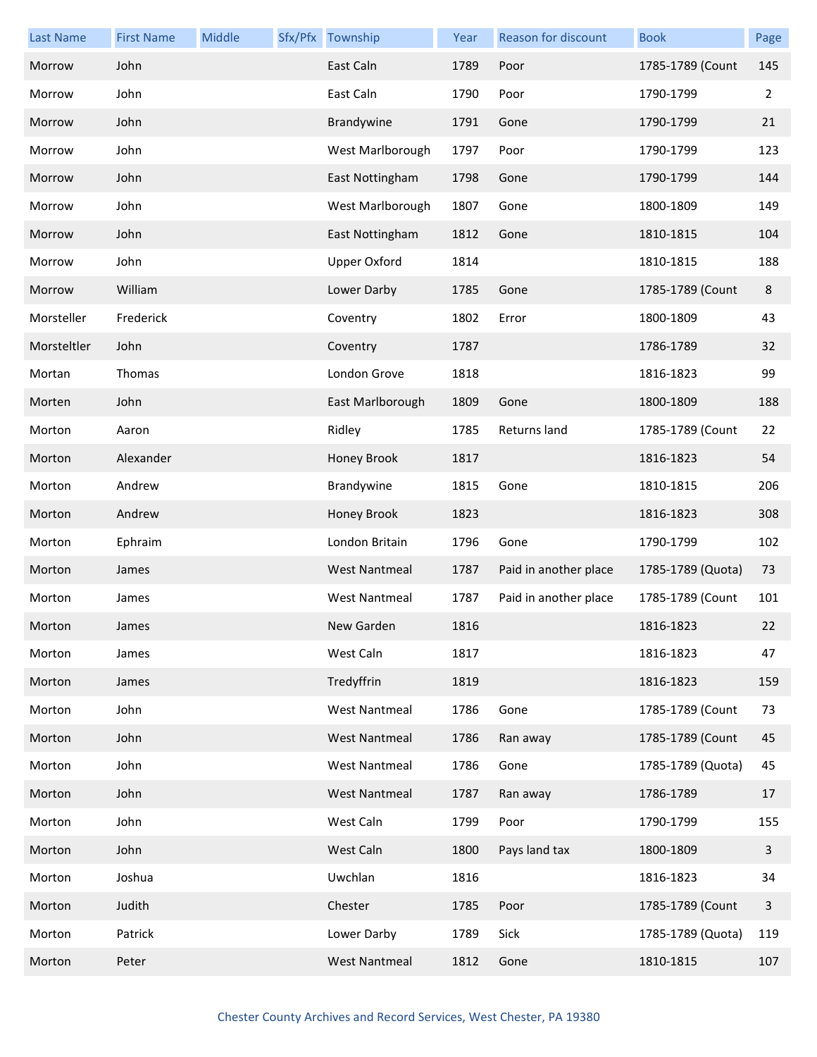| Last Name | First Name | Middle | Sfx/Pfx | Township | Year | Reason for discount | Book | Page |
|---|---|---|---|---|---|---|---|---|
| Morrow | John | | | East Caln | 1789 | Poor | 1785-1789 (Count | 145 |
| Morrow | John | | | East Caln | 1790 | Poor | 1790-1799 | 2 |
| Morrow | John | | | Brandywine | 1791 | Gone | 1790-1799 | 21 |
| Morrow | John | | | West Marlborough | 1797 | Poor | 1790-1799 | 123 |
| Morrow | John | | | East Nottingham | 1798 | Gone | 1790-1799 | 144 |
| Morrow | John | | | West Marlborough | 1807 | Gone | 1800-1809 | 149 |
| Morrow | John | | | East Nottingham | 1812 | Gone | 1810-1815 | 104 |
| Morrow | John | | | Upper Oxford | 1814 | | 1810-1815 | 188 |
| Morrow | William | | | Lower Darby | 1785 | Gone | 1785-1789 (Count | 8 |
| Morsteller | Frederick | | | Coventry | 1802 | Error | 1800-1809 | 43 |
| Morsteltler | John | | | Coventry | 1787 | | 1786-1789 | 32 |
| Mortan | Thomas | | | London Grove | 1818 | | 1816-1823 | 99 |
| Morten | John | | | East Marlborough | 1809 | Gone | 1800-1809 | 188 |
| Morton | Aaron | | | Ridley | 1785 | Returns land | 1785-1789 (Count | 22 |
| Morton | Alexander | | | Honey Brook | 1817 | | 1816-1823 | 54 |
| Morton | Andrew | | | Brandywine | 1815 | Gone | 1810-1815 | 206 |
| Morton | Andrew | | | Honey Brook | 1823 | | 1816-1823 | 308 |
| Morton | Ephraim | | | London Britain | 1796 | Gone | 1790-1799 | 102 |
| Morton | James | | | West Nantmeal | 1787 | Paid in another place | 1785-1789 (Quota) | 73 |
| Morton | James | | | West Nantmeal | 1787 | Paid in another place | 1785-1789 (Count | 101 |
| Morton | James | | | New Garden | 1816 | | 1816-1823 | 22 |
| Morton | James | | | West Caln | 1817 | | 1816-1823 | 47 |
| Morton | James | | | Tredyffrin | 1819 | | 1816-1823 | 159 |
| Morton | John | | | West Nantmeal | 1786 | Gone | 1785-1789 (Count | 73 |
| Morton | John | | | West Nantmeal | 1786 | Ran away | 1785-1789 (Count | 45 |
| Morton | John | | | West Nantmeal | 1786 | Gone | 1785-1789 (Quota) | 45 |
| Morton | John | | | West Nantmeal | 1787 | Ran away | 1786-1789 | 17 |
| Morton | John | | | West Caln | 1799 | Poor | 1790-1799 | 155 |
| Morton | John | | | West Caln | 1800 | Pays land tax | 1800-1809 | 3 |
| Morton | Joshua | | | Uwchlan | 1816 | | 1816-1823 | 34 |
| Morton | Judith | | | Chester | 1785 | Poor | 1785-1789 (Count | 3 |
| Morton | Patrick | | | Lower Darby | 1789 | Sick | 1785-1789 (Quota) | 119 |
| Morton | Peter | | | West Nantmeal | 1812 | Gone | 1810-1815 | 107 |

Chester County Archives and Record Services, West Chester, PA 19380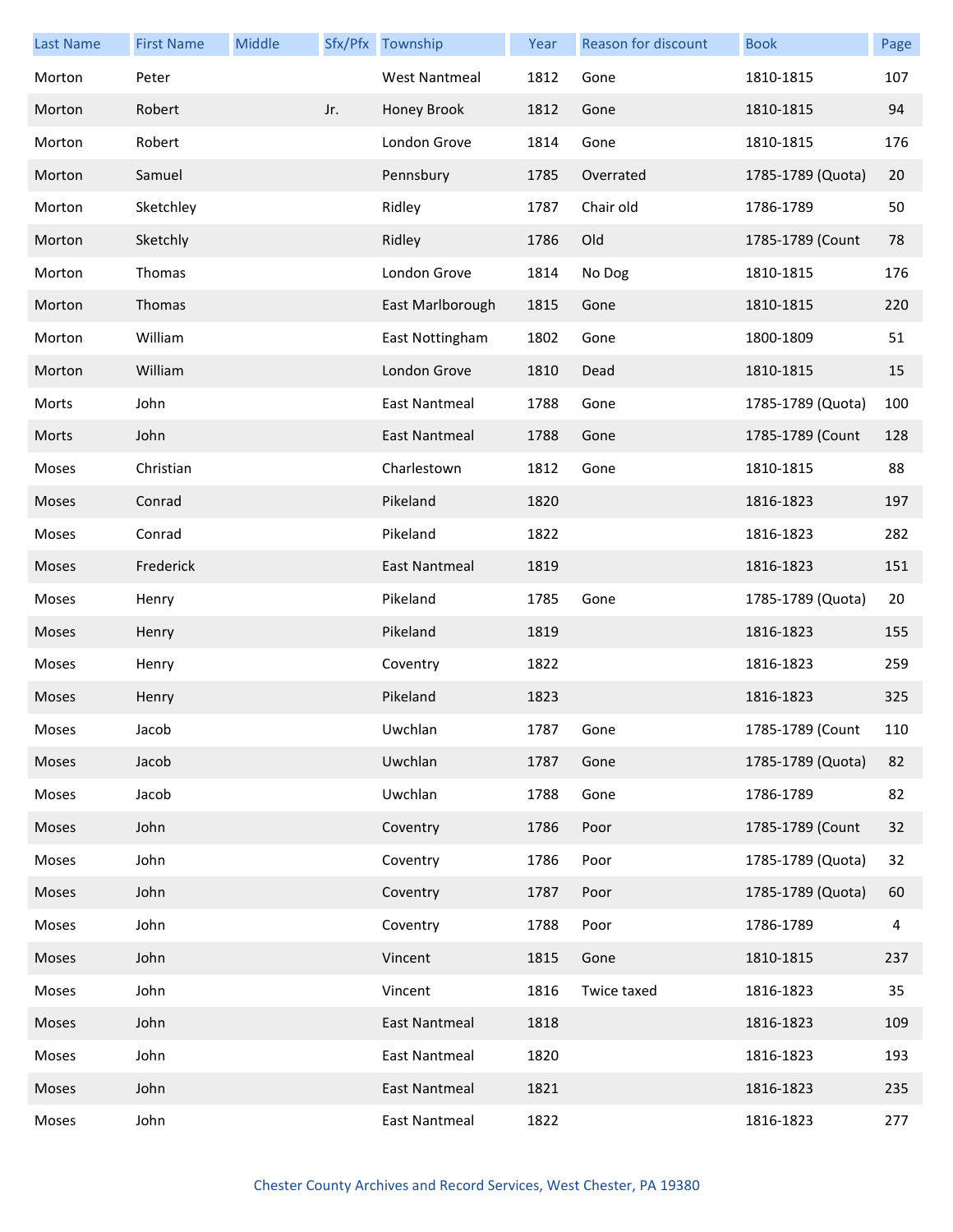| Last Name | First Name | Middle | Sfx/Pfx | Township | Year | Reason for discount | Book | Page |
|---|---|---|---|---|---|---|---|---|
| Morton | Peter | | | West Nantmeal | 1812 | Gone | 1810-1815 | 107 |
| Morton | Robert | | Jr. | Honey Brook | 1812 | Gone | 1810-1815 | 94 |
| Morton | Robert | | | London Grove | 1814 | Gone | 1810-1815 | 176 |
| Morton | Samuel | | | Pennsbury | 1785 | Overrated | 1785-1789 (Quota) | 20 |
| Morton | Sketchley | | | Ridley | 1787 | Chair old | 1786-1789 | 50 |
| Morton | Sketchly | | | Ridley | 1786 | Old | 1785-1789 (Count | 78 |
| Morton | Thomas | | | London Grove | 1814 | No Dog | 1810-1815 | 176 |
| Morton | Thomas | | | East Marlborough | 1815 | Gone | 1810-1815 | 220 |
| Morton | William | | | East Nottingham | 1802 | Gone | 1800-1809 | 51 |
| Morton | William | | | London Grove | 1810 | Dead | 1810-1815 | 15 |
| Morts | John | | | East Nantmeal | 1788 | Gone | 1785-1789 (Quota) | 100 |
| Morts | John | | | East Nantmeal | 1788 | Gone | 1785-1789 (Count | 128 |
| Moses | Christian | | | Charlestown | 1812 | Gone | 1810-1815 | 88 |
| Moses | Conrad | | | Pikeland | 1820 | | 1816-1823 | 197 |
| Moses | Conrad | | | Pikeland | 1822 | | 1816-1823 | 282 |
| Moses | Frederick | | | East Nantmeal | 1819 | | 1816-1823 | 151 |
| Moses | Henry | | | Pikeland | 1785 | Gone | 1785-1789 (Quota) | 20 |
| Moses | Henry | | | Pikeland | 1819 | | 1816-1823 | 155 |
| Moses | Henry | | | Coventry | 1822 | | 1816-1823 | 259 |
| Moses | Henry | | | Pikeland | 1823 | | 1816-1823 | 325 |
| Moses | Jacob | | | Uwchlan | 1787 | Gone | 1785-1789 (Count | 110 |
| Moses | Jacob | | | Uwchlan | 1787 | Gone | 1785-1789 (Quota) | 82 |
| Moses | Jacob | | | Uwchlan | 1788 | Gone | 1786-1789 | 82 |
| Moses | John | | | Coventry | 1786 | Poor | 1785-1789 (Count | 32 |
| Moses | John | | | Coventry | 1786 | Poor | 1785-1789 (Quota) | 32 |
| Moses | John | | | Coventry | 1787 | Poor | 1785-1789 (Quota) | 60 |
| Moses | John | | | Coventry | 1788 | Poor | 1786-1789 | 4 |
| Moses | John | | | Vincent | 1815 | Gone | 1810-1815 | 237 |
| Moses | John | | | Vincent | 1816 | Twice taxed | 1816-1823 | 35 |
| Moses | John | | | East Nantmeal | 1818 | | 1816-1823 | 109 |
| Moses | John | | | East Nantmeal | 1820 | | 1816-1823 | 193 |
| Moses | John | | | East Nantmeal | 1821 | | 1816-1823 | 235 |
| Moses | John | | | East Nantmeal | 1822 | | 1816-1823 | 277 |

Chester County Archives and Record Services, West Chester, PA 19380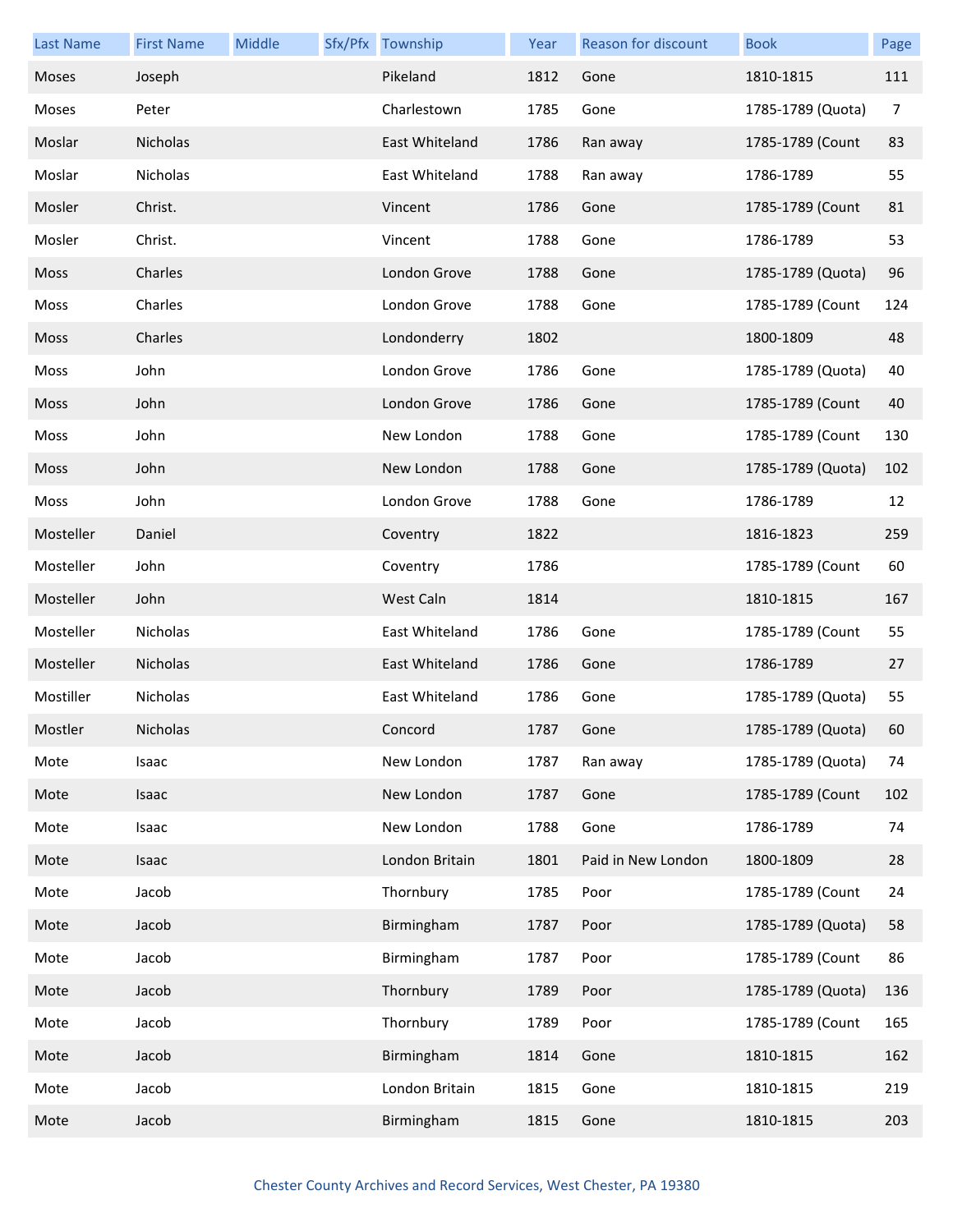| Last Name | First Name | Middle | Sfx/Pfx | Township | Year | Reason for discount | Book | Page |
|---|---|---|---|---|---|---|---|---|
| Moses | Joseph | | | Pikeland | 1812 | Gone | 1810-1815 | 111 |
| Moses | Peter | | | Charlestown | 1785 | Gone | 1785-1789 (Quota) | 7 |
| Moslar | Nicholas | | | East Whiteland | 1786 | Ran away | 1785-1789 (Count | 83 |
| Moslar | Nicholas | | | East Whiteland | 1788 | Ran away | 1786-1789 | 55 |
| Mosler | Christ. | | | Vincent | 1786 | Gone | 1785-1789 (Count | 81 |
| Mosler | Christ. | | | Vincent | 1788 | Gone | 1786-1789 | 53 |
| Moss | Charles | | | London Grove | 1788 | Gone | 1785-1789 (Quota) | 96 |
| Moss | Charles | | | London Grove | 1788 | Gone | 1785-1789 (Count | 124 |
| Moss | Charles | | | Londonderry | 1802 | | 1800-1809 | 48 |
| Moss | John | | | London Grove | 1786 | Gone | 1785-1789 (Quota) | 40 |
| Moss | John | | | London Grove | 1786 | Gone | 1785-1789 (Count | 40 |
| Moss | John | | | New London | 1788 | Gone | 1785-1789 (Count | 130 |
| Moss | John | | | New London | 1788 | Gone | 1785-1789 (Quota) | 102 |
| Moss | John | | | London Grove | 1788 | Gone | 1786-1789 | 12 |
| Mosteller | Daniel | | | Coventry | 1822 | | 1816-1823 | 259 |
| Mosteller | John | | | Coventry | 1786 | | 1785-1789 (Count | 60 |
| Mosteller | John | | | West Caln | 1814 | | 1810-1815 | 167 |
| Mosteller | Nicholas | | | East Whiteland | 1786 | Gone | 1785-1789 (Count | 55 |
| Mosteller | Nicholas | | | East Whiteland | 1786 | Gone | 1786-1789 | 27 |
| Mostiller | Nicholas | | | East Whiteland | 1786 | Gone | 1785-1789 (Quota) | 55 |
| Mostler | Nicholas | | | Concord | 1787 | Gone | 1785-1789 (Quota) | 60 |
| Mote | Isaac | | | New London | 1787 | Ran away | 1785-1789 (Quota) | 74 |
| Mote | Isaac | | | New London | 1787 | Gone | 1785-1789 (Count | 102 |
| Mote | Isaac | | | New London | 1788 | Gone | 1786-1789 | 74 |
| Mote | Isaac | | | London Britain | 1801 | Paid in New London | 1800-1809 | 28 |
| Mote | Jacob | | | Thornbury | 1785 | Poor | 1785-1789 (Count | 24 |
| Mote | Jacob | | | Birmingham | 1787 | Poor | 1785-1789 (Quota) | 58 |
| Mote | Jacob | | | Birmingham | 1787 | Poor | 1785-1789 (Count | 86 |
| Mote | Jacob | | | Thornbury | 1789 | Poor | 1785-1789 (Quota) | 136 |
| Mote | Jacob | | | Thornbury | 1789 | Poor | 1785-1789 (Count | 165 |
| Mote | Jacob | | | Birmingham | 1814 | Gone | 1810-1815 | 162 |
| Mote | Jacob | | | London Britain | 1815 | Gone | 1810-1815 | 219 |
| Mote | Jacob | | | Birmingham | 1815 | Gone | 1810-1815 | 203 |

Chester County Archives and Record Services, West Chester, PA 19380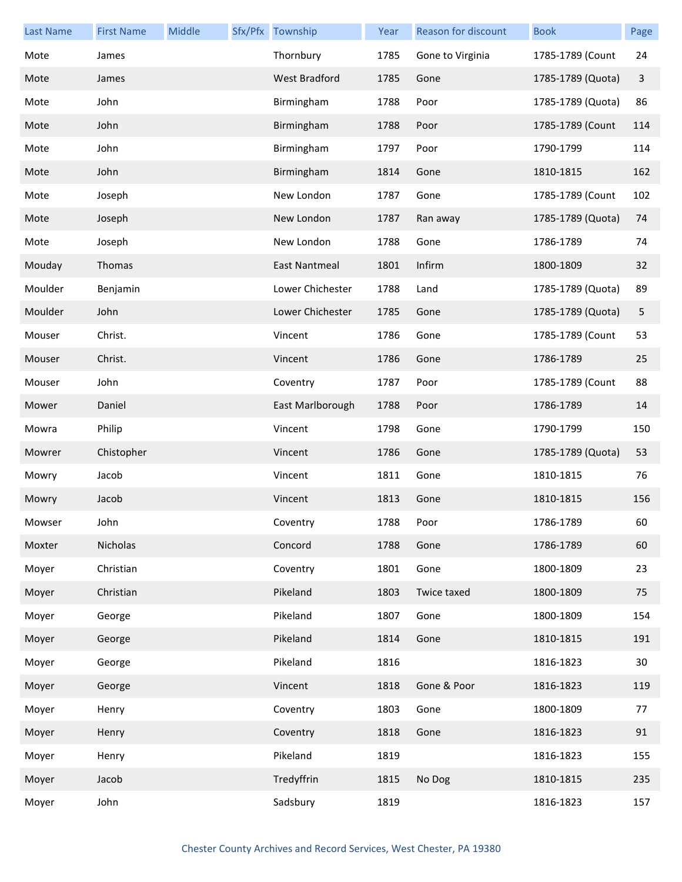| Last Name | First Name | Middle | Sfx/Pfx | Township | Year | Reason for discount | Book | Page |
|---|---|---|---|---|---|---|---|---|
| Mote | James | | | Thornbury | 1785 | Gone to Virginia | 1785-1789 (Count | 24 |
| Mote | James | | | West Bradford | 1785 | Gone | 1785-1789 (Quota) | 3 |
| Mote | John | | | Birmingham | 1788 | Poor | 1785-1789 (Quota) | 86 |
| Mote | John | | | Birmingham | 1788 | Poor | 1785-1789 (Count | 114 |
| Mote | John | | | Birmingham | 1797 | Poor | 1790-1799 | 114 |
| Mote | John | | | Birmingham | 1814 | Gone | 1810-1815 | 162 |
| Mote | Joseph | | | New London | 1787 | Gone | 1785-1789 (Count | 102 |
| Mote | Joseph | | | New London | 1787 | Ran away | 1785-1789 (Quota) | 74 |
| Mote | Joseph | | | New London | 1788 | Gone | 1786-1789 | 74 |
| Mouday | Thomas | | | East Nantmeal | 1801 | Infirm | 1800-1809 | 32 |
| Moulder | Benjamin | | | Lower Chichester | 1788 | Land | 1785-1789 (Quota) | 89 |
| Moulder | John | | | Lower Chichester | 1785 | Gone | 1785-1789 (Quota) | 5 |
| Mouser | Christ. | | | Vincent | 1786 | Gone | 1785-1789 (Count | 53 |
| Mouser | Christ. | | | Vincent | 1786 | Gone | 1786-1789 | 25 |
| Mouser | John | | | Coventry | 1787 | Poor | 1785-1789 (Count | 88 |
| Mower | Daniel | | | East Marlborough | 1788 | Poor | 1786-1789 | 14 |
| Mowra | Philip | | | Vincent | 1798 | Gone | 1790-1799 | 150 |
| Mowrer | Chistopher | | | Vincent | 1786 | Gone | 1785-1789 (Quota) | 53 |
| Mowry | Jacob | | | Vincent | 1811 | Gone | 1810-1815 | 76 |
| Mowry | Jacob | | | Vincent | 1813 | Gone | 1810-1815 | 156 |
| Mowser | John | | | Coventry | 1788 | Poor | 1786-1789 | 60 |
| Moxter | Nicholas | | | Concord | 1788 | Gone | 1786-1789 | 60 |
| Moyer | Christian | | | Coventry | 1801 | Gone | 1800-1809 | 23 |
| Moyer | Christian | | | Pikeland | 1803 | Twice taxed | 1800-1809 | 75 |
| Moyer | George | | | Pikeland | 1807 | Gone | 1800-1809 | 154 |
| Moyer | George | | | Pikeland | 1814 | Gone | 1810-1815 | 191 |
| Moyer | George | | | Pikeland | 1816 | | 1816-1823 | 30 |
| Moyer | George | | | Vincent | 1818 | Gone & Poor | 1816-1823 | 119 |
| Moyer | Henry | | | Coventry | 1803 | Gone | 1800-1809 | 77 |
| Moyer | Henry | | | Coventry | 1818 | Gone | 1816-1823 | 91 |
| Moyer | Henry | | | Pikeland | 1819 | | 1816-1823 | 155 |
| Moyer | Jacob | | | Tredyffrin | 1815 | No Dog | 1810-1815 | 235 |
| Moyer | John | | | Sadsbury | 1819 | | 1816-1823 | 157 |

Chester County Archives and Record Services, West Chester, PA 19380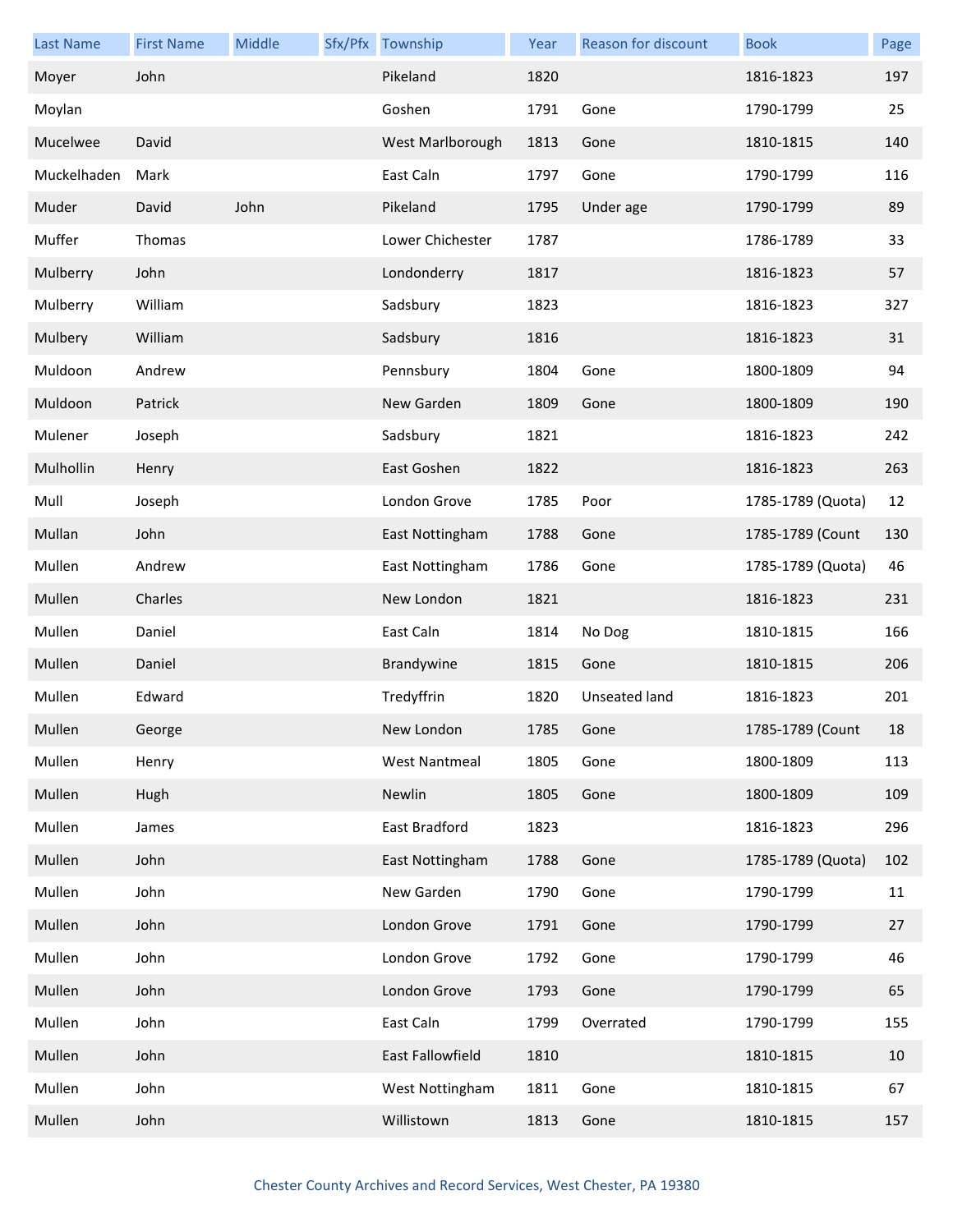| Last Name | First Name | Middle | Sfx/Pfx | Township | Year | Reason for discount | Book | Page |
|---|---|---|---|---|---|---|---|---|
| Moyer | John | | | Pikeland | 1820 | | 1816-1823 | 197 |
| Moylan | | | | Goshen | 1791 | Gone | 1790-1799 | 25 |
| Mucelwee | David | | | West Marlborough | 1813 | Gone | 1810-1815 | 140 |
| Muckelhaden | Mark | | | East Caln | 1797 | Gone | 1790-1799 | 116 |
| Muder | David | John | | Pikeland | 1795 | Under age | 1790-1799 | 89 |
| Muffer | Thomas | | | Lower Chichester | 1787 | | 1786-1789 | 33 |
| Mulberry | John | | | Londonderry | 1817 | | 1816-1823 | 57 |
| Mulberry | William | | | Sadsbury | 1823 | | 1816-1823 | 327 |
| Mulbery | William | | | Sadsbury | 1816 | | 1816-1823 | 31 |
| Muldoon | Andrew | | | Pennsbury | 1804 | Gone | 1800-1809 | 94 |
| Muldoon | Patrick | | | New Garden | 1809 | Gone | 1800-1809 | 190 |
| Mulener | Joseph | | | Sadsbury | 1821 | | 1816-1823 | 242 |
| Mulhollin | Henry | | | East Goshen | 1822 | | 1816-1823 | 263 |
| Mull | Joseph | | | London Grove | 1785 | Poor | 1785-1789 (Quota) | 12 |
| Mullan | John | | | East Nottingham | 1788 | Gone | 1785-1789 (Count | 130 |
| Mullen | Andrew | | | East Nottingham | 1786 | Gone | 1785-1789 (Quota) | 46 |
| Mullen | Charles | | | New London | 1821 | | 1816-1823 | 231 |
| Mullen | Daniel | | | East Caln | 1814 | No Dog | 1810-1815 | 166 |
| Mullen | Daniel | | | Brandywine | 1815 | Gone | 1810-1815 | 206 |
| Mullen | Edward | | | Tredyffrin | 1820 | Unseated land | 1816-1823 | 201 |
| Mullen | George | | | New London | 1785 | Gone | 1785-1789 (Count | 18 |
| Mullen | Henry | | | West Nantmeal | 1805 | Gone | 1800-1809 | 113 |
| Mullen | Hugh | | | Newlin | 1805 | Gone | 1800-1809 | 109 |
| Mullen | James | | | East Bradford | 1823 | | 1816-1823 | 296 |
| Mullen | John | | | East Nottingham | 1788 | Gone | 1785-1789 (Quota) | 102 |
| Mullen | John | | | New Garden | 1790 | Gone | 1790-1799 | 11 |
| Mullen | John | | | London Grove | 1791 | Gone | 1790-1799 | 27 |
| Mullen | John | | | London Grove | 1792 | Gone | 1790-1799 | 46 |
| Mullen | John | | | London Grove | 1793 | Gone | 1790-1799 | 65 |
| Mullen | John | | | East Caln | 1799 | Overrated | 1790-1799 | 155 |
| Mullen | John | | | East Fallowfield | 1810 | | 1810-1815 | 10 |
| Mullen | John | | | West Nottingham | 1811 | Gone | 1810-1815 | 67 |
| Mullen | John | | | Willistown | 1813 | Gone | 1810-1815 | 157 |

Chester County Archives and Record Services, West Chester, PA 19380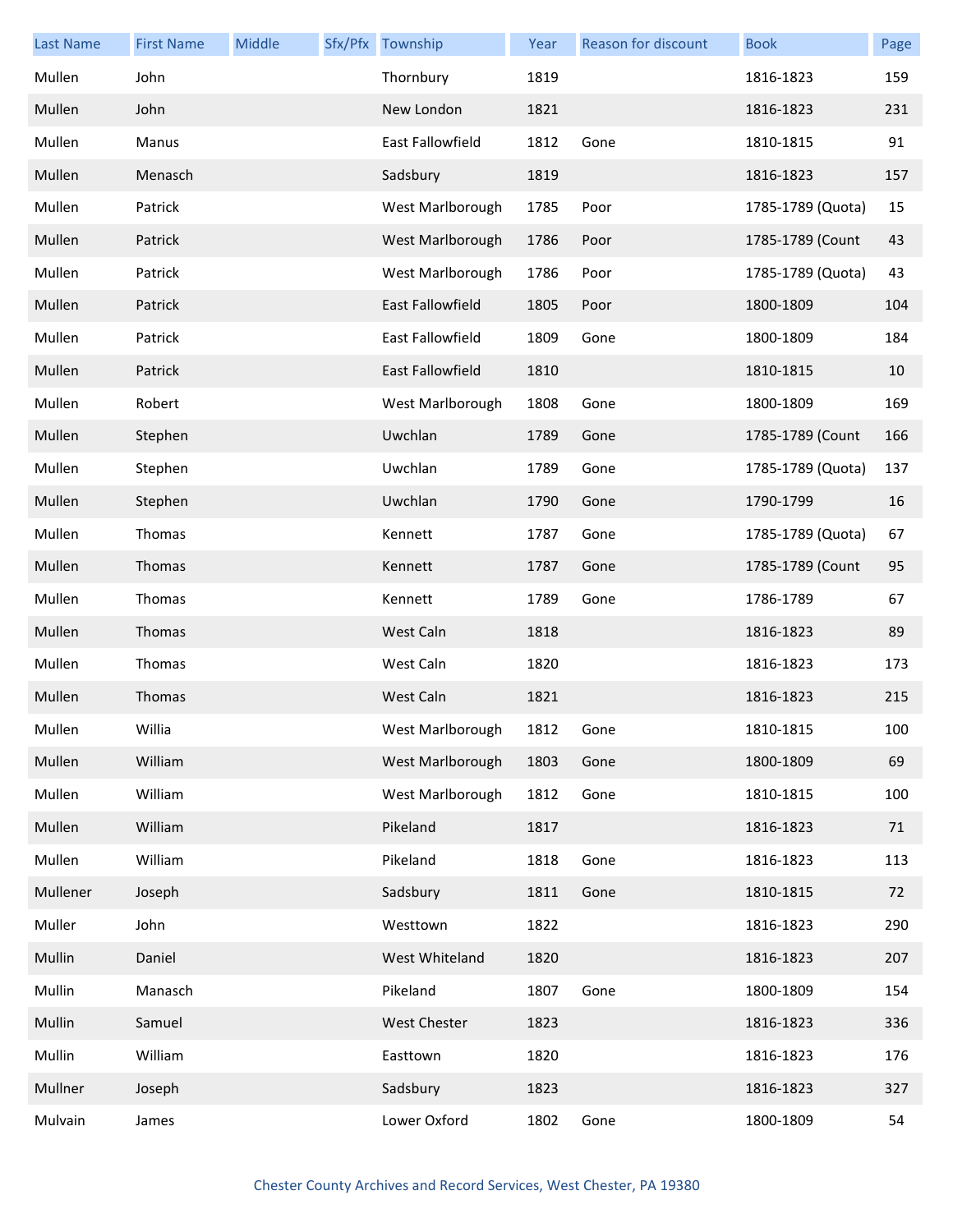| Last Name | First Name | Middle | Sfx/Pfx | Township | Year | Reason for discount | Book | Page |
|---|---|---|---|---|---|---|---|---|
| Mullen | John | | | Thornbury | 1819 | | 1816-1823 | 159 |
| Mullen | John | | | New London | 1821 | | 1816-1823 | 231 |
| Mullen | Manus | | | East Fallowfield | 1812 | Gone | 1810-1815 | 91 |
| Mullen | Menasch | | | Sadsbury | 1819 | | 1816-1823 | 157 |
| Mullen | Patrick | | | West Marlborough | 1785 | Poor | 1785-1789 (Quota) | 15 |
| Mullen | Patrick | | | West Marlborough | 1786 | Poor | 1785-1789 (Count | 43 |
| Mullen | Patrick | | | West Marlborough | 1786 | Poor | 1785-1789 (Quota) | 43 |
| Mullen | Patrick | | | East Fallowfield | 1805 | Poor | 1800-1809 | 104 |
| Mullen | Patrick | | | East Fallowfield | 1809 | Gone | 1800-1809 | 184 |
| Mullen | Patrick | | | East Fallowfield | 1810 | | 1810-1815 | 10 |
| Mullen | Robert | | | West Marlborough | 1808 | Gone | 1800-1809 | 169 |
| Mullen | Stephen | | | Uwchlan | 1789 | Gone | 1785-1789 (Count | 166 |
| Mullen | Stephen | | | Uwchlan | 1789 | Gone | 1785-1789 (Quota) | 137 |
| Mullen | Stephen | | | Uwchlan | 1790 | Gone | 1790-1799 | 16 |
| Mullen | Thomas | | | Kennett | 1787 | Gone | 1785-1789 (Quota) | 67 |
| Mullen | Thomas | | | Kennett | 1787 | Gone | 1785-1789 (Count | 95 |
| Mullen | Thomas | | | Kennett | 1789 | Gone | 1786-1789 | 67 |
| Mullen | Thomas | | | West Caln | 1818 | | 1816-1823 | 89 |
| Mullen | Thomas | | | West Caln | 1820 | | 1816-1823 | 173 |
| Mullen | Thomas | | | West Caln | 1821 | | 1816-1823 | 215 |
| Mullen | Willia | | | West Marlborough | 1812 | Gone | 1810-1815 | 100 |
| Mullen | William | | | West Marlborough | 1803 | Gone | 1800-1809 | 69 |
| Mullen | William | | | West Marlborough | 1812 | Gone | 1810-1815 | 100 |
| Mullen | William | | | Pikeland | 1817 | | 1816-1823 | 71 |
| Mullen | William | | | Pikeland | 1818 | Gone | 1816-1823 | 113 |
| Mullener | Joseph | | | Sadsbury | 1811 | Gone | 1810-1815 | 72 |
| Muller | John | | | Westtown | 1822 | | 1816-1823 | 290 |
| Mullin | Daniel | | | West Whiteland | 1820 | | 1816-1823 | 207 |
| Mullin | Manasch | | | Pikeland | 1807 | Gone | 1800-1809 | 154 |
| Mullin | Samuel | | | West Chester | 1823 | | 1816-1823 | 336 |
| Mullin | William | | | Easttown | 1820 | | 1816-1823 | 176 |
| Mullner | Joseph | | | Sadsbury | 1823 | | 1816-1823 | 327 |
| Mulvain | James | | | Lower Oxford | 1802 | Gone | 1800-1809 | 54 |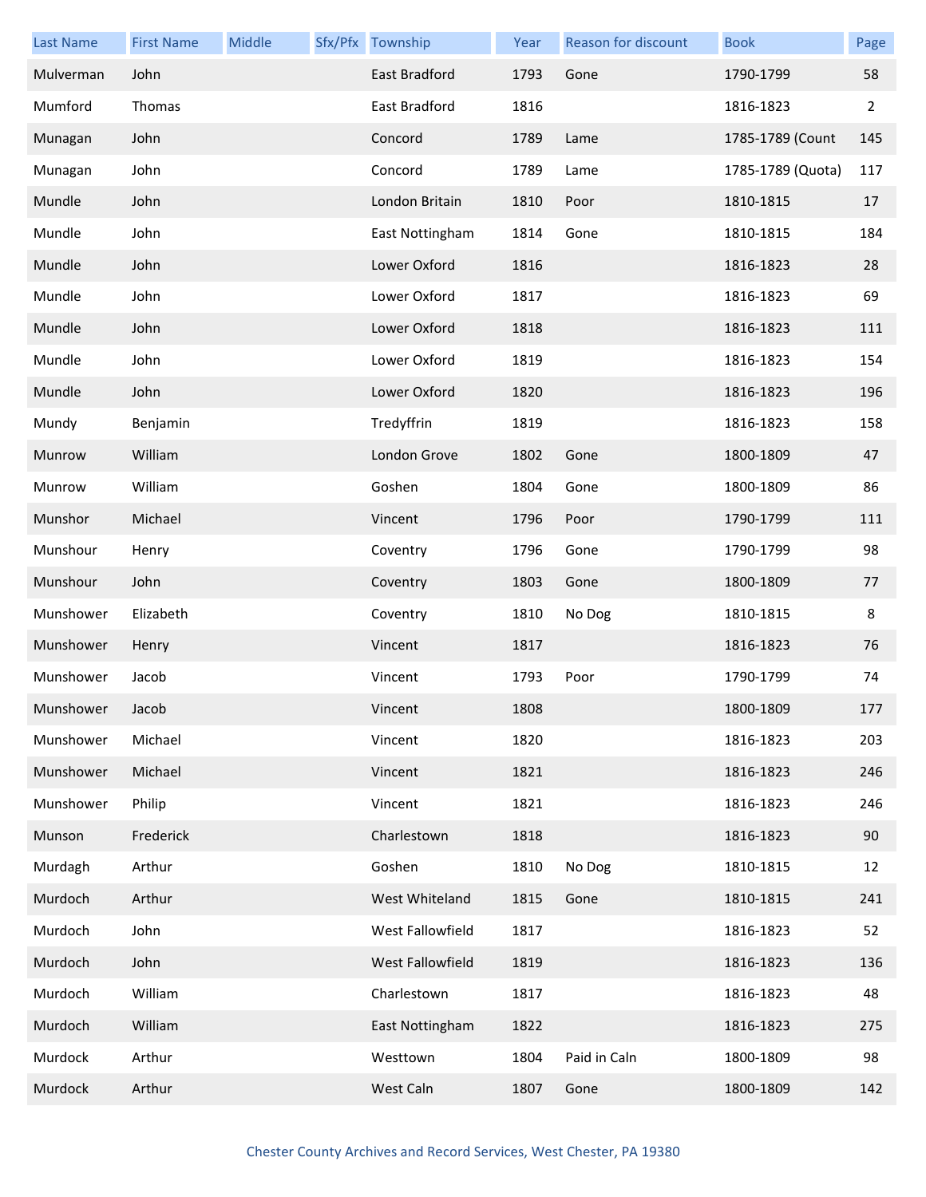| Last Name | First Name | Middle | Sfx/Pfx | Township | Year | Reason for discount | Book | Page |
|---|---|---|---|---|---|---|---|---|
| Mulverman | John | | | East Bradford | 1793 | Gone | 1790-1799 | 58 |
| Mumford | Thomas | | | East Bradford | 1816 | | 1816-1823 | 2 |
| Munagan | John | | | Concord | 1789 | Lame | 1785-1789 (Count | 145 |
| Munagan | John | | | Concord | 1789 | Lame | 1785-1789 (Quota) | 117 |
| Mundle | John | | | London Britain | 1810 | Poor | 1810-1815 | 17 |
| Mundle | John | | | East Nottingham | 1814 | Gone | 1810-1815 | 184 |
| Mundle | John | | | Lower Oxford | 1816 | | 1816-1823 | 28 |
| Mundle | John | | | Lower Oxford | 1817 | | 1816-1823 | 69 |
| Mundle | John | | | Lower Oxford | 1818 | | 1816-1823 | 111 |
| Mundle | John | | | Lower Oxford | 1819 | | 1816-1823 | 154 |
| Mundle | John | | | Lower Oxford | 1820 | | 1816-1823 | 196 |
| Mundy | Benjamin | | | Tredyffrin | 1819 | | 1816-1823 | 158 |
| Munrow | William | | | London Grove | 1802 | Gone | 1800-1809 | 47 |
| Munrow | William | | | Goshen | 1804 | Gone | 1800-1809 | 86 |
| Munshor | Michael | | | Vincent | 1796 | Poor | 1790-1799 | 111 |
| Munshour | Henry | | | Coventry | 1796 | Gone | 1790-1799 | 98 |
| Munshour | John | | | Coventry | 1803 | Gone | 1800-1809 | 77 |
| Munshower | Elizabeth | | | Coventry | 1810 | No Dog | 1810-1815 | 8 |
| Munshower | Henry | | | Vincent | 1817 | | 1816-1823 | 76 |
| Munshower | Jacob | | | Vincent | 1793 | Poor | 1790-1799 | 74 |
| Munshower | Jacob | | | Vincent | 1808 | | 1800-1809 | 177 |
| Munshower | Michael | | | Vincent | 1820 | | 1816-1823 | 203 |
| Munshower | Michael | | | Vincent | 1821 | | 1816-1823 | 246 |
| Munshower | Philip | | | Vincent | 1821 | | 1816-1823 | 246 |
| Munson | Frederick | | | Charlestown | 1818 | | 1816-1823 | 90 |
| Murdagh | Arthur | | | Goshen | 1810 | No Dog | 1810-1815 | 12 |
| Murdoch | Arthur | | | West Whiteland | 1815 | Gone | 1810-1815 | 241 |
| Murdoch | John | | | West Fallowfield | 1817 | | 1816-1823 | 52 |
| Murdoch | John | | | West Fallowfield | 1819 | | 1816-1823 | 136 |
| Murdoch | William | | | Charlestown | 1817 | | 1816-1823 | 48 |
| Murdoch | William | | | East Nottingham | 1822 | | 1816-1823 | 275 |
| Murdock | Arthur | | | Westtown | 1804 | Paid in Caln | 1800-1809 | 98 |
| Murdock | Arthur | | | West Caln | 1807 | Gone | 1800-1809 | 142 |

Chester County Archives and Record Services, West Chester, PA 19380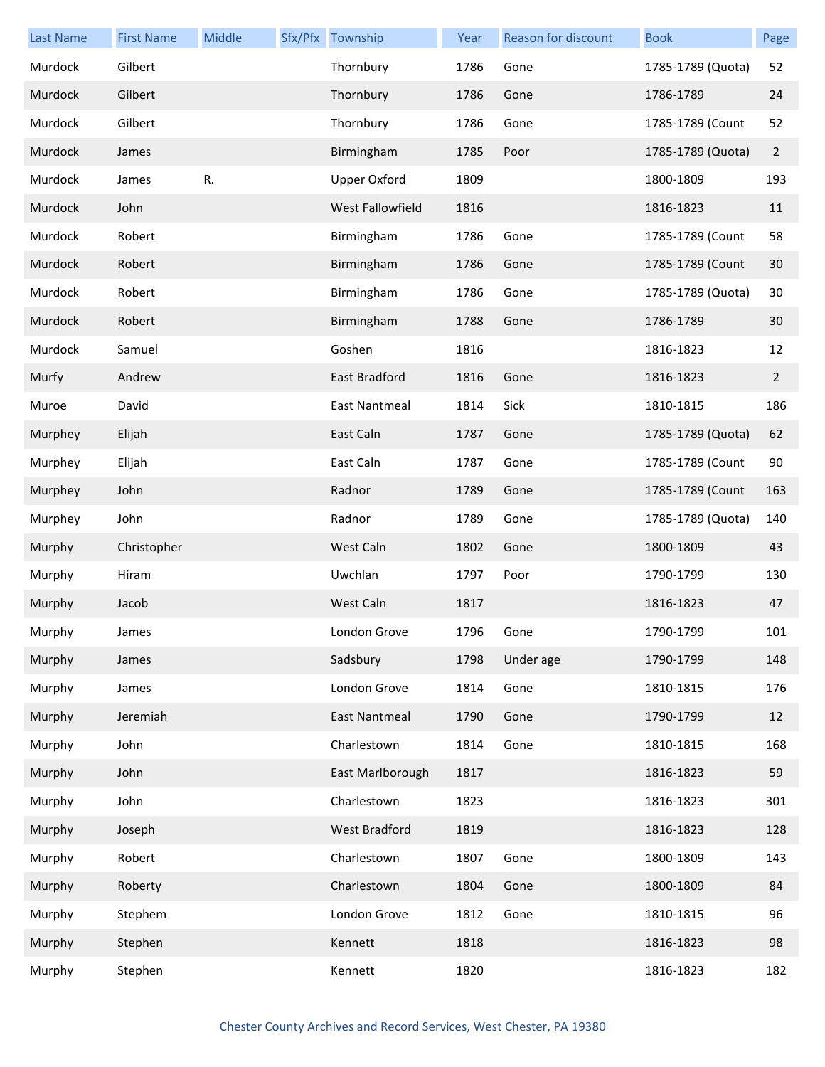| Last Name | First Name | Middle | Sfx/Pfx | Township | Year | Reason for discount | Book | Page |
|---|---|---|---|---|---|---|---|---|
| Murdock | Gilbert | | | Thornbury | 1786 | Gone | 1785-1789 (Quota) | 52 |
| Murdock | Gilbert | | | Thornbury | 1786 | Gone | 1786-1789 | 24 |
| Murdock | Gilbert | | | Thornbury | 1786 | Gone | 1785-1789 (Count | 52 |
| Murdock | James | | | Birmingham | 1785 | Poor | 1785-1789 (Quota) | 2 |
| Murdock | James | R. | | Upper Oxford | 1809 | | 1800-1809 | 193 |
| Murdock | John | | | West Fallowfield | 1816 | | 1816-1823 | 11 |
| Murdock | Robert | | | Birmingham | 1786 | Gone | 1785-1789 (Count | 58 |
| Murdock | Robert | | | Birmingham | 1786 | Gone | 1785-1789 (Count | 30 |
| Murdock | Robert | | | Birmingham | 1786 | Gone | 1785-1789 (Quota) | 30 |
| Murdock | Robert | | | Birmingham | 1788 | Gone | 1786-1789 | 30 |
| Murdock | Samuel | | | Goshen | 1816 | | 1816-1823 | 12 |
| Murfy | Andrew | | | East Bradford | 1816 | Gone | 1816-1823 | 2 |
| Muroe | David | | | East Nantmeal | 1814 | Sick | 1810-1815 | 186 |
| Murphey | Elijah | | | East Caln | 1787 | Gone | 1785-1789 (Quota) | 62 |
| Murphey | Elijah | | | East Caln | 1787 | Gone | 1785-1789 (Count | 90 |
| Murphey | John | | | Radnor | 1789 | Gone | 1785-1789 (Count | 163 |
| Murphey | John | | | Radnor | 1789 | Gone | 1785-1789 (Quota) | 140 |
| Murphy | Christopher | | | West Caln | 1802 | Gone | 1800-1809 | 43 |
| Murphy | Hiram | | | Uwchlan | 1797 | Poor | 1790-1799 | 130 |
| Murphy | Jacob | | | West Caln | 1817 | | 1816-1823 | 47 |
| Murphy | James | | | London Grove | 1796 | Gone | 1790-1799 | 101 |
| Murphy | James | | | Sadsbury | 1798 | Under age | 1790-1799 | 148 |
| Murphy | James | | | London Grove | 1814 | Gone | 1810-1815 | 176 |
| Murphy | Jeremiah | | | East Nantmeal | 1790 | Gone | 1790-1799 | 12 |
| Murphy | John | | | Charlestown | 1814 | Gone | 1810-1815 | 168 |
| Murphy | John | | | East Marlborough | 1817 | | 1816-1823 | 59 |
| Murphy | John | | | Charlestown | 1823 | | 1816-1823 | 301 |
| Murphy | Joseph | | | West Bradford | 1819 | | 1816-1823 | 128 |
| Murphy | Robert | | | Charlestown | 1807 | Gone | 1800-1809 | 143 |
| Murphy | Roberty | | | Charlestown | 1804 | Gone | 1800-1809 | 84 |
| Murphy | Stephem | | | London Grove | 1812 | Gone | 1810-1815 | 96 |
| Murphy | Stephen | | | Kennett | 1818 | | 1816-1823 | 98 |
| Murphy | Stephen | | | Kennett | 1820 | | 1816-1823 | 182 |

Chester County Archives and Record Services, West Chester, PA 19380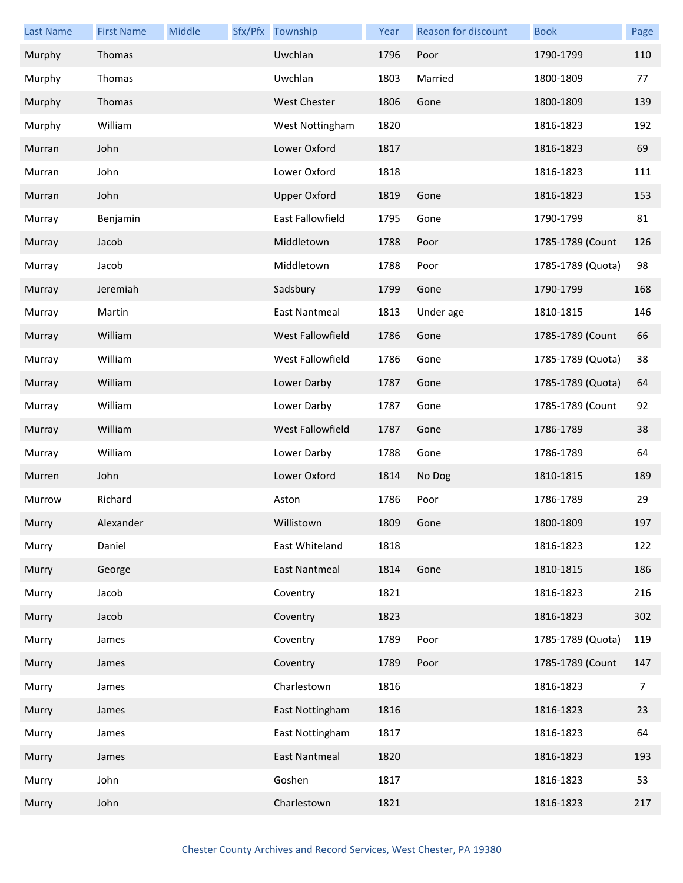| Last Name | First Name | Middle | Sfx/Pfx | Township | Year | Reason for discount | Book | Page |
|---|---|---|---|---|---|---|---|---|
| Murphy | Thomas | | | Uwchlan | 1796 | Poor | 1790-1799 | 110 |
| Murphy | Thomas | | | Uwchlan | 1803 | Married | 1800-1809 | 77 |
| Murphy | Thomas | | | West Chester | 1806 | Gone | 1800-1809 | 139 |
| Murphy | William | | | West Nottingham | 1820 | | 1816-1823 | 192 |
| Murran | John | | | Lower Oxford | 1817 | | 1816-1823 | 69 |
| Murran | John | | | Lower Oxford | 1818 | | 1816-1823 | 111 |
| Murran | John | | | Upper Oxford | 1819 | Gone | 1816-1823 | 153 |
| Murray | Benjamin | | | East Fallowfield | 1795 | Gone | 1790-1799 | 81 |
| Murray | Jacob | | | Middletown | 1788 | Poor | 1785-1789 (Count | 126 |
| Murray | Jacob | | | Middletown | 1788 | Poor | 1785-1789 (Quota) | 98 |
| Murray | Jeremiah | | | Sadsbury | 1799 | Gone | 1790-1799 | 168 |
| Murray | Martin | | | East Nantmeal | 1813 | Under age | 1810-1815 | 146 |
| Murray | William | | | West Fallowfield | 1786 | Gone | 1785-1789 (Count | 66 |
| Murray | William | | | West Fallowfield | 1786 | Gone | 1785-1789 (Quota) | 38 |
| Murray | William | | | Lower Darby | 1787 | Gone | 1785-1789 (Quota) | 64 |
| Murray | William | | | Lower Darby | 1787 | Gone | 1785-1789 (Count | 92 |
| Murray | William | | | West Fallowfield | 1787 | Gone | 1786-1789 | 38 |
| Murray | William | | | Lower Darby | 1788 | Gone | 1786-1789 | 64 |
| Murren | John | | | Lower Oxford | 1814 | No Dog | 1810-1815 | 189 |
| Murrow | Richard | | | Aston | 1786 | Poor | 1786-1789 | 29 |
| Murry | Alexander | | | Willistown | 1809 | Gone | 1800-1809 | 197 |
| Murry | Daniel | | | East Whiteland | 1818 | | 1816-1823 | 122 |
| Murry | George | | | East Nantmeal | 1814 | Gone | 1810-1815 | 186 |
| Murry | Jacob | | | Coventry | 1821 | | 1816-1823 | 216 |
| Murry | Jacob | | | Coventry | 1823 | | 1816-1823 | 302 |
| Murry | James | | | Coventry | 1789 | Poor | 1785-1789 (Quota) | 119 |
| Murry | James | | | Coventry | 1789 | Poor | 1785-1789 (Count | 147 |
| Murry | James | | | Charlestown | 1816 | | 1816-1823 | 7 |
| Murry | James | | | East Nottingham | 1816 | | 1816-1823 | 23 |
| Murry | James | | | East Nottingham | 1817 | | 1816-1823 | 64 |
| Murry | James | | | East Nantmeal | 1820 | | 1816-1823 | 193 |
| Murry | John | | | Goshen | 1817 | | 1816-1823 | 53 |
| Murry | John | | | Charlestown | 1821 | | 1816-1823 | 217 |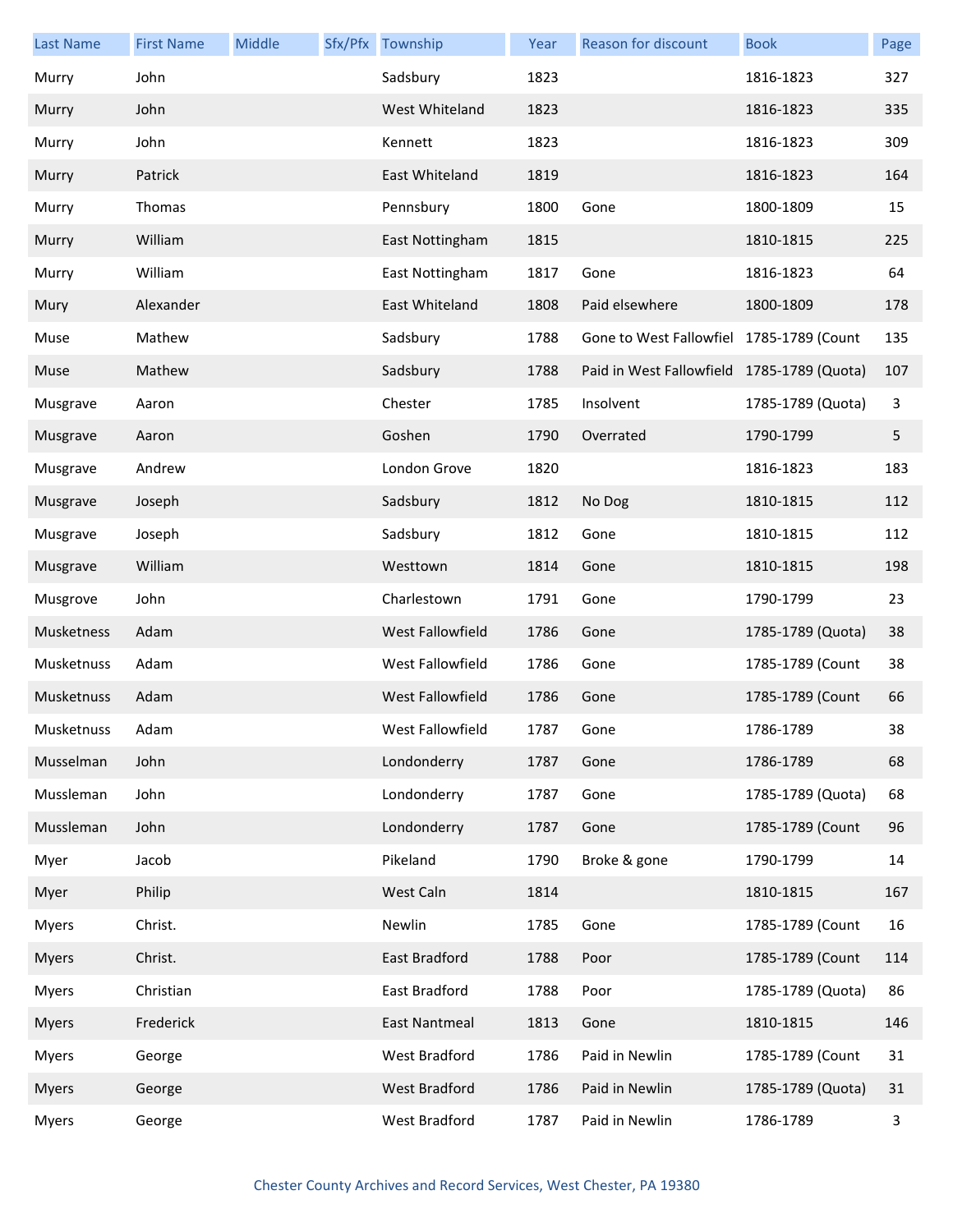| Last Name | First Name | Middle | Sfx/Pfx | Township | Year | Reason for discount | Book | Page |
|---|---|---|---|---|---|---|---|---|
| Murry | John | | | Sadsbury | 1823 | | 1816-1823 | 327 |
| Murry | John | | | West Whiteland | 1823 | | 1816-1823 | 335 |
| Murry | John | | | Kennett | 1823 | | 1816-1823 | 309 |
| Murry | Patrick | | | East Whiteland | 1819 | | 1816-1823 | 164 |
| Murry | Thomas | | | Pennsbury | 1800 | Gone | 1800-1809 | 15 |
| Murry | William | | | East Nottingham | 1815 | | 1810-1815 | 225 |
| Murry | William | | | East Nottingham | 1817 | Gone | 1816-1823 | 64 |
| Mury | Alexander | | | East Whiteland | 1808 | Paid elsewhere | 1800-1809 | 178 |
| Muse | Mathew | | | Sadsbury | 1788 | Gone to West Fallowfiel | 1785-1789 (Count | 135 |
| Muse | Mathew | | | Sadsbury | 1788 | Paid in West Fallowfield | 1785-1789 (Quota) | 107 |
| Musgrave | Aaron | | | Chester | 1785 | Insolvent | 1785-1789 (Quota) | 3 |
| Musgrave | Aaron | | | Goshen | 1790 | Overrated | 1790-1799 | 5 |
| Musgrave | Andrew | | | London Grove | 1820 | | 1816-1823 | 183 |
| Musgrave | Joseph | | | Sadsbury | 1812 | No Dog | 1810-1815 | 112 |
| Musgrave | Joseph | | | Sadsbury | 1812 | Gone | 1810-1815 | 112 |
| Musgrave | William | | | Westtown | 1814 | Gone | 1810-1815 | 198 |
| Musgrove | John | | | Charlestown | 1791 | Gone | 1790-1799 | 23 |
| Musketness | Adam | | | West Fallowfield | 1786 | Gone | 1785-1789 (Quota) | 38 |
| Musketnuss | Adam | | | West Fallowfield | 1786 | Gone | 1785-1789 (Count | 38 |
| Musketnuss | Adam | | | West Fallowfield | 1786 | Gone | 1785-1789 (Count | 66 |
| Musketnuss | Adam | | | West Fallowfield | 1787 | Gone | 1786-1789 | 38 |
| Musselman | John | | | Londonderry | 1787 | Gone | 1786-1789 | 68 |
| Mussleman | John | | | Londonderry | 1787 | Gone | 1785-1789 (Quota) | 68 |
| Mussleman | John | | | Londonderry | 1787 | Gone | 1785-1789 (Count | 96 |
| Myer | Jacob | | | Pikeland | 1790 | Broke & gone | 1790-1799 | 14 |
| Myer | Philip | | | West Caln | 1814 | | 1810-1815 | 167 |
| Myers | Christ. | | | Newlin | 1785 | Gone | 1785-1789 (Count | 16 |
| Myers | Christ. | | | East Bradford | 1788 | Poor | 1785-1789 (Count | 114 |
| Myers | Christian | | | East Bradford | 1788 | Poor | 1785-1789 (Quota) | 86 |
| Myers | Frederick | | | East Nantmeal | 1813 | Gone | 1810-1815 | 146 |
| Myers | George | | | West Bradford | 1786 | Paid in Newlin | 1785-1789 (Count | 31 |
| Myers | George | | | West Bradford | 1786 | Paid in Newlin | 1785-1789 (Quota) | 31 |
| Myers | George | | | West Bradford | 1787 | Paid in Newlin | 1786-1789 | 3 |

Chester County Archives and Record Services, West Chester, PA 19380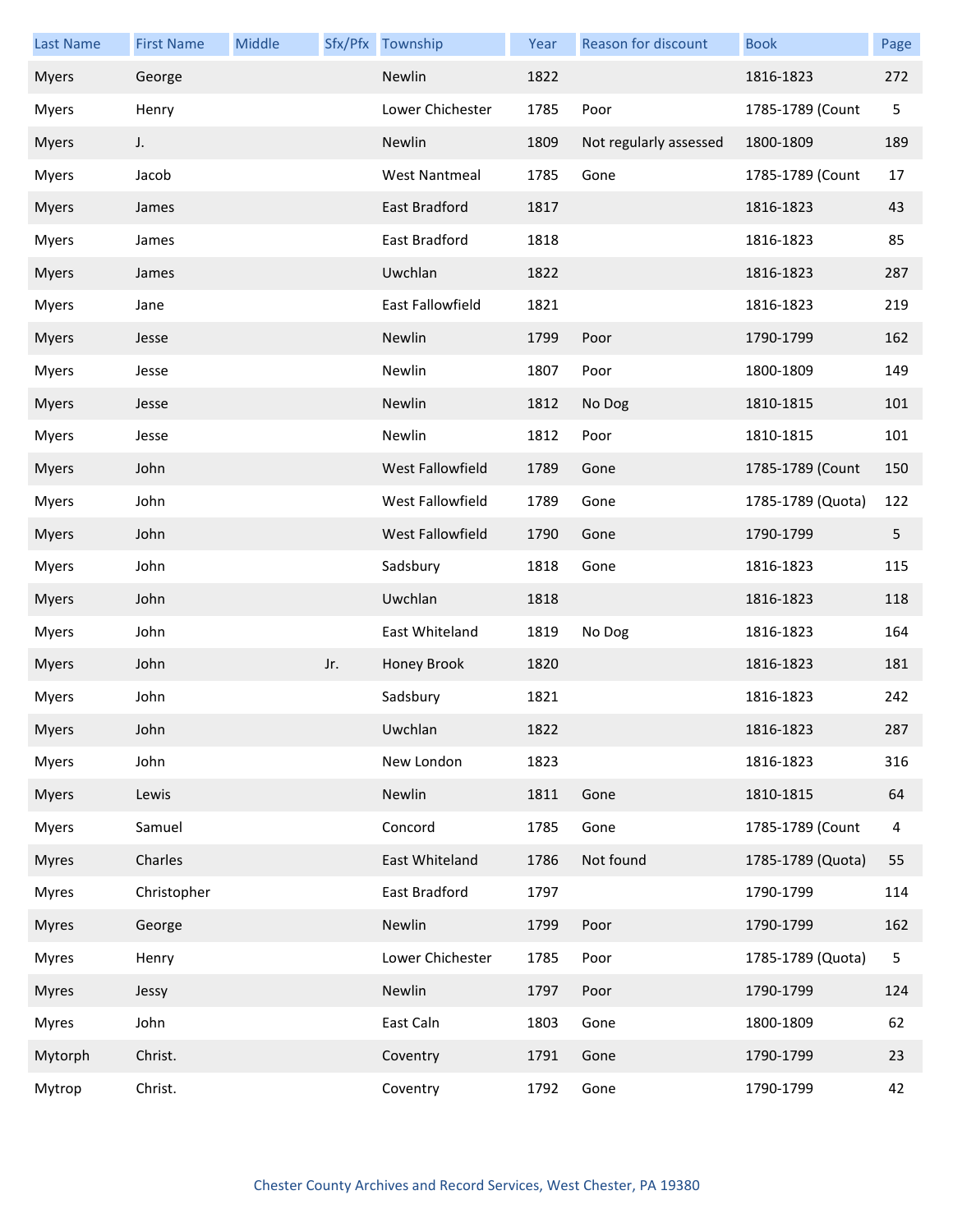| Last Name | First Name | Middle | Sfx/Pfx | Township | Year | Reason for discount | Book | Page |
|---|---|---|---|---|---|---|---|---|
| Myers | George | | | Newlin | 1822 | | 1816-1823 | 272 |
| Myers | Henry | | | Lower Chichester | 1785 | Poor | 1785-1789 (Count | 5 |
| Myers | J. | | | Newlin | 1809 | Not regularly assessed | 1800-1809 | 189 |
| Myers | Jacob | | | West Nantmeal | 1785 | Gone | 1785-1789 (Count | 17 |
| Myers | James | | | East Bradford | 1817 | | 1816-1823 | 43 |
| Myers | James | | | East Bradford | 1818 | | 1816-1823 | 85 |
| Myers | James | | | Uwchlan | 1822 | | 1816-1823 | 287 |
| Myers | Jane | | | East Fallowfield | 1821 | | 1816-1823 | 219 |
| Myers | Jesse | | | Newlin | 1799 | Poor | 1790-1799 | 162 |
| Myers | Jesse | | | Newlin | 1807 | Poor | 1800-1809 | 149 |
| Myers | Jesse | | | Newlin | 1812 | No Dog | 1810-1815 | 101 |
| Myers | Jesse | | | Newlin | 1812 | Poor | 1810-1815 | 101 |
| Myers | John | | | West Fallowfield | 1789 | Gone | 1785-1789 (Count | 150 |
| Myers | John | | | West Fallowfield | 1789 | Gone | 1785-1789 (Quota) | 122 |
| Myers | John | | | West Fallowfield | 1790 | Gone | 1790-1799 | 5 |
| Myers | John | | | Sadsbury | 1818 | Gone | 1816-1823 | 115 |
| Myers | John | | | Uwchlan | 1818 | | 1816-1823 | 118 |
| Myers | John | | | East Whiteland | 1819 | No Dog | 1816-1823 | 164 |
| Myers | John | | Jr. | Honey Brook | 1820 | | 1816-1823 | 181 |
| Myers | John | | | Sadsbury | 1821 | | 1816-1823 | 242 |
| Myers | John | | | Uwchlan | 1822 | | 1816-1823 | 287 |
| Myers | John | | | New London | 1823 | | 1816-1823 | 316 |
| Myers | Lewis | | | Newlin | 1811 | Gone | 1810-1815 | 64 |
| Myers | Samuel | | | Concord | 1785 | Gone | 1785-1789 (Count | 4 |
| Myres | Charles | | | East Whiteland | 1786 | Not found | 1785-1789 (Quota) | 55 |
| Myres | Christopher | | | East Bradford | 1797 | | 1790-1799 | 114 |
| Myres | George | | | Newlin | 1799 | Poor | 1790-1799 | 162 |
| Myres | Henry | | | Lower Chichester | 1785 | Poor | 1785-1789 (Quota) | 5 |
| Myres | Jessy | | | Newlin | 1797 | Poor | 1790-1799 | 124 |
| Myres | John | | | East Caln | 1803 | Gone | 1800-1809 | 62 |
| Mytorph | Christ. | | | Coventry | 1791 | Gone | 1790-1799 | 23 |
| Mytrop | Christ. | | | Coventry | 1792 | Gone | 1790-1799 | 42 |

Chester County Archives and Record Services, West Chester, PA 19380